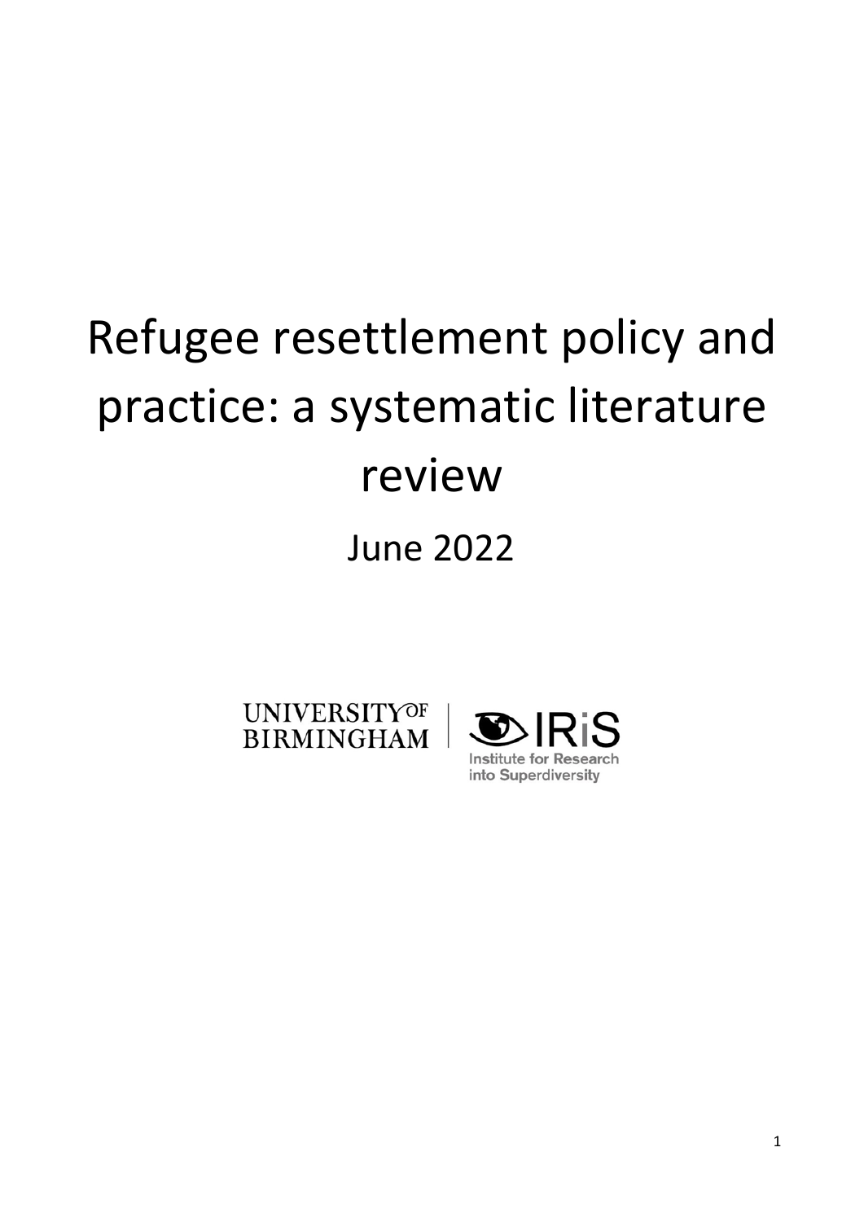# Refugee resettlement policy and practice: a systematic literature review

June 2022

UNIVERSITY OF BIRMINGHAM | IRiS Institute for Research into Superdiversity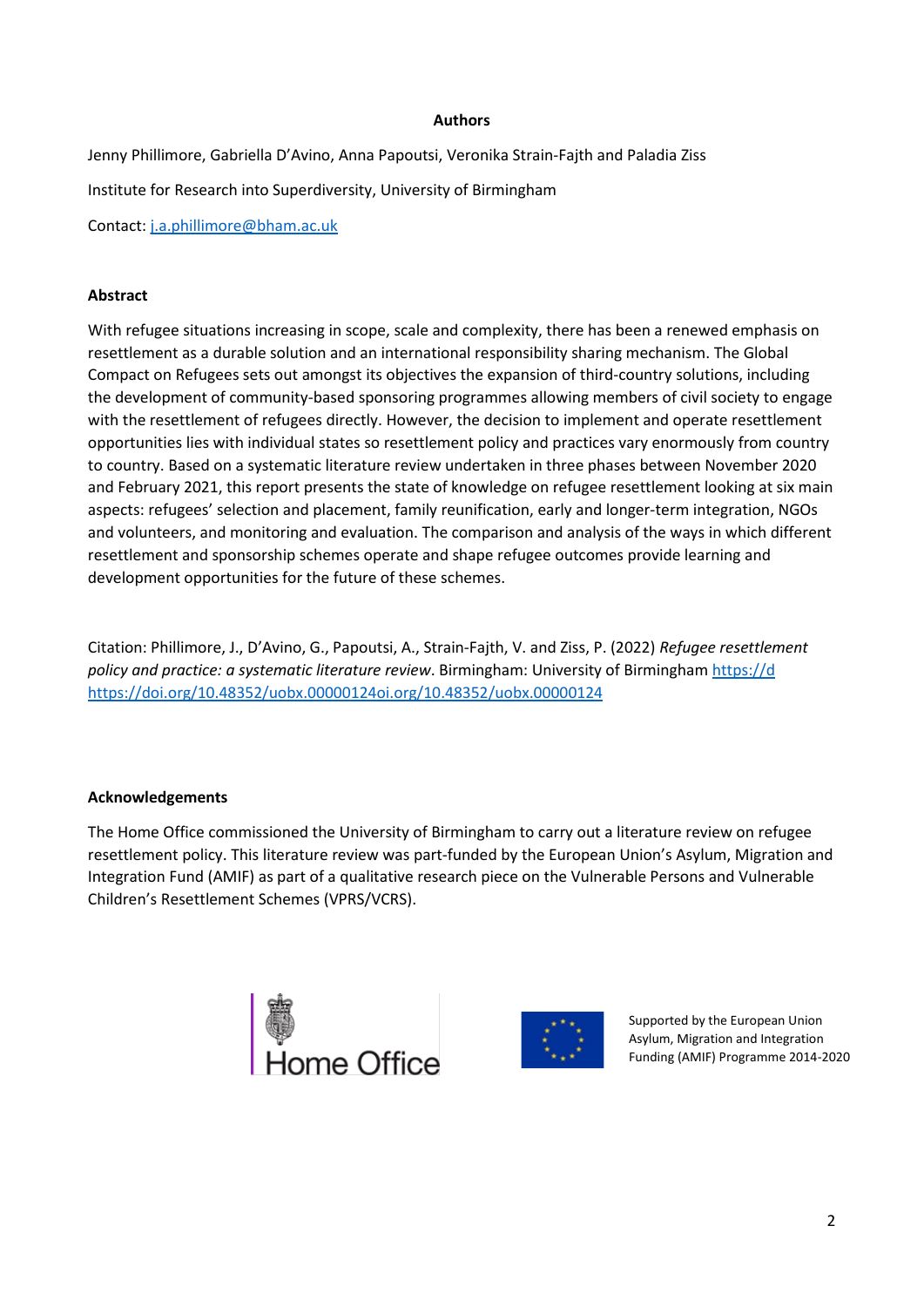**Authors**

Jenny Phillimore, Gabriella D'Avino, Anna Papoutsi, Veronika Strain-Fajth and Paladia Ziss

Institute for Research into Superdiversity, University of Birmingham

Contact: j.a.phillimore@bham.ac.uk

**Abstract**

With refugee situations increasing in scope, scale and complexity, there has been a renewed emphasis on resettlement as a durable solution and an international responsibility sharing mechanism. The Global Compact on Refugees sets out amongst its objectives the expansion of third-country solutions, including the development of community-based sponsoring programmes allowing members of civil society to engage with the resettlement of refugees directly. However, the decision to implement and operate resettlement opportunities lies with individual states so resettlement policy and practices vary enormously from country to country. Based on a systematic literature review undertaken in three phases between November 2020 and February 2021, this report presents the state of knowledge on refugee resettlement looking at six main aspects: refugees' selection and placement, family reunification, early and longer-term integration, NGOs and volunteers, and monitoring and evaluation. The comparison and analysis of the ways in which different resettlement and sponsorship schemes operate and shape refugee outcomes provide learning and development opportunities for the future of these schemes.

Citation: Phillimore, J., D'Avino, G., Papoutsi, A., Strain-Fajth, V. and Ziss, P. (2022) *Refugee resettlement policy and practice: a systematic literature review*. Birmingham: University of Birmingham https://d https://doi.org/10.48352/uobx.00000124oi.org/10.48352/uobx.00000124

**Acknowledgements**

The Home Office commissioned the University of Birmingham to carry out a literature review on refugee resettlement policy. This literature review was part-funded by the European Union's Asylum, Migration and Integration Fund (AMIF) as part of a qualitative research piece on the Vulnerable Persons and Vulnerable Children's Resettlement Schemes (VPRS/VCRS).

Home Office

Supported by the European Union Asylum, Migration and Integration Funding (AMIF) Programme 2014-2020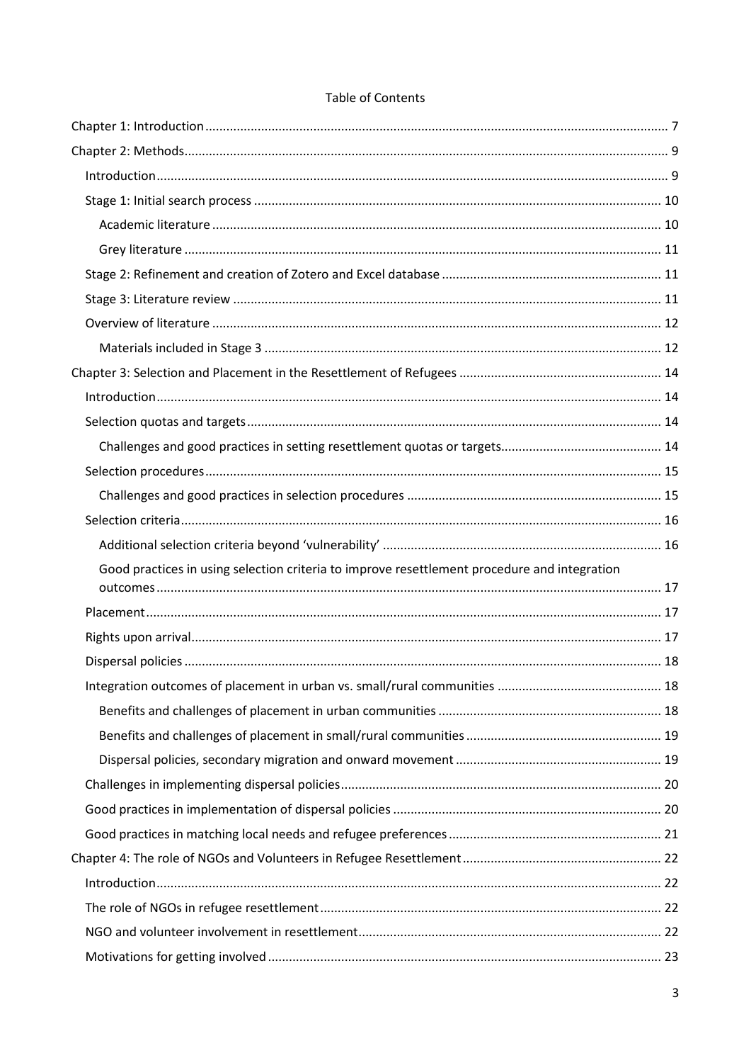Table of Contents

Chapter 1: Introduction ..... 7

Chapter 2: Methods ..... 9

- Introduction ..... 9
- Stage 1: Initial search process ..... 10
  - Academic literature ..... 10
  - Grey literature ..... 11
- Stage 2: Refinement and creation of Zotero and Excel database ..... 11
- Stage 3: Literature review ..... 11
- Overview of literature ..... 12
  - Materials included in Stage 3 ..... 12

Chapter 3: Selection and Placement in the Resettlement of Refugees ..... 14

- Introduction ..... 14
- Selection quotas and targets ..... 14
  - Challenges and good practices in setting resettlement quotas or targets ..... 14
- Selection procedures ..... 15
  - Challenges and good practices in selection procedures ..... 15
- Selection criteria ..... 16
  - Additional selection criteria beyond 'vulnerability' ..... 16
  - Good practices in using selection criteria to improve resettlement procedure and integration outcomes ..... 17
- Placement ..... 17
- Rights upon arrival ..... 17
- Dispersal policies ..... 18
- Integration outcomes of placement in urban vs. small/rural communities ..... 18
  - Benefits and challenges of placement in urban communities ..... 18
  - Benefits and challenges of placement in small/rural communities ..... 19
  - Dispersal policies, secondary migration and onward movement ..... 19
- Challenges in implementing dispersal policies ..... 20
- Good practices in implementation of dispersal policies ..... 20
- Good practices in matching local needs and refugee preferences ..... 21

Chapter 4: The role of NGOs and Volunteers in Refugee Resettlement ..... 22

- Introduction ..... 22
- The role of NGOs in refugee resettlement ..... 22
- NGO and volunteer involvement in resettlement ..... 22
- Motivations for getting involved ..... 23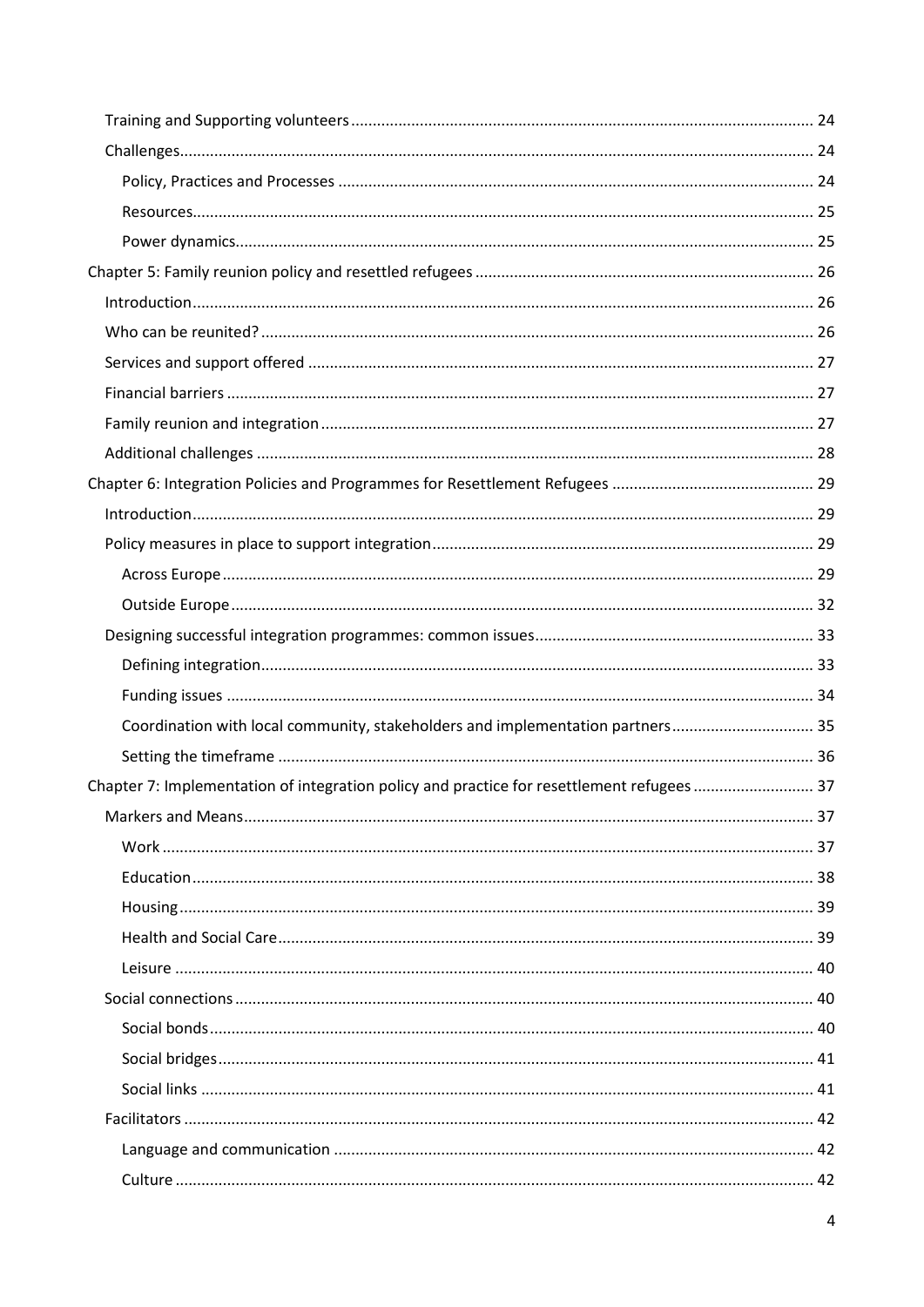Training and Supporting volunteers ..... 24

Challenges ..... 24

Policy, Practices and Processes ..... 24

Resources ..... 25

Power dynamics ..... 25

Chapter 5: Family reunion policy and resettled refugees ..... 26

Introduction ..... 26

Who can be reunited? ..... 26

Services and support offered ..... 27

Financial barriers ..... 27

Family reunion and integration ..... 27

Additional challenges ..... 28

Chapter 6: Integration Policies and Programmes for Resettlement Refugees ..... 29

Introduction ..... 29

Policy measures in place to support integration ..... 29

Across Europe ..... 29

Outside Europe ..... 32

Designing successful integration programmes: common issues ..... 33

Defining integration ..... 33

Funding issues ..... 34

Coordination with local community, stakeholders and implementation partners ..... 35

Setting the timeframe ..... 36

Chapter 7: Implementation of integration policy and practice for resettlement refugees ..... 37

Markers and Means ..... 37

Work ..... 37

Education ..... 38

Housing ..... 39

Health and Social Care ..... 39

Leisure ..... 40

Social connections ..... 40

Social bonds ..... 40

Social bridges ..... 41

Social links ..... 41

Facilitators ..... 42

Language and communication ..... 42

Culture ..... 42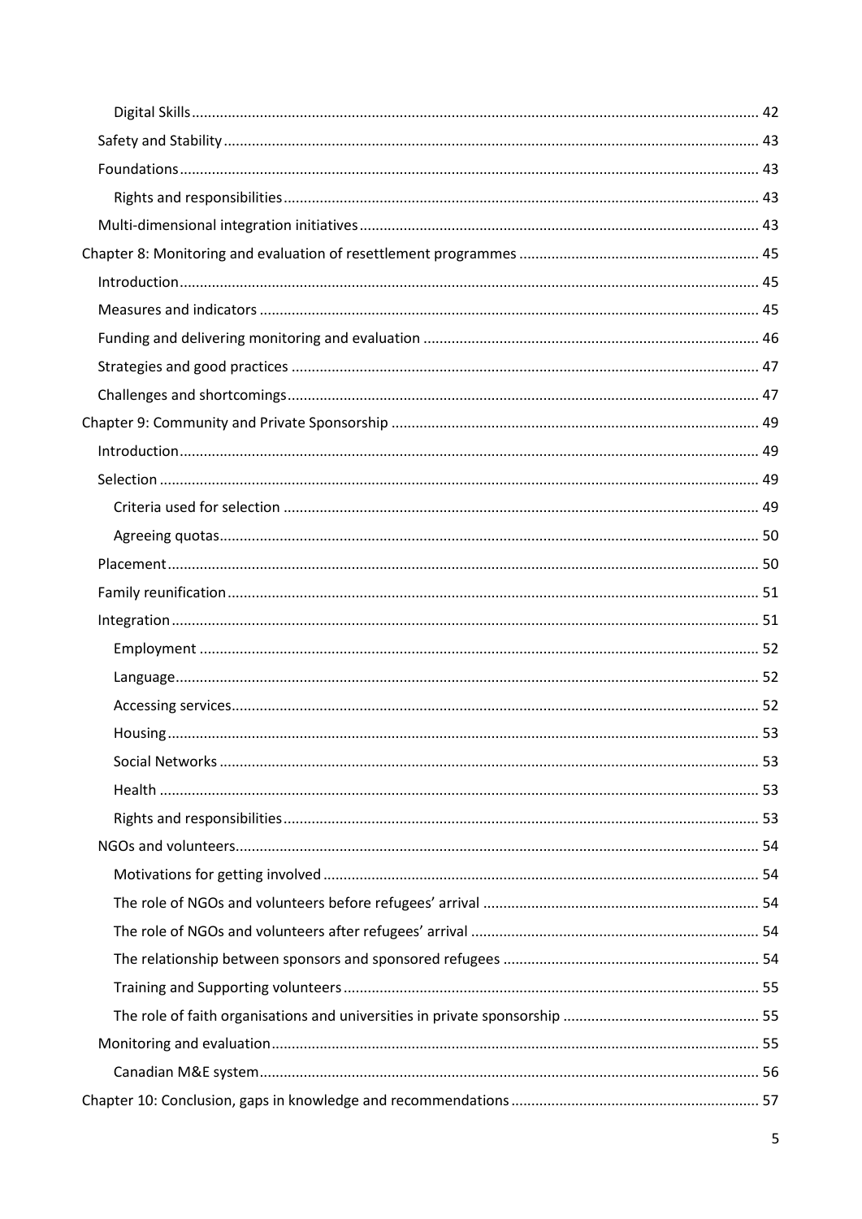Digital Skills ........................................................................................................................................ 42

Safety and Stability ........................................................................................................................ 43

Foundations ................................................................................................................................... 43

Rights and responsibilities ......................................................................................................... 43

Multi-dimensional integration initiatives ...................................................................................... 43

Chapter 8: Monitoring and evaluation of resettlement programmes ............................................ 45

Introduction ................................................................................................................................... 45

Measures and indicators ................................................................................................................ 45

Funding and delivering monitoring and evaluation ....................................................................... 46

Strategies and good practices ........................................................................................................ 47

Challenges and shortcomings ......................................................................................................... 47

Chapter 9: Community and Private Sponsorship ............................................................................. 49

Introduction ................................................................................................................................... 49

Selection ........................................................................................................................................ 49

Criteria used for selection .......................................................................................................... 49

Agreeing quotas .......................................................................................................................... 50

Placement ...................................................................................................................................... 50

Family reunification ....................................................................................................................... 51

Integration ..................................................................................................................................... 51

Employment ............................................................................................................................... 52

Language ..................................................................................................................................... 52

Accessing services ....................................................................................................................... 52

Housing ...................................................................................................................................... 53

Social Networks .......................................................................................................................... 53

Health ......................................................................................................................................... 53

Rights and responsibilities ......................................................................................................... 53

NGOs and volunteers ..................................................................................................................... 54

Motivations for getting involved ................................................................................................ 54

The role of NGOs and volunteers before refugees' arrival ......................................................... 54

The role of NGOs and volunteers after refugees' arrival ............................................................ 54

The relationship between sponsors and sponsored refugees .................................................... 54

Training and Supporting volunteers ........................................................................................... 55

The role of faith organisations and universities in private sponsorship ..................................... 55

Monitoring and evaluation ............................................................................................................. 55

Canadian M&E system ................................................................................................................ 56

Chapter 10: Conclusion, gaps in knowledge and recommendations .............................................. 57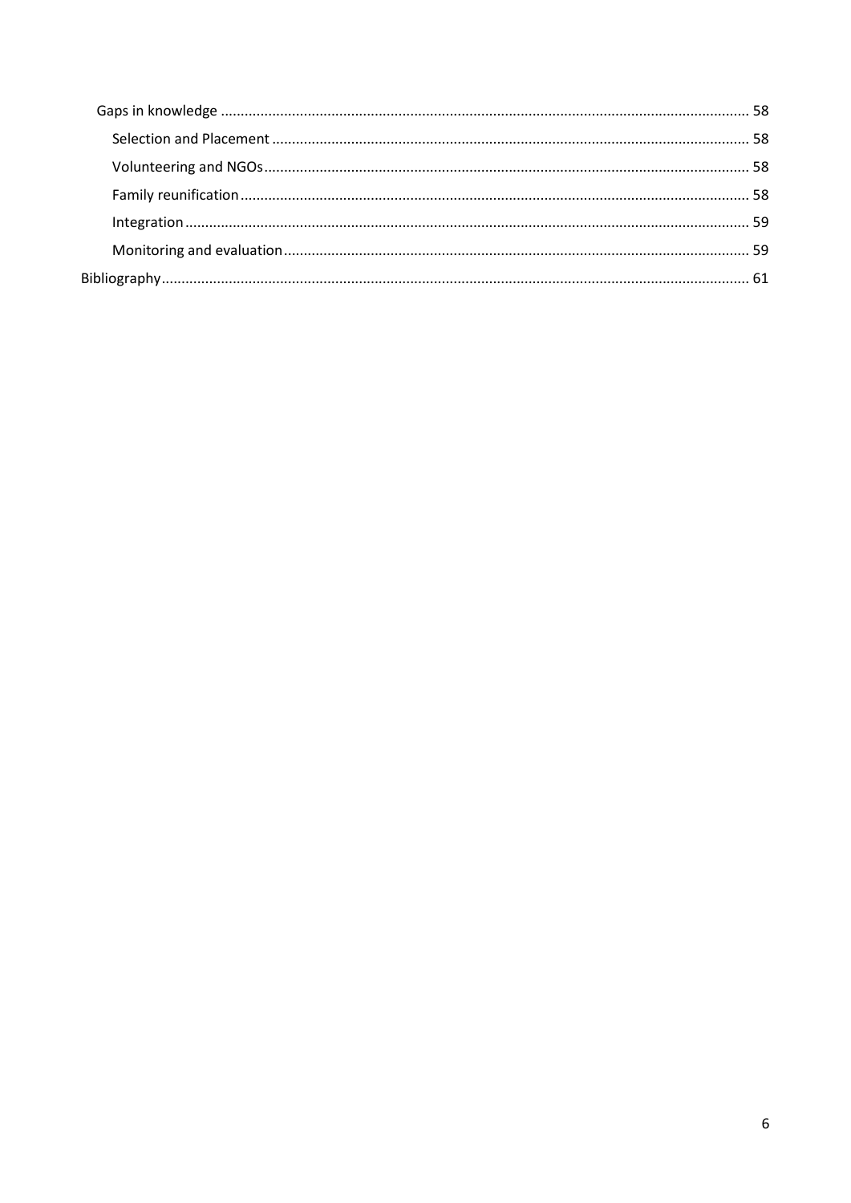- Gaps in knowledge ..... 58
  - Selection and Placement ..... 58
  - Volunteering and NGOs ..... 58
  - Family reunification ..... 58
  - Integration ..... 59
  - Monitoring and evaluation ..... 59

Bibliography ..... 61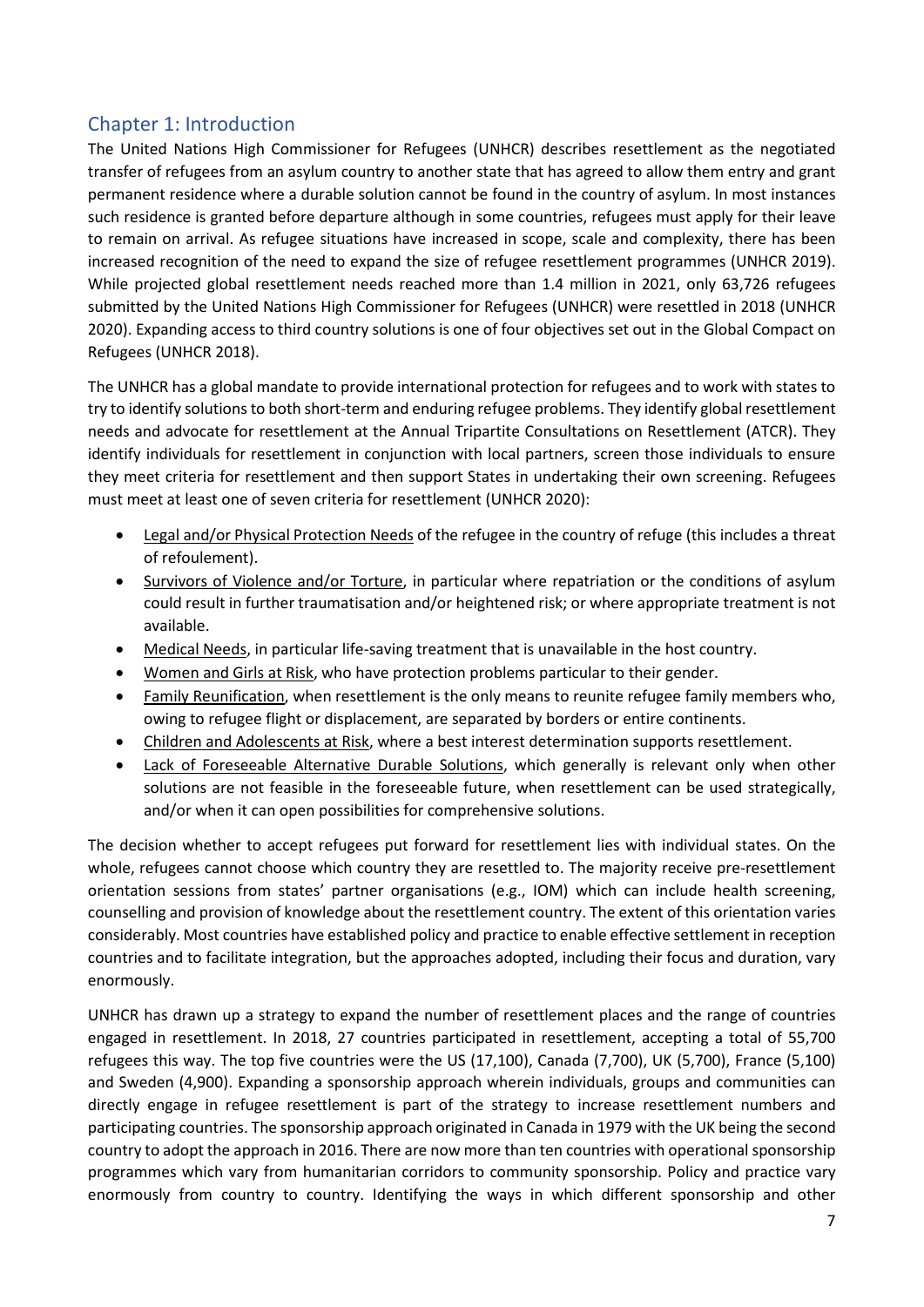## Chapter 1: Introduction

The United Nations High Commissioner for Refugees (UNHCR) describes resettlement as the negotiated transfer of refugees from an asylum country to another state that has agreed to allow them entry and grant permanent residence where a durable solution cannot be found in the country of asylum. In most instances such residence is granted before departure although in some countries, refugees must apply for their leave to remain on arrival. As refugee situations have increased in scope, scale and complexity, there has been increased recognition of the need to expand the size of refugee resettlement programmes (UNHCR 2019). While projected global resettlement needs reached more than 1.4 million in 2021, only 63,726 refugees submitted by the United Nations High Commissioner for Refugees (UNHCR) were resettled in 2018 (UNHCR 2020). Expanding access to third country solutions is one of four objectives set out in the Global Compact on Refugees (UNHCR 2018).

The UNHCR has a global mandate to provide international protection for refugees and to work with states to try to identify solutions to both short-term and enduring refugee problems. They identify global resettlement needs and advocate for resettlement at the Annual Tripartite Consultations on Resettlement (ATCR). They identify individuals for resettlement in conjunction with local partners, screen those individuals to ensure they meet criteria for resettlement and then support States in undertaking their own screening. Refugees must meet at least one of seven criteria for resettlement (UNHCR 2020):

- Legal and/or Physical Protection Needs of the refugee in the country of refuge (this includes a threat of refoulement).
- Survivors of Violence and/or Torture, in particular where repatriation or the conditions of asylum could result in further traumatisation and/or heightened risk; or where appropriate treatment is not available.
- Medical Needs, in particular life-saving treatment that is unavailable in the host country.
- Women and Girls at Risk, who have protection problems particular to their gender.
- Family Reunification, when resettlement is the only means to reunite refugee family members who, owing to refugee flight or displacement, are separated by borders or entire continents.
- Children and Adolescents at Risk, where a best interest determination supports resettlement.
- Lack of Foreseeable Alternative Durable Solutions, which generally is relevant only when other solutions are not feasible in the foreseeable future, when resettlement can be used strategically, and/or when it can open possibilities for comprehensive solutions.

The decision whether to accept refugees put forward for resettlement lies with individual states. On the whole, refugees cannot choose which country they are resettled to. The majority receive pre-resettlement orientation sessions from states' partner organisations (e.g., IOM) which can include health screening, counselling and provision of knowledge about the resettlement country. The extent of this orientation varies considerably. Most countries have established policy and practice to enable effective settlement in reception countries and to facilitate integration, but the approaches adopted, including their focus and duration, vary enormously.

UNHCR has drawn up a strategy to expand the number of resettlement places and the range of countries engaged in resettlement. In 2018, 27 countries participated in resettlement, accepting a total of 55,700 refugees this way. The top five countries were the US (17,100), Canada (7,700), UK (5,700), France (5,100) and Sweden (4,900). Expanding a sponsorship approach wherein individuals, groups and communities can directly engage in refugee resettlement is part of the strategy to increase resettlement numbers and participating countries. The sponsorship approach originated in Canada in 1979 with the UK being the second country to adopt the approach in 2016. There are now more than ten countries with operational sponsorship programmes which vary from humanitarian corridors to community sponsorship. Policy and practice vary enormously from country to country. Identifying the ways in which different sponsorship and other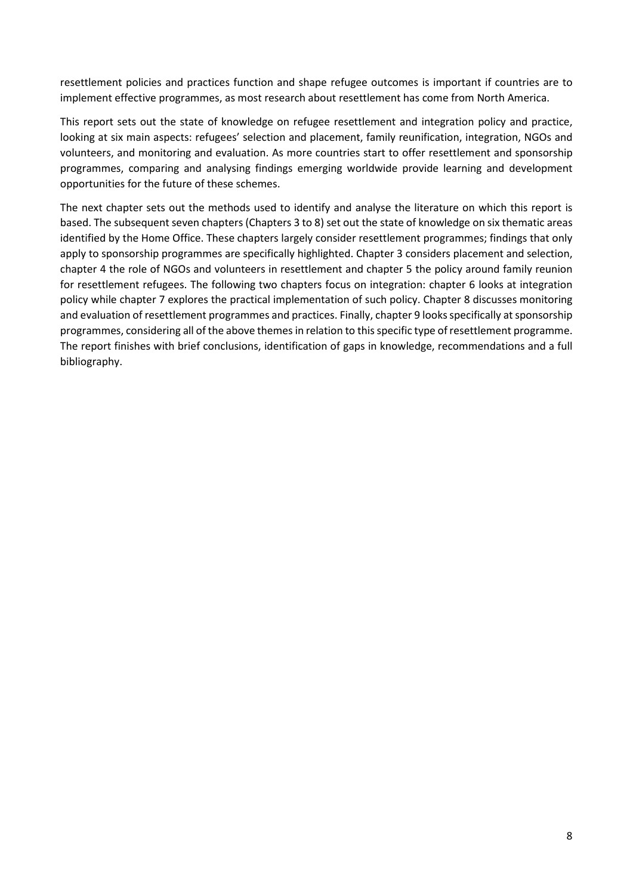resettlement policies and practices function and shape refugee outcomes is important if countries are to implement effective programmes, as most research about resettlement has come from North America.

This report sets out the state of knowledge on refugee resettlement and integration policy and practice, looking at six main aspects: refugees' selection and placement, family reunification, integration, NGOs and volunteers, and monitoring and evaluation. As more countries start to offer resettlement and sponsorship programmes, comparing and analysing findings emerging worldwide provide learning and development opportunities for the future of these schemes.

The next chapter sets out the methods used to identify and analyse the literature on which this report is based. The subsequent seven chapters (Chapters 3 to 8) set out the state of knowledge on six thematic areas identified by the Home Office. These chapters largely consider resettlement programmes; findings that only apply to sponsorship programmes are specifically highlighted. Chapter 3 considers placement and selection, chapter 4 the role of NGOs and volunteers in resettlement and chapter 5 the policy around family reunion for resettlement refugees. The following two chapters focus on integration: chapter 6 looks at integration policy while chapter 7 explores the practical implementation of such policy. Chapter 8 discusses monitoring and evaluation of resettlement programmes and practices. Finally, chapter 9 looks specifically at sponsorship programmes, considering all of the above themes in relation to this specific type of resettlement programme. The report finishes with brief conclusions, identification of gaps in knowledge, recommendations and a full bibliography.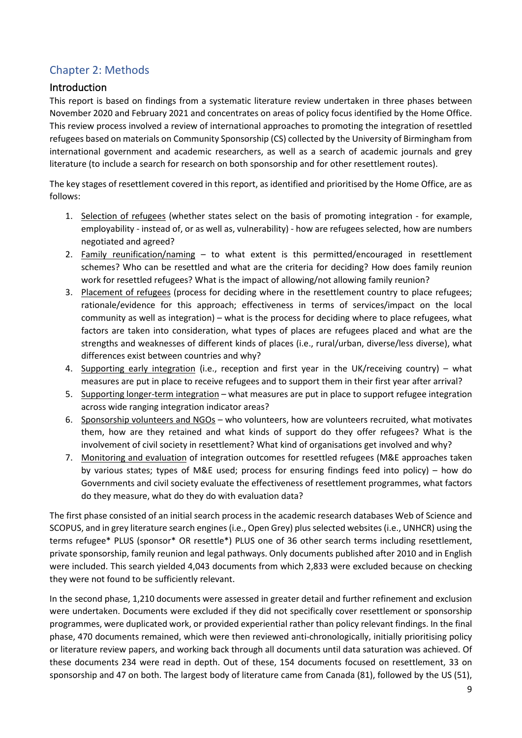# Chapter 2: Methods

## Introduction

This report is based on findings from a systematic literature review undertaken in three phases between November 2020 and February 2021 and concentrates on areas of policy focus identified by the Home Office. This review process involved a review of international approaches to promoting the integration of resettled refugees based on materials on Community Sponsorship (CS) collected by the University of Birmingham from international government and academic researchers, as well as a search of academic journals and grey literature (to include a search for research on both sponsorship and for other resettlement routes).

The key stages of resettlement covered in this report, as identified and prioritised by the Home Office, are as follows:

1. Selection of refugees (whether states select on the basis of promoting integration - for example, employability - instead of, or as well as, vulnerability) - how are refugees selected, how are numbers negotiated and agreed?
2. Family reunification/naming – to what extent is this permitted/encouraged in resettlement schemes? Who can be resettled and what are the criteria for deciding? How does family reunion work for resettled refugees? What is the impact of allowing/not allowing family reunion?
3. Placement of refugees (process for deciding where in the resettlement country to place refugees; rationale/evidence for this approach; effectiveness in terms of services/impact on the local community as well as integration) – what is the process for deciding where to place refugees, what factors are taken into consideration, what types of places are refugees placed and what are the strengths and weaknesses of different kinds of places (i.e., rural/urban, diverse/less diverse), what differences exist between countries and why?
4. Supporting early integration (i.e., reception and first year in the UK/receiving country) – what measures are put in place to receive refugees and to support them in their first year after arrival?
5. Supporting longer-term integration – what measures are put in place to support refugee integration across wide ranging integration indicator areas?
6. Sponsorship volunteers and NGOs – who volunteers, how are volunteers recruited, what motivates them, how are they retained and what kinds of support do they offer refugees? What is the involvement of civil society in resettlement? What kind of organisations get involved and why?
7. Monitoring and evaluation of integration outcomes for resettled refugees (M&E approaches taken by various states; types of M&E used; process for ensuring findings feed into policy) – how do Governments and civil society evaluate the effectiveness of resettlement programmes, what factors do they measure, what do they do with evaluation data?

The first phase consisted of an initial search process in the academic research databases Web of Science and SCOPUS, and in grey literature search engines (i.e., Open Grey) plus selected websites (i.e., UNHCR) using the terms refugee* PLUS (sponsor* OR resettle*) PLUS one of 36 other search terms including resettlement, private sponsorship, family reunion and legal pathways. Only documents published after 2010 and in English were included. This search yielded 4,043 documents from which 2,833 were excluded because on checking they were not found to be sufficiently relevant.

In the second phase, 1,210 documents were assessed in greater detail and further refinement and exclusion were undertaken. Documents were excluded if they did not specifically cover resettlement or sponsorship programmes, were duplicated work, or provided experiential rather than policy relevant findings. In the final phase, 470 documents remained, which were then reviewed anti-chronologically, initially prioritising policy or literature review papers, and working back through all documents until data saturation was achieved. Of these documents 234 were read in depth. Out of these, 154 documents focused on resettlement, 33 on sponsorship and 47 on both. The largest body of literature came from Canada (81), followed by the US (51),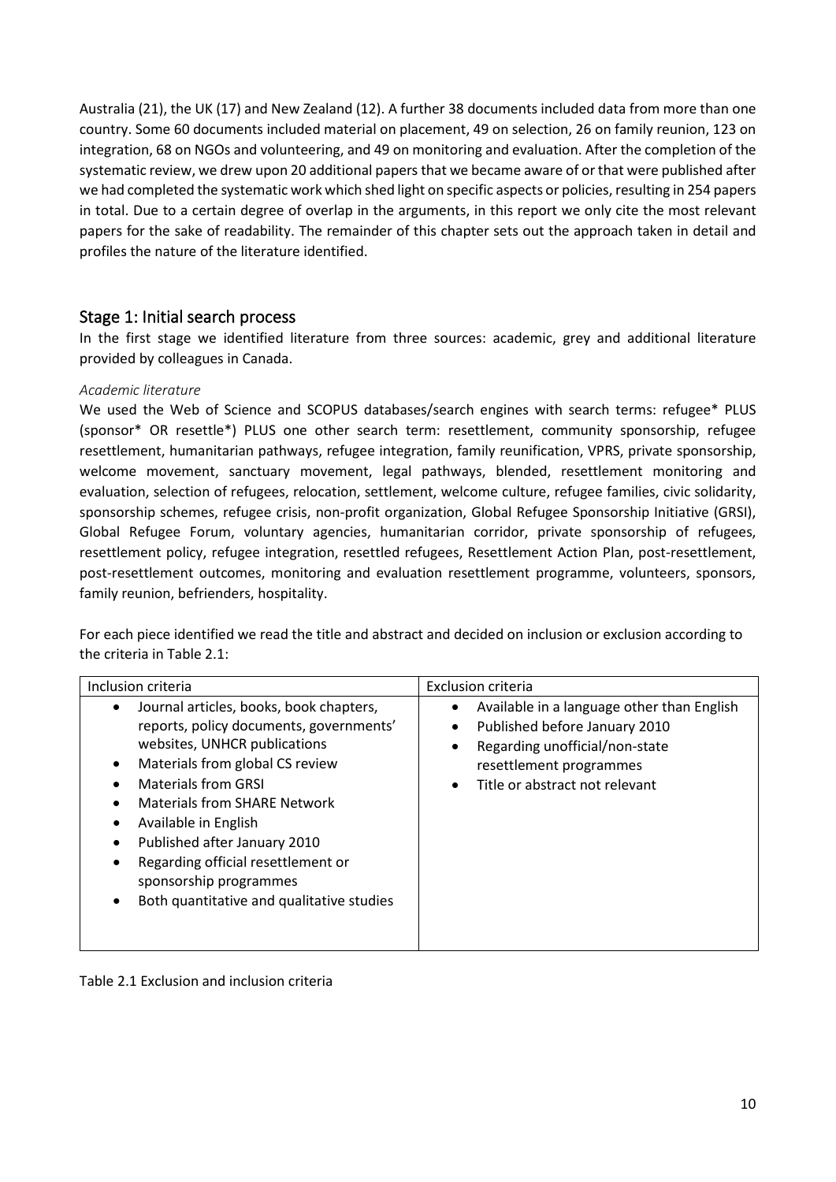Australia (21), the UK (17) and New Zealand (12). A further 38 documents included data from more than one country. Some 60 documents included material on placement, 49 on selection, 26 on family reunion, 123 on integration, 68 on NGOs and volunteering, and 49 on monitoring and evaluation. After the completion of the systematic review, we drew upon 20 additional papers that we became aware of or that were published after we had completed the systematic work which shed light on specific aspects or policies, resulting in 254 papers in total. Due to a certain degree of overlap in the arguments, in this report we only cite the most relevant papers for the sake of readability. The remainder of this chapter sets out the approach taken in detail and profiles the nature of the literature identified.

## Stage 1: Initial search process

In the first stage we identified literature from three sources: academic, grey and additional literature provided by colleagues in Canada.

### *Academic literature*

We used the Web of Science and SCOPUS databases/search engines with search terms: refugee* PLUS (sponsor* OR resettle*) PLUS one other search term: resettlement, community sponsorship, refugee resettlement, humanitarian pathways, refugee integration, family reunification, VPRS, private sponsorship, welcome movement, sanctuary movement, legal pathways, blended, resettlement monitoring and evaluation, selection of refugees, relocation, settlement, welcome culture, refugee families, civic solidarity, sponsorship schemes, refugee crisis, non-profit organization, Global Refugee Sponsorship Initiative (GRSI), Global Refugee Forum, voluntary agencies, humanitarian corridor, private sponsorship of refugees, resettlement policy, refugee integration, resettled refugees, Resettlement Action Plan, post-resettlement, post-resettlement outcomes, monitoring and evaluation resettlement programme, volunteers, sponsors, family reunion, befrienders, hospitality.

For each piece identified we read the title and abstract and decided on inclusion or exclusion according to the criteria in Table 2.1:

| Inclusion criteria | Exclusion criteria |
|---|---|
| • Journal articles, books, book chapters, reports, policy documents, governments' websites, UNHCR publications<br>• Materials from global CS review<br>• Materials from GRSI<br>• Materials from SHARE Network<br>• Available in English<br>• Published after January 2010<br>• Regarding official resettlement or sponsorship programmes<br>• Both quantitative and qualitative studies | • Available in a language other than English<br>• Published before January 2010<br>• Regarding unofficial/non-state resettlement programmes<br>• Title or abstract not relevant |

Table 2.1 Exclusion and inclusion criteria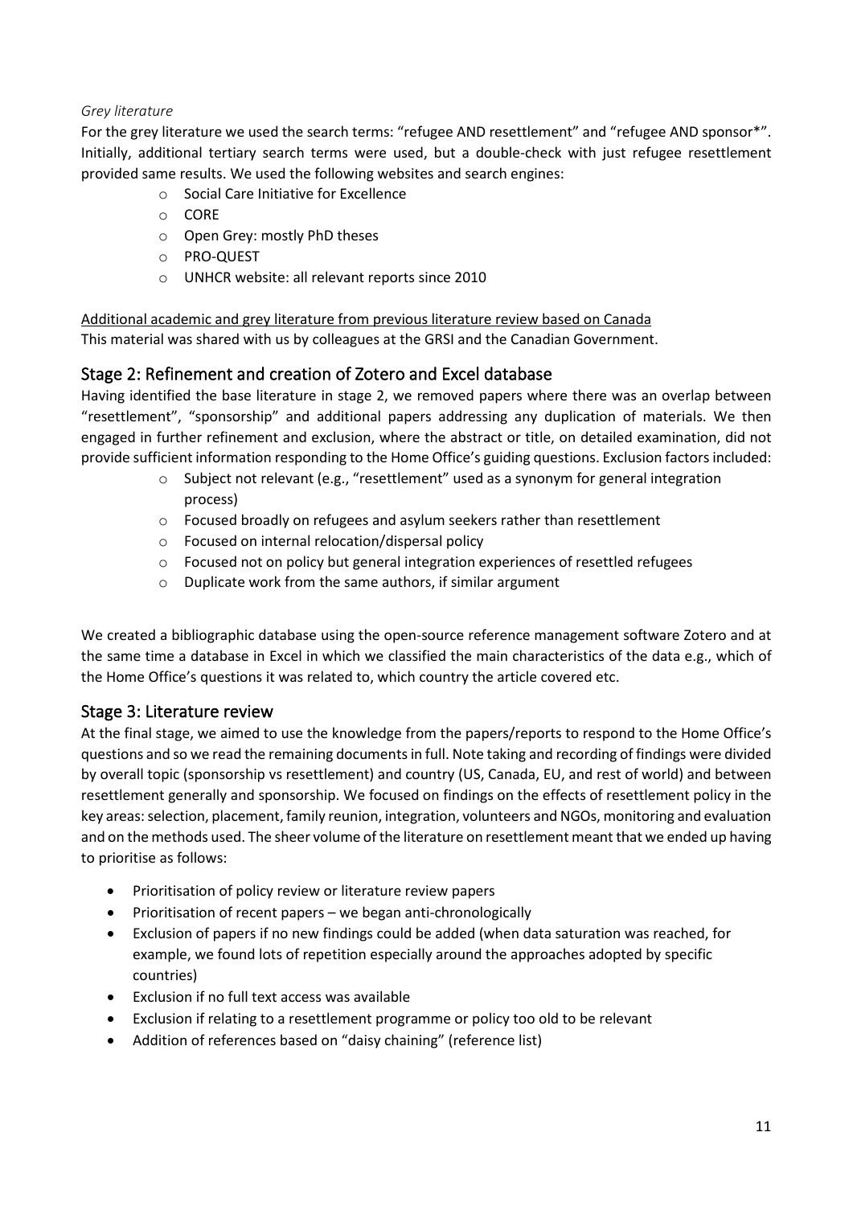*Grey literature*

For the grey literature we used the search terms: "refugee AND resettlement" and "refugee AND sponsor*". Initially, additional tertiary search terms were used, but a double-check with just refugee resettlement provided same results. We used the following websites and search engines:

- Social Care Initiative for Excellence
- CORE
- Open Grey: mostly PhD theses
- PRO-QUEST
- UNHCR website: all relevant reports since 2010

Additional academic and grey literature from previous literature review based on Canada

This material was shared with us by colleagues at the GRSI and the Canadian Government.

## Stage 2: Refinement and creation of Zotero and Excel database

Having identified the base literature in stage 2, we removed papers where there was an overlap between "resettlement", "sponsorship" and additional papers addressing any duplication of materials. We then engaged in further refinement and exclusion, where the abstract or title, on detailed examination, did not provide sufficient information responding to the Home Office's guiding questions. Exclusion factors included:

- Subject not relevant (e.g., "resettlement" used as a synonym for general integration process)
- Focused broadly on refugees and asylum seekers rather than resettlement
- Focused on internal relocation/dispersal policy
- Focused not on policy but general integration experiences of resettled refugees
- Duplicate work from the same authors, if similar argument

We created a bibliographic database using the open-source reference management software Zotero and at the same time a database in Excel in which we classified the main characteristics of the data e.g., which of the Home Office's questions it was related to, which country the article covered etc.

## Stage 3: Literature review

At the final stage, we aimed to use the knowledge from the papers/reports to respond to the Home Office's questions and so we read the remaining documents in full. Note taking and recording of findings were divided by overall topic (sponsorship vs resettlement) and country (US, Canada, EU, and rest of world) and between resettlement generally and sponsorship. We focused on findings on the effects of resettlement policy in the key areas: selection, placement, family reunion, integration, volunteers and NGOs, monitoring and evaluation and on the methods used. The sheer volume of the literature on resettlement meant that we ended up having to prioritise as follows:

- Prioritisation of policy review or literature review papers
- Prioritisation of recent papers – we began anti-chronologically
- Exclusion of papers if no new findings could be added (when data saturation was reached, for example, we found lots of repetition especially around the approaches adopted by specific countries)
- Exclusion if no full text access was available
- Exclusion if relating to a resettlement programme or policy too old to be relevant
- Addition of references based on "daisy chaining" (reference list)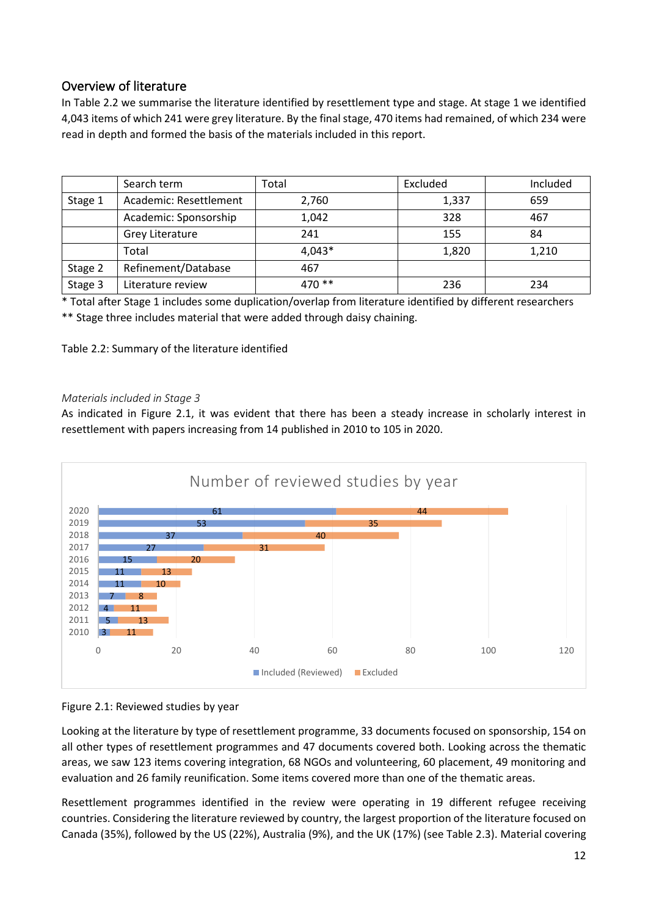## Overview of literature

In Table 2.2 we summarise the literature identified by resettlement type and stage. At stage 1 we identified 4,043 items of which 241 were grey literature. By the final stage, 470 items had remained, of which 234 were read in depth and formed the basis of the materials included in this report.

| | Search term | Total | Excluded | Included |
|---|---|---|---|---|
| Stage 1 | Academic: Resettlement | 2,760 | 1,337 | 659 |
| | Academic: Sponsorship | 1,042 | 328 | 467 |
| | Grey Literature | 241 | 155 | 84 |
| | Total | 4,043* | 1,820 | 1,210 |
| Stage 2 | Refinement/Database | 467 | | |
| Stage 3 | Literature review | 470 ** | 236 | 234 |

\* Total after Stage 1 includes some duplication/overlap from literature identified by different researchers

** Stage three includes material that were added through daisy chaining.

Table 2.2: Summary of the literature identified

*Materials included in Stage 3*

As indicated in Figure 2.1, it was evident that there has been a steady increase in scholarly interest in resettlement with papers increasing from 14 published in 2010 to 105 in 2020.

**Number of reviewed studies by year**

| Year | Included (Reviewed) | Excluded |
|---|---|---|
| 2020 | 61 | 44 |
| 2019 | 53 | 35 |
| 2018 | 37 | 40 |
| 2017 | 27 | 31 |
| 2016 | 15 | 20 |
| 2015 | 11 | 13 |
| 2014 | 11 | 10 |
| 2013 | 7 | 8 |
| 2012 | 4 | 11 |
| 2011 | 5 | 13 |
| 2010 | 3 | 11 |

Figure 2.1: Reviewed studies by year

Looking at the literature by type of resettlement programme, 33 documents focused on sponsorship, 154 on all other types of resettlement programmes and 47 documents covered both. Looking across the thematic areas, we saw 123 items covering integration, 68 NGOs and volunteering, 60 placement, 49 monitoring and evaluation and 26 family reunification. Some items covered more than one of the thematic areas.

Resettlement programmes identified in the review were operating in 19 different refugee receiving countries. Considering the literature reviewed by country, the largest proportion of the literature focused on Canada (35%), followed by the US (22%), Australia (9%), and the UK (17%) (see Table 2.3). Material covering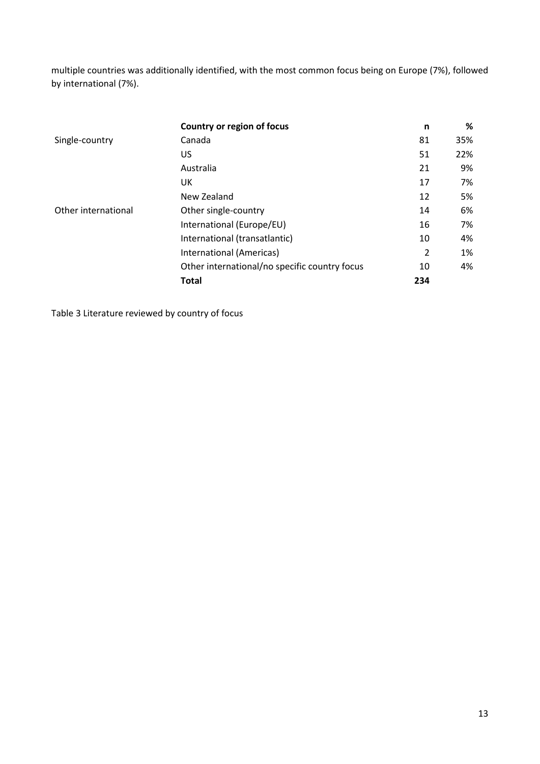multiple countries was additionally identified, with the most common focus being on Europe (7%), followed by international (7%).

| | **Country or region of focus** | **n** | **%** |
|---|---|---|---|
| Single-country | Canada | 81 | 35% |
| | US | 51 | 22% |
| | Australia | 21 | 9% |
| | UK | 17 | 7% |
| | New Zealand | 12 | 5% |
| Other international | Other single-country | 14 | 6% |
| | International (Europe/EU) | 16 | 7% |
| | International (transatlantic) | 10 | 4% |
| | International (Americas) | 2 | 1% |
| | Other international/no specific country focus | 10 | 4% |
| | **Total** | **234** | |

Table 3 Literature reviewed by country of focus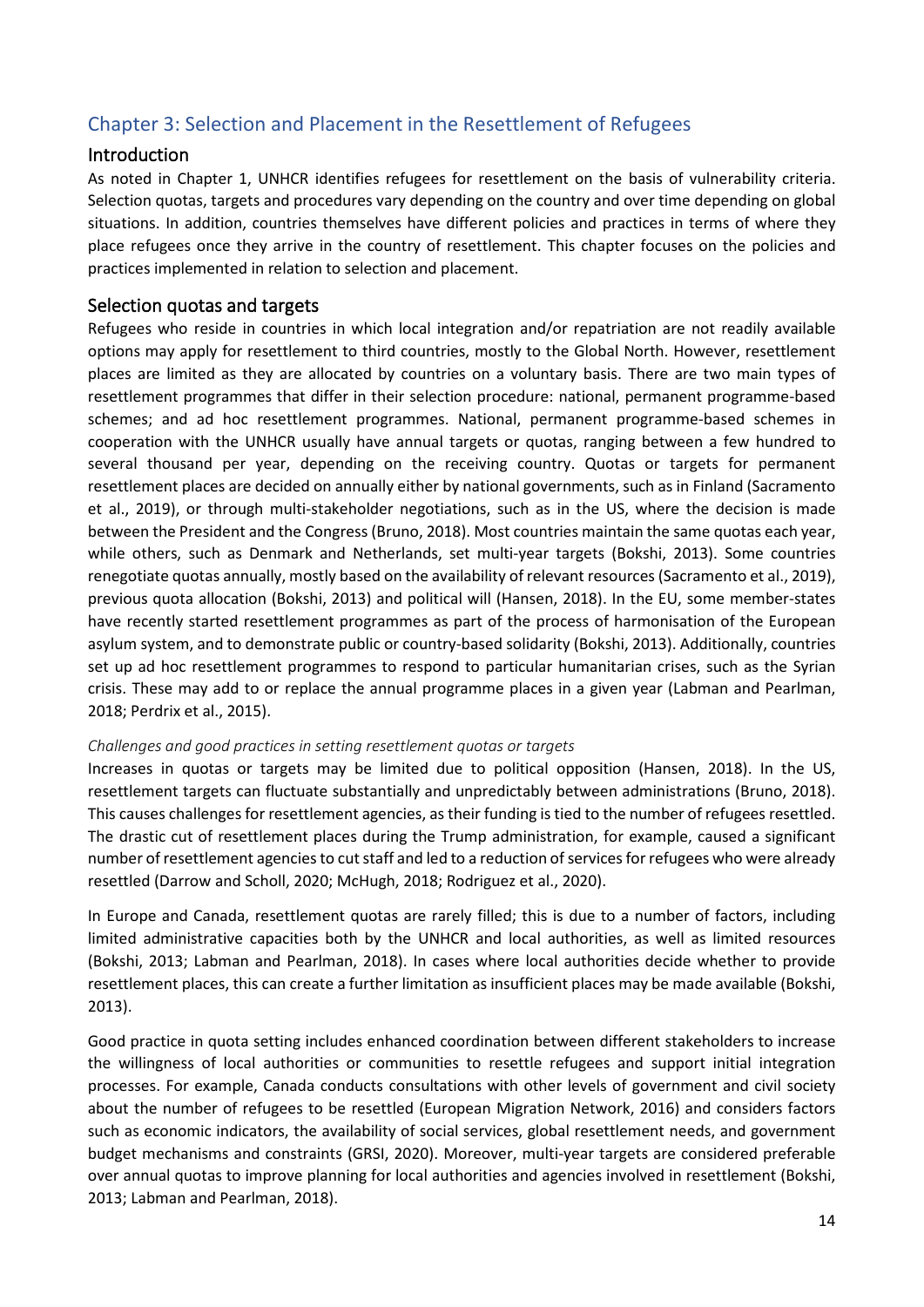## Chapter 3: Selection and Placement in the Resettlement of Refugees

### Introduction

As noted in Chapter 1, UNHCR identifies refugees for resettlement on the basis of vulnerability criteria. Selection quotas, targets and procedures vary depending on the country and over time depending on global situations. In addition, countries themselves have different policies and practices in terms of where they place refugees once they arrive in the country of resettlement. This chapter focuses on the policies and practices implemented in relation to selection and placement.

### Selection quotas and targets

Refugees who reside in countries in which local integration and/or repatriation are not readily available options may apply for resettlement to third countries, mostly to the Global North. However, resettlement places are limited as they are allocated by countries on a voluntary basis. There are two main types of resettlement programmes that differ in their selection procedure: national, permanent programme-based schemes; and ad hoc resettlement programmes. National, permanent programme-based schemes in cooperation with the UNHCR usually have annual targets or quotas, ranging between a few hundred to several thousand per year, depending on the receiving country. Quotas or targets for permanent resettlement places are decided on annually either by national governments, such as in Finland (Sacramento et al., 2019), or through multi-stakeholder negotiations, such as in the US, where the decision is made between the President and the Congress (Bruno, 2018). Most countries maintain the same quotas each year, while others, such as Denmark and Netherlands, set multi-year targets (Bokshi, 2013). Some countries renegotiate quotas annually, mostly based on the availability of relevant resources (Sacramento et al., 2019), previous quota allocation (Bokshi, 2013) and political will (Hansen, 2018). In the EU, some member-states have recently started resettlement programmes as part of the process of harmonisation of the European asylum system, and to demonstrate public or country-based solidarity (Bokshi, 2013). Additionally, countries set up ad hoc resettlement programmes to respond to particular humanitarian crises, such as the Syrian crisis. These may add to or replace the annual programme places in a given year (Labman and Pearlman, 2018; Perdrix et al., 2015).

#### *Challenges and good practices in setting resettlement quotas or targets*

Increases in quotas or targets may be limited due to political opposition (Hansen, 2018). In the US, resettlement targets can fluctuate substantially and unpredictably between administrations (Bruno, 2018). This causes challenges for resettlement agencies, as their funding is tied to the number of refugees resettled. The drastic cut of resettlement places during the Trump administration, for example, caused a significant number of resettlement agencies to cut staff and led to a reduction of services for refugees who were already resettled (Darrow and Scholl, 2020; McHugh, 2018; Rodriguez et al., 2020).

In Europe and Canada, resettlement quotas are rarely filled; this is due to a number of factors, including limited administrative capacities both by the UNHCR and local authorities, as well as limited resources (Bokshi, 2013; Labman and Pearlman, 2018). In cases where local authorities decide whether to provide resettlement places, this can create a further limitation as insufficient places may be made available (Bokshi, 2013).

Good practice in quota setting includes enhanced coordination between different stakeholders to increase the willingness of local authorities or communities to resettle refugees and support initial integration processes. For example, Canada conducts consultations with other levels of government and civil society about the number of refugees to be resettled (European Migration Network, 2016) and considers factors such as economic indicators, the availability of social services, global resettlement needs, and government budget mechanisms and constraints (GRSI, 2020). Moreover, multi-year targets are considered preferable over annual quotas to improve planning for local authorities and agencies involved in resettlement (Bokshi, 2013; Labman and Pearlman, 2018).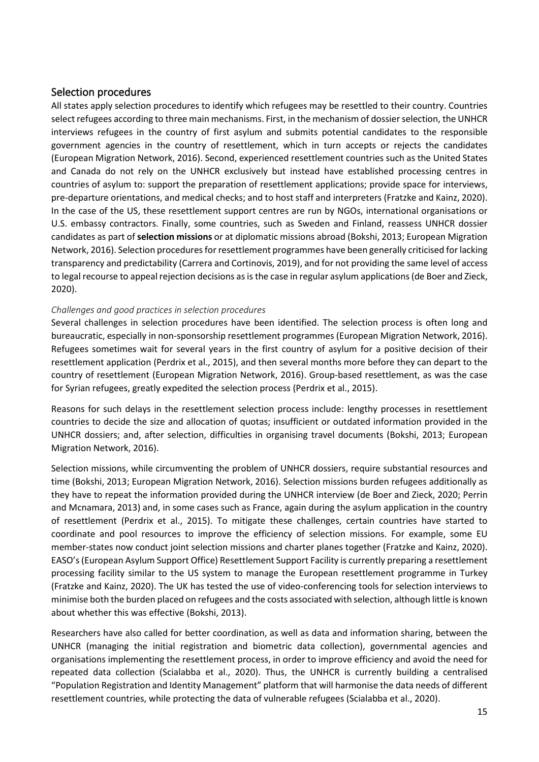## Selection procedures

All states apply selection procedures to identify which refugees may be resettled to their country. Countries select refugees according to three main mechanisms. First, in the mechanism of dossier selection, the UNHCR interviews refugees in the country of first asylum and submits potential candidates to the responsible government agencies in the country of resettlement, which in turn accepts or rejects the candidates (European Migration Network, 2016). Second, experienced resettlement countries such as the United States and Canada do not rely on the UNHCR exclusively but instead have established processing centres in countries of asylum to: support the preparation of resettlement applications; provide space for interviews, pre-departure orientations, and medical checks; and to host staff and interpreters (Fratzke and Kainz, 2020). In the case of the US, these resettlement support centres are run by NGOs, international organisations or U.S. embassy contractors. Finally, some countries, such as Sweden and Finland, reassess UNHCR dossier candidates as part of **selection missions** or at diplomatic missions abroad (Bokshi, 2013; European Migration Network, 2016). Selection procedures for resettlement programmes have been generally criticised for lacking transparency and predictability (Carrera and Cortinovis, 2019), and for not providing the same level of access to legal recourse to appeal rejection decisions as is the case in regular asylum applications (de Boer and Zieck, 2020).

### *Challenges and good practices in selection procedures*

Several challenges in selection procedures have been identified. The selection process is often long and bureaucratic, especially in non-sponsorship resettlement programmes (European Migration Network, 2016). Refugees sometimes wait for several years in the first country of asylum for a positive decision of their resettlement application (Perdrix et al., 2015), and then several months more before they can depart to the country of resettlement (European Migration Network, 2016). Group-based resettlement, as was the case for Syrian refugees, greatly expedited the selection process (Perdrix et al., 2015).

Reasons for such delays in the resettlement selection process include: lengthy processes in resettlement countries to decide the size and allocation of quotas; insufficient or outdated information provided in the UNHCR dossiers; and, after selection, difficulties in organising travel documents (Bokshi, 2013; European Migration Network, 2016).

Selection missions, while circumventing the problem of UNHCR dossiers, require substantial resources and time (Bokshi, 2013; European Migration Network, 2016). Selection missions burden refugees additionally as they have to repeat the information provided during the UNHCR interview (de Boer and Zieck, 2020; Perrin and Mcnamara, 2013) and, in some cases such as France, again during the asylum application in the country of resettlement (Perdrix et al., 2015). To mitigate these challenges, certain countries have started to coordinate and pool resources to improve the efficiency of selection missions. For example, some EU member-states now conduct joint selection missions and charter planes together (Fratzke and Kainz, 2020). EASO's (European Asylum Support Office) Resettlement Support Facility is currently preparing a resettlement processing facility similar to the US system to manage the European resettlement programme in Turkey (Fratzke and Kainz, 2020). The UK has tested the use of video-conferencing tools for selection interviews to minimise both the burden placed on refugees and the costs associated with selection, although little is known about whether this was effective (Bokshi, 2013).

Researchers have also called for better coordination, as well as data and information sharing, between the UNHCR (managing the initial registration and biometric data collection), governmental agencies and organisations implementing the resettlement process, in order to improve efficiency and avoid the need for repeated data collection (Scialabba et al., 2020). Thus, the UNHCR is currently building a centralised "Population Registration and Identity Management" platform that will harmonise the data needs of different resettlement countries, while protecting the data of vulnerable refugees (Scialabba et al., 2020).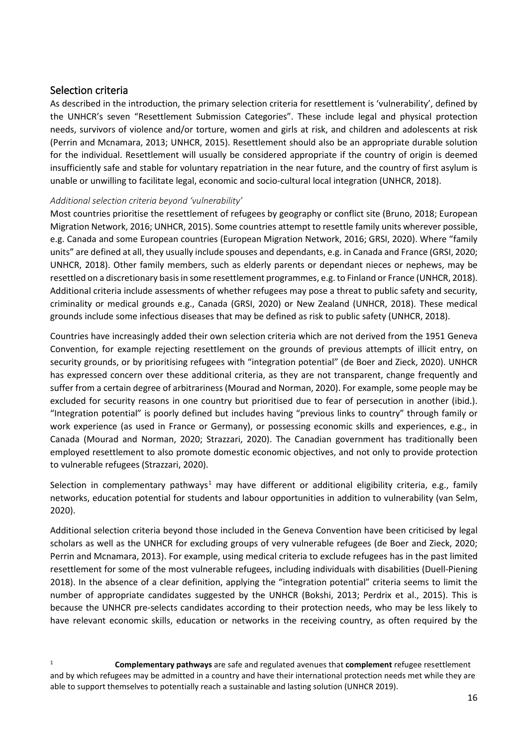## Selection criteria

As described in the introduction, the primary selection criteria for resettlement is 'vulnerability', defined by the UNHCR's seven "Resettlement Submission Categories". These include legal and physical protection needs, survivors of violence and/or torture, women and girls at risk, and children and adolescents at risk (Perrin and Mcnamara, 2013; UNHCR, 2015). Resettlement should also be an appropriate durable solution for the individual. Resettlement will usually be considered appropriate if the country of origin is deemed insufficiently safe and stable for voluntary repatriation in the near future, and the country of first asylum is unable or unwilling to facilitate legal, economic and socio-cultural local integration (UNHCR, 2018).

### *Additional selection criteria beyond 'vulnerability'*

Most countries prioritise the resettlement of refugees by geography or conflict site (Bruno, 2018; European Migration Network, 2016; UNHCR, 2015). Some countries attempt to resettle family units wherever possible, e.g. Canada and some European countries (European Migration Network, 2016; GRSI, 2020). Where "family units" are defined at all, they usually include spouses and dependants, e.g. in Canada and France (GRSI, 2020; UNHCR, 2018). Other family members, such as elderly parents or dependant nieces or nephews, may be resettled on a discretionary basis in some resettlement programmes, e.g. to Finland or France (UNHCR, 2018). Additional criteria include assessments of whether refugees may pose a threat to public safety and security, criminality or medical grounds e.g., Canada (GRSI, 2020) or New Zealand (UNHCR, 2018). These medical grounds include some infectious diseases that may be defined as risk to public safety (UNHCR, 2018).

Countries have increasingly added their own selection criteria which are not derived from the 1951 Geneva Convention, for example rejecting resettlement on the grounds of previous attempts of illicit entry, on security grounds, or by prioritising refugees with "integration potential" (de Boer and Zieck, 2020). UNHCR has expressed concern over these additional criteria, as they are not transparent, change frequently and suffer from a certain degree of arbitrariness (Mourad and Norman, 2020). For example, some people may be excluded for security reasons in one country but prioritised due to fear of persecution in another (ibid.). "Integration potential" is poorly defined but includes having "previous links to country" through family or work experience (as used in France or Germany), or possessing economic skills and experiences, e.g., in Canada (Mourad and Norman, 2020; Strazzari, 2020). The Canadian government has traditionally been employed resettlement to also promote domestic economic objectives, and not only to provide protection to vulnerable refugees (Strazzari, 2020).

Selection in complementary pathways[1] may have different or additional eligibility criteria, e.g., family networks, education potential for students and labour opportunities in addition to vulnerability (van Selm, 2020).

Additional selection criteria beyond those included in the Geneva Convention have been criticised by legal scholars as well as the UNHCR for excluding groups of very vulnerable refugees (de Boer and Zieck, 2020; Perrin and Mcnamara, 2013). For example, using medical criteria to exclude refugees has in the past limited resettlement for some of the most vulnerable refugees, including individuals with disabilities (Duell-Piening 2018). In the absence of a clear definition, applying the "integration potential" criteria seems to limit the number of appropriate candidates suggested by the UNHCR (Bokshi, 2013; Perdrix et al., 2015). This is because the UNHCR pre-selects candidates according to their protection needs, who may be less likely to have relevant economic skills, education or networks in the receiving country, as often required by the

[1] **Complementary pathways** are safe and regulated avenues that **complement** refugee resettlement and by which refugees may be admitted in a country and have their international protection needs met while they are able to support themselves to potentially reach a sustainable and lasting solution (UNHCR 2019).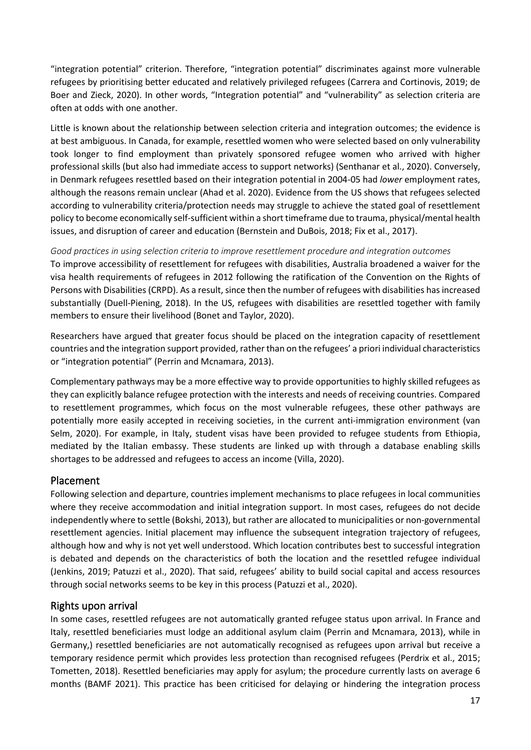"integration potential" criterion. Therefore, "integration potential" discriminates against more vulnerable refugees by prioritising better educated and relatively privileged refugees (Carrera and Cortinovis, 2019; de Boer and Zieck, 2020). In other words, "Integration potential" and "vulnerability" as selection criteria are often at odds with one another.

Little is known about the relationship between selection criteria and integration outcomes; the evidence is at best ambiguous. In Canada, for example, resettled women who were selected based on only vulnerability took longer to find employment than privately sponsored refugee women who arrived with higher professional skills (but also had immediate access to support networks) (Senthanar et al., 2020). Conversely, in Denmark refugees resettled based on their integration potential in 2004-05 had *lower* employment rates, although the reasons remain unclear (Ahad et al. 2020). Evidence from the US shows that refugees selected according to vulnerability criteria/protection needs may struggle to achieve the stated goal of resettlement policy to become economically self-sufficient within a short timeframe due to trauma, physical/mental health issues, and disruption of career and education (Bernstein and DuBois, 2018; Fix et al., 2017).

*Good practices in using selection criteria to improve resettlement procedure and integration outcomes*

To improve accessibility of resettlement for refugees with disabilities, Australia broadened a waiver for the visa health requirements of refugees in 2012 following the ratification of the Convention on the Rights of Persons with Disabilities (CRPD). As a result, since then the number of refugees with disabilities has increased substantially (Duell-Piening, 2018). In the US, refugees with disabilities are resettled together with family members to ensure their livelihood (Bonet and Taylor, 2020).

Researchers have argued that greater focus should be placed on the integration capacity of resettlement countries and the integration support provided, rather than on the refugees' a priori individual characteristics or "integration potential" (Perrin and Mcnamara, 2013).

Complementary pathways may be a more effective way to provide opportunities to highly skilled refugees as they can explicitly balance refugee protection with the interests and needs of receiving countries. Compared to resettlement programmes, which focus on the most vulnerable refugees, these other pathways are potentially more easily accepted in receiving societies, in the current anti-immigration environment (van Selm, 2020). For example, in Italy, student visas have been provided to refugee students from Ethiopia, mediated by the Italian embassy. These students are linked up with through a database enabling skills shortages to be addressed and refugees to access an income (Villa, 2020).

## Placement

Following selection and departure, countries implement mechanisms to place refugees in local communities where they receive accommodation and initial integration support. In most cases, refugees do not decide independently where to settle (Bokshi, 2013), but rather are allocated to municipalities or non-governmental resettlement agencies. Initial placement may influence the subsequent integration trajectory of refugees, although how and why is not yet well understood. Which location contributes best to successful integration is debated and depends on the characteristics of both the location and the resettled refugee individual (Jenkins, 2019; Patuzzi et al., 2020). That said, refugees' ability to build social capital and access resources through social networks seems to be key in this process (Patuzzi et al., 2020).

## Rights upon arrival

In some cases, resettled refugees are not automatically granted refugee status upon arrival. In France and Italy, resettled beneficiaries must lodge an additional asylum claim (Perrin and Mcnamara, 2013), while in Germany,) resettled beneficiaries are not automatically recognised as refugees upon arrival but receive a temporary residence permit which provides less protection than recognised refugees (Perdrix et al., 2015; Tometten, 2018). Resettled beneficiaries may apply for asylum; the procedure currently lasts on average 6 months (BAMF 2021). This practice has been criticised for delaying or hindering the integration process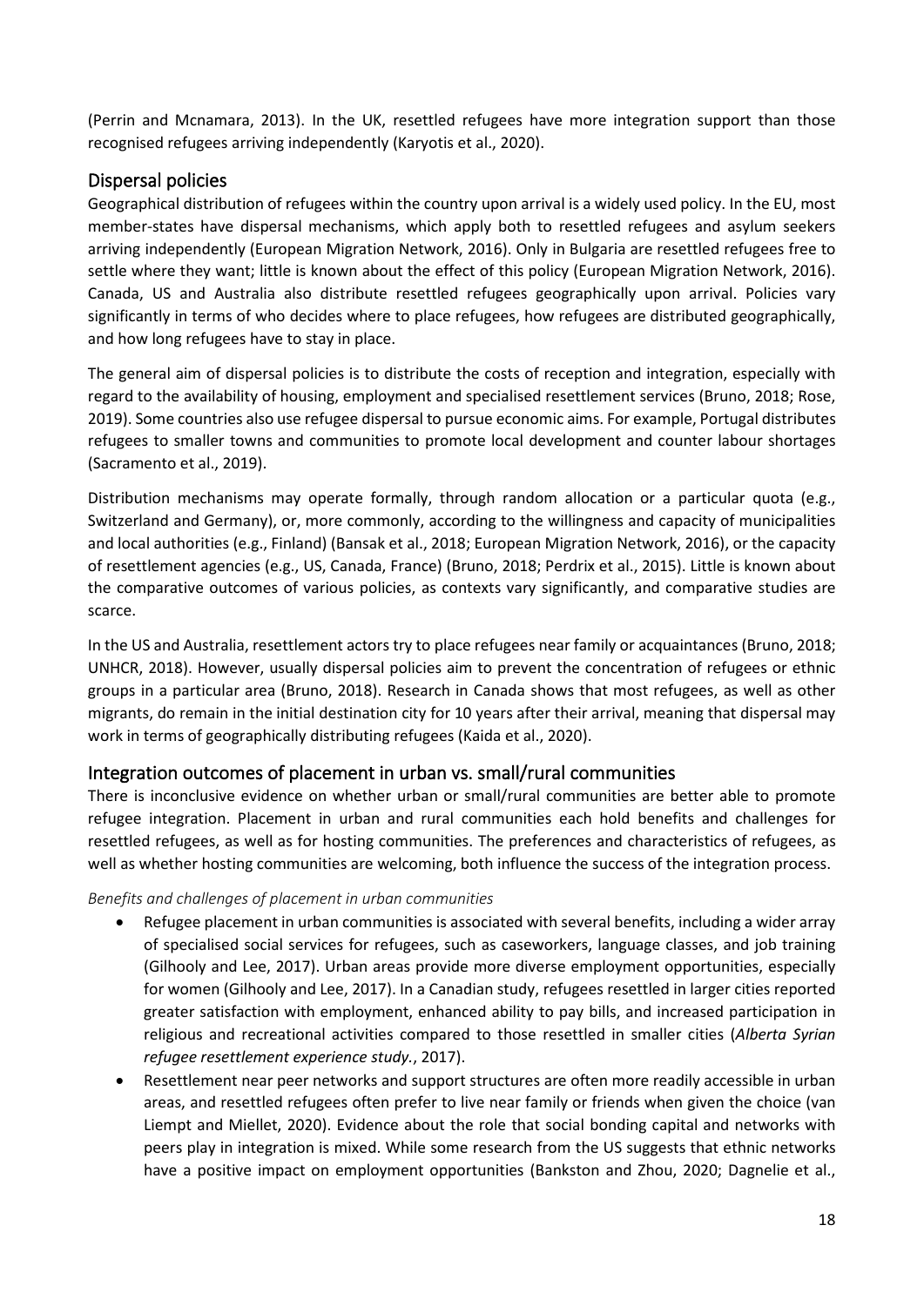(Perrin and Mcnamara, 2013). In the UK, resettled refugees have more integration support than those recognised refugees arriving independently (Karyotis et al., 2020).

## Dispersal policies

Geographical distribution of refugees within the country upon arrival is a widely used policy. In the EU, most member-states have dispersal mechanisms, which apply both to resettled refugees and asylum seekers arriving independently (European Migration Network, 2016). Only in Bulgaria are resettled refugees free to settle where they want; little is known about the effect of this policy (European Migration Network, 2016). Canada, US and Australia also distribute resettled refugees geographically upon arrival. Policies vary significantly in terms of who decides where to place refugees, how refugees are distributed geographically, and how long refugees have to stay in place.

The general aim of dispersal policies is to distribute the costs of reception and integration, especially with regard to the availability of housing, employment and specialised resettlement services (Bruno, 2018; Rose, 2019). Some countries also use refugee dispersal to pursue economic aims. For example, Portugal distributes refugees to smaller towns and communities to promote local development and counter labour shortages (Sacramento et al., 2019).

Distribution mechanisms may operate formally, through random allocation or a particular quota (e.g., Switzerland and Germany), or, more commonly, according to the willingness and capacity of municipalities and local authorities (e.g., Finland) (Bansak et al., 2018; European Migration Network, 2016), or the capacity of resettlement agencies (e.g., US, Canada, France) (Bruno, 2018; Perdrix et al., 2015). Little is known about the comparative outcomes of various policies, as contexts vary significantly, and comparative studies are scarce.

In the US and Australia, resettlement actors try to place refugees near family or acquaintances (Bruno, 2018; UNHCR, 2018). However, usually dispersal policies aim to prevent the concentration of refugees or ethnic groups in a particular area (Bruno, 2018). Research in Canada shows that most refugees, as well as other migrants, do remain in the initial destination city for 10 years after their arrival, meaning that dispersal may work in terms of geographically distributing refugees (Kaida et al., 2020).

## Integration outcomes of placement in urban vs. small/rural communities

There is inconclusive evidence on whether urban or small/rural communities are better able to promote refugee integration. Placement in urban and rural communities each hold benefits and challenges for resettled refugees, as well as for hosting communities. The preferences and characteristics of refugees, as well as whether hosting communities are welcoming, both influence the success of the integration process.

*Benefits and challenges of placement in urban communities*

- Refugee placement in urban communities is associated with several benefits, including a wider array of specialised social services for refugees, such as caseworkers, language classes, and job training (Gilhooly and Lee, 2017). Urban areas provide more diverse employment opportunities, especially for women (Gilhooly and Lee, 2017). In a Canadian study, refugees resettled in larger cities reported greater satisfaction with employment, enhanced ability to pay bills, and increased participation in religious and recreational activities compared to those resettled in smaller cities (*Alberta Syrian refugee resettlement experience study.*, 2017).
- Resettlement near peer networks and support structures are often more readily accessible in urban areas, and resettled refugees often prefer to live near family or friends when given the choice (van Liempt and Miellet, 2020). Evidence about the role that social bonding capital and networks with peers play in integration is mixed. While some research from the US suggests that ethnic networks have a positive impact on employment opportunities (Bankston and Zhou, 2020; Dagnelie et al.,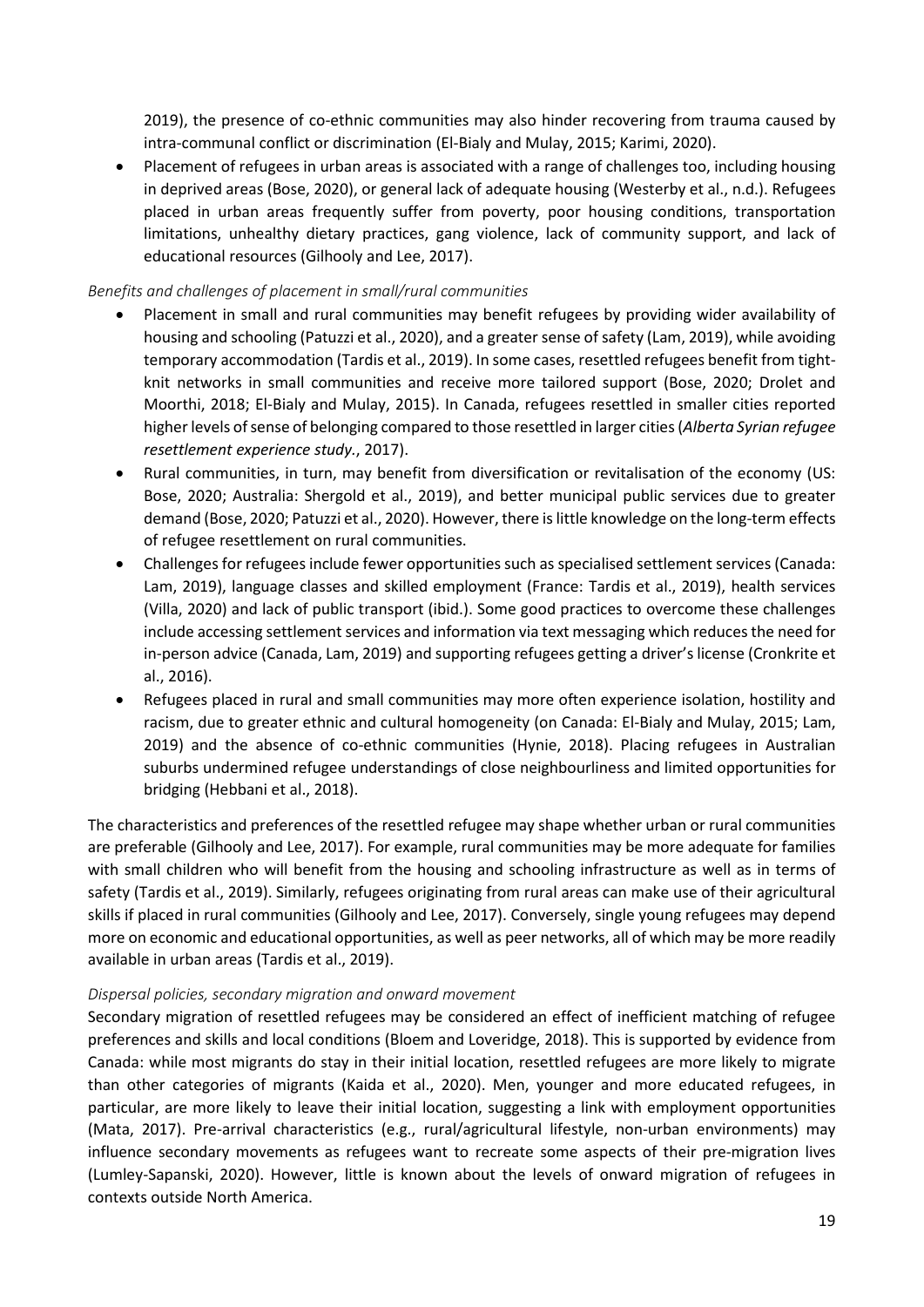2019), the presence of co-ethnic communities may also hinder recovering from trauma caused by intra-communal conflict or discrimination (El-Bialy and Mulay, 2015; Karimi, 2020).

- Placement of refugees in urban areas is associated with a range of challenges too, including housing in deprived areas (Bose, 2020), or general lack of adequate housing (Westerby et al., n.d.). Refugees placed in urban areas frequently suffer from poverty, poor housing conditions, transportation limitations, unhealthy dietary practices, gang violence, lack of community support, and lack of educational resources (Gilhooly and Lee, 2017).

*Benefits and challenges of placement in small/rural communities*

- Placement in small and rural communities may benefit refugees by providing wider availability of housing and schooling (Patuzzi et al., 2020), and a greater sense of safety (Lam, 2019), while avoiding temporary accommodation (Tardis et al., 2019). In some cases, resettled refugees benefit from tight-knit networks in small communities and receive more tailored support (Bose, 2020; Drolet and Moorthi, 2018; El-Bialy and Mulay, 2015). In Canada, refugees resettled in smaller cities reported higher levels of sense of belonging compared to those resettled in larger cities (*Alberta Syrian refugee resettlement experience study.*, 2017).
- Rural communities, in turn, may benefit from diversification or revitalisation of the economy (US: Bose, 2020; Australia: Shergold et al., 2019), and better municipal public services due to greater demand (Bose, 2020; Patuzzi et al., 2020). However, there is little knowledge on the long-term effects of refugee resettlement on rural communities.
- Challenges for refugees include fewer opportunities such as specialised settlement services (Canada: Lam, 2019), language classes and skilled employment (France: Tardis et al., 2019), health services (Villa, 2020) and lack of public transport (ibid.). Some good practices to overcome these challenges include accessing settlement services and information via text messaging which reduces the need for in-person advice (Canada, Lam, 2019) and supporting refugees getting a driver's license (Cronkrite et al., 2016).
- Refugees placed in rural and small communities may more often experience isolation, hostility and racism, due to greater ethnic and cultural homogeneity (on Canada: El-Bialy and Mulay, 2015; Lam, 2019) and the absence of co-ethnic communities (Hynie, 2018). Placing refugees in Australian suburbs undermined refugee understandings of close neighbourliness and limited opportunities for bridging (Hebbani et al., 2018).

The characteristics and preferences of the resettled refugee may shape whether urban or rural communities are preferable (Gilhooly and Lee, 2017). For example, rural communities may be more adequate for families with small children who will benefit from the housing and schooling infrastructure as well as in terms of safety (Tardis et al., 2019). Similarly, refugees originating from rural areas can make use of their agricultural skills if placed in rural communities (Gilhooly and Lee, 2017). Conversely, single young refugees may depend more on economic and educational opportunities, as well as peer networks, all of which may be more readily available in urban areas (Tardis et al., 2019).

*Dispersal policies, secondary migration and onward movement*

Secondary migration of resettled refugees may be considered an effect of inefficient matching of refugee preferences and skills and local conditions (Bloem and Loveridge, 2018). This is supported by evidence from Canada: while most migrants do stay in their initial location, resettled refugees are more likely to migrate than other categories of migrants (Kaida et al., 2020). Men, younger and more educated refugees, in particular, are more likely to leave their initial location, suggesting a link with employment opportunities (Mata, 2017). Pre-arrival characteristics (e.g., rural/agricultural lifestyle, non-urban environments) may influence secondary movements as refugees want to recreate some aspects of their pre-migration lives (Lumley-Sapanski, 2020). However, little is known about the levels of onward migration of refugees in contexts outside North America.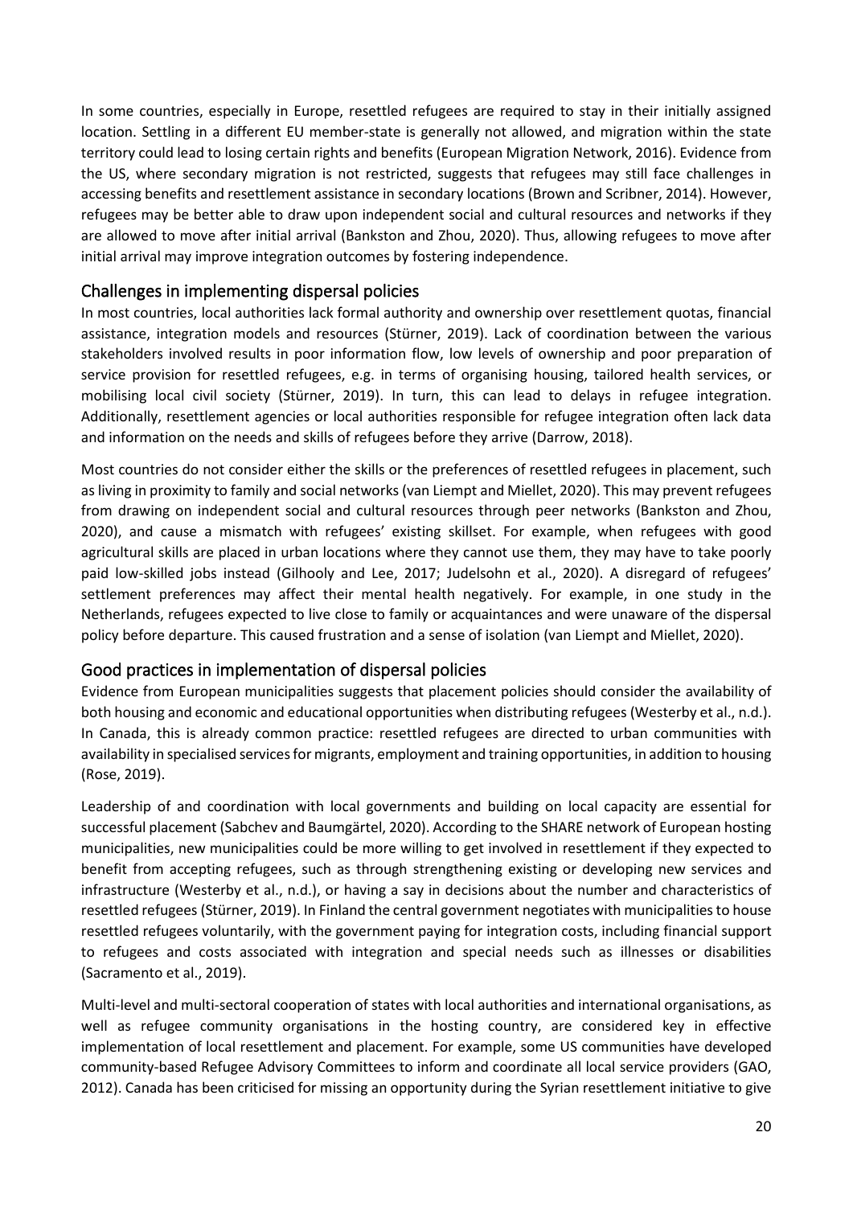In some countries, especially in Europe, resettled refugees are required to stay in their initially assigned location. Settling in a different EU member-state is generally not allowed, and migration within the state territory could lead to losing certain rights and benefits (European Migration Network, 2016). Evidence from the US, where secondary migration is not restricted, suggests that refugees may still face challenges in accessing benefits and resettlement assistance in secondary locations (Brown and Scribner, 2014). However, refugees may be better able to draw upon independent social and cultural resources and networks if they are allowed to move after initial arrival (Bankston and Zhou, 2020). Thus, allowing refugees to move after initial arrival may improve integration outcomes by fostering independence.

## Challenges in implementing dispersal policies

In most countries, local authorities lack formal authority and ownership over resettlement quotas, financial assistance, integration models and resources (Stürner, 2019). Lack of coordination between the various stakeholders involved results in poor information flow, low levels of ownership and poor preparation of service provision for resettled refugees, e.g. in terms of organising housing, tailored health services, or mobilising local civil society (Stürner, 2019). In turn, this can lead to delays in refugee integration. Additionally, resettlement agencies or local authorities responsible for refugee integration often lack data and information on the needs and skills of refugees before they arrive (Darrow, 2018).

Most countries do not consider either the skills or the preferences of resettled refugees in placement, such as living in proximity to family and social networks (van Liempt and Miellet, 2020). This may prevent refugees from drawing on independent social and cultural resources through peer networks (Bankston and Zhou, 2020), and cause a mismatch with refugees' existing skillset. For example, when refugees with good agricultural skills are placed in urban locations where they cannot use them, they may have to take poorly paid low-skilled jobs instead (Gilhooly and Lee, 2017; Judelsohn et al., 2020). A disregard of refugees' settlement preferences may affect their mental health negatively. For example, in one study in the Netherlands, refugees expected to live close to family or acquaintances and were unaware of the dispersal policy before departure. This caused frustration and a sense of isolation (van Liempt and Miellet, 2020).

## Good practices in implementation of dispersal policies

Evidence from European municipalities suggests that placement policies should consider the availability of both housing and economic and educational opportunities when distributing refugees (Westerby et al., n.d.). In Canada, this is already common practice: resettled refugees are directed to urban communities with availability in specialised services for migrants, employment and training opportunities, in addition to housing (Rose, 2019).

Leadership of and coordination with local governments and building on local capacity are essential for successful placement (Sabchev and Baumgärtel, 2020). According to the SHARE network of European hosting municipalities, new municipalities could be more willing to get involved in resettlement if they expected to benefit from accepting refugees, such as through strengthening existing or developing new services and infrastructure (Westerby et al., n.d.), or having a say in decisions about the number and characteristics of resettled refugees (Stürner, 2019). In Finland the central government negotiates with municipalities to house resettled refugees voluntarily, with the government paying for integration costs, including financial support to refugees and costs associated with integration and special needs such as illnesses or disabilities (Sacramento et al., 2019).

Multi-level and multi-sectoral cooperation of states with local authorities and international organisations, as well as refugee community organisations in the hosting country, are considered key in effective implementation of local resettlement and placement. For example, some US communities have developed community-based Refugee Advisory Committees to inform and coordinate all local service providers (GAO, 2012). Canada has been criticised for missing an opportunity during the Syrian resettlement initiative to give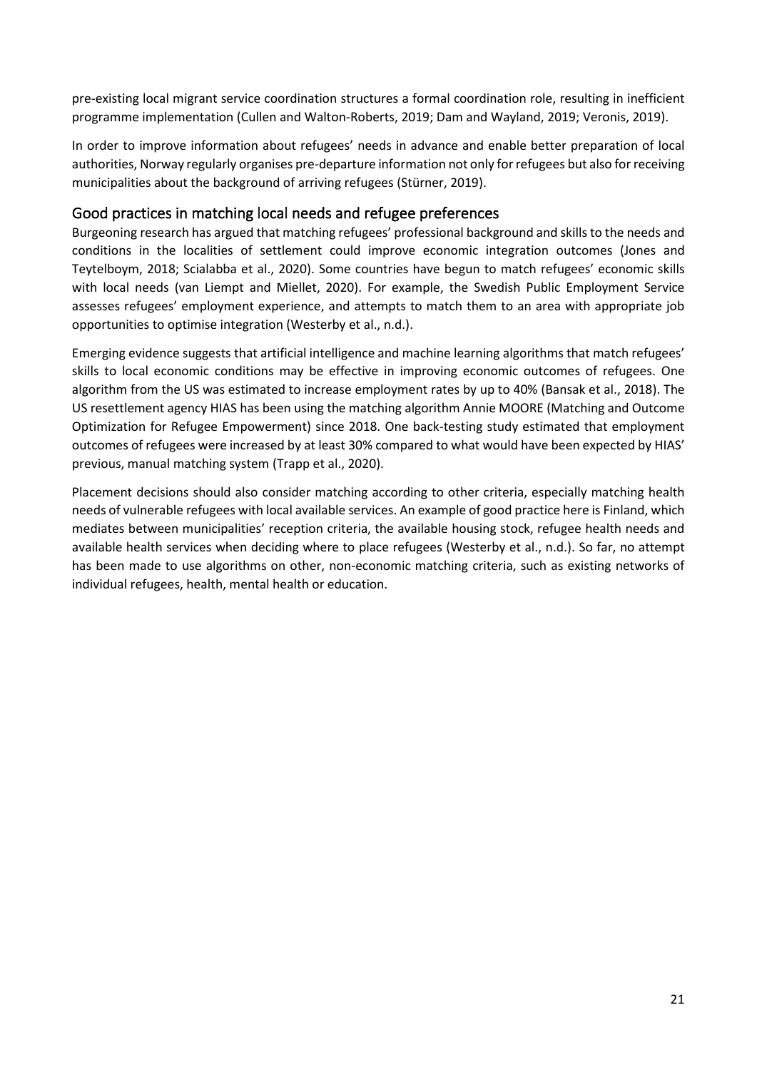pre-existing local migrant service coordination structures a formal coordination role, resulting in inefficient programme implementation (Cullen and Walton-Roberts, 2019; Dam and Wayland, 2019; Veronis, 2019).

In order to improve information about refugees' needs in advance and enable better preparation of local authorities, Norway regularly organises pre-departure information not only for refugees but also for receiving municipalities about the background of arriving refugees (Stürner, 2019).

## Good practices in matching local needs and refugee preferences

Burgeoning research has argued that matching refugees' professional background and skills to the needs and conditions in the localities of settlement could improve economic integration outcomes (Jones and Teytelboym, 2018; Scialabba et al., 2020). Some countries have begun to match refugees' economic skills with local needs (van Liempt and Miellet, 2020). For example, the Swedish Public Employment Service assesses refugees' employment experience, and attempts to match them to an area with appropriate job opportunities to optimise integration (Westerby et al., n.d.).

Emerging evidence suggests that artificial intelligence and machine learning algorithms that match refugees' skills to local economic conditions may be effective in improving economic outcomes of refugees. One algorithm from the US was estimated to increase employment rates by up to 40% (Bansak et al., 2018). The US resettlement agency HIAS has been using the matching algorithm Annie MOORE (Matching and Outcome Optimization for Refugee Empowerment) since 2018. One back-testing study estimated that employment outcomes of refugees were increased by at least 30% compared to what would have been expected by HIAS' previous, manual matching system (Trapp et al., 2020).

Placement decisions should also consider matching according to other criteria, especially matching health needs of vulnerable refugees with local available services. An example of good practice here is Finland, which mediates between municipalities' reception criteria, the available housing stock, refugee health needs and available health services when deciding where to place refugees (Westerby et al., n.d.). So far, no attempt has been made to use algorithms on other, non-economic matching criteria, such as existing networks of individual refugees, health, mental health or education.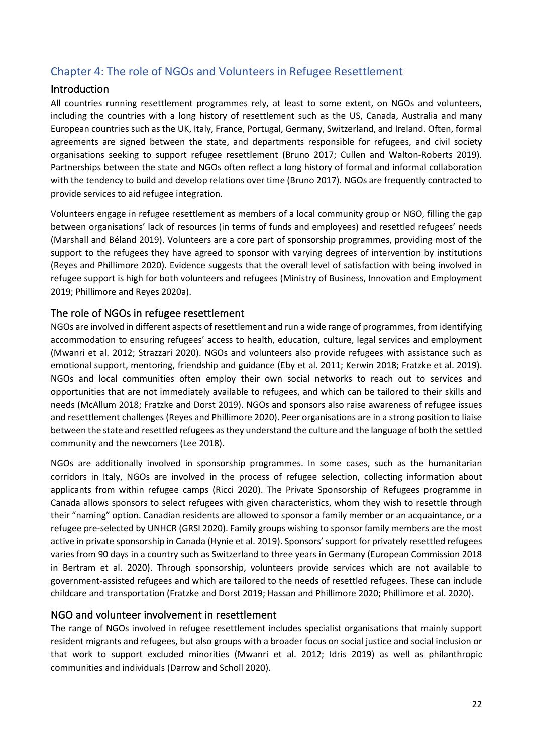## Chapter 4: The role of NGOs and Volunteers in Refugee Resettlement

### Introduction

All countries running resettlement programmes rely, at least to some extent, on NGOs and volunteers, including the countries with a long history of resettlement such as the US, Canada, Australia and many European countries such as the UK, Italy, France, Portugal, Germany, Switzerland, and Ireland. Often, formal agreements are signed between the state, and departments responsible for refugees, and civil society organisations seeking to support refugee resettlement (Bruno 2017; Cullen and Walton-Roberts 2019). Partnerships between the state and NGOs often reflect a long history of formal and informal collaboration with the tendency to build and develop relations over time (Bruno 2017). NGOs are frequently contracted to provide services to aid refugee integration.

Volunteers engage in refugee resettlement as members of a local community group or NGO, filling the gap between organisations' lack of resources (in terms of funds and employees) and resettled refugees' needs (Marshall and Béland 2019). Volunteers are a core part of sponsorship programmes, providing most of the support to the refugees they have agreed to sponsor with varying degrees of intervention by institutions (Reyes and Phillimore 2020). Evidence suggests that the overall level of satisfaction with being involved in refugee support is high for both volunteers and refugees (Ministry of Business, Innovation and Employment 2019; Phillimore and Reyes 2020a).

### The role of NGOs in refugee resettlement

NGOs are involved in different aspects of resettlement and run a wide range of programmes, from identifying accommodation to ensuring refugees' access to health, education, culture, legal services and employment (Mwanri et al. 2012; Strazzari 2020). NGOs and volunteers also provide refugees with assistance such as emotional support, mentoring, friendship and guidance (Eby et al. 2011; Kerwin 2018; Fratzke et al. 2019). NGOs and local communities often employ their own social networks to reach out to services and opportunities that are not immediately available to refugees, and which can be tailored to their skills and needs (McAllum 2018; Fratzke and Dorst 2019). NGOs and sponsors also raise awareness of refugee issues and resettlement challenges (Reyes and Phillimore 2020). Peer organisations are in a strong position to liaise between the state and resettled refugees as they understand the culture and the language of both the settled community and the newcomers (Lee 2018).

NGOs are additionally involved in sponsorship programmes. In some cases, such as the humanitarian corridors in Italy, NGOs are involved in the process of refugee selection, collecting information about applicants from within refugee camps (Ricci 2020). The Private Sponsorship of Refugees programme in Canada allows sponsors to select refugees with given characteristics, whom they wish to resettle through their "naming" option. Canadian residents are allowed to sponsor a family member or an acquaintance, or a refugee pre-selected by UNHCR (GRSI 2020). Family groups wishing to sponsor family members are the most active in private sponsorship in Canada (Hynie et al. 2019). Sponsors' support for privately resettled refugees varies from 90 days in a country such as Switzerland to three years in Germany (European Commission 2018 in Bertram et al. 2020). Through sponsorship, volunteers provide services which are not available to government-assisted refugees and which are tailored to the needs of resettled refugees. These can include childcare and transportation (Fratzke and Dorst 2019; Hassan and Phillimore 2020; Phillimore et al. 2020).

### NGO and volunteer involvement in resettlement

The range of NGOs involved in refugee resettlement includes specialist organisations that mainly support resident migrants and refugees, but also groups with a broader focus on social justice and social inclusion or that work to support excluded minorities (Mwanri et al. 2012; Idris 2019) as well as philanthropic communities and individuals (Darrow and Scholl 2020).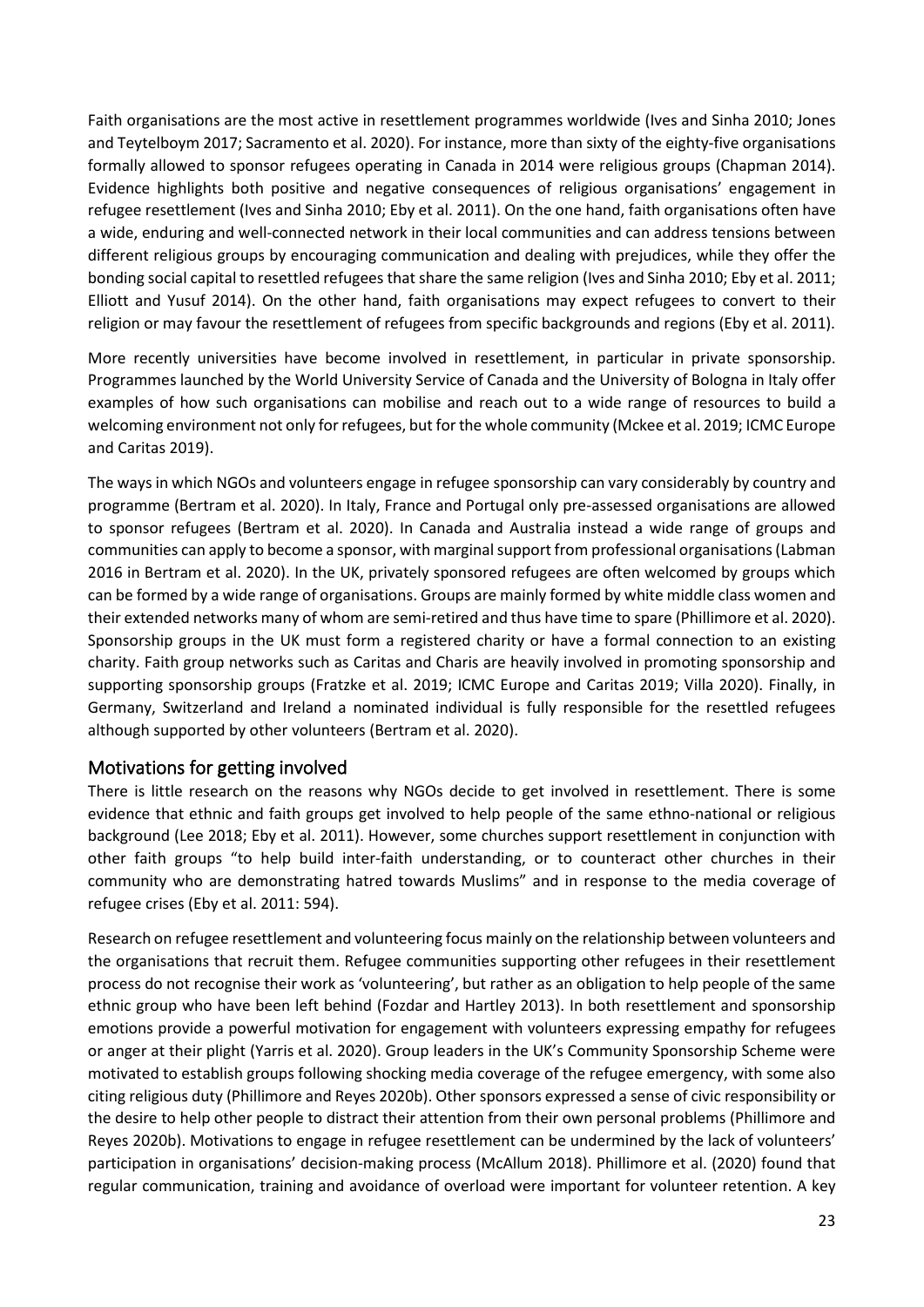Faith organisations are the most active in resettlement programmes worldwide (Ives and Sinha 2010; Jones and Teytelboym 2017; Sacramento et al. 2020). For instance, more than sixty of the eighty-five organisations formally allowed to sponsor refugees operating in Canada in 2014 were religious groups (Chapman 2014). Evidence highlights both positive and negative consequences of religious organisations' engagement in refugee resettlement (Ives and Sinha 2010; Eby et al. 2011). On the one hand, faith organisations often have a wide, enduring and well-connected network in their local communities and can address tensions between different religious groups by encouraging communication and dealing with prejudices, while they offer the bonding social capital to resettled refugees that share the same religion (Ives and Sinha 2010; Eby et al. 2011; Elliott and Yusuf 2014). On the other hand, faith organisations may expect refugees to convert to their religion or may favour the resettlement of refugees from specific backgrounds and regions (Eby et al. 2011).

More recently universities have become involved in resettlement, in particular in private sponsorship. Programmes launched by the World University Service of Canada and the University of Bologna in Italy offer examples of how such organisations can mobilise and reach out to a wide range of resources to build a welcoming environment not only for refugees, but for the whole community (Mckee et al. 2019; ICMC Europe and Caritas 2019).

The ways in which NGOs and volunteers engage in refugee sponsorship can vary considerably by country and programme (Bertram et al. 2020). In Italy, France and Portugal only pre-assessed organisations are allowed to sponsor refugees (Bertram et al. 2020). In Canada and Australia instead a wide range of groups and communities can apply to become a sponsor, with marginal support from professional organisations (Labman 2016 in Bertram et al. 2020). In the UK, privately sponsored refugees are often welcomed by groups which can be formed by a wide range of organisations. Groups are mainly formed by white middle class women and their extended networks many of whom are semi-retired and thus have time to spare (Phillimore et al. 2020). Sponsorship groups in the UK must form a registered charity or have a formal connection to an existing charity. Faith group networks such as Caritas and Charis are heavily involved in promoting sponsorship and supporting sponsorship groups (Fratzke et al. 2019; ICMC Europe and Caritas 2019; Villa 2020). Finally, in Germany, Switzerland and Ireland a nominated individual is fully responsible for the resettled refugees although supported by other volunteers (Bertram et al. 2020).

## Motivations for getting involved

There is little research on the reasons why NGOs decide to get involved in resettlement. There is some evidence that ethnic and faith groups get involved to help people of the same ethno-national or religious background (Lee 2018; Eby et al. 2011). However, some churches support resettlement in conjunction with other faith groups "to help build inter-faith understanding, or to counteract other churches in their community who are demonstrating hatred towards Muslims" and in response to the media coverage of refugee crises (Eby et al. 2011: 594).

Research on refugee resettlement and volunteering focus mainly on the relationship between volunteers and the organisations that recruit them. Refugee communities supporting other refugees in their resettlement process do not recognise their work as 'volunteering', but rather as an obligation to help people of the same ethnic group who have been left behind (Fozdar and Hartley 2013). In both resettlement and sponsorship emotions provide a powerful motivation for engagement with volunteers expressing empathy for refugees or anger at their plight (Yarris et al. 2020). Group leaders in the UK's Community Sponsorship Scheme were motivated to establish groups following shocking media coverage of the refugee emergency, with some also citing religious duty (Phillimore and Reyes 2020b). Other sponsors expressed a sense of civic responsibility or the desire to help other people to distract their attention from their own personal problems (Phillimore and Reyes 2020b). Motivations to engage in refugee resettlement can be undermined by the lack of volunteers' participation in organisations' decision-making process (McAllum 2018). Phillimore et al. (2020) found that regular communication, training and avoidance of overload were important for volunteer retention. A key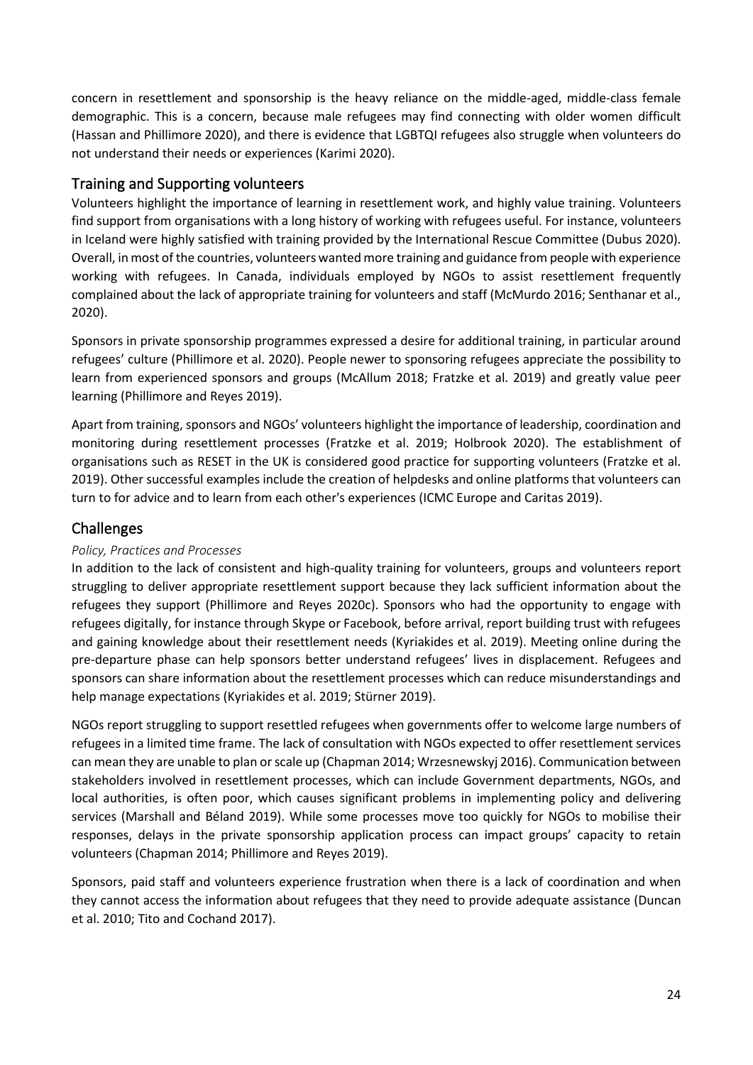concern in resettlement and sponsorship is the heavy reliance on the middle-aged, middle-class female demographic. This is a concern, because male refugees may find connecting with older women difficult (Hassan and Phillimore 2020), and there is evidence that LGBTQI refugees also struggle when volunteers do not understand their needs or experiences (Karimi 2020).

## Training and Supporting volunteers

Volunteers highlight the importance of learning in resettlement work, and highly value training. Volunteers find support from organisations with a long history of working with refugees useful. For instance, volunteers in Iceland were highly satisfied with training provided by the International Rescue Committee (Dubus 2020). Overall, in most of the countries, volunteers wanted more training and guidance from people with experience working with refugees. In Canada, individuals employed by NGOs to assist resettlement frequently complained about the lack of appropriate training for volunteers and staff (McMurdo 2016; Senthanar et al., 2020).

Sponsors in private sponsorship programmes expressed a desire for additional training, in particular around refugees' culture (Phillimore et al. 2020). People newer to sponsoring refugees appreciate the possibility to learn from experienced sponsors and groups (McAllum 2018; Fratzke et al. 2019) and greatly value peer learning (Phillimore and Reyes 2019).

Apart from training, sponsors and NGOs' volunteers highlight the importance of leadership, coordination and monitoring during resettlement processes (Fratzke et al. 2019; Holbrook 2020). The establishment of organisations such as RESET in the UK is considered good practice for supporting volunteers (Fratzke et al. 2019). Other successful examples include the creation of helpdesks and online platforms that volunteers can turn to for advice and to learn from each other's experiences (ICMC Europe and Caritas 2019).

## Challenges

*Policy, Practices and Processes*

In addition to the lack of consistent and high-quality training for volunteers, groups and volunteers report struggling to deliver appropriate resettlement support because they lack sufficient information about the refugees they support (Phillimore and Reyes 2020c). Sponsors who had the opportunity to engage with refugees digitally, for instance through Skype or Facebook, before arrival, report building trust with refugees and gaining knowledge about their resettlement needs (Kyriakides et al. 2019). Meeting online during the pre-departure phase can help sponsors better understand refugees' lives in displacement. Refugees and sponsors can share information about the resettlement processes which can reduce misunderstandings and help manage expectations (Kyriakides et al. 2019; Stürner 2019).

NGOs report struggling to support resettled refugees when governments offer to welcome large numbers of refugees in a limited time frame. The lack of consultation with NGOs expected to offer resettlement services can mean they are unable to plan or scale up (Chapman 2014; Wrzesnewskyj 2016). Communication between stakeholders involved in resettlement processes, which can include Government departments, NGOs, and local authorities, is often poor, which causes significant problems in implementing policy and delivering services (Marshall and Béland 2019). While some processes move too quickly for NGOs to mobilise their responses, delays in the private sponsorship application process can impact groups' capacity to retain volunteers (Chapman 2014; Phillimore and Reyes 2019).

Sponsors, paid staff and volunteers experience frustration when there is a lack of coordination and when they cannot access the information about refugees that they need to provide adequate assistance (Duncan et al. 2010; Tito and Cochand 2017).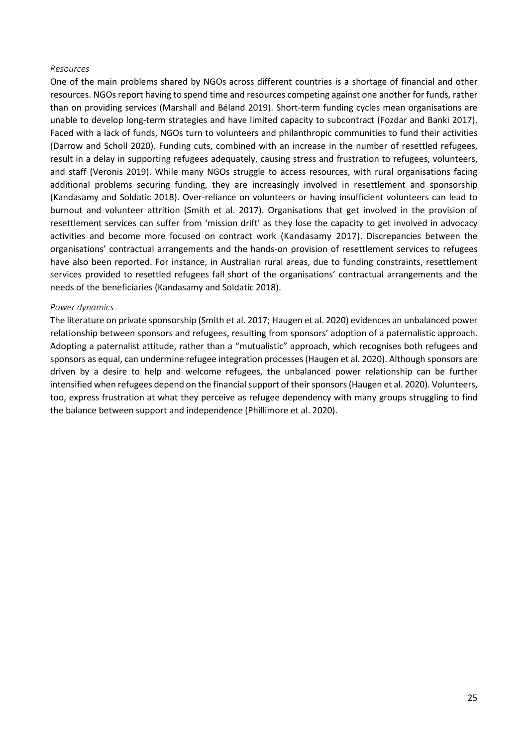*Resources*

One of the main problems shared by NGOs across different countries is a shortage of financial and other resources. NGOs report having to spend time and resources competing against one another for funds, rather than on providing services (Marshall and Béland 2019). Short-term funding cycles mean organisations are unable to develop long-term strategies and have limited capacity to subcontract (Fozdar and Banki 2017). Faced with a lack of funds, NGOs turn to volunteers and philanthropic communities to fund their activities (Darrow and Scholl 2020). Funding cuts, combined with an increase in the number of resettled refugees, result in a delay in supporting refugees adequately, causing stress and frustration to refugees, volunteers, and staff (Veronis 2019). While many NGOs struggle to access resources, with rural organisations facing additional problems securing funding, they are increasingly involved in resettlement and sponsorship (Kandasamy and Soldatic 2018). Over-reliance on volunteers or having insufficient volunteers can lead to burnout and volunteer attrition (Smith et al. 2017). Organisations that get involved in the provision of resettlement services can suffer from 'mission drift' as they lose the capacity to get involved in advocacy activities and become more focused on contract work (Kandasamy 2017). Discrepancies between the organisations' contractual arrangements and the hands-on provision of resettlement services to refugees have also been reported. For instance, in Australian rural areas, due to funding constraints, resettlement services provided to resettled refugees fall short of the organisations' contractual arrangements and the needs of the beneficiaries (Kandasamy and Soldatic 2018).

*Power dynamics*

The literature on private sponsorship (Smith et al. 2017; Haugen et al. 2020) evidences an unbalanced power relationship between sponsors and refugees, resulting from sponsors' adoption of a paternalistic approach. Adopting a paternalist attitude, rather than a "mutualistic" approach, which recognises both refugees and sponsors as equal, can undermine refugee integration processes (Haugen et al. 2020). Although sponsors are driven by a desire to help and welcome refugees, the unbalanced power relationship can be further intensified when refugees depend on the financial support of their sponsors (Haugen et al. 2020). Volunteers, too, express frustration at what they perceive as refugee dependency with many groups struggling to find the balance between support and independence (Phillimore et al. 2020).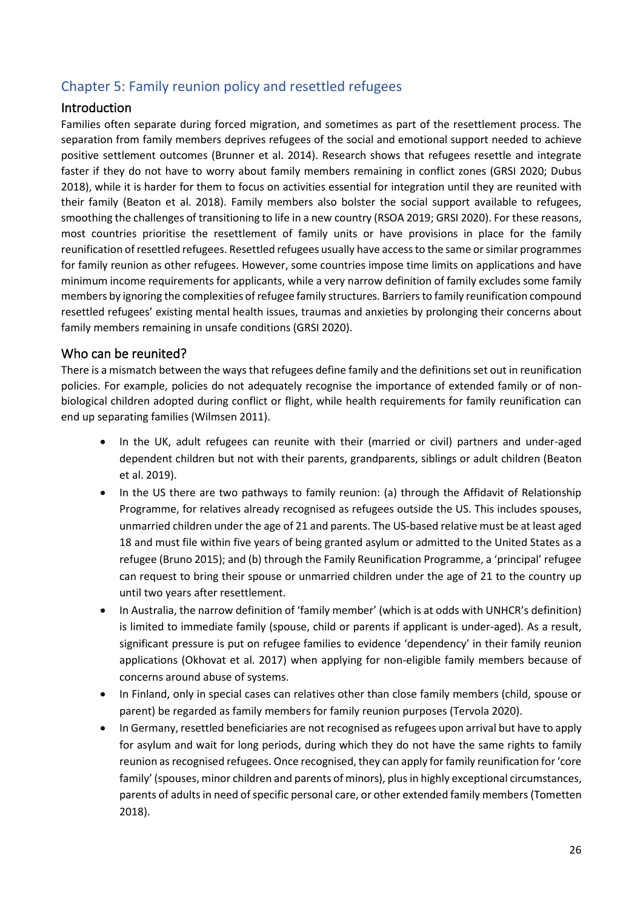## Chapter 5: Family reunion policy and resettled refugees

### Introduction

Families often separate during forced migration, and sometimes as part of the resettlement process. The separation from family members deprives refugees of the social and emotional support needed to achieve positive settlement outcomes (Brunner et al. 2014). Research shows that refugees resettle and integrate faster if they do not have to worry about family members remaining in conflict zones (GRSI 2020; Dubus 2018), while it is harder for them to focus on activities essential for integration until they are reunited with their family (Beaton et al. 2018). Family members also bolster the social support available to refugees, smoothing the challenges of transitioning to life in a new country (RSOA 2019; GRSI 2020). For these reasons, most countries prioritise the resettlement of family units or have provisions in place for the family reunification of resettled refugees. Resettled refugees usually have access to the same or similar programmes for family reunion as other refugees. However, some countries impose time limits on applications and have minimum income requirements for applicants, while a very narrow definition of family excludes some family members by ignoring the complexities of refugee family structures. Barriers to family reunification compound resettled refugees' existing mental health issues, traumas and anxieties by prolonging their concerns about family members remaining in unsafe conditions (GRSI 2020).

### Who can be reunited?

There is a mismatch between the ways that refugees define family and the definitions set out in reunification policies. For example, policies do not adequately recognise the importance of extended family or of non-biological children adopted during conflict or flight, while health requirements for family reunification can end up separating families (Wilmsen 2011).

- In the UK, adult refugees can reunite with their (married or civil) partners and under-aged dependent children but not with their parents, grandparents, siblings or adult children (Beaton et al. 2019).
- In the US there are two pathways to family reunion: (a) through the Affidavit of Relationship Programme, for relatives already recognised as refugees outside the US. This includes spouses, unmarried children under the age of 21 and parents. The US-based relative must be at least aged 18 and must file within five years of being granted asylum or admitted to the United States as a refugee (Bruno 2015); and (b) through the Family Reunification Programme, a 'principal' refugee can request to bring their spouse or unmarried children under the age of 21 to the country up until two years after resettlement.
- In Australia, the narrow definition of 'family member' (which is at odds with UNHCR's definition) is limited to immediate family (spouse, child or parents if applicant is under-aged). As a result, significant pressure is put on refugee families to evidence 'dependency' in their family reunion applications (Okhovat et al. 2017) when applying for non-eligible family members because of concerns around abuse of systems.
- In Finland, only in special cases can relatives other than close family members (child, spouse or parent) be regarded as family members for family reunion purposes (Tervola 2020).
- In Germany, resettled beneficiaries are not recognised as refugees upon arrival but have to apply for asylum and wait for long periods, during which they do not have the same rights to family reunion as recognised refugees. Once recognised, they can apply for family reunification for 'core family' (spouses, minor children and parents of minors), plus in highly exceptional circumstances, parents of adults in need of specific personal care, or other extended family members (Tometten 2018).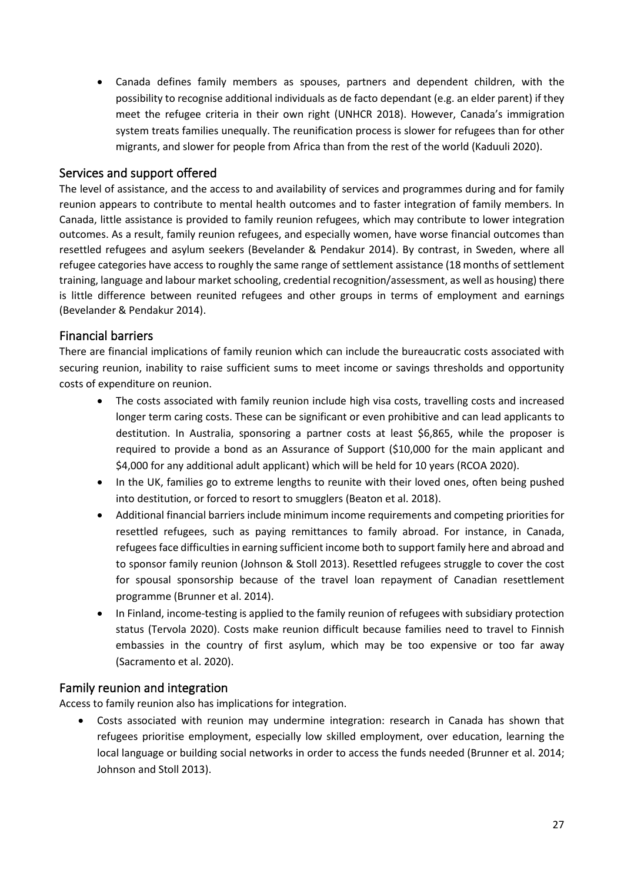- Canada defines family members as spouses, partners and dependent children, with the possibility to recognise additional individuals as de facto dependant (e.g. an elder parent) if they meet the refugee criteria in their own right (UNHCR 2018). However, Canada's immigration system treats families unequally. The reunification process is slower for refugees than for other migrants, and slower for people from Africa than from the rest of the world (Kaduuli 2020).

## Services and support offered

The level of assistance, and the access to and availability of services and programmes during and for family reunion appears to contribute to mental health outcomes and to faster integration of family members. In Canada, little assistance is provided to family reunion refugees, which may contribute to lower integration outcomes. As a result, family reunion refugees, and especially women, have worse financial outcomes than resettled refugees and asylum seekers (Bevelander & Pendakur 2014). By contrast, in Sweden, where all refugee categories have access to roughly the same range of settlement assistance (18 months of settlement training, language and labour market schooling, credential recognition/assessment, as well as housing) there is little difference between reunited refugees and other groups in terms of employment and earnings (Bevelander & Pendakur 2014).

## Financial barriers

There are financial implications of family reunion which can include the bureaucratic costs associated with securing reunion, inability to raise sufficient sums to meet income or savings thresholds and opportunity costs of expenditure on reunion.

- The costs associated with family reunion include high visa costs, travelling costs and increased longer term caring costs. These can be significant or even prohibitive and can lead applicants to destitution. In Australia, sponsoring a partner costs at least $6,865, while the proposer is required to provide a bond as an Assurance of Support ($10,000 for the main applicant and $4,000 for any additional adult applicant) which will be held for 10 years (RCOA 2020).
- In the UK, families go to extreme lengths to reunite with their loved ones, often being pushed into destitution, or forced to resort to smugglers (Beaton et al. 2018).
- Additional financial barriers include minimum income requirements and competing priorities for resettled refugees, such as paying remittances to family abroad. For instance, in Canada, refugees face difficulties in earning sufficient income both to support family here and abroad and to sponsor family reunion (Johnson & Stoll 2013). Resettled refugees struggle to cover the cost for spousal sponsorship because of the travel loan repayment of Canadian resettlement programme (Brunner et al. 2014).
- In Finland, income-testing is applied to the family reunion of refugees with subsidiary protection status (Tervola 2020). Costs make reunion difficult because families need to travel to Finnish embassies in the country of first asylum, which may be too expensive or too far away (Sacramento et al. 2020).

## Family reunion and integration

Access to family reunion also has implications for integration.

- Costs associated with reunion may undermine integration: research in Canada has shown that refugees prioritise employment, especially low skilled employment, over education, learning the local language or building social networks in order to access the funds needed (Brunner et al. 2014; Johnson and Stoll 2013).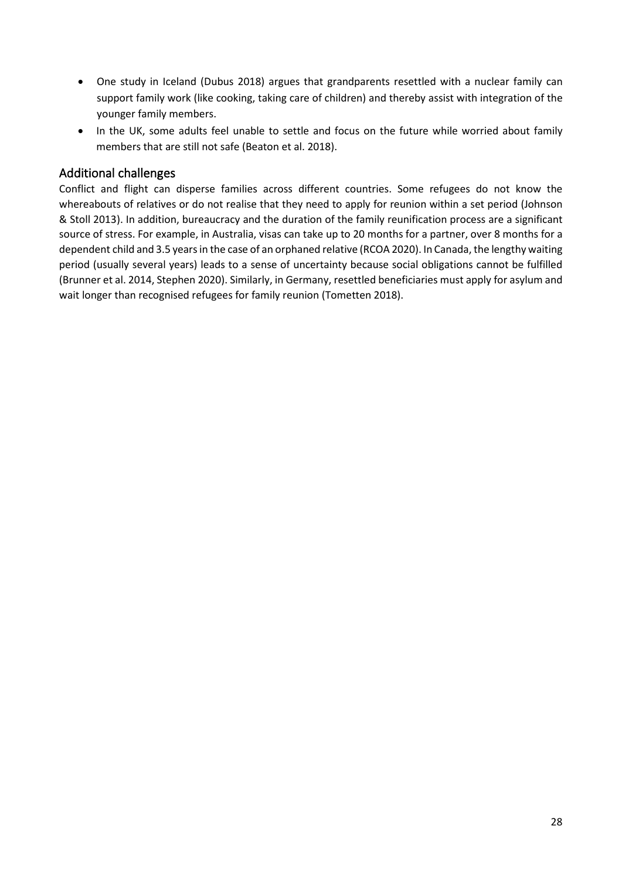- One study in Iceland (Dubus 2018) argues that grandparents resettled with a nuclear family can support family work (like cooking, taking care of children) and thereby assist with integration of the younger family members.
- In the UK, some adults feel unable to settle and focus on the future while worried about family members that are still not safe (Beaton et al. 2018).

## Additional challenges

Conflict and flight can disperse families across different countries. Some refugees do not know the whereabouts of relatives or do not realise that they need to apply for reunion within a set period (Johnson & Stoll 2013). In addition, bureaucracy and the duration of the family reunification process are a significant source of stress. For example, in Australia, visas can take up to 20 months for a partner, over 8 months for a dependent child and 3.5 years in the case of an orphaned relative (RCOA 2020). In Canada, the lengthy waiting period (usually several years) leads to a sense of uncertainty because social obligations cannot be fulfilled (Brunner et al. 2014, Stephen 2020). Similarly, in Germany, resettled beneficiaries must apply for asylum and wait longer than recognised refugees for family reunion (Tometten 2018).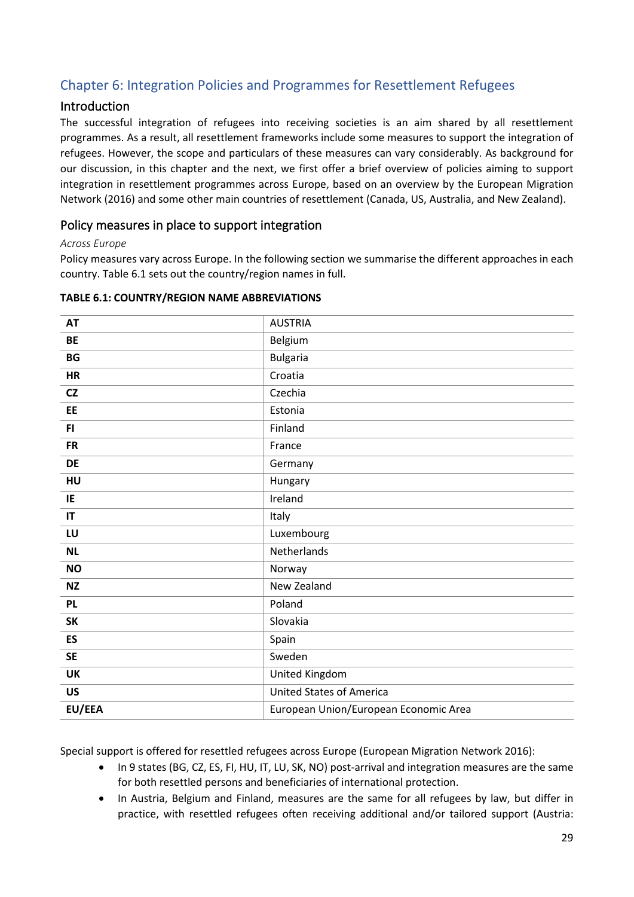## Chapter 6: Integration Policies and Programmes for Resettlement Refugees

### Introduction

The successful integration of refugees into receiving societies is an aim shared by all resettlement programmes. As a result, all resettlement frameworks include some measures to support the integration of refugees. However, the scope and particulars of these measures can vary considerably. As background for our discussion, in this chapter and the next, we first offer a brief overview of policies aiming to support integration in resettlement programmes across Europe, based on an overview by the European Migration Network (2016) and some other main countries of resettlement (Canada, US, Australia, and New Zealand).

### Policy measures in place to support integration

*Across Europe*

Policy measures vary across Europe. In the following section we summarise the different approaches in each country. Table 6.1 sets out the country/region names in full.

**TABLE 6.1: COUNTRY/REGION NAME ABBREVIATIONS**

| | |
|---|---|
| **AT** | AUSTRIA |
| **BE** | Belgium |
| **BG** | Bulgaria |
| **HR** | Croatia |
| **CZ** | Czechia |
| **EE** | Estonia |
| **FI** | Finland |
| **FR** | France |
| **DE** | Germany |
| **HU** | Hungary |
| **IE** | Ireland |
| **IT** | Italy |
| **LU** | Luxembourg |
| **NL** | Netherlands |
| **NO** | Norway |
| **NZ** | New Zealand |
| **PL** | Poland |
| **SK** | Slovakia |
| **ES** | Spain |
| **SE** | Sweden |
| **UK** | United Kingdom |
| **US** | United States of America |
| **EU/EEA** | European Union/European Economic Area |

Special support is offered for resettled refugees across Europe (European Migration Network 2016):

- In 9 states (BG, CZ, ES, FI, HU, IT, LU, SK, NO) post-arrival and integration measures are the same for both resettled persons and beneficiaries of international protection.
- In Austria, Belgium and Finland, measures are the same for all refugees by law, but differ in practice, with resettled refugees often receiving additional and/or tailored support (Austria: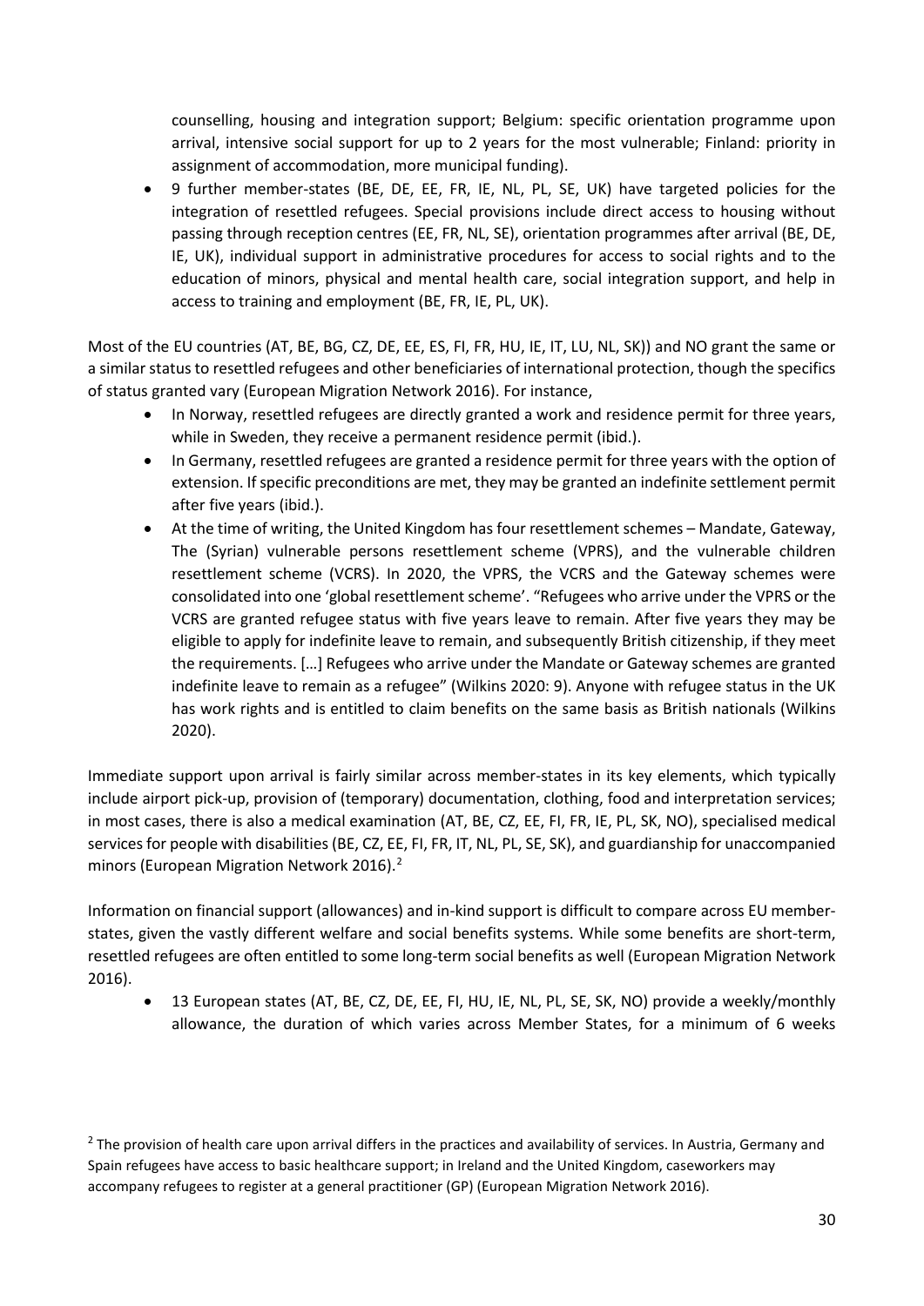counselling, housing and integration support; Belgium: specific orientation programme upon arrival, intensive social support for up to 2 years for the most vulnerable; Finland: priority in assignment of accommodation, more municipal funding).

- 9 further member-states (BE, DE, EE, FR, IE, NL, PL, SE, UK) have targeted policies for the integration of resettled refugees. Special provisions include direct access to housing without passing through reception centres (EE, FR, NL, SE), orientation programmes after arrival (BE, DE, IE, UK), individual support in administrative procedures for access to social rights and to the education of minors, physical and mental health care, social integration support, and help in access to training and employment (BE, FR, IE, PL, UK).

Most of the EU countries (AT, BE, BG, CZ, DE, EE, ES, FI, FR, HU, IE, IT, LU, NL, SK)) and NO grant the same or a similar status to resettled refugees and other beneficiaries of international protection, though the specifics of status granted vary (European Migration Network 2016). For instance,

- In Norway, resettled refugees are directly granted a work and residence permit for three years, while in Sweden, they receive a permanent residence permit (ibid.).
- In Germany, resettled refugees are granted a residence permit for three years with the option of extension. If specific preconditions are met, they may be granted an indefinite settlement permit after five years (ibid.).
- At the time of writing, the United Kingdom has four resettlement schemes – Mandate, Gateway, The (Syrian) vulnerable persons resettlement scheme (VPRS), and the vulnerable children resettlement scheme (VCRS). In 2020, the VPRS, the VCRS and the Gateway schemes were consolidated into one 'global resettlement scheme'. "Refugees who arrive under the VPRS or the VCRS are granted refugee status with five years leave to remain. After five years they may be eligible to apply for indefinite leave to remain, and subsequently British citizenship, if they meet the requirements. […] Refugees who arrive under the Mandate or Gateway schemes are granted indefinite leave to remain as a refugee" (Wilkins 2020: 9). Anyone with refugee status in the UK has work rights and is entitled to claim benefits on the same basis as British nationals (Wilkins 2020).

Immediate support upon arrival is fairly similar across member-states in its key elements, which typically include airport pick-up, provision of (temporary) documentation, clothing, food and interpretation services; in most cases, there is also a medical examination (AT, BE, CZ, EE, FI, FR, IE, PL, SK, NO), specialised medical services for people with disabilities (BE, CZ, EE, FI, FR, IT, NL, PL, SE, SK), and guardianship for unaccompanied minors (European Migration Network 2016).[2]

Information on financial support (allowances) and in-kind support is difficult to compare across EU member-states, given the vastly different welfare and social benefits systems. While some benefits are short-term, resettled refugees are often entitled to some long-term social benefits as well (European Migration Network 2016).

- 13 European states (AT, BE, CZ, DE, EE, FI, HU, IE, NL, PL, SE, SK, NO) provide a weekly/monthly allowance, the duration of which varies across Member States, for a minimum of 6 weeks

[2] The provision of health care upon arrival differs in the practices and availability of services. In Austria, Germany and Spain refugees have access to basic healthcare support; in Ireland and the United Kingdom, caseworkers may accompany refugees to register at a general practitioner (GP) (European Migration Network 2016).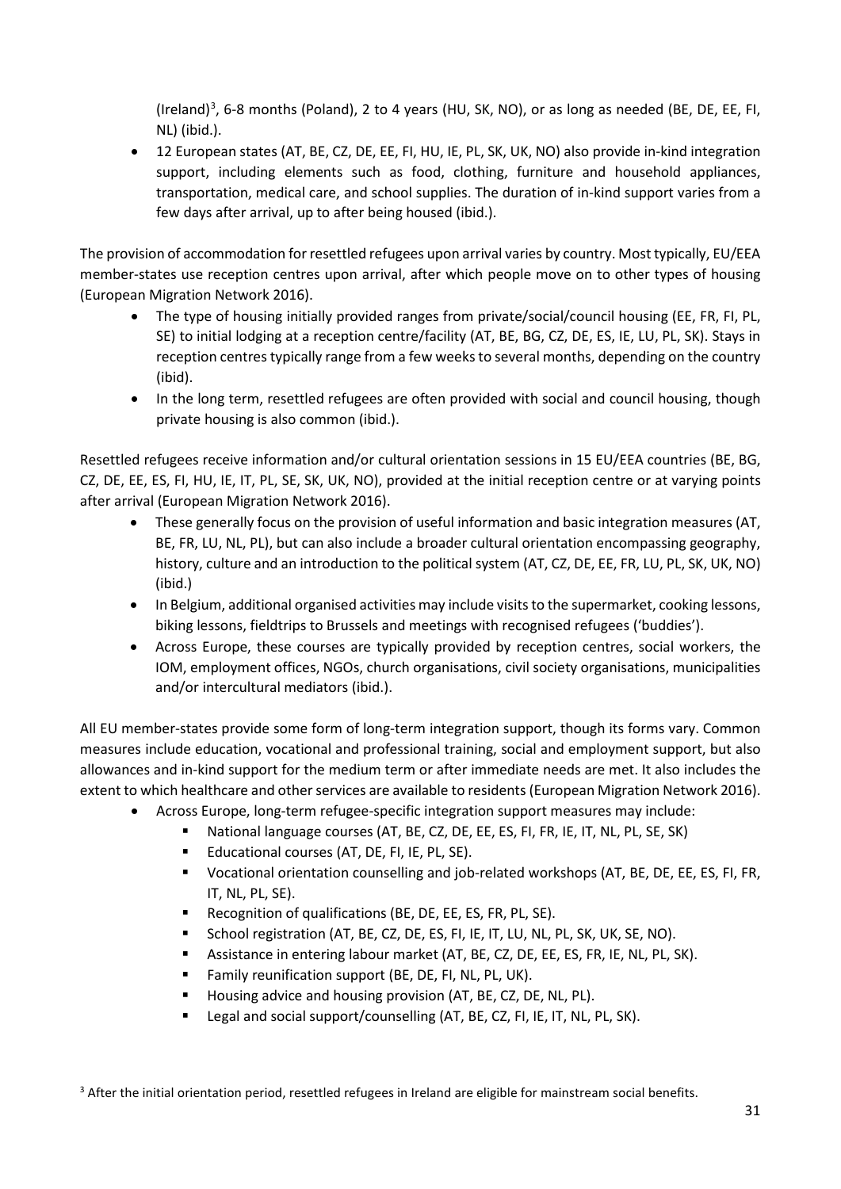(Ireland)[3], 6-8 months (Poland), 2 to 4 years (HU, SK, NO), or as long as needed (BE, DE, EE, FI, NL) (ibid.).

- 12 European states (AT, BE, CZ, DE, EE, FI, HU, IE, PL, SK, UK, NO) also provide in-kind integration support, including elements such as food, clothing, furniture and household appliances, transportation, medical care, and school supplies. The duration of in-kind support varies from a few days after arrival, up to after being housed (ibid.).

The provision of accommodation for resettled refugees upon arrival varies by country. Most typically, EU/EEA member-states use reception centres upon arrival, after which people move on to other types of housing (European Migration Network 2016).

- The type of housing initially provided ranges from private/social/council housing (EE, FR, FI, PL, SE) to initial lodging at a reception centre/facility (AT, BE, BG, CZ, DE, ES, IE, LU, PL, SK). Stays in reception centres typically range from a few weeks to several months, depending on the country (ibid).
- In the long term, resettled refugees are often provided with social and council housing, though private housing is also common (ibid.).

Resettled refugees receive information and/or cultural orientation sessions in 15 EU/EEA countries (BE, BG, CZ, DE, EE, ES, FI, HU, IE, IT, PL, SE, SK, UK, NO), provided at the initial reception centre or at varying points after arrival (European Migration Network 2016).

- These generally focus on the provision of useful information and basic integration measures (AT, BE, FR, LU, NL, PL), but can also include a broader cultural orientation encompassing geography, history, culture and an introduction to the political system (AT, CZ, DE, EE, FR, LU, PL, SK, UK, NO) (ibid.)
- In Belgium, additional organised activities may include visits to the supermarket, cooking lessons, biking lessons, fieldtrips to Brussels and meetings with recognised refugees ('buddies').
- Across Europe, these courses are typically provided by reception centres, social workers, the IOM, employment offices, NGOs, church organisations, civil society organisations, municipalities and/or intercultural mediators (ibid.).

All EU member-states provide some form of long-term integration support, though its forms vary. Common measures include education, vocational and professional training, social and employment support, but also allowances and in-kind support for the medium term or after immediate needs are met. It also includes the extent to which healthcare and other services are available to residents (European Migration Network 2016).

- Across Europe, long-term refugee-specific integration support measures may include:
  - National language courses (AT, BE, CZ, DE, EE, ES, FI, FR, IE, IT, NL, PL, SE, SK)
  - Educational courses (AT, DE, FI, IE, PL, SE).
  - Vocational orientation counselling and job-related workshops (AT, BE, DE, EE, ES, FI, FR, IT, NL, PL, SE).
  - Recognition of qualifications (BE, DE, EE, ES, FR, PL, SE).
  - School registration (AT, BE, CZ, DE, ES, FI, IE, IT, LU, NL, PL, SK, UK, SE, NO).
  - Assistance in entering labour market (AT, BE, CZ, DE, EE, ES, FR, IE, NL, PL, SK).
  - Family reunification support (BE, DE, FI, NL, PL, UK).
  - Housing advice and housing provision (AT, BE, CZ, DE, NL, PL).
  - Legal and social support/counselling (AT, BE, CZ, FI, IE, IT, NL, PL, SK).

[3] After the initial orientation period, resettled refugees in Ireland are eligible for mainstream social benefits.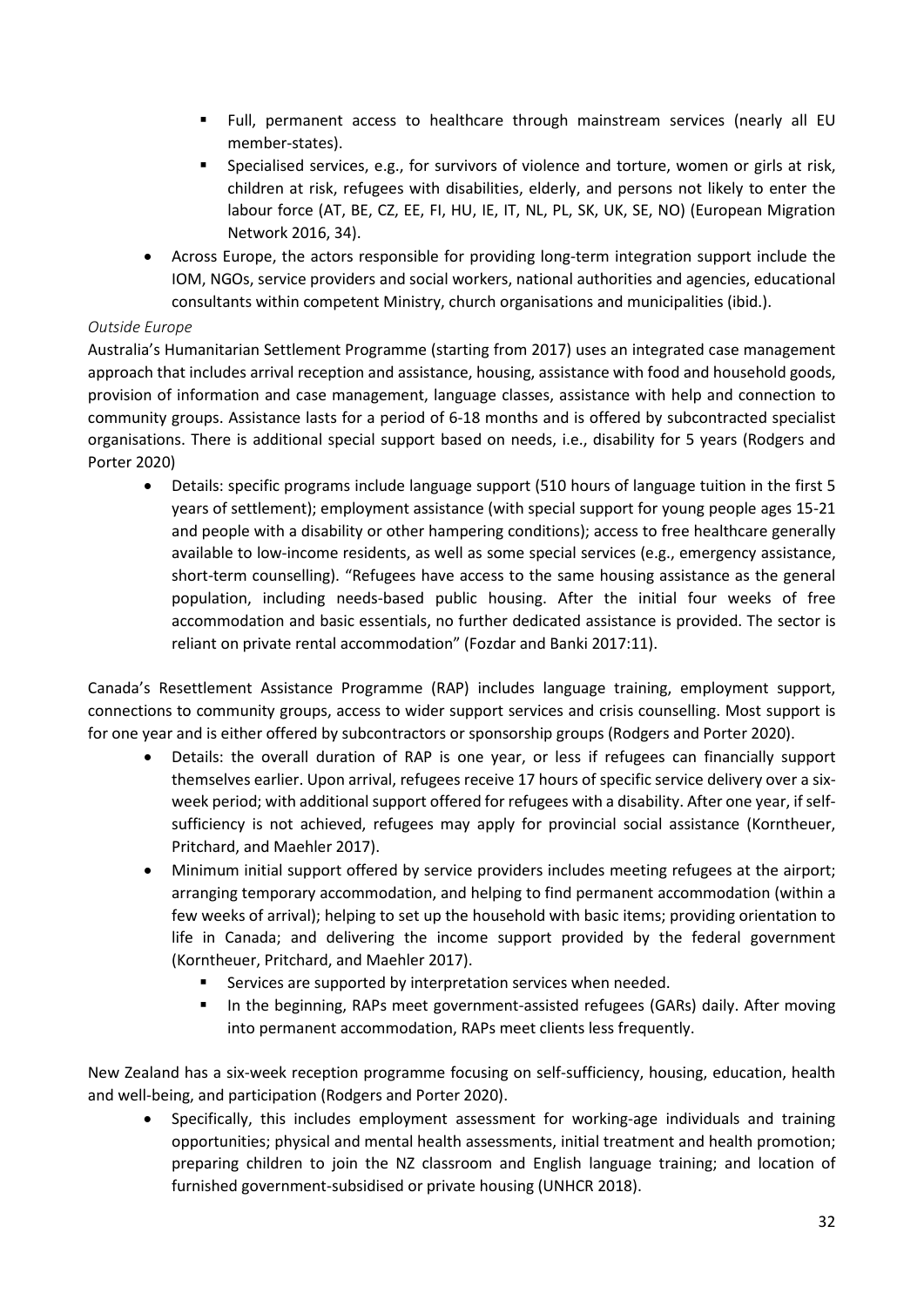- Full, permanent access to healthcare through mainstream services (nearly all EU member-states).
    - Specialised services, e.g., for survivors of violence and torture, women or girls at risk, children at risk, refugees with disabilities, elderly, and persons not likely to enter the labour force (AT, BE, CZ, EE, FI, HU, IE, IT, NL, PL, SK, UK, SE, NO) (European Migration Network 2016, 34).
- Across Europe, the actors responsible for providing long-term integration support include the IOM, NGOs, service providers and social workers, national authorities and agencies, educational consultants within competent Ministry, church organisations and municipalities (ibid.).

*Outside Europe*

Australia's Humanitarian Settlement Programme (starting from 2017) uses an integrated case management approach that includes arrival reception and assistance, housing, assistance with food and household goods, provision of information and case management, language classes, assistance with help and connection to community groups. Assistance lasts for a period of 6-18 months and is offered by subcontracted specialist organisations. There is additional special support based on needs, i.e., disability for 5 years (Rodgers and Porter 2020)

- Details: specific programs include language support (510 hours of language tuition in the first 5 years of settlement); employment assistance (with special support for young people ages 15-21 and people with a disability or other hampering conditions); access to free healthcare generally available to low-income residents, as well as some special services (e.g., emergency assistance, short-term counselling). "Refugees have access to the same housing assistance as the general population, including needs-based public housing. After the initial four weeks of free accommodation and basic essentials, no further dedicated assistance is provided. The sector is reliant on private rental accommodation" (Fozdar and Banki 2017:11).

Canada's Resettlement Assistance Programme (RAP) includes language training, employment support, connections to community groups, access to wider support services and crisis counselling. Most support is for one year and is either offered by subcontractors or sponsorship groups (Rodgers and Porter 2020).

- Details: the overall duration of RAP is one year, or less if refugees can financially support themselves earlier. Upon arrival, refugees receive 17 hours of specific service delivery over a six-week period; with additional support offered for refugees with a disability. After one year, if self-sufficiency is not achieved, refugees may apply for provincial social assistance (Korntheuer, Pritchard, and Maehler 2017).
- Minimum initial support offered by service providers includes meeting refugees at the airport; arranging temporary accommodation, and helping to find permanent accommodation (within a few weeks of arrival); helping to set up the household with basic items; providing orientation to life in Canada; and delivering the income support provided by the federal government (Korntheuer, Pritchard, and Maehler 2017).
    - Services are supported by interpretation services when needed.
    - In the beginning, RAPs meet government-assisted refugees (GARs) daily. After moving into permanent accommodation, RAPs meet clients less frequently.

New Zealand has a six-week reception programme focusing on self-sufficiency, housing, education, health and well-being, and participation (Rodgers and Porter 2020).

- Specifically, this includes employment assessment for working-age individuals and training opportunities; physical and mental health assessments, initial treatment and health promotion; preparing children to join the NZ classroom and English language training; and location of furnished government-subsidised or private housing (UNHCR 2018).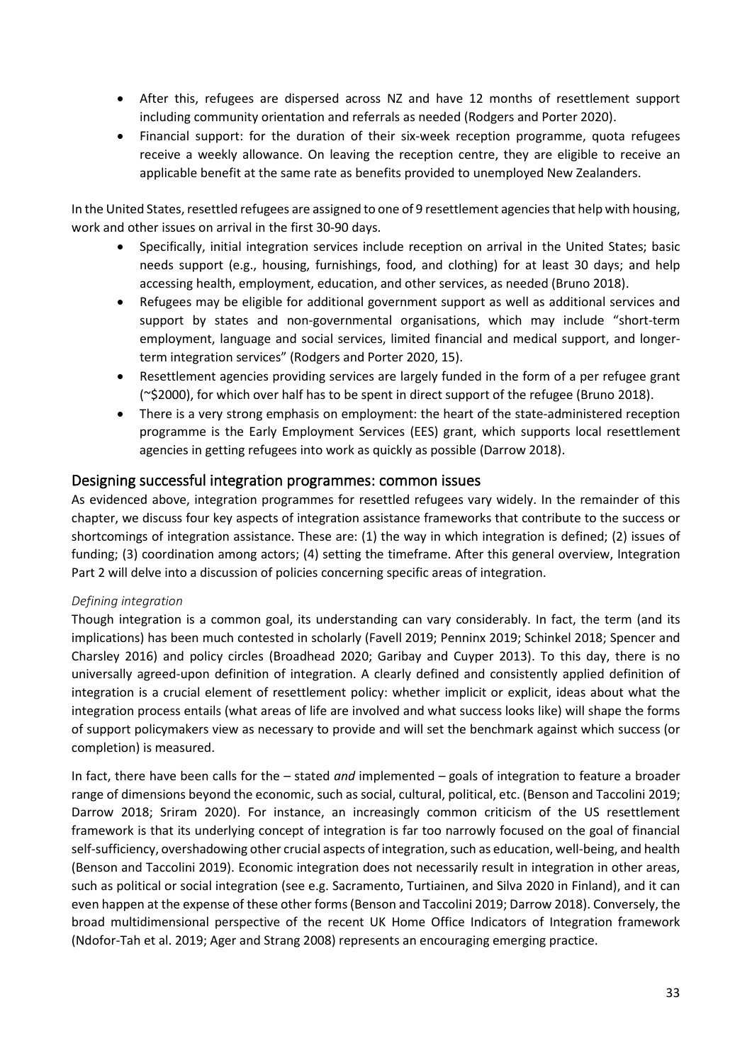- After this, refugees are dispersed across NZ and have 12 months of resettlement support including community orientation and referrals as needed (Rodgers and Porter 2020).
- Financial support: for the duration of their six-week reception programme, quota refugees receive a weekly allowance. On leaving the reception centre, they are eligible to receive an applicable benefit at the same rate as benefits provided to unemployed New Zealanders.

In the United States, resettled refugees are assigned to one of 9 resettlement agencies that help with housing, work and other issues on arrival in the first 30-90 days.

- Specifically, initial integration services include reception on arrival in the United States; basic needs support (e.g., housing, furnishings, food, and clothing) for at least 30 days; and help accessing health, employment, education, and other services, as needed (Bruno 2018).
- Refugees may be eligible for additional government support as well as additional services and support by states and non-governmental organisations, which may include "short-term employment, language and social services, limited financial and medical support, and longer-term integration services" (Rodgers and Porter 2020, 15).
- Resettlement agencies providing services are largely funded in the form of a per refugee grant (~$2000), for which over half has to be spent in direct support of the refugee (Bruno 2018).
- There is a very strong emphasis on employment: the heart of the state-administered reception programme is the Early Employment Services (EES) grant, which supports local resettlement agencies in getting refugees into work as quickly as possible (Darrow 2018).

## Designing successful integration programmes: common issues

As evidenced above, integration programmes for resettled refugees vary widely. In the remainder of this chapter, we discuss four key aspects of integration assistance frameworks that contribute to the success or shortcomings of integration assistance. These are: (1) the way in which integration is defined; (2) issues of funding; (3) coordination among actors; (4) setting the timeframe. After this general overview, Integration Part 2 will delve into a discussion of policies concerning specific areas of integration.

### *Defining integration*

Though integration is a common goal, its understanding can vary considerably. In fact, the term (and its implications) has been much contested in scholarly (Favell 2019; Penninx 2019; Schinkel 2018; Spencer and Charsley 2016) and policy circles (Broadhead 2020; Garibay and Cuyper 2013). To this day, there is no universally agreed-upon definition of integration. A clearly defined and consistently applied definition of integration is a crucial element of resettlement policy: whether implicit or explicit, ideas about what the integration process entails (what areas of life are involved and what success looks like) will shape the forms of support policymakers view as necessary to provide and will set the benchmark against which success (or completion) is measured.

In fact, there have been calls for the – stated *and* implemented – goals of integration to feature a broader range of dimensions beyond the economic, such as social, cultural, political, etc. (Benson and Taccolini 2019; Darrow 2018; Sriram 2020). For instance, an increasingly common criticism of the US resettlement framework is that its underlying concept of integration is far too narrowly focused on the goal of financial self-sufficiency, overshadowing other crucial aspects of integration, such as education, well-being, and health (Benson and Taccolini 2019). Economic integration does not necessarily result in integration in other areas, such as political or social integration (see e.g. Sacramento, Turtiainen, and Silva 2020 in Finland), and it can even happen at the expense of these other forms (Benson and Taccolini 2019; Darrow 2018). Conversely, the broad multidimensional perspective of the recent UK Home Office Indicators of Integration framework (Ndofor-Tah et al. 2019; Ager and Strang 2008) represents an encouraging emerging practice.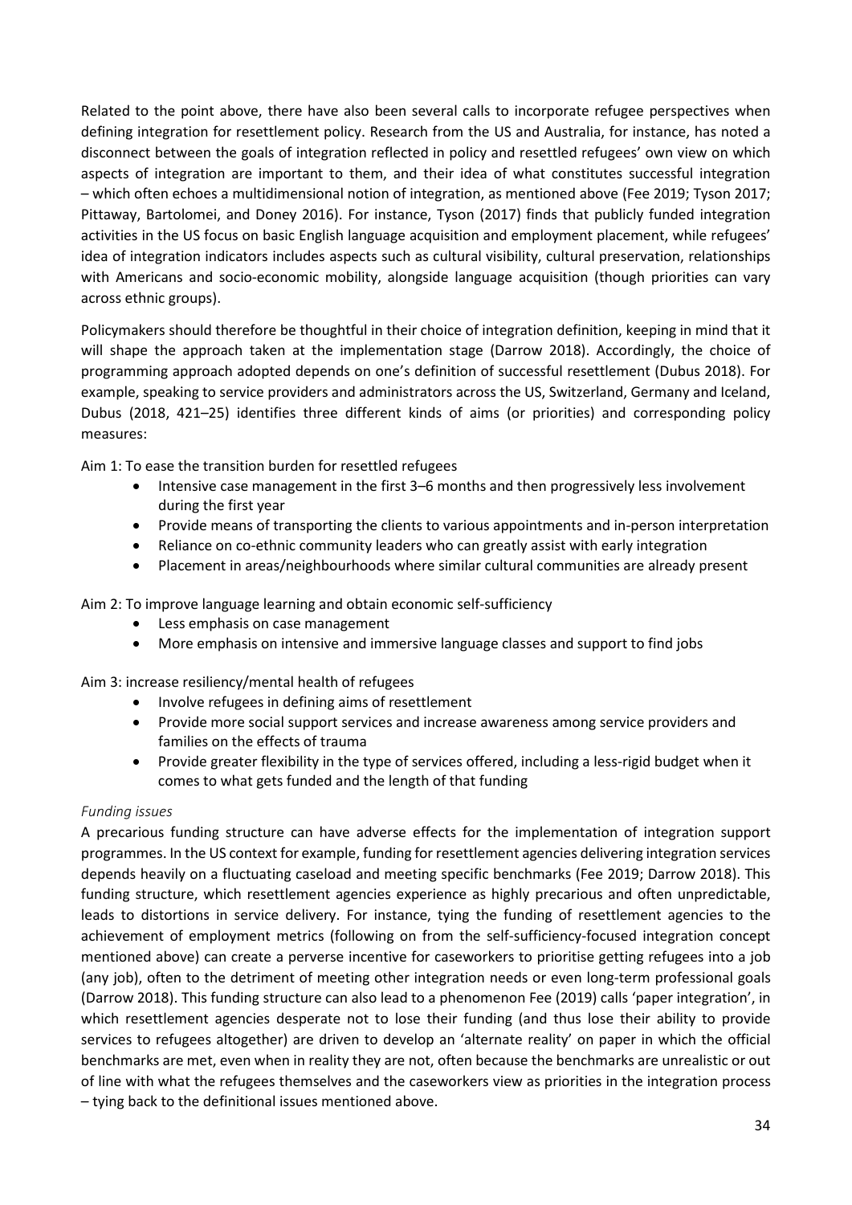Related to the point above, there have also been several calls to incorporate refugee perspectives when defining integration for resettlement policy. Research from the US and Australia, for instance, has noted a disconnect between the goals of integration reflected in policy and resettled refugees' own view on which aspects of integration are important to them, and their idea of what constitutes successful integration – which often echoes a multidimensional notion of integration, as mentioned above (Fee 2019; Tyson 2017; Pittaway, Bartolomei, and Doney 2016). For instance, Tyson (2017) finds that publicly funded integration activities in the US focus on basic English language acquisition and employment placement, while refugees' idea of integration indicators includes aspects such as cultural visibility, cultural preservation, relationships with Americans and socio-economic mobility, alongside language acquisition (though priorities can vary across ethnic groups).

Policymakers should therefore be thoughtful in their choice of integration definition, keeping in mind that it will shape the approach taken at the implementation stage (Darrow 2018). Accordingly, the choice of programming approach adopted depends on one's definition of successful resettlement (Dubus 2018). For example, speaking to service providers and administrators across the US, Switzerland, Germany and Iceland, Dubus (2018, 421–25) identifies three different kinds of aims (or priorities) and corresponding policy measures:

Aim 1: To ease the transition burden for resettled refugees

- Intensive case management in the first 3–6 months and then progressively less involvement during the first year
- Provide means of transporting the clients to various appointments and in-person interpretation
- Reliance on co-ethnic community leaders who can greatly assist with early integration
- Placement in areas/neighbourhoods where similar cultural communities are already present

Aim 2: To improve language learning and obtain economic self-sufficiency

- Less emphasis on case management
- More emphasis on intensive and immersive language classes and support to find jobs

Aim 3: increase resiliency/mental health of refugees

- Involve refugees in defining aims of resettlement
- Provide more social support services and increase awareness among service providers and families on the effects of trauma
- Provide greater flexibility in the type of services offered, including a less-rigid budget when it comes to what gets funded and the length of that funding

*Funding issues*

A precarious funding structure can have adverse effects for the implementation of integration support programmes. In the US context for example, funding for resettlement agencies delivering integration services depends heavily on a fluctuating caseload and meeting specific benchmarks (Fee 2019; Darrow 2018). This funding structure, which resettlement agencies experience as highly precarious and often unpredictable, leads to distortions in service delivery. For instance, tying the funding of resettlement agencies to the achievement of employment metrics (following on from the self-sufficiency-focused integration concept mentioned above) can create a perverse incentive for caseworkers to prioritise getting refugees into a job (any job), often to the detriment of meeting other integration needs or even long-term professional goals (Darrow 2018). This funding structure can also lead to a phenomenon Fee (2019) calls 'paper integration', in which resettlement agencies desperate not to lose their funding (and thus lose their ability to provide services to refugees altogether) are driven to develop an 'alternate reality' on paper in which the official benchmarks are met, even when in reality they are not, often because the benchmarks are unrealistic or out of line with what the refugees themselves and the caseworkers view as priorities in the integration process – tying back to the definitional issues mentioned above.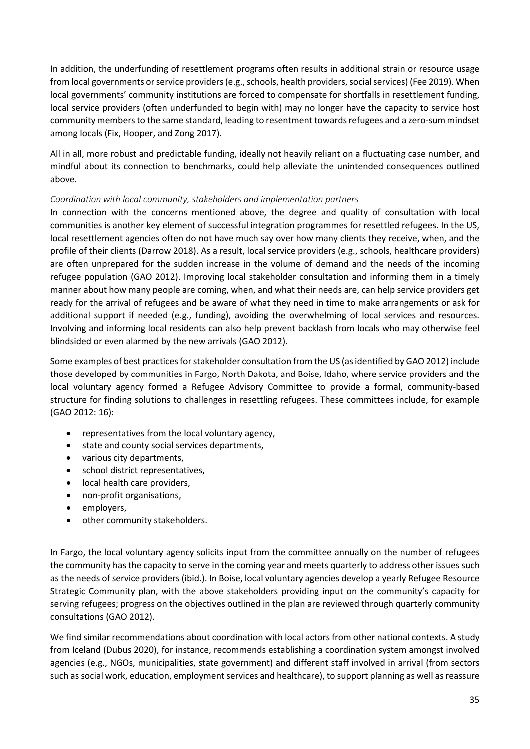In addition, the underfunding of resettlement programs often results in additional strain or resource usage from local governments or service providers (e.g., schools, health providers, social services) (Fee 2019). When local governments' community institutions are forced to compensate for shortfalls in resettlement funding, local service providers (often underfunded to begin with) may no longer have the capacity to service host community members to the same standard, leading to resentment towards refugees and a zero-sum mindset among locals (Fix, Hooper, and Zong 2017).

All in all, more robust and predictable funding, ideally not heavily reliant on a fluctuating case number, and mindful about its connection to benchmarks, could help alleviate the unintended consequences outlined above.

*Coordination with local community, stakeholders and implementation partners*

In connection with the concerns mentioned above, the degree and quality of consultation with local communities is another key element of successful integration programmes for resettled refugees. In the US, local resettlement agencies often do not have much say over how many clients they receive, when, and the profile of their clients (Darrow 2018). As a result, local service providers (e.g., schools, healthcare providers) are often unprepared for the sudden increase in the volume of demand and the needs of the incoming refugee population (GAO 2012). Improving local stakeholder consultation and informing them in a timely manner about how many people are coming, when, and what their needs are, can help service providers get ready for the arrival of refugees and be aware of what they need in time to make arrangements or ask for additional support if needed (e.g., funding), avoiding the overwhelming of local services and resources. Involving and informing local residents can also help prevent backlash from locals who may otherwise feel blindsided or even alarmed by the new arrivals (GAO 2012).

Some examples of best practices for stakeholder consultation from the US (as identified by GAO 2012) include those developed by communities in Fargo, North Dakota, and Boise, Idaho, where service providers and the local voluntary agency formed a Refugee Advisory Committee to provide a formal, community-based structure for finding solutions to challenges in resettling refugees. These committees include, for example (GAO 2012: 16):

- representatives from the local voluntary agency,
- state and county social services departments,
- various city departments,
- school district representatives,
- local health care providers,
- non-profit organisations,
- employers,
- other community stakeholders.

In Fargo, the local voluntary agency solicits input from the committee annually on the number of refugees the community has the capacity to serve in the coming year and meets quarterly to address other issues such as the needs of service providers (ibid.). In Boise, local voluntary agencies develop a yearly Refugee Resource Strategic Community plan, with the above stakeholders providing input on the community's capacity for serving refugees; progress on the objectives outlined in the plan are reviewed through quarterly community consultations (GAO 2012).

We find similar recommendations about coordination with local actors from other national contexts. A study from Iceland (Dubus 2020), for instance, recommends establishing a coordination system amongst involved agencies (e.g., NGOs, municipalities, state government) and different staff involved in arrival (from sectors such as social work, education, employment services and healthcare), to support planning as well as reassure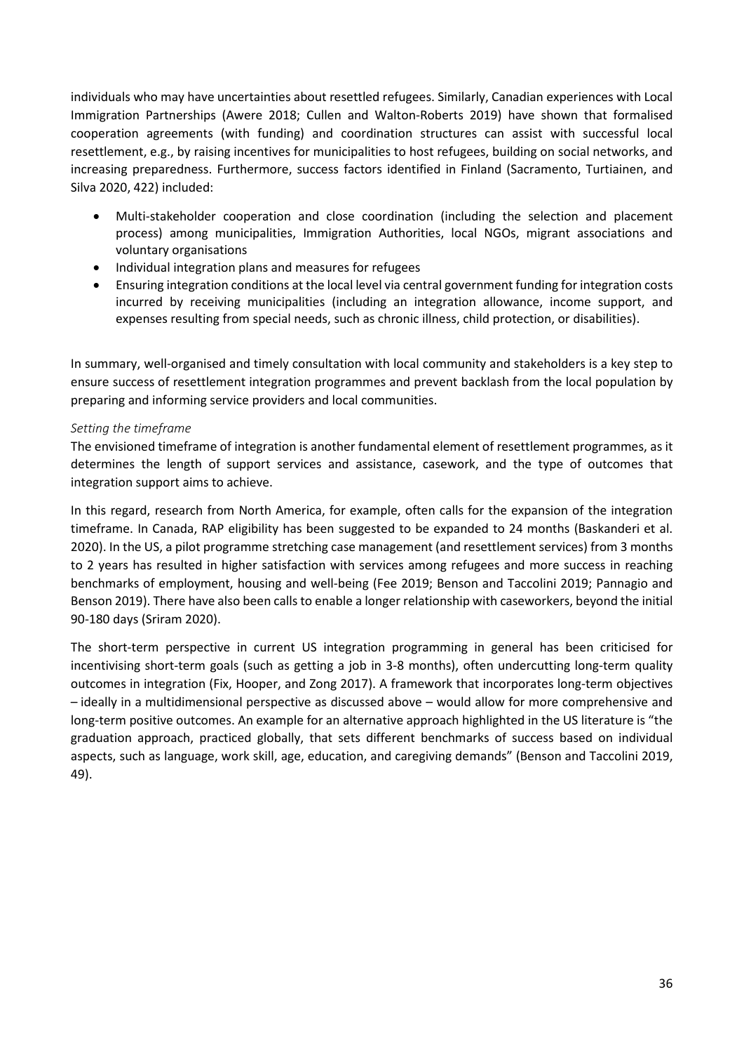individuals who may have uncertainties about resettled refugees. Similarly, Canadian experiences with Local Immigration Partnerships (Awere 2018; Cullen and Walton-Roberts 2019) have shown that formalised cooperation agreements (with funding) and coordination structures can assist with successful local resettlement, e.g., by raising incentives for municipalities to host refugees, building on social networks, and increasing preparedness. Furthermore, success factors identified in Finland (Sacramento, Turtiainen, and Silva 2020, 422) included:

- Multi-stakeholder cooperation and close coordination (including the selection and placement process) among municipalities, Immigration Authorities, local NGOs, migrant associations and voluntary organisations
- Individual integration plans and measures for refugees
- Ensuring integration conditions at the local level via central government funding for integration costs incurred by receiving municipalities (including an integration allowance, income support, and expenses resulting from special needs, such as chronic illness, child protection, or disabilities).

In summary, well-organised and timely consultation with local community and stakeholders is a key step to ensure success of resettlement integration programmes and prevent backlash from the local population by preparing and informing service providers and local communities.

*Setting the timeframe*

The envisioned timeframe of integration is another fundamental element of resettlement programmes, as it determines the length of support services and assistance, casework, and the type of outcomes that integration support aims to achieve.

In this regard, research from North America, for example, often calls for the expansion of the integration timeframe. In Canada, RAP eligibility has been suggested to be expanded to 24 months (Baskanderi et al. 2020). In the US, a pilot programme stretching case management (and resettlement services) from 3 months to 2 years has resulted in higher satisfaction with services among refugees and more success in reaching benchmarks of employment, housing and well-being (Fee 2019; Benson and Taccolini 2019; Pannagio and Benson 2019). There have also been calls to enable a longer relationship with caseworkers, beyond the initial 90-180 days (Sriram 2020).

The short-term perspective in current US integration programming in general has been criticised for incentivising short-term goals (such as getting a job in 3-8 months), often undercutting long-term quality outcomes in integration (Fix, Hooper, and Zong 2017). A framework that incorporates long-term objectives – ideally in a multidimensional perspective as discussed above – would allow for more comprehensive and long-term positive outcomes. An example for an alternative approach highlighted in the US literature is "the graduation approach, practiced globally, that sets different benchmarks of success based on individual aspects, such as language, work skill, age, education, and caregiving demands" (Benson and Taccolini 2019, 49).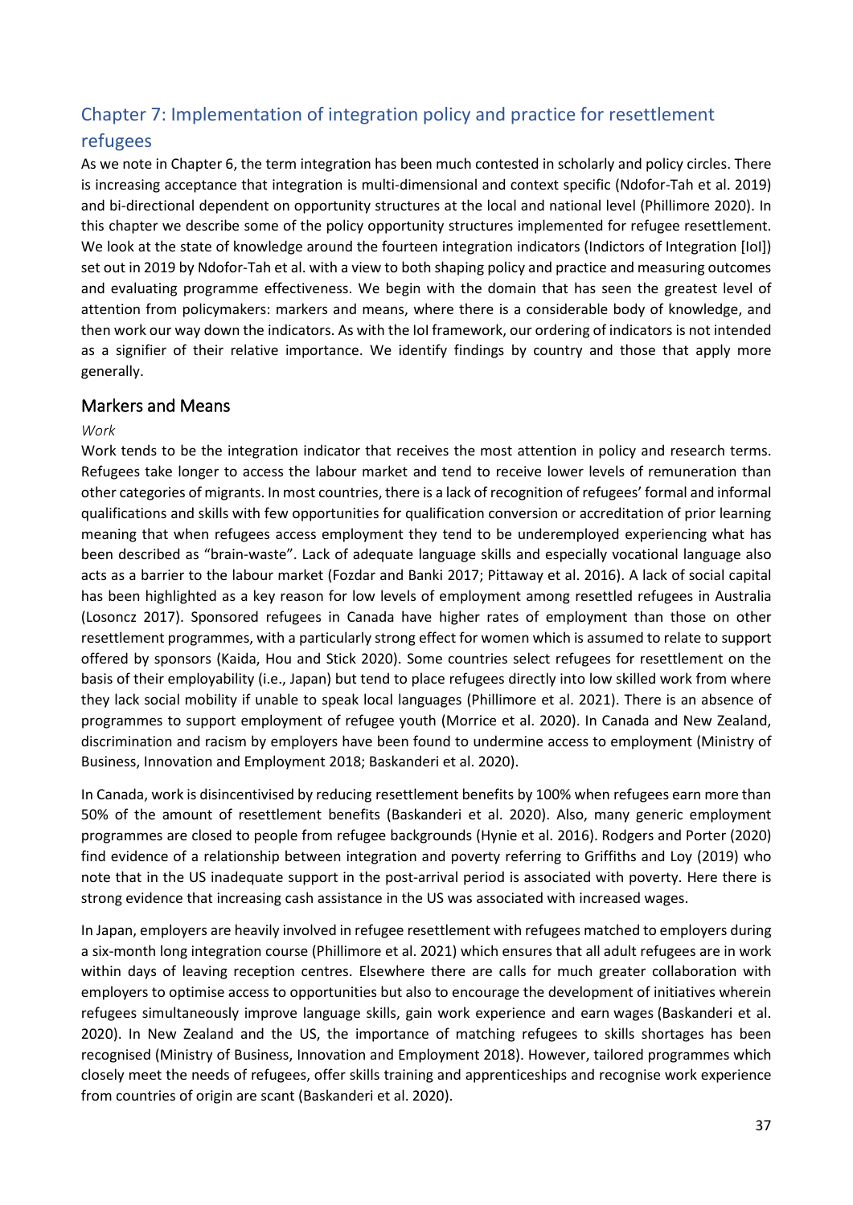## Chapter 7: Implementation of integration policy and practice for resettlement refugees

As we note in Chapter 6, the term integration has been much contested in scholarly and policy circles. There is increasing acceptance that integration is multi-dimensional and context specific (Ndofor-Tah et al. 2019) and bi-directional dependent on opportunity structures at the local and national level (Phillimore 2020). In this chapter we describe some of the policy opportunity structures implemented for refugee resettlement. We look at the state of knowledge around the fourteen integration indicators (Indictors of Integration [IoI]) set out in 2019 by Ndofor-Tah et al. with a view to both shaping policy and practice and measuring outcomes and evaluating programme effectiveness. We begin with the domain that has seen the greatest level of attention from policymakers: markers and means, where there is a considerable body of knowledge, and then work our way down the indicators. As with the IoI framework, our ordering of indicators is not intended as a signifier of their relative importance. We identify findings by country and those that apply more generally.

### Markers and Means

*Work*

Work tends to be the integration indicator that receives the most attention in policy and research terms. Refugees take longer to access the labour market and tend to receive lower levels of remuneration than other categories of migrants. In most countries, there is a lack of recognition of refugees' formal and informal qualifications and skills with few opportunities for qualification conversion or accreditation of prior learning meaning that when refugees access employment they tend to be underemployed experiencing what has been described as "brain-waste". Lack of adequate language skills and especially vocational language also acts as a barrier to the labour market (Fozdar and Banki 2017; Pittaway et al. 2016). A lack of social capital has been highlighted as a key reason for low levels of employment among resettled refugees in Australia (Losoncz 2017). Sponsored refugees in Canada have higher rates of employment than those on other resettlement programmes, with a particularly strong effect for women which is assumed to relate to support offered by sponsors (Kaida, Hou and Stick 2020). Some countries select refugees for resettlement on the basis of their employability (i.e., Japan) but tend to place refugees directly into low skilled work from where they lack social mobility if unable to speak local languages (Phillimore et al. 2021). There is an absence of programmes to support employment of refugee youth (Morrice et al. 2020). In Canada and New Zealand, discrimination and racism by employers have been found to undermine access to employment (Ministry of Business, Innovation and Employment 2018; Baskanderi et al. 2020).

In Canada, work is disincentivised by reducing resettlement benefits by 100% when refugees earn more than 50% of the amount of resettlement benefits (Baskanderi et al. 2020). Also, many generic employment programmes are closed to people from refugee backgrounds (Hynie et al. 2016). Rodgers and Porter (2020) find evidence of a relationship between integration and poverty referring to Griffiths and Loy (2019) who note that in the US inadequate support in the post-arrival period is associated with poverty. Here there is strong evidence that increasing cash assistance in the US was associated with increased wages.

In Japan, employers are heavily involved in refugee resettlement with refugees matched to employers during a six-month long integration course (Phillimore et al. 2021) which ensures that all adult refugees are in work within days of leaving reception centres. Elsewhere there are calls for much greater collaboration with employers to optimise access to opportunities but also to encourage the development of initiatives wherein refugees simultaneously improve language skills, gain work experience and earn wages (Baskanderi et al. 2020). In New Zealand and the US, the importance of matching refugees to skills shortages has been recognised (Ministry of Business, Innovation and Employment 2018). However, tailored programmes which closely meet the needs of refugees, offer skills training and apprenticeships and recognise work experience from countries of origin are scant (Baskanderi et al. 2020).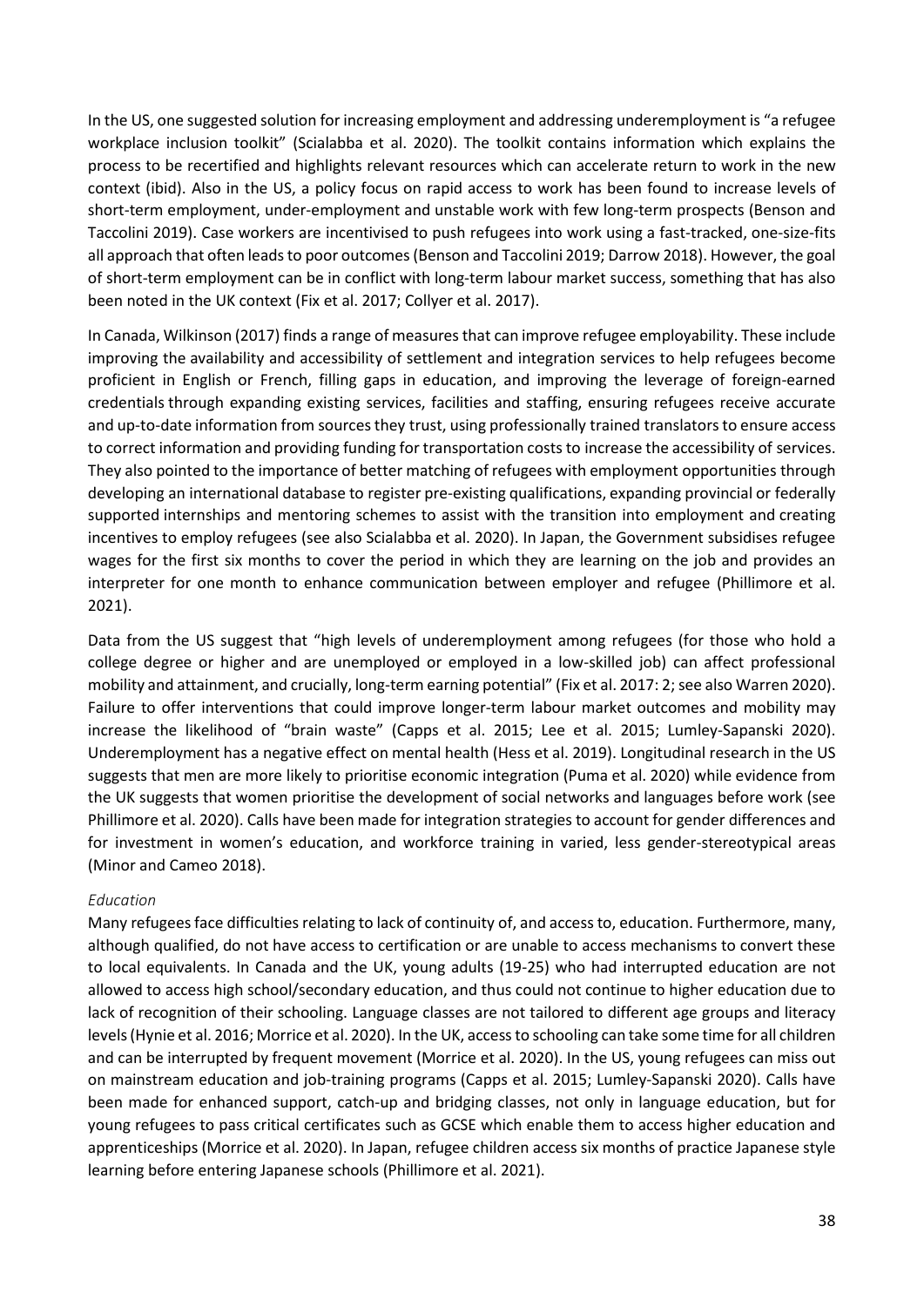In the US, one suggested solution for increasing employment and addressing underemployment is "a refugee workplace inclusion toolkit" (Scialabba et al. 2020). The toolkit contains information which explains the process to be recertified and highlights relevant resources which can accelerate return to work in the new context (ibid). Also in the US, a policy focus on rapid access to work has been found to increase levels of short-term employment, under-employment and unstable work with few long-term prospects (Benson and Taccolini 2019). Case workers are incentivised to push refugees into work using a fast-tracked, one-size-fits all approach that often leads to poor outcomes (Benson and Taccolini 2019; Darrow 2018). However, the goal of short-term employment can be in conflict with long-term labour market success, something that has also been noted in the UK context (Fix et al. 2017; Collyer et al. 2017).

In Canada, Wilkinson (2017) finds a range of measures that can improve refugee employability. These include improving the availability and accessibility of settlement and integration services to help refugees become proficient in English or French, filling gaps in education, and improving the leverage of foreign-earned credentials through expanding existing services, facilities and staffing, ensuring refugees receive accurate and up-to-date information from sources they trust, using professionally trained translators to ensure access to correct information and providing funding for transportation costs to increase the accessibility of services. They also pointed to the importance of better matching of refugees with employment opportunities through developing an international database to register pre-existing qualifications, expanding provincial or federally supported internships and mentoring schemes to assist with the transition into employment and creating incentives to employ refugees (see also Scialabba et al. 2020). In Japan, the Government subsidises refugee wages for the first six months to cover the period in which they are learning on the job and provides an interpreter for one month to enhance communication between employer and refugee (Phillimore et al. 2021).

Data from the US suggest that "high levels of underemployment among refugees (for those who hold a college degree or higher and are unemployed or employed in a low-skilled job) can affect professional mobility and attainment, and crucially, long-term earning potential" (Fix et al. 2017: 2; see also Warren 2020). Failure to offer interventions that could improve longer-term labour market outcomes and mobility may increase the likelihood of "brain waste" (Capps et al. 2015; Lee et al. 2015; Lumley-Sapanski 2020). Underemployment has a negative effect on mental health (Hess et al. 2019). Longitudinal research in the US suggests that men are more likely to prioritise economic integration (Puma et al. 2020) while evidence from the UK suggests that women prioritise the development of social networks and languages before work (see Phillimore et al. 2020). Calls have been made for integration strategies to account for gender differences and for investment in women's education, and workforce training in varied, less gender-stereotypical areas (Minor and Cameo 2018).

*Education*

Many refugees face difficulties relating to lack of continuity of, and access to, education. Furthermore, many, although qualified, do not have access to certification or are unable to access mechanisms to convert these to local equivalents. In Canada and the UK, young adults (19-25) who had interrupted education are not allowed to access high school/secondary education, and thus could not continue to higher education due to lack of recognition of their schooling. Language classes are not tailored to different age groups and literacy levels (Hynie et al. 2016; Morrice et al. 2020). In the UK, access to schooling can take some time for all children and can be interrupted by frequent movement (Morrice et al. 2020). In the US, young refugees can miss out on mainstream education and job-training programs (Capps et al. 2015; Lumley-Sapanski 2020). Calls have been made for enhanced support, catch-up and bridging classes, not only in language education, but for young refugees to pass critical certificates such as GCSE which enable them to access higher education and apprenticeships (Morrice et al. 2020). In Japan, refugee children access six months of practice Japanese style learning before entering Japanese schools (Phillimore et al. 2021).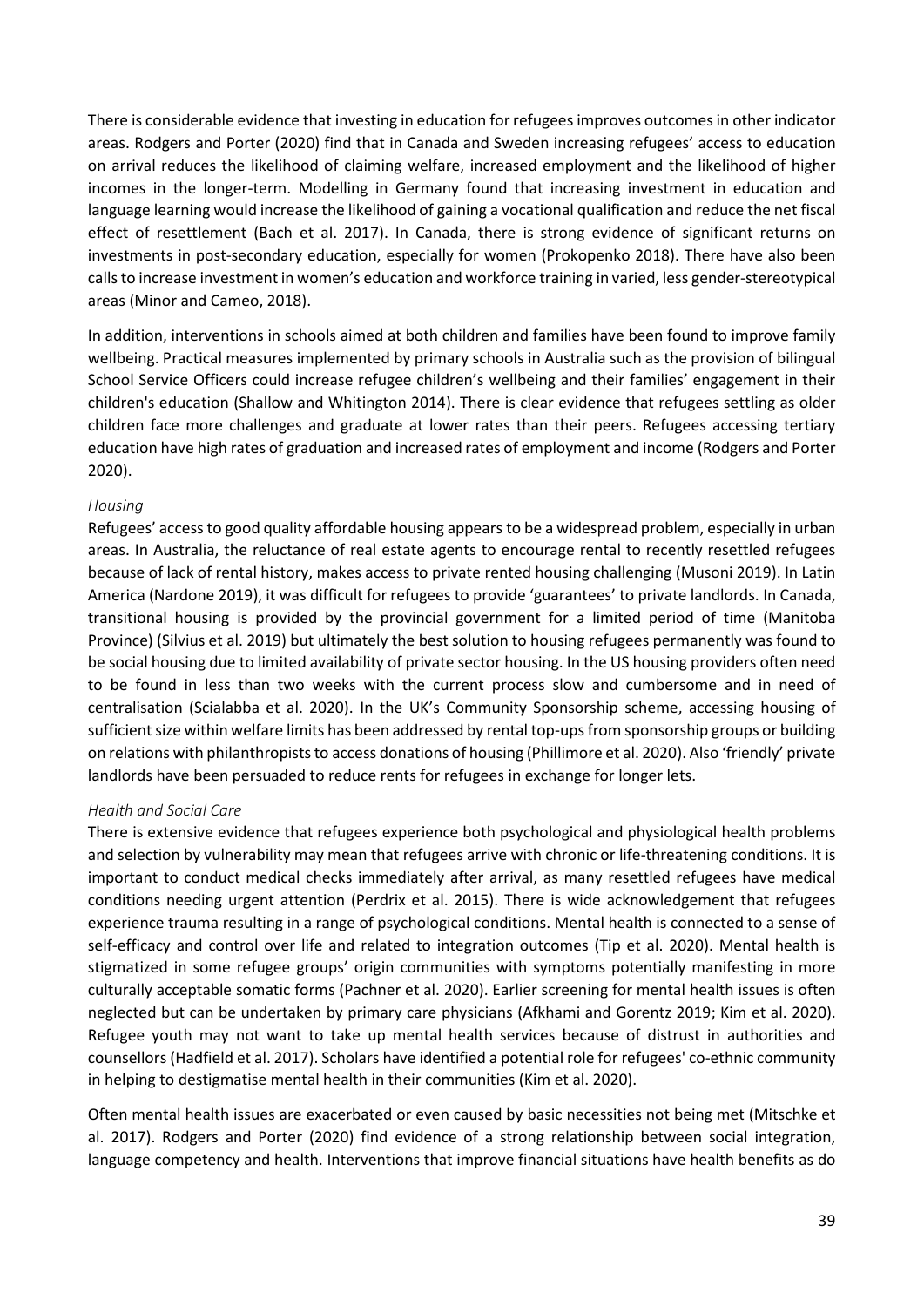There is considerable evidence that investing in education for refugees improves outcomes in other indicator areas. Rodgers and Porter (2020) find that in Canada and Sweden increasing refugees' access to education on arrival reduces the likelihood of claiming welfare, increased employment and the likelihood of higher incomes in the longer-term. Modelling in Germany found that increasing investment in education and language learning would increase the likelihood of gaining a vocational qualification and reduce the net fiscal effect of resettlement (Bach et al. 2017). In Canada, there is strong evidence of significant returns on investments in post-secondary education, especially for women (Prokopenko 2018). There have also been calls to increase investment in women's education and workforce training in varied, less gender-stereotypical areas (Minor and Cameo, 2018).

In addition, interventions in schools aimed at both children and families have been found to improve family wellbeing. Practical measures implemented by primary schools in Australia such as the provision of bilingual School Service Officers could increase refugee children's wellbeing and their families' engagement in their children's education (Shallow and Whitington 2014). There is clear evidence that refugees settling as older children face more challenges and graduate at lower rates than their peers. Refugees accessing tertiary education have high rates of graduation and increased rates of employment and income (Rodgers and Porter 2020).

*Housing*

Refugees' access to good quality affordable housing appears to be a widespread problem, especially in urban areas. In Australia, the reluctance of real estate agents to encourage rental to recently resettled refugees because of lack of rental history, makes access to private rented housing challenging (Musoni 2019). In Latin America (Nardone 2019), it was difficult for refugees to provide 'guarantees' to private landlords. In Canada, transitional housing is provided by the provincial government for a limited period of time (Manitoba Province) (Silvius et al. 2019) but ultimately the best solution to housing refugees permanently was found to be social housing due to limited availability of private sector housing. In the US housing providers often need to be found in less than two weeks with the current process slow and cumbersome and in need of centralisation (Scialabba et al. 2020). In the UK's Community Sponsorship scheme, accessing housing of sufficient size within welfare limits has been addressed by rental top-ups from sponsorship groups or building on relations with philanthropists to access donations of housing (Phillimore et al. 2020). Also 'friendly' private landlords have been persuaded to reduce rents for refugees in exchange for longer lets.

*Health and Social Care*

There is extensive evidence that refugees experience both psychological and physiological health problems and selection by vulnerability may mean that refugees arrive with chronic or life-threatening conditions. It is important to conduct medical checks immediately after arrival, as many resettled refugees have medical conditions needing urgent attention (Perdrix et al. 2015). There is wide acknowledgement that refugees experience trauma resulting in a range of psychological conditions. Mental health is connected to a sense of self-efficacy and control over life and related to integration outcomes (Tip et al. 2020). Mental health is stigmatized in some refugee groups' origin communities with symptoms potentially manifesting in more culturally acceptable somatic forms (Pachner et al. 2020). Earlier screening for mental health issues is often neglected but can be undertaken by primary care physicians (Afkhami and Gorentz 2019; Kim et al. 2020). Refugee youth may not want to take up mental health services because of distrust in authorities and counsellors (Hadfield et al. 2017). Scholars have identified a potential role for refugees' co-ethnic community in helping to destigmatise mental health in their communities (Kim et al. 2020).

Often mental health issues are exacerbated or even caused by basic necessities not being met (Mitschke et al. 2017). Rodgers and Porter (2020) find evidence of a strong relationship between social integration, language competency and health. Interventions that improve financial situations have health benefits as do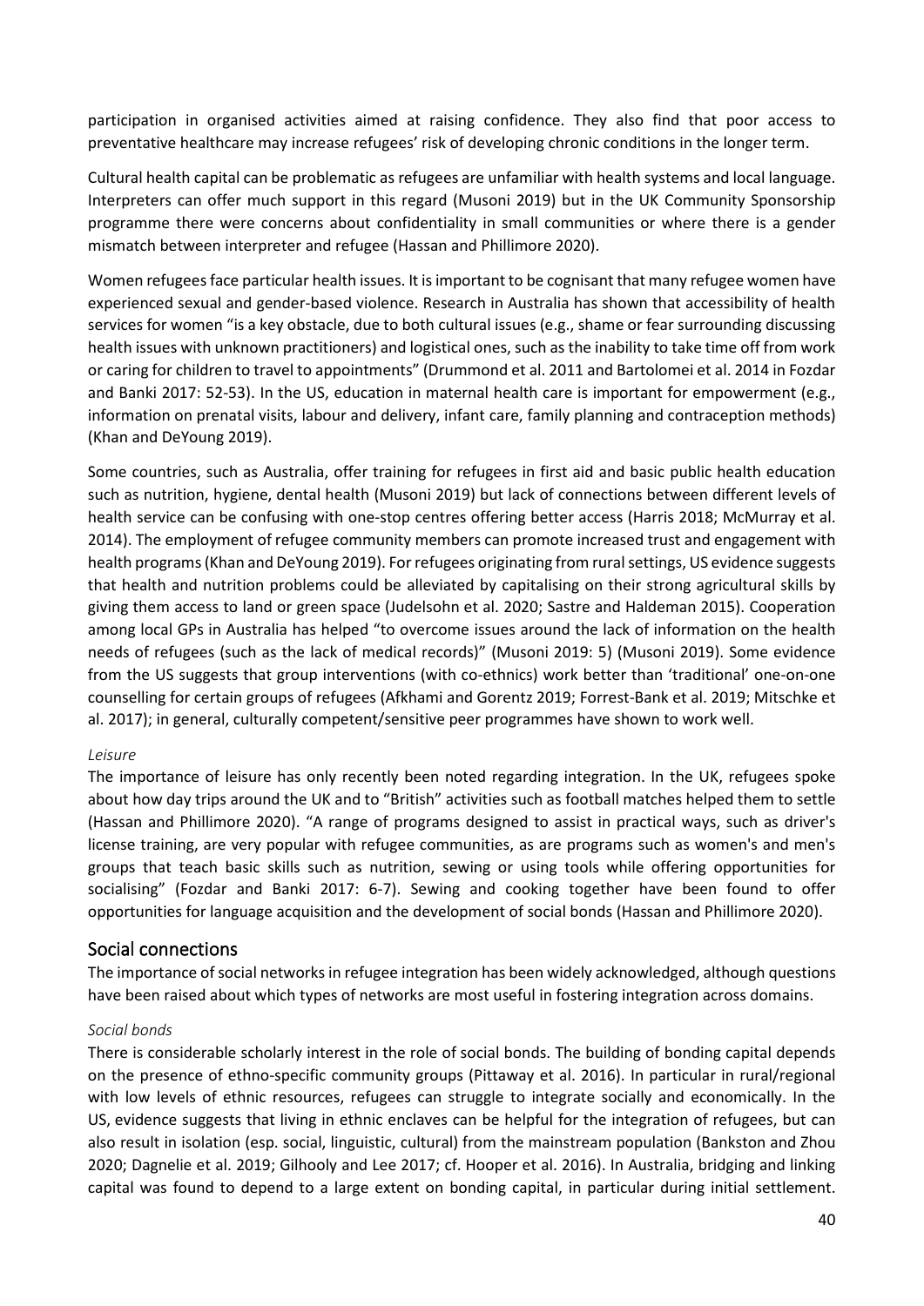participation in organised activities aimed at raising confidence. They also find that poor access to preventative healthcare may increase refugees' risk of developing chronic conditions in the longer term.

Cultural health capital can be problematic as refugees are unfamiliar with health systems and local language. Interpreters can offer much support in this regard (Musoni 2019) but in the UK Community Sponsorship programme there were concerns about confidentiality in small communities or where there is a gender mismatch between interpreter and refugee (Hassan and Phillimore 2020).

Women refugees face particular health issues. It is important to be cognisant that many refugee women have experienced sexual and gender-based violence. Research in Australia has shown that accessibility of health services for women "is a key obstacle, due to both cultural issues (e.g., shame or fear surrounding discussing health issues with unknown practitioners) and logistical ones, such as the inability to take time off from work or caring for children to travel to appointments" (Drummond et al. 2011 and Bartolomei et al. 2014 in Fozdar and Banki 2017: 52-53). In the US, education in maternal health care is important for empowerment (e.g., information on prenatal visits, labour and delivery, infant care, family planning and contraception methods) (Khan and DeYoung 2019).

Some countries, such as Australia, offer training for refugees in first aid and basic public health education such as nutrition, hygiene, dental health (Musoni 2019) but lack of connections between different levels of health service can be confusing with one-stop centres offering better access (Harris 2018; McMurray et al. 2014). The employment of refugee community members can promote increased trust and engagement with health programs (Khan and DeYoung 2019). For refugees originating from rural settings, US evidence suggests that health and nutrition problems could be alleviated by capitalising on their strong agricultural skills by giving them access to land or green space (Judelsohn et al. 2020; Sastre and Haldeman 2015). Cooperation among local GPs in Australia has helped "to overcome issues around the lack of information on the health needs of refugees (such as the lack of medical records)" (Musoni 2019: 5) (Musoni 2019). Some evidence from the US suggests that group interventions (with co-ethnics) work better than 'traditional' one-on-one counselling for certain groups of refugees (Afkhami and Gorentz 2019; Forrest-Bank et al. 2019; Mitschke et al. 2017); in general, culturally competent/sensitive peer programmes have shown to work well.

*Leisure*

The importance of leisure has only recently been noted regarding integration. In the UK, refugees spoke about how day trips around the UK and to "British" activities such as football matches helped them to settle (Hassan and Phillimore 2020). "A range of programs designed to assist in practical ways, such as driver's license training, are very popular with refugee communities, as are programs such as women's and men's groups that teach basic skills such as nutrition, sewing or using tools while offering opportunities for socialising" (Fozdar and Banki 2017: 6-7). Sewing and cooking together have been found to offer opportunities for language acquisition and the development of social bonds (Hassan and Phillimore 2020).

## Social connections

The importance of social networks in refugee integration has been widely acknowledged, although questions have been raised about which types of networks are most useful in fostering integration across domains.

*Social bonds*

There is considerable scholarly interest in the role of social bonds. The building of bonding capital depends on the presence of ethno-specific community groups (Pittaway et al. 2016). In particular in rural/regional with low levels of ethnic resources, refugees can struggle to integrate socially and economically. In the US, evidence suggests that living in ethnic enclaves can be helpful for the integration of refugees, but can also result in isolation (esp. social, linguistic, cultural) from the mainstream population (Bankston and Zhou 2020; Dagnelie et al. 2019; Gilhooly and Lee 2017; cf. Hooper et al. 2016). In Australia, bridging and linking capital was found to depend to a large extent on bonding capital, in particular during initial settlement.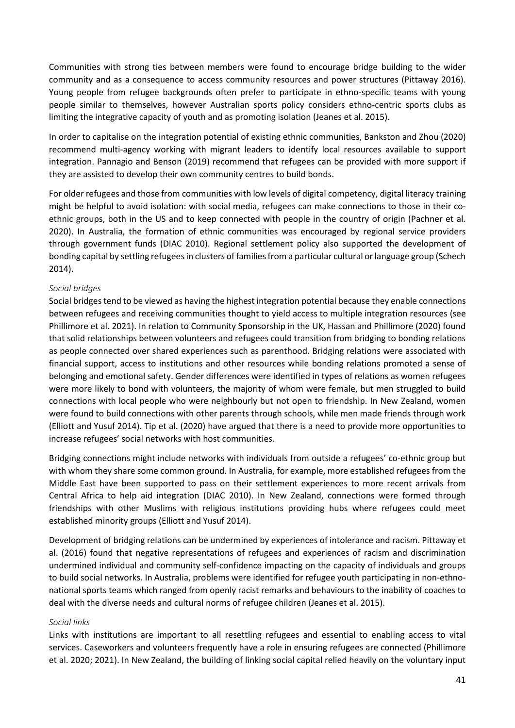Communities with strong ties between members were found to encourage bridge building to the wider community and as a consequence to access community resources and power structures (Pittaway 2016). Young people from refugee backgrounds often prefer to participate in ethno-specific teams with young people similar to themselves, however Australian sports policy considers ethno-centric sports clubs as limiting the integrative capacity of youth and as promoting isolation (Jeanes et al. 2015).

In order to capitalise on the integration potential of existing ethnic communities, Bankston and Zhou (2020) recommend multi-agency working with migrant leaders to identify local resources available to support integration. Pannagio and Benson (2019) recommend that refugees can be provided with more support if they are assisted to develop their own community centres to build bonds.

For older refugees and those from communities with low levels of digital competency, digital literacy training might be helpful to avoid isolation: with social media, refugees can make connections to those in their co-ethnic groups, both in the US and to keep connected with people in the country of origin (Pachner et al. 2020). In Australia, the formation of ethnic communities was encouraged by regional service providers through government funds (DIAC 2010). Regional settlement policy also supported the development of bonding capital by settling refugees in clusters of families from a particular cultural or language group (Schech 2014).

*Social bridges*

Social bridges tend to be viewed as having the highest integration potential because they enable connections between refugees and receiving communities thought to yield access to multiple integration resources (see Phillimore et al. 2021). In relation to Community Sponsorship in the UK, Hassan and Phillimore (2020) found that solid relationships between volunteers and refugees could transition from bridging to bonding relations as people connected over shared experiences such as parenthood. Bridging relations were associated with financial support, access to institutions and other resources while bonding relations promoted a sense of belonging and emotional safety. Gender differences were identified in types of relations as women refugees were more likely to bond with volunteers, the majority of whom were female, but men struggled to build connections with local people who were neighbourly but not open to friendship. In New Zealand, women were found to build connections with other parents through schools, while men made friends through work (Elliott and Yusuf 2014). Tip et al. (2020) have argued that there is a need to provide more opportunities to increase refugees' social networks with host communities.

Bridging connections might include networks with individuals from outside a refugees' co-ethnic group but with whom they share some common ground. In Australia, for example, more established refugees from the Middle East have been supported to pass on their settlement experiences to more recent arrivals from Central Africa to help aid integration (DIAC 2010). In New Zealand, connections were formed through friendships with other Muslims with religious institutions providing hubs where refugees could meet established minority groups (Elliott and Yusuf 2014).

Development of bridging relations can be undermined by experiences of intolerance and racism. Pittaway et al. (2016) found that negative representations of refugees and experiences of racism and discrimination undermined individual and community self-confidence impacting on the capacity of individuals and groups to build social networks. In Australia, problems were identified for refugee youth participating in non-ethno-national sports teams which ranged from openly racist remarks and behaviours to the inability of coaches to deal with the diverse needs and cultural norms of refugee children (Jeanes et al. 2015).

*Social links*

Links with institutions are important to all resettling refugees and essential to enabling access to vital services. Caseworkers and volunteers frequently have a role in ensuring refugees are connected (Phillimore et al. 2020; 2021). In New Zealand, the building of linking social capital relied heavily on the voluntary input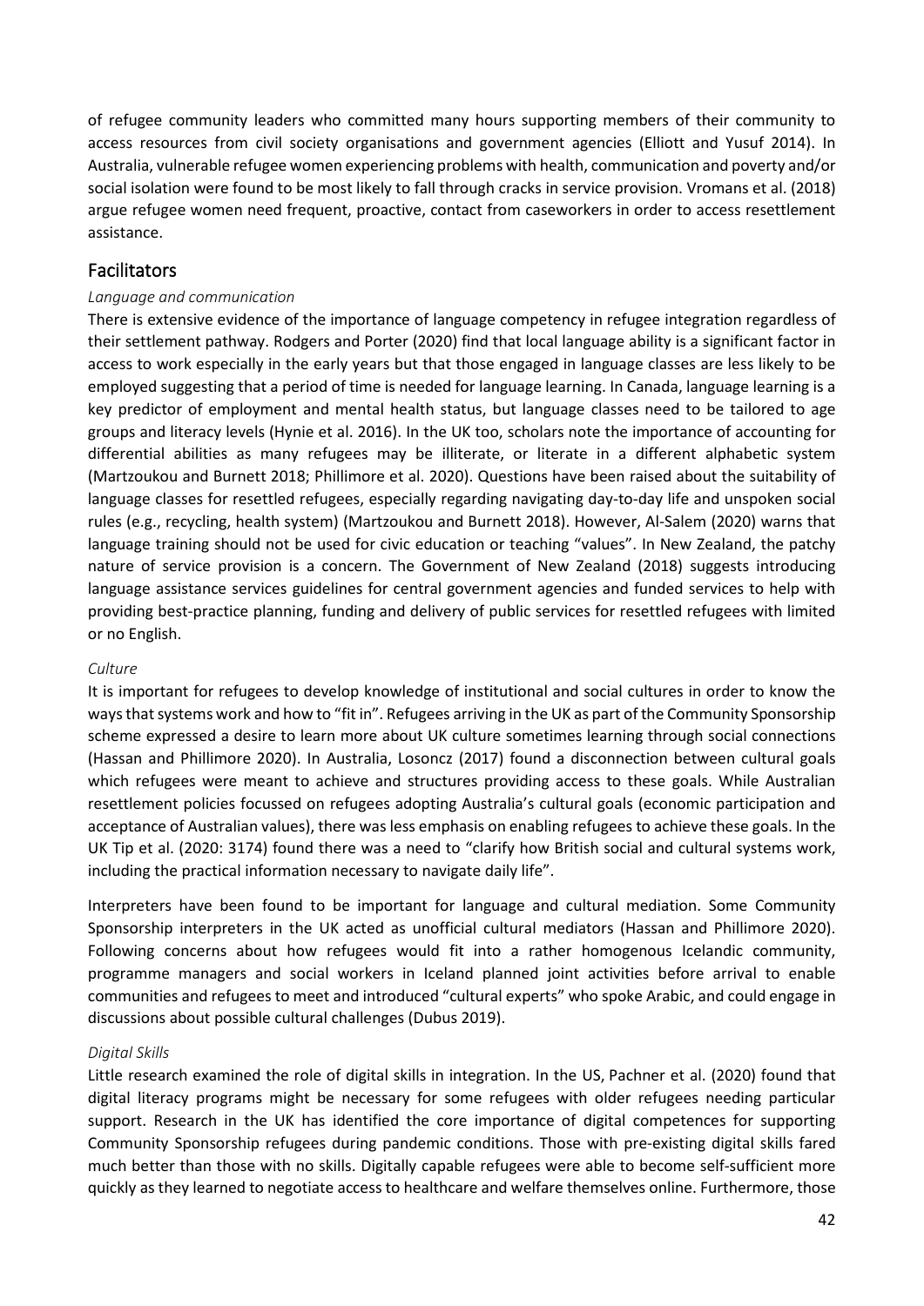of refugee community leaders who committed many hours supporting members of their community to access resources from civil society organisations and government agencies (Elliott and Yusuf 2014). In Australia, vulnerable refugee women experiencing problems with health, communication and poverty and/or social isolation were found to be most likely to fall through cracks in service provision. Vromans et al. (2018) argue refugee women need frequent, proactive, contact from caseworkers in order to access resettlement assistance.

## Facilitators

### *Language and communication*

There is extensive evidence of the importance of language competency in refugee integration regardless of their settlement pathway. Rodgers and Porter (2020) find that local language ability is a significant factor in access to work especially in the early years but that those engaged in language classes are less likely to be employed suggesting that a period of time is needed for language learning. In Canada, language learning is a key predictor of employment and mental health status, but language classes need to be tailored to age groups and literacy levels (Hynie et al. 2016). In the UK too, scholars note the importance of accounting for differential abilities as many refugees may be illiterate, or literate in a different alphabetic system (Martzoukou and Burnett 2018; Phillimore et al. 2020). Questions have been raised about the suitability of language classes for resettled refugees, especially regarding navigating day-to-day life and unspoken social rules (e.g., recycling, health system) (Martzoukou and Burnett 2018). However, Al-Salem (2020) warns that language training should not be used for civic education or teaching "values". In New Zealand, the patchy nature of service provision is a concern. The Government of New Zealand (2018) suggests introducing language assistance services guidelines for central government agencies and funded services to help with providing best-practice planning, funding and delivery of public services for resettled refugees with limited or no English.

### *Culture*

It is important for refugees to develop knowledge of institutional and social cultures in order to know the ways that systems work and how to "fit in". Refugees arriving in the UK as part of the Community Sponsorship scheme expressed a desire to learn more about UK culture sometimes learning through social connections (Hassan and Phillimore 2020). In Australia, Losoncz (2017) found a disconnection between cultural goals which refugees were meant to achieve and structures providing access to these goals. While Australian resettlement policies focussed on refugees adopting Australia's cultural goals (economic participation and acceptance of Australian values), there was less emphasis on enabling refugees to achieve these goals. In the UK Tip et al. (2020: 3174) found there was a need to "clarify how British social and cultural systems work, including the practical information necessary to navigate daily life".

Interpreters have been found to be important for language and cultural mediation. Some Community Sponsorship interpreters in the UK acted as unofficial cultural mediators (Hassan and Phillimore 2020). Following concerns about how refugees would fit into a rather homogenous Icelandic community, programme managers and social workers in Iceland planned joint activities before arrival to enable communities and refugees to meet and introduced "cultural experts" who spoke Arabic, and could engage in discussions about possible cultural challenges (Dubus 2019).

### *Digital Skills*

Little research examined the role of digital skills in integration. In the US, Pachner et al. (2020) found that digital literacy programs might be necessary for some refugees with older refugees needing particular support. Research in the UK has identified the core importance of digital competences for supporting Community Sponsorship refugees during pandemic conditions. Those with pre-existing digital skills fared much better than those with no skills. Digitally capable refugees were able to become self-sufficient more quickly as they learned to negotiate access to healthcare and welfare themselves online. Furthermore, those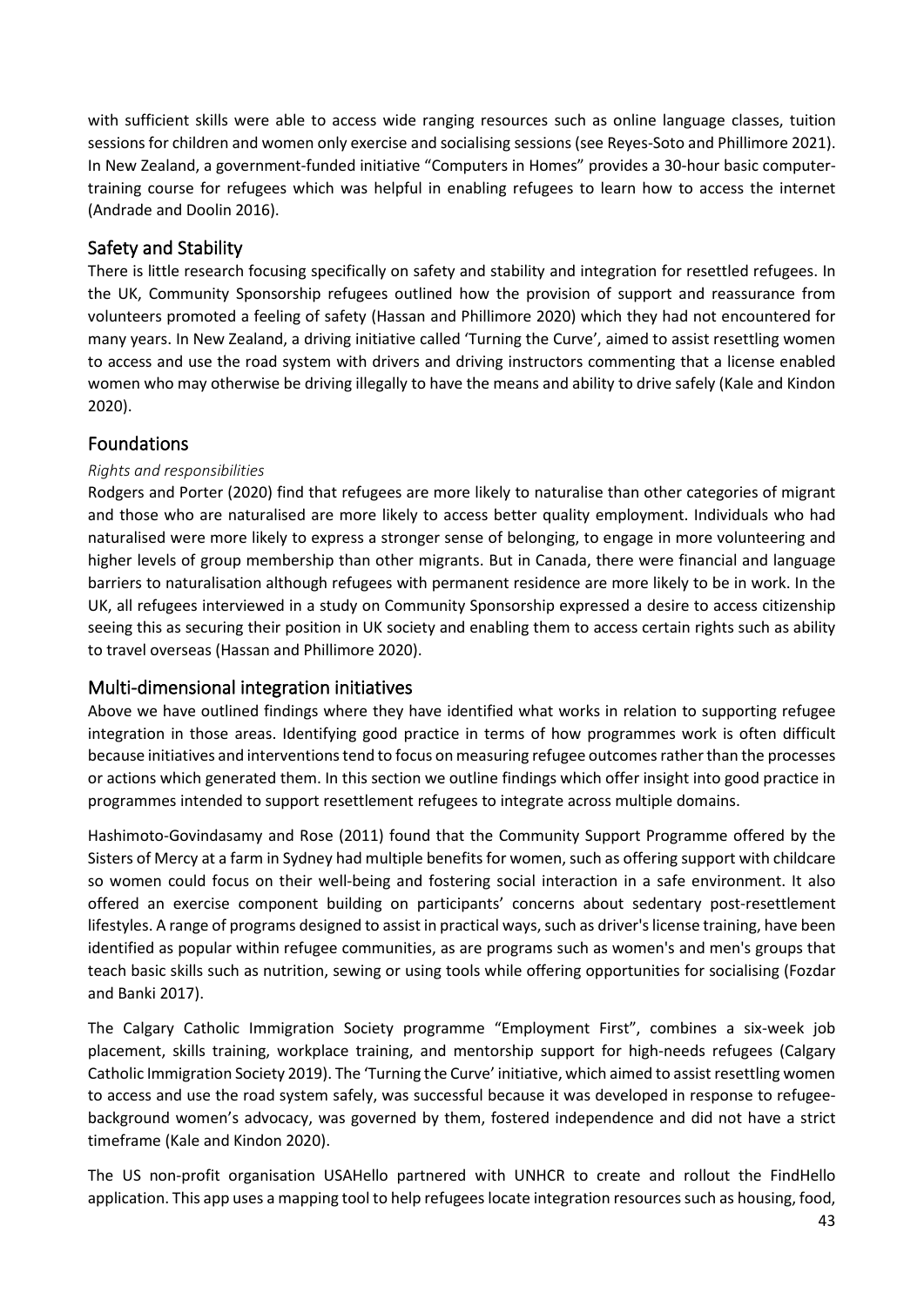with sufficient skills were able to access wide ranging resources such as online language classes, tuition sessions for children and women only exercise and socialising sessions (see Reyes-Soto and Phillimore 2021). In New Zealand, a government-funded initiative "Computers in Homes" provides a 30-hour basic computer-training course for refugees which was helpful in enabling refugees to learn how to access the internet (Andrade and Doolin 2016).

## Safety and Stability

There is little research focusing specifically on safety and stability and integration for resettled refugees. In the UK, Community Sponsorship refugees outlined how the provision of support and reassurance from volunteers promoted a feeling of safety (Hassan and Phillimore 2020) which they had not encountered for many years. In New Zealand, a driving initiative called 'Turning the Curve', aimed to assist resettling women to access and use the road system with drivers and driving instructors commenting that a license enabled women who may otherwise be driving illegally to have the means and ability to drive safely (Kale and Kindon 2020).

## Foundations

*Rights and responsibilities*

Rodgers and Porter (2020) find that refugees are more likely to naturalise than other categories of migrant and those who are naturalised are more likely to access better quality employment. Individuals who had naturalised were more likely to express a stronger sense of belonging, to engage in more volunteering and higher levels of group membership than other migrants. But in Canada, there were financial and language barriers to naturalisation although refugees with permanent residence are more likely to be in work. In the UK, all refugees interviewed in a study on Community Sponsorship expressed a desire to access citizenship seeing this as securing their position in UK society and enabling them to access certain rights such as ability to travel overseas (Hassan and Phillimore 2020).

## Multi-dimensional integration initiatives

Above we have outlined findings where they have identified what works in relation to supporting refugee integration in those areas. Identifying good practice in terms of how programmes work is often difficult because initiatives and interventions tend to focus on measuring refugee outcomes rather than the processes or actions which generated them. In this section we outline findings which offer insight into good practice in programmes intended to support resettlement refugees to integrate across multiple domains.

Hashimoto-Govindasamy and Rose (2011) found that the Community Support Programme offered by the Sisters of Mercy at a farm in Sydney had multiple benefits for women, such as offering support with childcare so women could focus on their well-being and fostering social interaction in a safe environment. It also offered an exercise component building on participants' concerns about sedentary post-resettlement lifestyles. A range of programs designed to assist in practical ways, such as driver's license training, have been identified as popular within refugee communities, as are programs such as women's and men's groups that teach basic skills such as nutrition, sewing or using tools while offering opportunities for socialising (Fozdar and Banki 2017).

The Calgary Catholic Immigration Society programme "Employment First", combines a six-week job placement, skills training, workplace training, and mentorship support for high-needs refugees (Calgary Catholic Immigration Society 2019). The 'Turning the Curve' initiative, which aimed to assist resettling women to access and use the road system safely, was successful because it was developed in response to refugee-background women's advocacy, was governed by them, fostered independence and did not have a strict timeframe (Kale and Kindon 2020).

The US non-profit organisation USAHello partnered with UNHCR to create and rollout the FindHello application. This app uses a mapping tool to help refugees locate integration resources such as housing, food,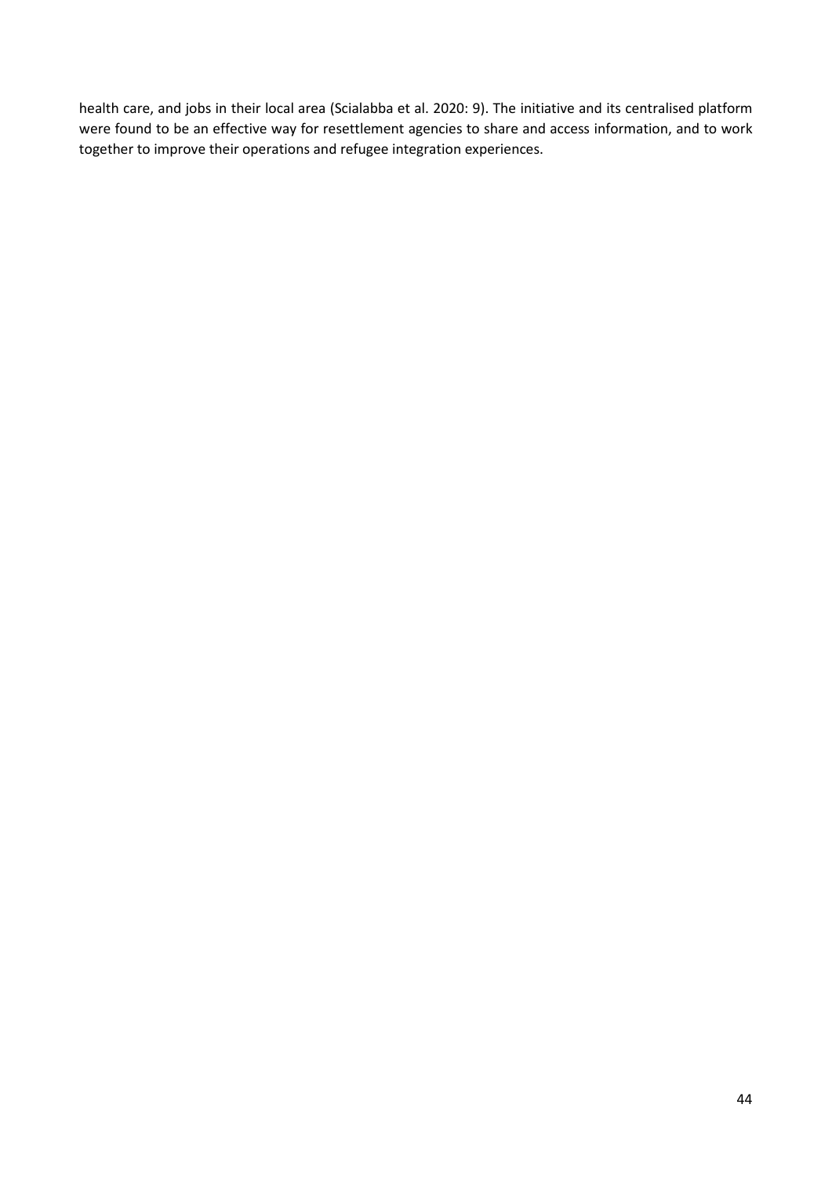health care, and jobs in their local area (Scialabba et al. 2020: 9). The initiative and its centralised platform were found to be an effective way for resettlement agencies to share and access information, and to work together to improve their operations and refugee integration experiences.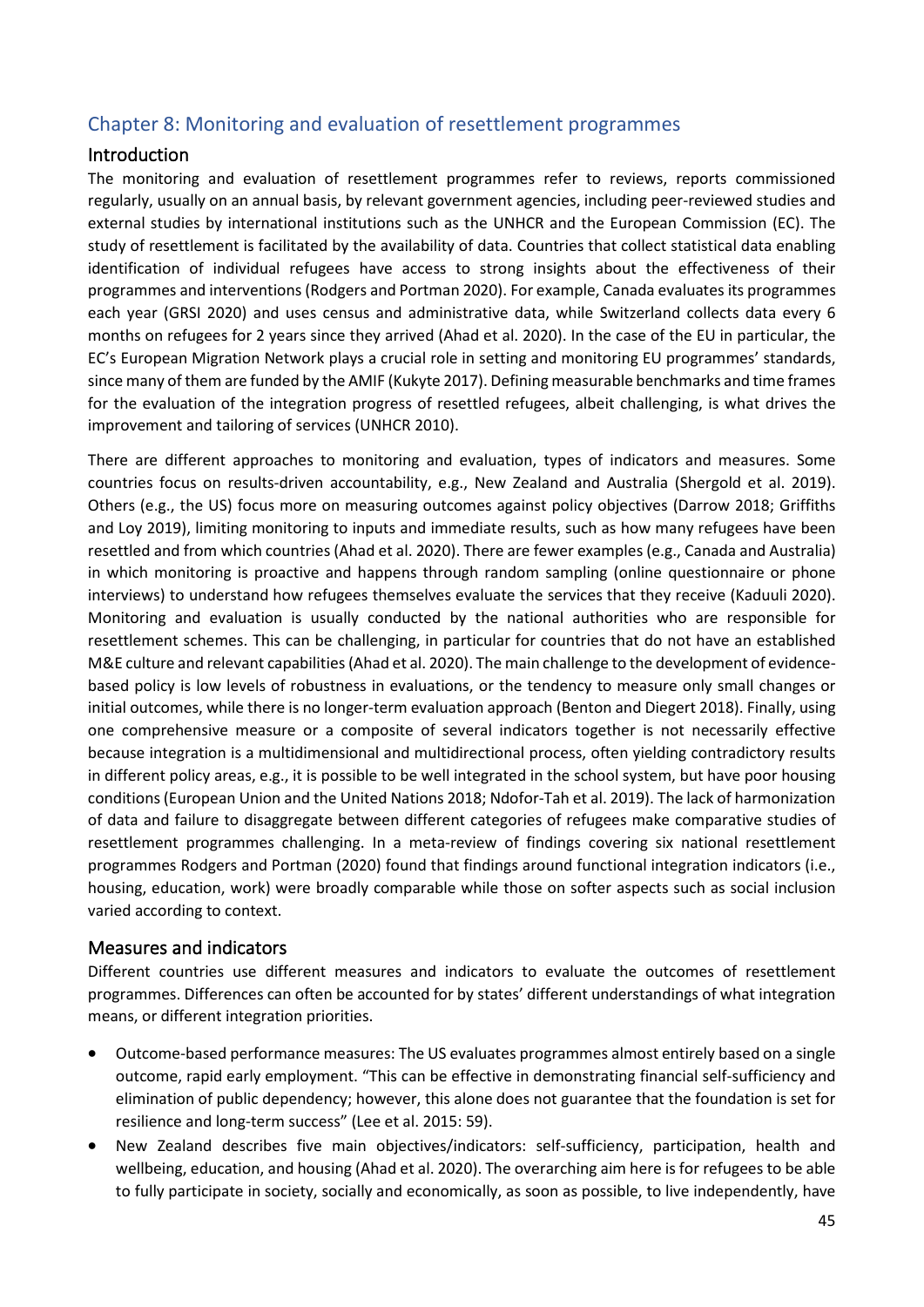## Chapter 8: Monitoring and evaluation of resettlement programmes

### Introduction

The monitoring and evaluation of resettlement programmes refer to reviews, reports commissioned regularly, usually on an annual basis, by relevant government agencies, including peer-reviewed studies and external studies by international institutions such as the UNHCR and the European Commission (EC). The study of resettlement is facilitated by the availability of data. Countries that collect statistical data enabling identification of individual refugees have access to strong insights about the effectiveness of their programmes and interventions (Rodgers and Portman 2020). For example, Canada evaluates its programmes each year (GRSI 2020) and uses census and administrative data, while Switzerland collects data every 6 months on refugees for 2 years since they arrived (Ahad et al. 2020). In the case of the EU in particular, the EC's European Migration Network plays a crucial role in setting and monitoring EU programmes' standards, since many of them are funded by the AMIF (Kukyte 2017). Defining measurable benchmarks and time frames for the evaluation of the integration progress of resettled refugees, albeit challenging, is what drives the improvement and tailoring of services (UNHCR 2010).

There are different approaches to monitoring and evaluation, types of indicators and measures. Some countries focus on results-driven accountability, e.g., New Zealand and Australia (Shergold et al. 2019). Others (e.g., the US) focus more on measuring outcomes against policy objectives (Darrow 2018; Griffiths and Loy 2019), limiting monitoring to inputs and immediate results, such as how many refugees have been resettled and from which countries (Ahad et al. 2020). There are fewer examples (e.g., Canada and Australia) in which monitoring is proactive and happens through random sampling (online questionnaire or phone interviews) to understand how refugees themselves evaluate the services that they receive (Kaduuli 2020). Monitoring and evaluation is usually conducted by the national authorities who are responsible for resettlement schemes. This can be challenging, in particular for countries that do not have an established M&E culture and relevant capabilities (Ahad et al. 2020). The main challenge to the development of evidence-based policy is low levels of robustness in evaluations, or the tendency to measure only small changes or initial outcomes, while there is no longer-term evaluation approach (Benton and Diegert 2018). Finally, using one comprehensive measure or a composite of several indicators together is not necessarily effective because integration is a multidimensional and multidirectional process, often yielding contradictory results in different policy areas, e.g., it is possible to be well integrated in the school system, but have poor housing conditions (European Union and the United Nations 2018; Ndofor-Tah et al. 2019). The lack of harmonization of data and failure to disaggregate between different categories of refugees make comparative studies of resettlement programmes challenging. In a meta-review of findings covering six national resettlement programmes Rodgers and Portman (2020) found that findings around functional integration indicators (i.e., housing, education, work) were broadly comparable while those on softer aspects such as social inclusion varied according to context.

### Measures and indicators

Different countries use different measures and indicators to evaluate the outcomes of resettlement programmes. Differences can often be accounted for by states' different understandings of what integration means, or different integration priorities.

- Outcome-based performance measures: The US evaluates programmes almost entirely based on a single outcome, rapid early employment. "This can be effective in demonstrating financial self-sufficiency and elimination of public dependency; however, this alone does not guarantee that the foundation is set for resilience and long-term success" (Lee et al. 2015: 59).
- New Zealand describes five main objectives/indicators: self-sufficiency, participation, health and wellbeing, education, and housing (Ahad et al. 2020). The overarching aim here is for refugees to be able to fully participate in society, socially and economically, as soon as possible, to live independently, have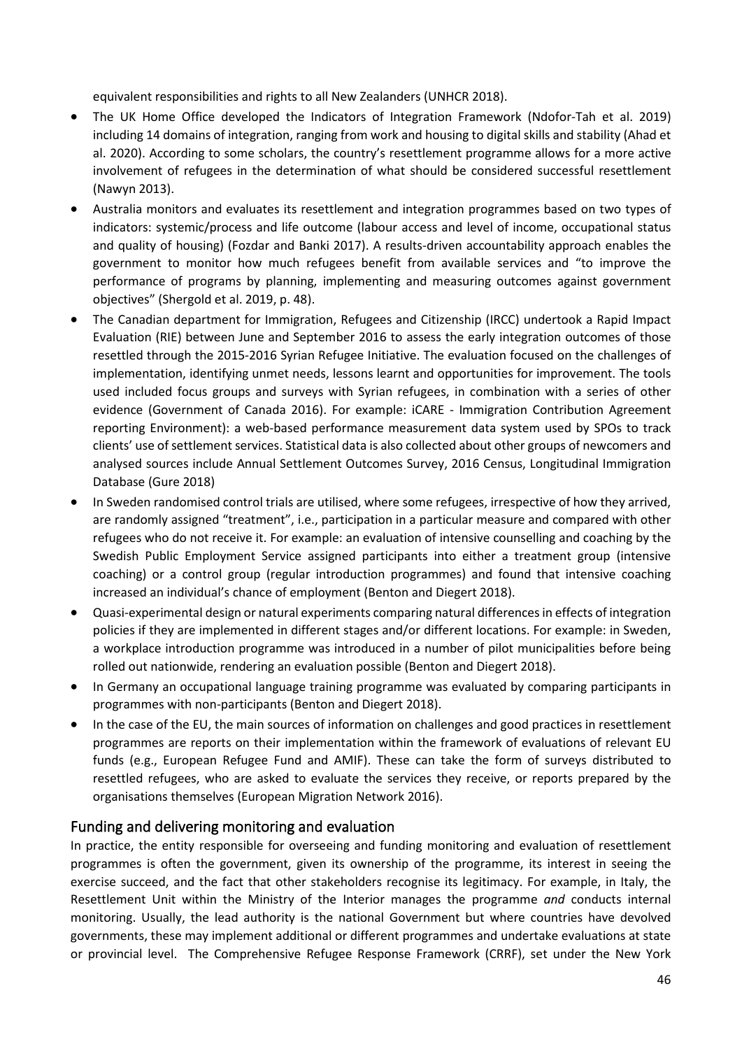equivalent responsibilities and rights to all New Zealanders (UNHCR 2018).

- The UK Home Office developed the Indicators of Integration Framework (Ndofor-Tah et al. 2019) including 14 domains of integration, ranging from work and housing to digital skills and stability (Ahad et al. 2020). According to some scholars, the country's resettlement programme allows for a more active involvement of refugees in the determination of what should be considered successful resettlement (Nawyn 2013).
- Australia monitors and evaluates its resettlement and integration programmes based on two types of indicators: systemic/process and life outcome (labour access and level of income, occupational status and quality of housing) (Fozdar and Banki 2017). A results-driven accountability approach enables the government to monitor how much refugees benefit from available services and "to improve the performance of programs by planning, implementing and measuring outcomes against government objectives" (Shergold et al. 2019, p. 48).
- The Canadian department for Immigration, Refugees and Citizenship (IRCC) undertook a Rapid Impact Evaluation (RIE) between June and September 2016 to assess the early integration outcomes of those resettled through the 2015-2016 Syrian Refugee Initiative. The evaluation focused on the challenges of implementation, identifying unmet needs, lessons learnt and opportunities for improvement. The tools used included focus groups and surveys with Syrian refugees, in combination with a series of other evidence (Government of Canada 2016). For example: iCARE - Immigration Contribution Agreement reporting Environment): a web-based performance measurement data system used by SPOs to track clients' use of settlement services. Statistical data is also collected about other groups of newcomers and analysed sources include Annual Settlement Outcomes Survey, 2016 Census, Longitudinal Immigration Database (Gure 2018)
- In Sweden randomised control trials are utilised, where some refugees, irrespective of how they arrived, are randomly assigned "treatment", i.e., participation in a particular measure and compared with other refugees who do not receive it. For example: an evaluation of intensive counselling and coaching by the Swedish Public Employment Service assigned participants into either a treatment group (intensive coaching) or a control group (regular introduction programmes) and found that intensive coaching increased an individual's chance of employment (Benton and Diegert 2018).
- Quasi-experimental design or natural experiments comparing natural differences in effects of integration policies if they are implemented in different stages and/or different locations. For example: in Sweden, a workplace introduction programme was introduced in a number of pilot municipalities before being rolled out nationwide, rendering an evaluation possible (Benton and Diegert 2018).
- In Germany an occupational language training programme was evaluated by comparing participants in programmes with non-participants (Benton and Diegert 2018).
- In the case of the EU, the main sources of information on challenges and good practices in resettlement programmes are reports on their implementation within the framework of evaluations of relevant EU funds (e.g., European Refugee Fund and AMIF). These can take the form of surveys distributed to resettled refugees, who are asked to evaluate the services they receive, or reports prepared by the organisations themselves (European Migration Network 2016).

## Funding and delivering monitoring and evaluation

In practice, the entity responsible for overseeing and funding monitoring and evaluation of resettlement programmes is often the government, given its ownership of the programme, its interest in seeing the exercise succeed, and the fact that other stakeholders recognise its legitimacy. For example, in Italy, the Resettlement Unit within the Ministry of the Interior manages the programme *and* conducts internal monitoring. Usually, the lead authority is the national Government but where countries have devolved governments, these may implement additional or different programmes and undertake evaluations at state or provincial level. The Comprehensive Refugee Response Framework (CRRF), set under the New York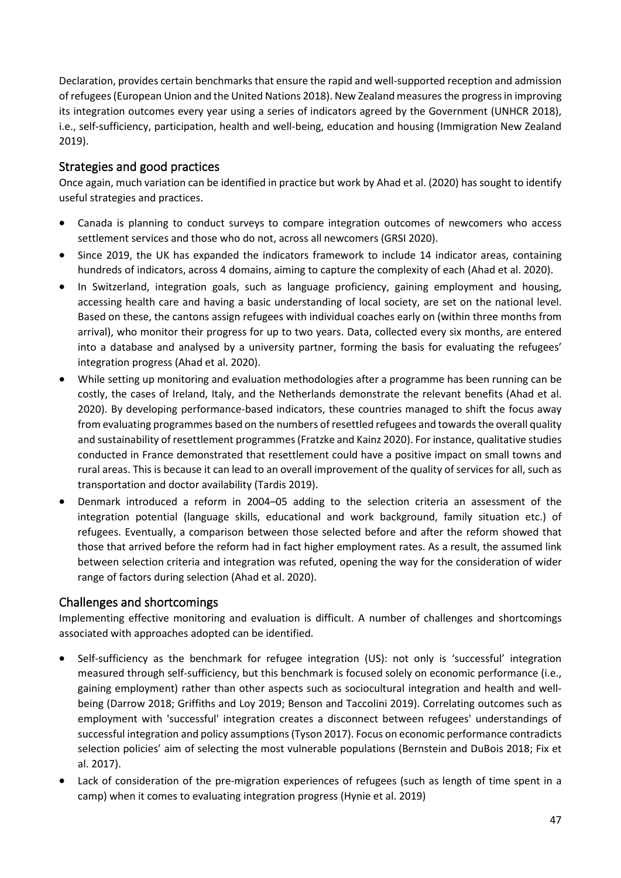Declaration, provides certain benchmarks that ensure the rapid and well-supported reception and admission of refugees (European Union and the United Nations 2018). New Zealand measures the progress in improving its integration outcomes every year using a series of indicators agreed by the Government (UNHCR 2018), i.e., self-sufficiency, participation, health and well-being, education and housing (Immigration New Zealand 2019).

## Strategies and good practices

Once again, much variation can be identified in practice but work by Ahad et al. (2020) has sought to identify useful strategies and practices.

- Canada is planning to conduct surveys to compare integration outcomes of newcomers who access settlement services and those who do not, across all newcomers (GRSI 2020).
- Since 2019, the UK has expanded the indicators framework to include 14 indicator areas, containing hundreds of indicators, across 4 domains, aiming to capture the complexity of each (Ahad et al. 2020).
- In Switzerland, integration goals, such as language proficiency, gaining employment and housing, accessing health care and having a basic understanding of local society, are set on the national level. Based on these, the cantons assign refugees with individual coaches early on (within three months from arrival), who monitor their progress for up to two years. Data, collected every six months, are entered into a database and analysed by a university partner, forming the basis for evaluating the refugees' integration progress (Ahad et al. 2020).
- While setting up monitoring and evaluation methodologies after a programme has been running can be costly, the cases of Ireland, Italy, and the Netherlands demonstrate the relevant benefits (Ahad et al. 2020). By developing performance-based indicators, these countries managed to shift the focus away from evaluating programmes based on the numbers of resettled refugees and towards the overall quality and sustainability of resettlement programmes (Fratzke and Kainz 2020). For instance, qualitative studies conducted in France demonstrated that resettlement could have a positive impact on small towns and rural areas. This is because it can lead to an overall improvement of the quality of services for all, such as transportation and doctor availability (Tardis 2019).
- Denmark introduced a reform in 2004–05 adding to the selection criteria an assessment of the integration potential (language skills, educational and work background, family situation etc.) of refugees. Eventually, a comparison between those selected before and after the reform showed that those that arrived before the reform had in fact higher employment rates. As a result, the assumed link between selection criteria and integration was refuted, opening the way for the consideration of wider range of factors during selection (Ahad et al. 2020).

## Challenges and shortcomings

Implementing effective monitoring and evaluation is difficult. A number of challenges and shortcomings associated with approaches adopted can be identified.

- Self-sufficiency as the benchmark for refugee integration (US): not only is 'successful' integration measured through self-sufficiency, but this benchmark is focused solely on economic performance (i.e., gaining employment) rather than other aspects such as sociocultural integration and health and well-being (Darrow 2018; Griffiths and Loy 2019; Benson and Taccolini 2019). Correlating outcomes such as employment with 'successful' integration creates a disconnect between refugees' understandings of successful integration and policy assumptions (Tyson 2017). Focus on economic performance contradicts selection policies' aim of selecting the most vulnerable populations (Bernstein and DuBois 2018; Fix et al. 2017).
- Lack of consideration of the pre-migration experiences of refugees (such as length of time spent in a camp) when it comes to evaluating integration progress (Hynie et al. 2019)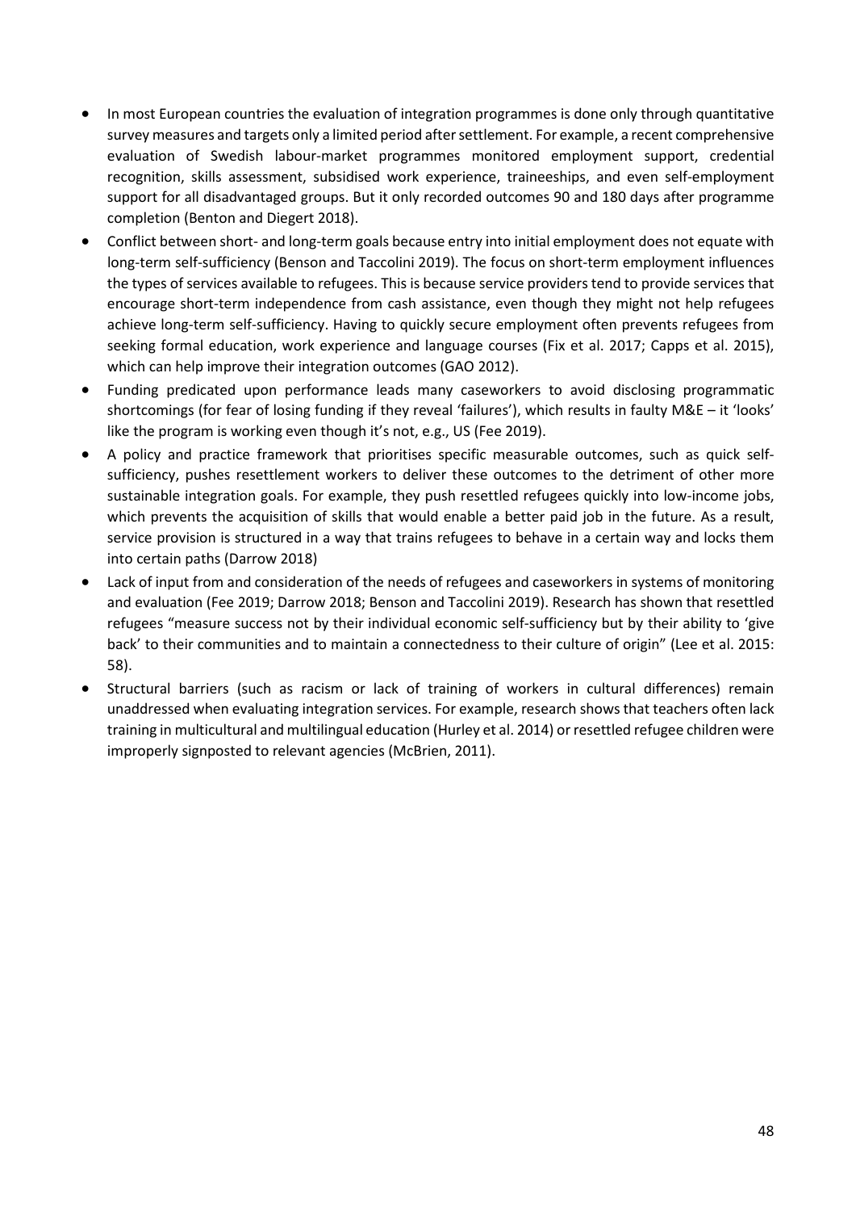- In most European countries the evaluation of integration programmes is done only through quantitative survey measures and targets only a limited period after settlement. For example, a recent comprehensive evaluation of Swedish labour-market programmes monitored employment support, credential recognition, skills assessment, subsidised work experience, traineeships, and even self-employment support for all disadvantaged groups. But it only recorded outcomes 90 and 180 days after programme completion (Benton and Diegert 2018).
- Conflict between short- and long-term goals because entry into initial employment does not equate with long-term self-sufficiency (Benson and Taccolini 2019). The focus on short-term employment influences the types of services available to refugees. This is because service providers tend to provide services that encourage short-term independence from cash assistance, even though they might not help refugees achieve long-term self-sufficiency. Having to quickly secure employment often prevents refugees from seeking formal education, work experience and language courses (Fix et al. 2017; Capps et al. 2015), which can help improve their integration outcomes (GAO 2012).
- Funding predicated upon performance leads many caseworkers to avoid disclosing programmatic shortcomings (for fear of losing funding if they reveal 'failures'), which results in faulty M&E – it 'looks' like the program is working even though it's not, e.g., US (Fee 2019).
- A policy and practice framework that prioritises specific measurable outcomes, such as quick self-sufficiency, pushes resettlement workers to deliver these outcomes to the detriment of other more sustainable integration goals. For example, they push resettled refugees quickly into low-income jobs, which prevents the acquisition of skills that would enable a better paid job in the future. As a result, service provision is structured in a way that trains refugees to behave in a certain way and locks them into certain paths (Darrow 2018)
- Lack of input from and consideration of the needs of refugees and caseworkers in systems of monitoring and evaluation (Fee 2019; Darrow 2018; Benson and Taccolini 2019). Research has shown that resettled refugees "measure success not by their individual economic self-sufficiency but by their ability to 'give back' to their communities and to maintain a connectedness to their culture of origin" (Lee et al. 2015: 58).
- Structural barriers (such as racism or lack of training of workers in cultural differences) remain unaddressed when evaluating integration services. For example, research shows that teachers often lack training in multicultural and multilingual education (Hurley et al. 2014) or resettled refugee children were improperly signposted to relevant agencies (McBrien, 2011).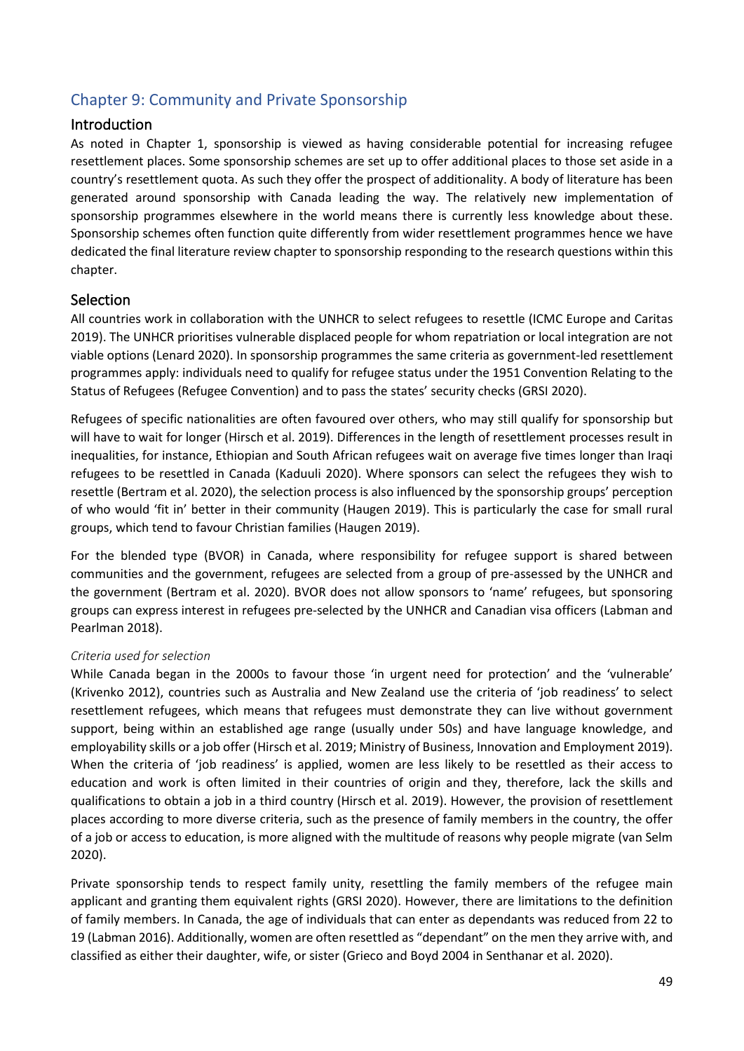# Chapter 9: Community and Private Sponsorship

## Introduction

As noted in Chapter 1, sponsorship is viewed as having considerable potential for increasing refugee resettlement places. Some sponsorship schemes are set up to offer additional places to those set aside in a country's resettlement quota. As such they offer the prospect of additionality. A body of literature has been generated around sponsorship with Canada leading the way. The relatively new implementation of sponsorship programmes elsewhere in the world means there is currently less knowledge about these. Sponsorship schemes often function quite differently from wider resettlement programmes hence we have dedicated the final literature review chapter to sponsorship responding to the research questions within this chapter.

## Selection

All countries work in collaboration with the UNHCR to select refugees to resettle (ICMC Europe and Caritas 2019). The UNHCR prioritises vulnerable displaced people for whom repatriation or local integration are not viable options (Lenard 2020). In sponsorship programmes the same criteria as government-led resettlement programmes apply: individuals need to qualify for refugee status under the 1951 Convention Relating to the Status of Refugees (Refugee Convention) and to pass the states' security checks (GRSI 2020).

Refugees of specific nationalities are often favoured over others, who may still qualify for sponsorship but will have to wait for longer (Hirsch et al. 2019). Differences in the length of resettlement processes result in inequalities, for instance, Ethiopian and South African refugees wait on average five times longer than Iraqi refugees to be resettled in Canada (Kaduuli 2020). Where sponsors can select the refugees they wish to resettle (Bertram et al. 2020), the selection process is also influenced by the sponsorship groups' perception of who would 'fit in' better in their community (Haugen 2019). This is particularly the case for small rural groups, which tend to favour Christian families (Haugen 2019).

For the blended type (BVOR) in Canada, where responsibility for refugee support is shared between communities and the government, refugees are selected from a group of pre-assessed by the UNHCR and the government (Bertram et al. 2020). BVOR does not allow sponsors to 'name' refugees, but sponsoring groups can express interest in refugees pre-selected by the UNHCR and Canadian visa officers (Labman and Pearlman 2018).

### *Criteria used for selection*

While Canada began in the 2000s to favour those 'in urgent need for protection' and the 'vulnerable' (Krivenko 2012), countries such as Australia and New Zealand use the criteria of 'job readiness' to select resettlement refugees, which means that refugees must demonstrate they can live without government support, being within an established age range (usually under 50s) and have language knowledge, and employability skills or a job offer (Hirsch et al. 2019; Ministry of Business, Innovation and Employment 2019). When the criteria of 'job readiness' is applied, women are less likely to be resettled as their access to education and work is often limited in their countries of origin and they, therefore, lack the skills and qualifications to obtain a job in a third country (Hirsch et al. 2019). However, the provision of resettlement places according to more diverse criteria, such as the presence of family members in the country, the offer of a job or access to education, is more aligned with the multitude of reasons why people migrate (van Selm 2020).

Private sponsorship tends to respect family unity, resettling the family members of the refugee main applicant and granting them equivalent rights (GRSI 2020). However, there are limitations to the definition of family members. In Canada, the age of individuals that can enter as dependants was reduced from 22 to 19 (Labman 2016). Additionally, women are often resettled as "dependant" on the men they arrive with, and classified as either their daughter, wife, or sister (Grieco and Boyd 2004 in Senthanar et al. 2020).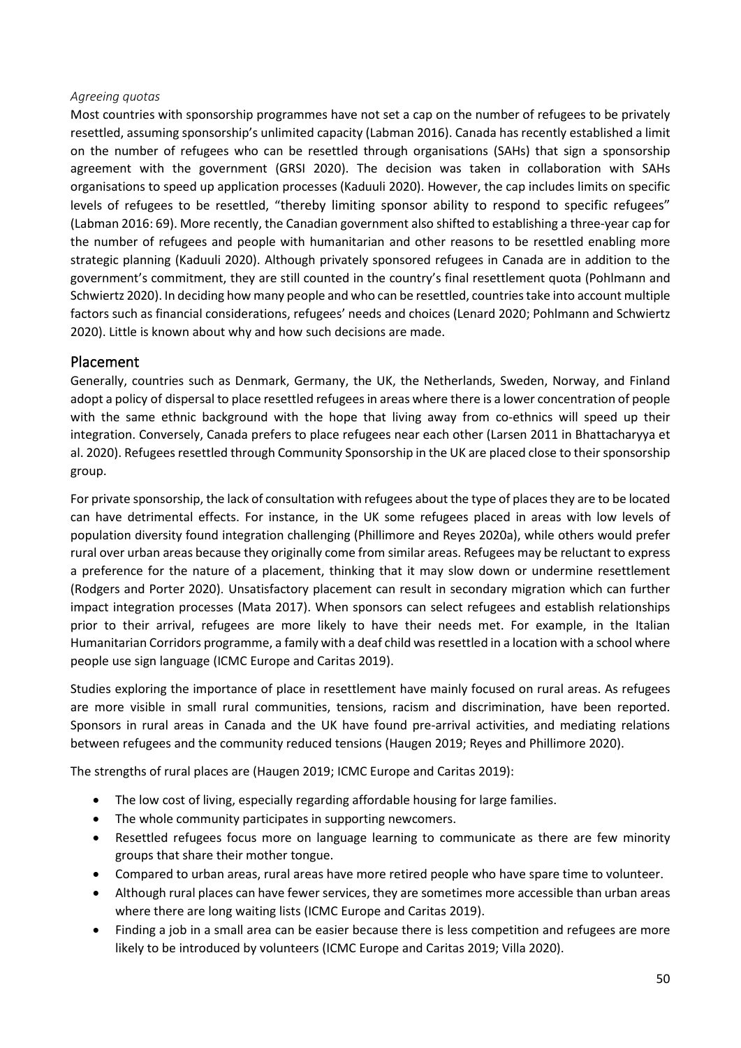*Agreeing quotas*

Most countries with sponsorship programmes have not set a cap on the number of refugees to be privately resettled, assuming sponsorship's unlimited capacity (Labman 2016). Canada has recently established a limit on the number of refugees who can be resettled through organisations (SAHs) that sign a sponsorship agreement with the government (GRSI 2020). The decision was taken in collaboration with SAHs organisations to speed up application processes (Kaduuli 2020). However, the cap includes limits on specific levels of refugees to be resettled, "thereby limiting sponsor ability to respond to specific refugees" (Labman 2016: 69). More recently, the Canadian government also shifted to establishing a three-year cap for the number of refugees and people with humanitarian and other reasons to be resettled enabling more strategic planning (Kaduuli 2020). Although privately sponsored refugees in Canada are in addition to the government's commitment, they are still counted in the country's final resettlement quota (Pohlmann and Schwiertz 2020). In deciding how many people and who can be resettled, countries take into account multiple factors such as financial considerations, refugees' needs and choices (Lenard 2020; Pohlmann and Schwiertz 2020). Little is known about why and how such decisions are made.

## Placement

Generally, countries such as Denmark, Germany, the UK, the Netherlands, Sweden, Norway, and Finland adopt a policy of dispersal to place resettled refugees in areas where there is a lower concentration of people with the same ethnic background with the hope that living away from co-ethnics will speed up their integration. Conversely, Canada prefers to place refugees near each other (Larsen 2011 in Bhattacharyya et al. 2020). Refugees resettled through Community Sponsorship in the UK are placed close to their sponsorship group.

For private sponsorship, the lack of consultation with refugees about the type of places they are to be located can have detrimental effects. For instance, in the UK some refugees placed in areas with low levels of population diversity found integration challenging (Phillimore and Reyes 2020a), while others would prefer rural over urban areas because they originally come from similar areas. Refugees may be reluctant to express a preference for the nature of a placement, thinking that it may slow down or undermine resettlement (Rodgers and Porter 2020). Unsatisfactory placement can result in secondary migration which can further impact integration processes (Mata 2017). When sponsors can select refugees and establish relationships prior to their arrival, refugees are more likely to have their needs met. For example, in the Italian Humanitarian Corridors programme, a family with a deaf child was resettled in a location with a school where people use sign language (ICMC Europe and Caritas 2019).

Studies exploring the importance of place in resettlement have mainly focused on rural areas. As refugees are more visible in small rural communities, tensions, racism and discrimination, have been reported. Sponsors in rural areas in Canada and the UK have found pre-arrival activities, and mediating relations between refugees and the community reduced tensions (Haugen 2019; Reyes and Phillimore 2020).

The strengths of rural places are (Haugen 2019; ICMC Europe and Caritas 2019):

- The low cost of living, especially regarding affordable housing for large families.
- The whole community participates in supporting newcomers.
- Resettled refugees focus more on language learning to communicate as there are few minority groups that share their mother tongue.
- Compared to urban areas, rural areas have more retired people who have spare time to volunteer.
- Although rural places can have fewer services, they are sometimes more accessible than urban areas where there are long waiting lists (ICMC Europe and Caritas 2019).
- Finding a job in a small area can be easier because there is less competition and refugees are more likely to be introduced by volunteers (ICMC Europe and Caritas 2019; Villa 2020).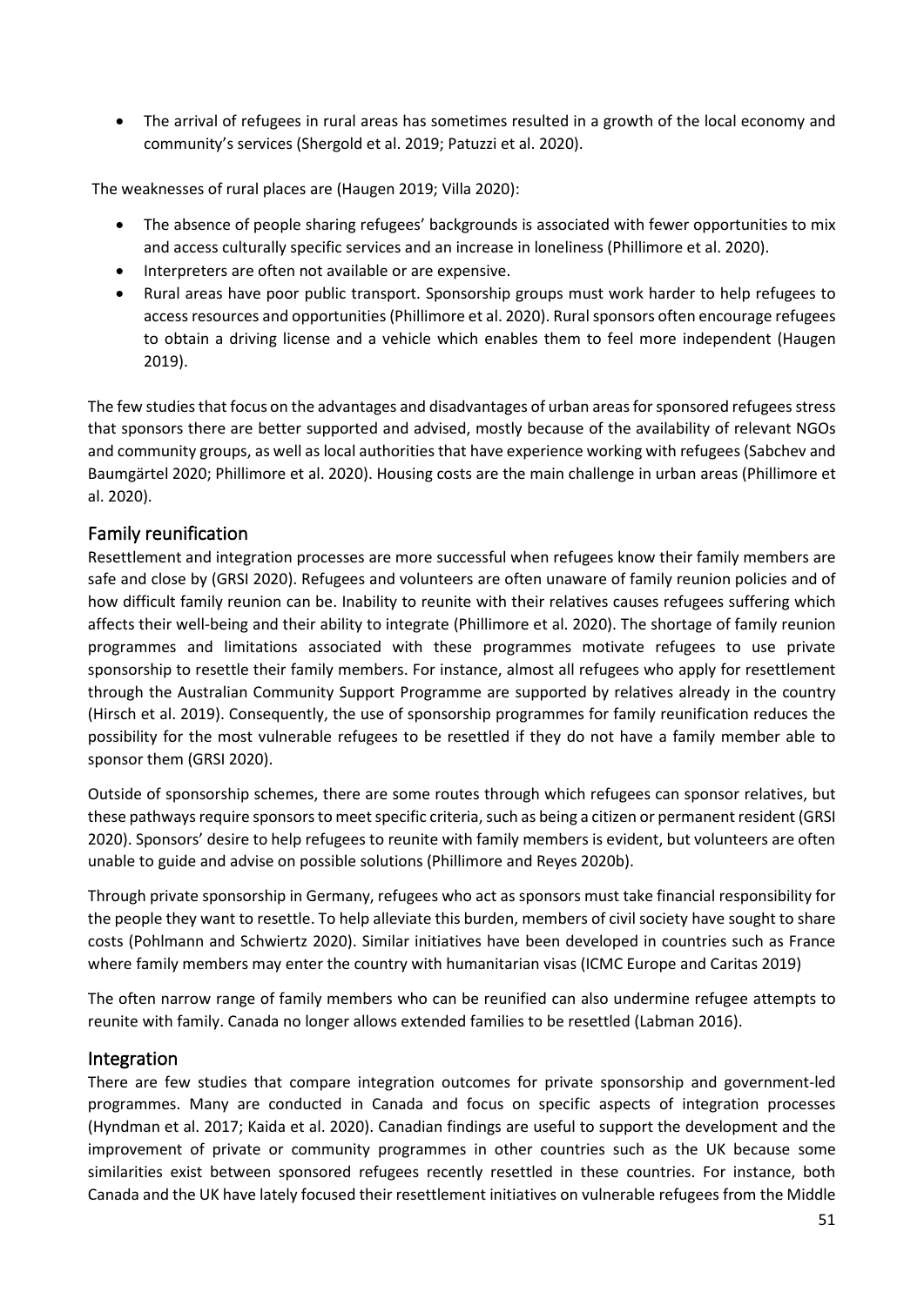- The arrival of refugees in rural areas has sometimes resulted in a growth of the local economy and community's services (Shergold et al. 2019; Patuzzi et al. 2020).

The weaknesses of rural places are (Haugen 2019; Villa 2020):

- The absence of people sharing refugees' backgrounds is associated with fewer opportunities to mix and access culturally specific services and an increase in loneliness (Phillimore et al. 2020).
- Interpreters are often not available or are expensive.
- Rural areas have poor public transport. Sponsorship groups must work harder to help refugees to access resources and opportunities (Phillimore et al. 2020). Rural sponsors often encourage refugees to obtain a driving license and a vehicle which enables them to feel more independent (Haugen 2019).

The few studies that focus on the advantages and disadvantages of urban areas for sponsored refugees stress that sponsors there are better supported and advised, mostly because of the availability of relevant NGOs and community groups, as well as local authorities that have experience working with refugees (Sabchev and Baumgärtel 2020; Phillimore et al. 2020). Housing costs are the main challenge in urban areas (Phillimore et al. 2020).

## Family reunification

Resettlement and integration processes are more successful when refugees know their family members are safe and close by (GRSI 2020). Refugees and volunteers are often unaware of family reunion policies and of how difficult family reunion can be. Inability to reunite with their relatives causes refugees suffering which affects their well-being and their ability to integrate (Phillimore et al. 2020). The shortage of family reunion programmes and limitations associated with these programmes motivate refugees to use private sponsorship to resettle their family members. For instance, almost all refugees who apply for resettlement through the Australian Community Support Programme are supported by relatives already in the country (Hirsch et al. 2019). Consequently, the use of sponsorship programmes for family reunification reduces the possibility for the most vulnerable refugees to be resettled if they do not have a family member able to sponsor them (GRSI 2020).

Outside of sponsorship schemes, there are some routes through which refugees can sponsor relatives, but these pathways require sponsors to meet specific criteria, such as being a citizen or permanent resident (GRSI 2020). Sponsors' desire to help refugees to reunite with family members is evident, but volunteers are often unable to guide and advise on possible solutions (Phillimore and Reyes 2020b).

Through private sponsorship in Germany, refugees who act as sponsors must take financial responsibility for the people they want to resettle. To help alleviate this burden, members of civil society have sought to share costs (Pohlmann and Schwiertz 2020). Similar initiatives have been developed in countries such as France where family members may enter the country with humanitarian visas (ICMC Europe and Caritas 2019)

The often narrow range of family members who can be reunified can also undermine refugee attempts to reunite with family. Canada no longer allows extended families to be resettled (Labman 2016).

## Integration

There are few studies that compare integration outcomes for private sponsorship and government-led programmes. Many are conducted in Canada and focus on specific aspects of integration processes (Hyndman et al. 2017; Kaida et al. 2020). Canadian findings are useful to support the development and the improvement of private or community programmes in other countries such as the UK because some similarities exist between sponsored refugees recently resettled in these countries. For instance, both Canada and the UK have lately focused their resettlement initiatives on vulnerable refugees from the Middle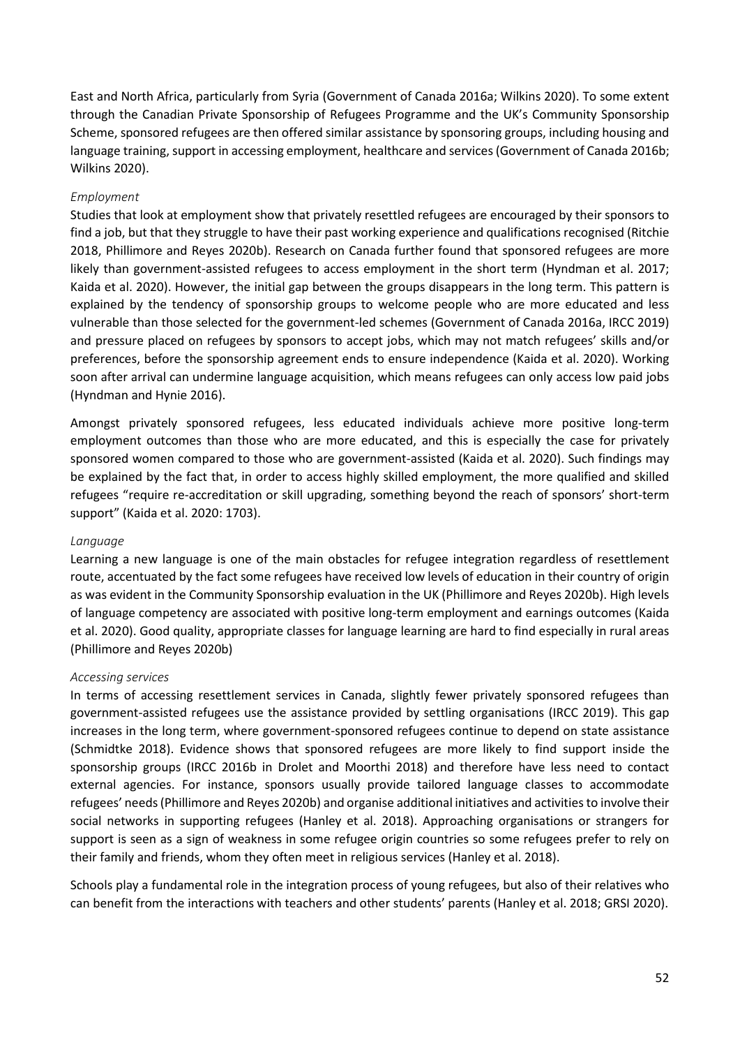East and North Africa, particularly from Syria (Government of Canada 2016a; Wilkins 2020). To some extent through the Canadian Private Sponsorship of Refugees Programme and the UK's Community Sponsorship Scheme, sponsored refugees are then offered similar assistance by sponsoring groups, including housing and language training, support in accessing employment, healthcare and services (Government of Canada 2016b; Wilkins 2020).

*Employment*

Studies that look at employment show that privately resettled refugees are encouraged by their sponsors to find a job, but that they struggle to have their past working experience and qualifications recognised (Ritchie 2018, Phillimore and Reyes 2020b). Research on Canada further found that sponsored refugees are more likely than government-assisted refugees to access employment in the short term (Hyndman et al. 2017; Kaida et al. 2020). However, the initial gap between the groups disappears in the long term. This pattern is explained by the tendency of sponsorship groups to welcome people who are more educated and less vulnerable than those selected for the government-led schemes (Government of Canada 2016a, IRCC 2019) and pressure placed on refugees by sponsors to accept jobs, which may not match refugees' skills and/or preferences, before the sponsorship agreement ends to ensure independence (Kaida et al. 2020). Working soon after arrival can undermine language acquisition, which means refugees can only access low paid jobs (Hyndman and Hynie 2016).

Amongst privately sponsored refugees, less educated individuals achieve more positive long-term employment outcomes than those who are more educated, and this is especially the case for privately sponsored women compared to those who are government-assisted (Kaida et al. 2020). Such findings may be explained by the fact that, in order to access highly skilled employment, the more qualified and skilled refugees "require re-accreditation or skill upgrading, something beyond the reach of sponsors' short-term support" (Kaida et al. 2020: 1703).

*Language*

Learning a new language is one of the main obstacles for refugee integration regardless of resettlement route, accentuated by the fact some refugees have received low levels of education in their country of origin as was evident in the Community Sponsorship evaluation in the UK (Phillimore and Reyes 2020b). High levels of language competency are associated with positive long-term employment and earnings outcomes (Kaida et al. 2020). Good quality, appropriate classes for language learning are hard to find especially in rural areas (Phillimore and Reyes 2020b)

*Accessing services*

In terms of accessing resettlement services in Canada, slightly fewer privately sponsored refugees than government-assisted refugees use the assistance provided by settling organisations (IRCC 2019). This gap increases in the long term, where government-sponsored refugees continue to depend on state assistance (Schmidtke 2018). Evidence shows that sponsored refugees are more likely to find support inside the sponsorship groups (IRCC 2016b in Drolet and Moorthi 2018) and therefore have less need to contact external agencies. For instance, sponsors usually provide tailored language classes to accommodate refugees' needs (Phillimore and Reyes 2020b) and organise additional initiatives and activities to involve their social networks in supporting refugees (Hanley et al. 2018). Approaching organisations or strangers for support is seen as a sign of weakness in some refugee origin countries so some refugees prefer to rely on their family and friends, whom they often meet in religious services (Hanley et al. 2018).

Schools play a fundamental role in the integration process of young refugees, but also of their relatives who can benefit from the interactions with teachers and other students' parents (Hanley et al. 2018; GRSI 2020).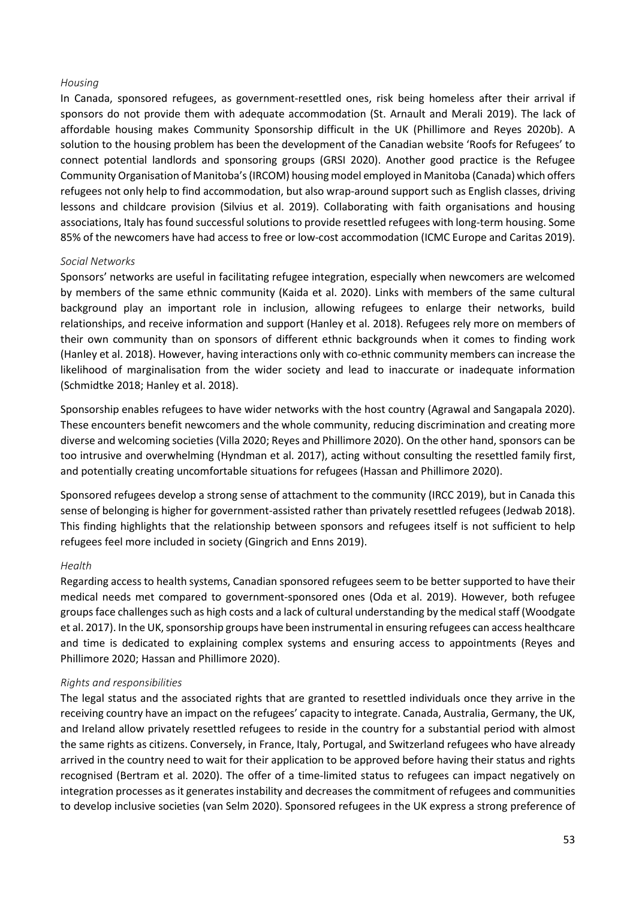*Housing*

In Canada, sponsored refugees, as government-resettled ones, risk being homeless after their arrival if sponsors do not provide them with adequate accommodation (St. Arnault and Merali 2019). The lack of affordable housing makes Community Sponsorship difficult in the UK (Phillimore and Reyes 2020b). A solution to the housing problem has been the development of the Canadian website 'Roofs for Refugees' to connect potential landlords and sponsoring groups (GRSI 2020). Another good practice is the Refugee Community Organisation of Manitoba's (IRCOM) housing model employed in Manitoba (Canada) which offers refugees not only help to find accommodation, but also wrap-around support such as English classes, driving lessons and childcare provision (Silvius et al. 2019). Collaborating with faith organisations and housing associations, Italy has found successful solutions to provide resettled refugees with long-term housing. Some 85% of the newcomers have had access to free or low-cost accommodation (ICMC Europe and Caritas 2019).

*Social Networks*

Sponsors' networks are useful in facilitating refugee integration, especially when newcomers are welcomed by members of the same ethnic community (Kaida et al. 2020). Links with members of the same cultural background play an important role in inclusion, allowing refugees to enlarge their networks, build relationships, and receive information and support (Hanley et al. 2018). Refugees rely more on members of their own community than on sponsors of different ethnic backgrounds when it comes to finding work (Hanley et al. 2018). However, having interactions only with co-ethnic community members can increase the likelihood of marginalisation from the wider society and lead to inaccurate or inadequate information (Schmidtke 2018; Hanley et al. 2018).

Sponsorship enables refugees to have wider networks with the host country (Agrawal and Sangapala 2020). These encounters benefit newcomers and the whole community, reducing discrimination and creating more diverse and welcoming societies (Villa 2020; Reyes and Phillimore 2020). On the other hand, sponsors can be too intrusive and overwhelming (Hyndman et al. 2017), acting without consulting the resettled family first, and potentially creating uncomfortable situations for refugees (Hassan and Phillimore 2020).

Sponsored refugees develop a strong sense of attachment to the community (IRCC 2019), but in Canada this sense of belonging is higher for government-assisted rather than privately resettled refugees (Jedwab 2018). This finding highlights that the relationship between sponsors and refugees itself is not sufficient to help refugees feel more included in society (Gingrich and Enns 2019).

*Health*

Regarding access to health systems, Canadian sponsored refugees seem to be better supported to have their medical needs met compared to government-sponsored ones (Oda et al. 2019). However, both refugee groups face challenges such as high costs and a lack of cultural understanding by the medical staff (Woodgate et al. 2017). In the UK, sponsorship groups have been instrumental in ensuring refugees can access healthcare and time is dedicated to explaining complex systems and ensuring access to appointments (Reyes and Phillimore 2020; Hassan and Phillimore 2020).

*Rights and responsibilities*

The legal status and the associated rights that are granted to resettled individuals once they arrive in the receiving country have an impact on the refugees' capacity to integrate. Canada, Australia, Germany, the UK, and Ireland allow privately resettled refugees to reside in the country for a substantial period with almost the same rights as citizens. Conversely, in France, Italy, Portugal, and Switzerland refugees who have already arrived in the country need to wait for their application to be approved before having their status and rights recognised (Bertram et al. 2020). The offer of a time-limited status to refugees can impact negatively on integration processes as it generates instability and decreases the commitment of refugees and communities to develop inclusive societies (van Selm 2020). Sponsored refugees in the UK express a strong preference of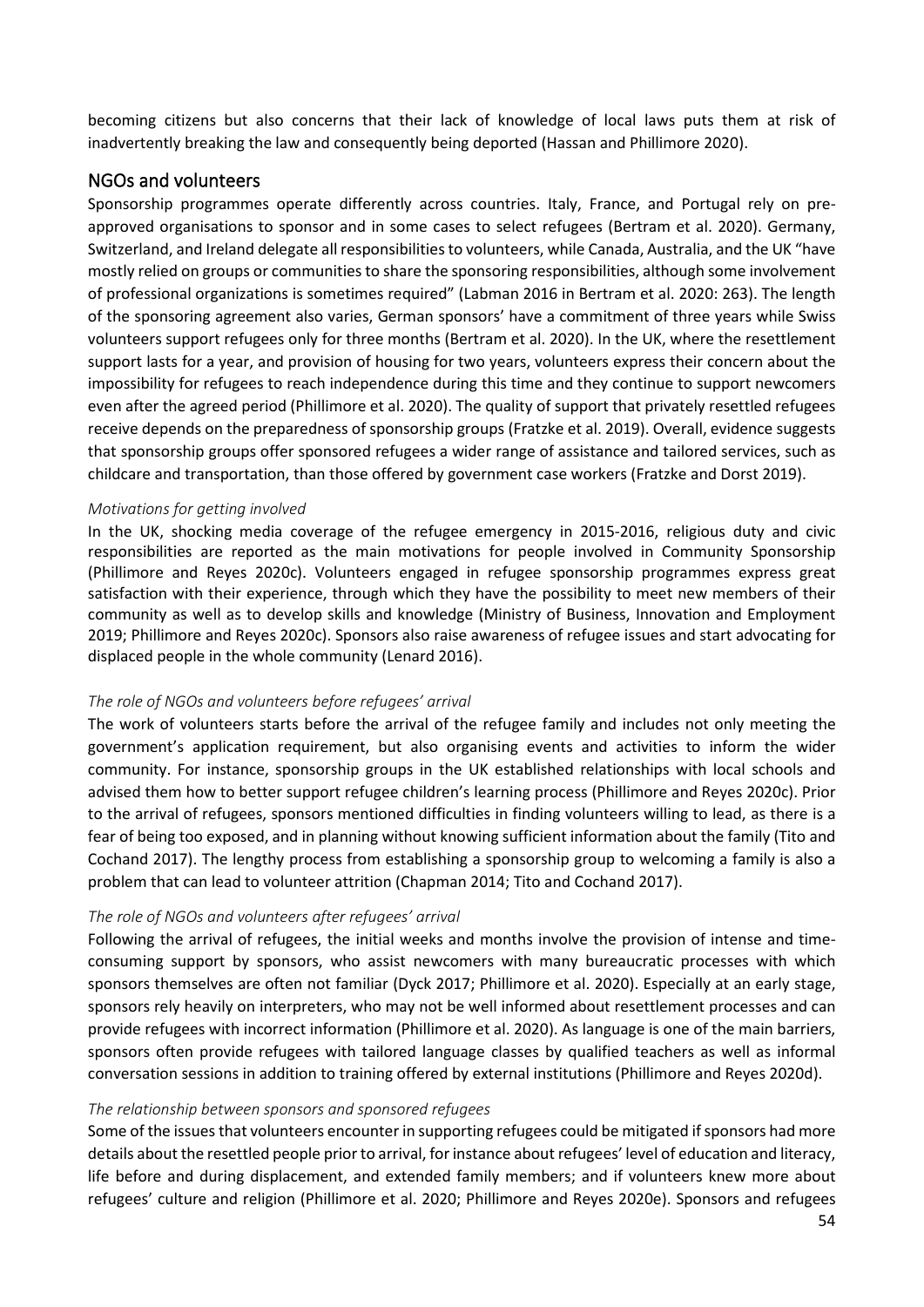becoming citizens but also concerns that their lack of knowledge of local laws puts them at risk of inadvertently breaking the law and consequently being deported (Hassan and Phillimore 2020).

## NGOs and volunteers

Sponsorship programmes operate differently across countries. Italy, France, and Portugal rely on pre-approved organisations to sponsor and in some cases to select refugees (Bertram et al. 2020). Germany, Switzerland, and Ireland delegate all responsibilities to volunteers, while Canada, Australia, and the UK "have mostly relied on groups or communities to share the sponsoring responsibilities, although some involvement of professional organizations is sometimes required" (Labman 2016 in Bertram et al. 2020: 263). The length of the sponsoring agreement also varies, German sponsors' have a commitment of three years while Swiss volunteers support refugees only for three months (Bertram et al. 2020). In the UK, where the resettlement support lasts for a year, and provision of housing for two years, volunteers express their concern about the impossibility for refugees to reach independence during this time and they continue to support newcomers even after the agreed period (Phillimore et al. 2020). The quality of support that privately resettled refugees receive depends on the preparedness of sponsorship groups (Fratzke et al. 2019). Overall, evidence suggests that sponsorship groups offer sponsored refugees a wider range of assistance and tailored services, such as childcare and transportation, than those offered by government case workers (Fratzke and Dorst 2019).

*Motivations for getting involved*

In the UK, shocking media coverage of the refugee emergency in 2015-2016, religious duty and civic responsibilities are reported as the main motivations for people involved in Community Sponsorship (Phillimore and Reyes 2020c). Volunteers engaged in refugee sponsorship programmes express great satisfaction with their experience, through which they have the possibility to meet new members of their community as well as to develop skills and knowledge (Ministry of Business, Innovation and Employment 2019; Phillimore and Reyes 2020c). Sponsors also raise awareness of refugee issues and start advocating for displaced people in the whole community (Lenard 2016).

*The role of NGOs and volunteers before refugees' arrival*

The work of volunteers starts before the arrival of the refugee family and includes not only meeting the government's application requirement, but also organising events and activities to inform the wider community. For instance, sponsorship groups in the UK established relationships with local schools and advised them how to better support refugee children's learning process (Phillimore and Reyes 2020c). Prior to the arrival of refugees, sponsors mentioned difficulties in finding volunteers willing to lead, as there is a fear of being too exposed, and in planning without knowing sufficient information about the family (Tito and Cochand 2017). The lengthy process from establishing a sponsorship group to welcoming a family is also a problem that can lead to volunteer attrition (Chapman 2014; Tito and Cochand 2017).

*The role of NGOs and volunteers after refugees' arrival*

Following the arrival of refugees, the initial weeks and months involve the provision of intense and time-consuming support by sponsors, who assist newcomers with many bureaucratic processes with which sponsors themselves are often not familiar (Dyck 2017; Phillimore et al. 2020). Especially at an early stage, sponsors rely heavily on interpreters, who may not be well informed about resettlement processes and can provide refugees with incorrect information (Phillimore et al. 2020). As language is one of the main barriers, sponsors often provide refugees with tailored language classes by qualified teachers as well as informal conversation sessions in addition to training offered by external institutions (Phillimore and Reyes 2020d).

*The relationship between sponsors and sponsored refugees*

Some of the issues that volunteers encounter in supporting refugees could be mitigated if sponsors had more details about the resettled people prior to arrival, for instance about refugees' level of education and literacy, life before and during displacement, and extended family members; and if volunteers knew more about refugees' culture and religion (Phillimore et al. 2020; Phillimore and Reyes 2020e). Sponsors and refugees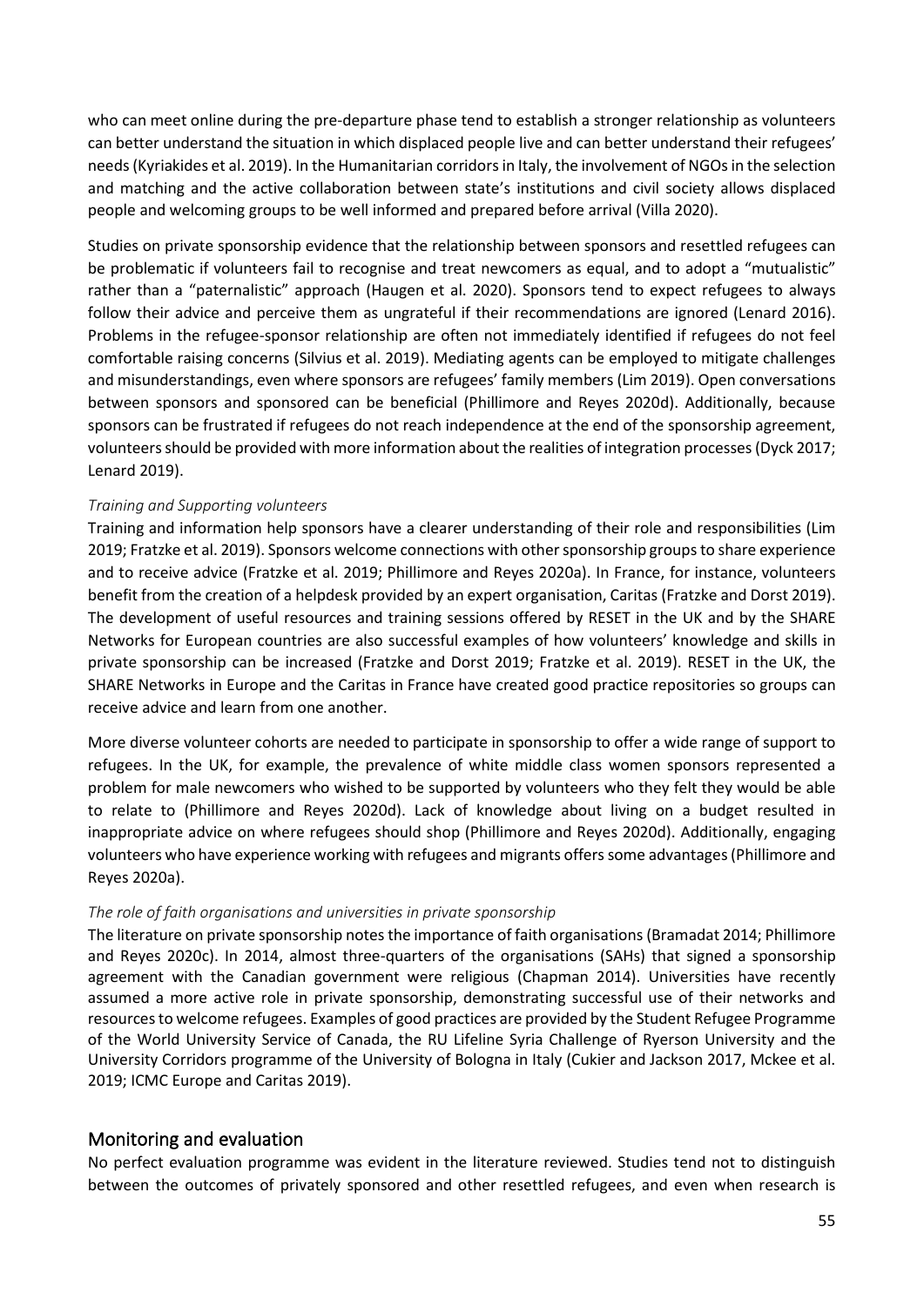who can meet online during the pre-departure phase tend to establish a stronger relationship as volunteers can better understand the situation in which displaced people live and can better understand their refugees' needs (Kyriakides et al. 2019). In the Humanitarian corridors in Italy, the involvement of NGOs in the selection and matching and the active collaboration between state's institutions and civil society allows displaced people and welcoming groups to be well informed and prepared before arrival (Villa 2020).

Studies on private sponsorship evidence that the relationship between sponsors and resettled refugees can be problematic if volunteers fail to recognise and treat newcomers as equal, and to adopt a "mutualistic" rather than a "paternalistic" approach (Haugen et al. 2020). Sponsors tend to expect refugees to always follow their advice and perceive them as ungrateful if their recommendations are ignored (Lenard 2016). Problems in the refugee-sponsor relationship are often not immediately identified if refugees do not feel comfortable raising concerns (Silvius et al. 2019). Mediating agents can be employed to mitigate challenges and misunderstandings, even where sponsors are refugees' family members (Lim 2019). Open conversations between sponsors and sponsored can be beneficial (Phillimore and Reyes 2020d). Additionally, because sponsors can be frustrated if refugees do not reach independence at the end of the sponsorship agreement, volunteers should be provided with more information about the realities of integration processes (Dyck 2017; Lenard 2019).

*Training and Supporting volunteers*

Training and information help sponsors have a clearer understanding of their role and responsibilities (Lim 2019; Fratzke et al. 2019). Sponsors welcome connections with other sponsorship groups to share experience and to receive advice (Fratzke et al. 2019; Phillimore and Reyes 2020a). In France, for instance, volunteers benefit from the creation of a helpdesk provided by an expert organisation, Caritas (Fratzke and Dorst 2019). The development of useful resources and training sessions offered by RESET in the UK and by the SHARE Networks for European countries are also successful examples of how volunteers' knowledge and skills in private sponsorship can be increased (Fratzke and Dorst 2019; Fratzke et al. 2019). RESET in the UK, the SHARE Networks in Europe and the Caritas in France have created good practice repositories so groups can receive advice and learn from one another.

More diverse volunteer cohorts are needed to participate in sponsorship to offer a wide range of support to refugees. In the UK, for example, the prevalence of white middle class women sponsors represented a problem for male newcomers who wished to be supported by volunteers who they felt they would be able to relate to (Phillimore and Reyes 2020d). Lack of knowledge about living on a budget resulted in inappropriate advice on where refugees should shop (Phillimore and Reyes 2020d). Additionally, engaging volunteers who have experience working with refugees and migrants offers some advantages (Phillimore and Reyes 2020a).

*The role of faith organisations and universities in private sponsorship*

The literature on private sponsorship notes the importance of faith organisations (Bramadat 2014; Phillimore and Reyes 2020c). In 2014, almost three-quarters of the organisations (SAHs) that signed a sponsorship agreement with the Canadian government were religious (Chapman 2014). Universities have recently assumed a more active role in private sponsorship, demonstrating successful use of their networks and resources to welcome refugees. Examples of good practices are provided by the Student Refugee Programme of the World University Service of Canada, the RU Lifeline Syria Challenge of Ryerson University and the University Corridors programme of the University of Bologna in Italy (Cukier and Jackson 2017, Mckee et al. 2019; ICMC Europe and Caritas 2019).

## Monitoring and evaluation

No perfect evaluation programme was evident in the literature reviewed. Studies tend not to distinguish between the outcomes of privately sponsored and other resettled refugees, and even when research is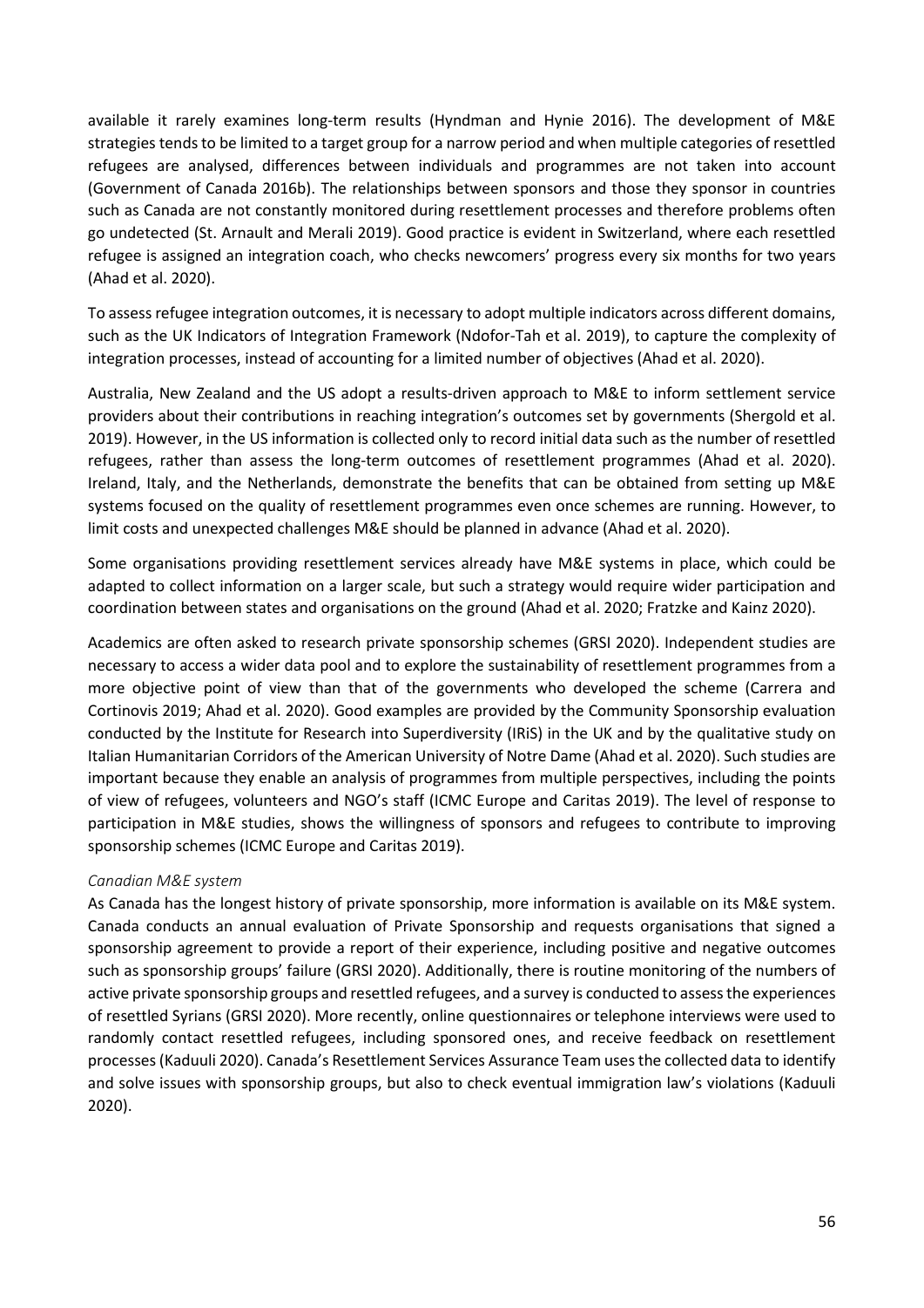available it rarely examines long-term results (Hyndman and Hynie 2016). The development of M&E strategies tends to be limited to a target group for a narrow period and when multiple categories of resettled refugees are analysed, differences between individuals and programmes are not taken into account (Government of Canada 2016b). The relationships between sponsors and those they sponsor in countries such as Canada are not constantly monitored during resettlement processes and therefore problems often go undetected (St. Arnault and Merali 2019). Good practice is evident in Switzerland, where each resettled refugee is assigned an integration coach, who checks newcomers' progress every six months for two years (Ahad et al. 2020).

To assess refugee integration outcomes, it is necessary to adopt multiple indicators across different domains, such as the UK Indicators of Integration Framework (Ndofor-Tah et al. 2019), to capture the complexity of integration processes, instead of accounting for a limited number of objectives (Ahad et al. 2020).

Australia, New Zealand and the US adopt a results-driven approach to M&E to inform settlement service providers about their contributions in reaching integration's outcomes set by governments (Shergold et al. 2019). However, in the US information is collected only to record initial data such as the number of resettled refugees, rather than assess the long-term outcomes of resettlement programmes (Ahad et al. 2020). Ireland, Italy, and the Netherlands, demonstrate the benefits that can be obtained from setting up M&E systems focused on the quality of resettlement programmes even once schemes are running. However, to limit costs and unexpected challenges M&E should be planned in advance (Ahad et al. 2020).

Some organisations providing resettlement services already have M&E systems in place, which could be adapted to collect information on a larger scale, but such a strategy would require wider participation and coordination between states and organisations on the ground (Ahad et al. 2020; Fratzke and Kainz 2020).

Academics are often asked to research private sponsorship schemes (GRSI 2020). Independent studies are necessary to access a wider data pool and to explore the sustainability of resettlement programmes from a more objective point of view than that of the governments who developed the scheme (Carrera and Cortinovis 2019; Ahad et al. 2020). Good examples are provided by the Community Sponsorship evaluation conducted by the Institute for Research into Superdiversity (IRiS) in the UK and by the qualitative study on Italian Humanitarian Corridors of the American University of Notre Dame (Ahad et al. 2020). Such studies are important because they enable an analysis of programmes from multiple perspectives, including the points of view of refugees, volunteers and NGO's staff (ICMC Europe and Caritas 2019). The level of response to participation in M&E studies, shows the willingness of sponsors and refugees to contribute to improving sponsorship schemes (ICMC Europe and Caritas 2019).

*Canadian M&E system*

As Canada has the longest history of private sponsorship, more information is available on its M&E system. Canada conducts an annual evaluation of Private Sponsorship and requests organisations that signed a sponsorship agreement to provide a report of their experience, including positive and negative outcomes such as sponsorship groups' failure (GRSI 2020). Additionally, there is routine monitoring of the numbers of active private sponsorship groups and resettled refugees, and a survey is conducted to assess the experiences of resettled Syrians (GRSI 2020). More recently, online questionnaires or telephone interviews were used to randomly contact resettled refugees, including sponsored ones, and receive feedback on resettlement processes (Kaduuli 2020). Canada's Resettlement Services Assurance Team uses the collected data to identify and solve issues with sponsorship groups, but also to check eventual immigration law's violations (Kaduuli 2020).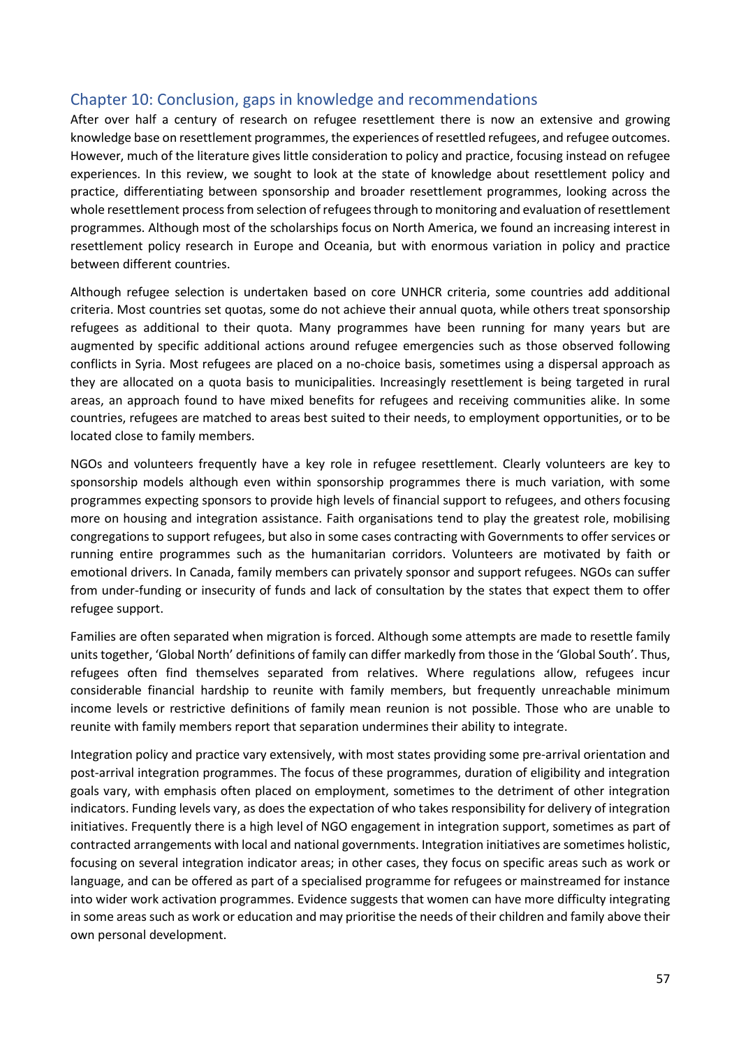## Chapter 10: Conclusion, gaps in knowledge and recommendations

After over half a century of research on refugee resettlement there is now an extensive and growing knowledge base on resettlement programmes, the experiences of resettled refugees, and refugee outcomes. However, much of the literature gives little consideration to policy and practice, focusing instead on refugee experiences. In this review, we sought to look at the state of knowledge about resettlement policy and practice, differentiating between sponsorship and broader resettlement programmes, looking across the whole resettlement process from selection of refugees through to monitoring and evaluation of resettlement programmes. Although most of the scholarships focus on North America, we found an increasing interest in resettlement policy research in Europe and Oceania, but with enormous variation in policy and practice between different countries.

Although refugee selection is undertaken based on core UNHCR criteria, some countries add additional criteria. Most countries set quotas, some do not achieve their annual quota, while others treat sponsorship refugees as additional to their quota. Many programmes have been running for many years but are augmented by specific additional actions around refugee emergencies such as those observed following conflicts in Syria. Most refugees are placed on a no-choice basis, sometimes using a dispersal approach as they are allocated on a quota basis to municipalities. Increasingly resettlement is being targeted in rural areas, an approach found to have mixed benefits for refugees and receiving communities alike. In some countries, refugees are matched to areas best suited to their needs, to employment opportunities, or to be located close to family members.

NGOs and volunteers frequently have a key role in refugee resettlement. Clearly volunteers are key to sponsorship models although even within sponsorship programmes there is much variation, with some programmes expecting sponsors to provide high levels of financial support to refugees, and others focusing more on housing and integration assistance. Faith organisations tend to play the greatest role, mobilising congregations to support refugees, but also in some cases contracting with Governments to offer services or running entire programmes such as the humanitarian corridors. Volunteers are motivated by faith or emotional drivers. In Canada, family members can privately sponsor and support refugees. NGOs can suffer from under-funding or insecurity of funds and lack of consultation by the states that expect them to offer refugee support.

Families are often separated when migration is forced. Although some attempts are made to resettle family units together, 'Global North' definitions of family can differ markedly from those in the 'Global South'. Thus, refugees often find themselves separated from relatives. Where regulations allow, refugees incur considerable financial hardship to reunite with family members, but frequently unreachable minimum income levels or restrictive definitions of family mean reunion is not possible. Those who are unable to reunite with family members report that separation undermines their ability to integrate.

Integration policy and practice vary extensively, with most states providing some pre-arrival orientation and post-arrival integration programmes. The focus of these programmes, duration of eligibility and integration goals vary, with emphasis often placed on employment, sometimes to the detriment of other integration indicators. Funding levels vary, as does the expectation of who takes responsibility for delivery of integration initiatives. Frequently there is a high level of NGO engagement in integration support, sometimes as part of contracted arrangements with local and national governments. Integration initiatives are sometimes holistic, focusing on several integration indicator areas; in other cases, they focus on specific areas such as work or language, and can be offered as part of a specialised programme for refugees or mainstreamed for instance into wider work activation programmes. Evidence suggests that women can have more difficulty integrating in some areas such as work or education and may prioritise the needs of their children and family above their own personal development.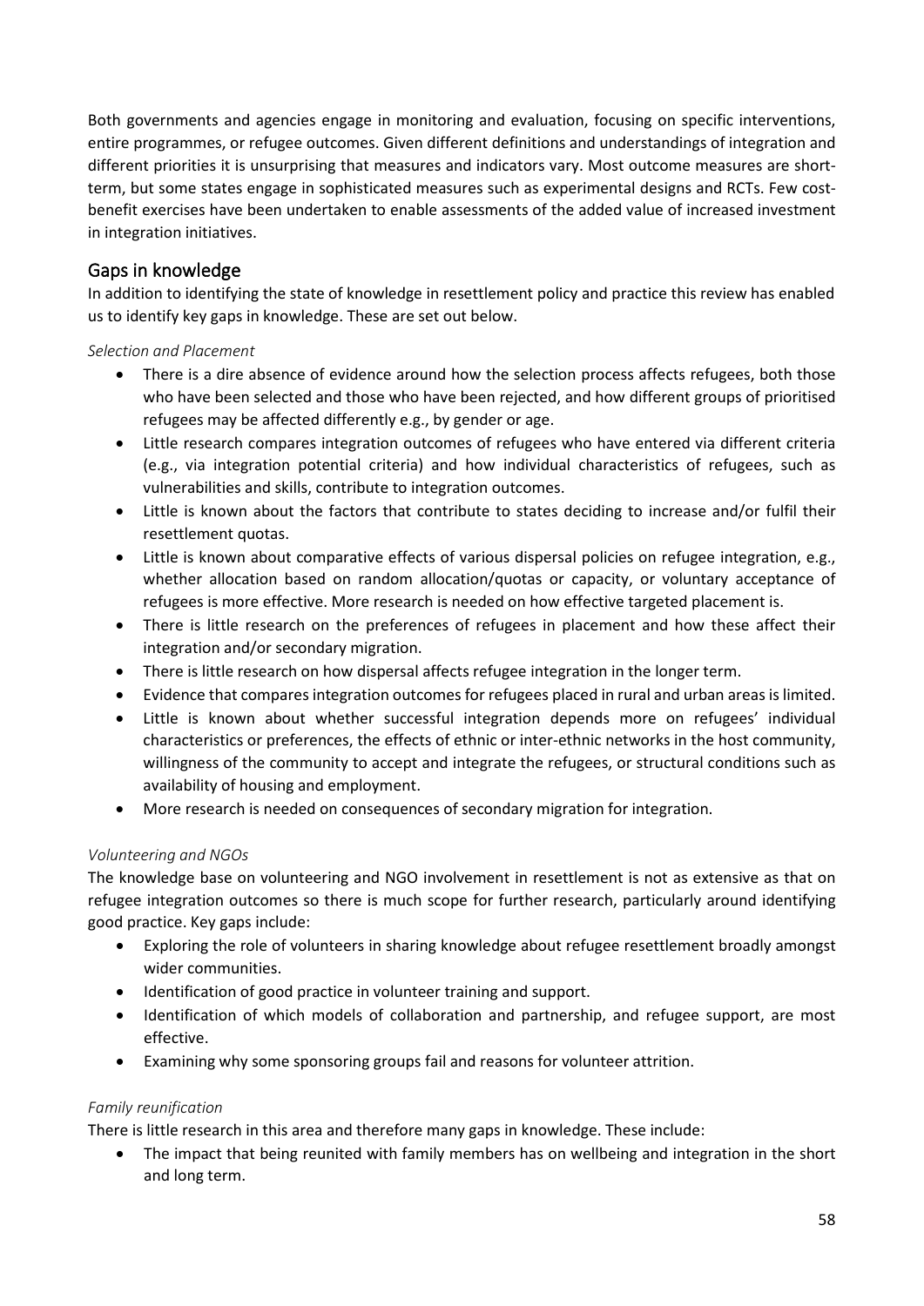Both governments and agencies engage in monitoring and evaluation, focusing on specific interventions, entire programmes, or refugee outcomes. Given different definitions and understandings of integration and different priorities it is unsurprising that measures and indicators vary. Most outcome measures are short-term, but some states engage in sophisticated measures such as experimental designs and RCTs. Few cost-benefit exercises have been undertaken to enable assessments of the added value of increased investment in integration initiatives.

## Gaps in knowledge

In addition to identifying the state of knowledge in resettlement policy and practice this review has enabled us to identify key gaps in knowledge. These are set out below.

*Selection and Placement*

- There is a dire absence of evidence around how the selection process affects refugees, both those who have been selected and those who have been rejected, and how different groups of prioritised refugees may be affected differently e.g., by gender or age.
- Little research compares integration outcomes of refugees who have entered via different criteria (e.g., via integration potential criteria) and how individual characteristics of refugees, such as vulnerabilities and skills, contribute to integration outcomes.
- Little is known about the factors that contribute to states deciding to increase and/or fulfil their resettlement quotas.
- Little is known about comparative effects of various dispersal policies on refugee integration, e.g., whether allocation based on random allocation/quotas or capacity, or voluntary acceptance of refugees is more effective. More research is needed on how effective targeted placement is.
- There is little research on the preferences of refugees in placement and how these affect their integration and/or secondary migration.
- There is little research on how dispersal affects refugee integration in the longer term.
- Evidence that compares integration outcomes for refugees placed in rural and urban areas is limited.
- Little is known about whether successful integration depends more on refugees' individual characteristics or preferences, the effects of ethnic or inter-ethnic networks in the host community, willingness of the community to accept and integrate the refugees, or structural conditions such as availability of housing and employment.
- More research is needed on consequences of secondary migration for integration.

*Volunteering and NGOs*

The knowledge base on volunteering and NGO involvement in resettlement is not as extensive as that on refugee integration outcomes so there is much scope for further research, particularly around identifying good practice. Key gaps include:

- Exploring the role of volunteers in sharing knowledge about refugee resettlement broadly amongst wider communities.
- Identification of good practice in volunteer training and support.
- Identification of which models of collaboration and partnership, and refugee support, are most effective.
- Examining why some sponsoring groups fail and reasons for volunteer attrition.

*Family reunification*

There is little research in this area and therefore many gaps in knowledge. These include:

- The impact that being reunited with family members has on wellbeing and integration in the short and long term.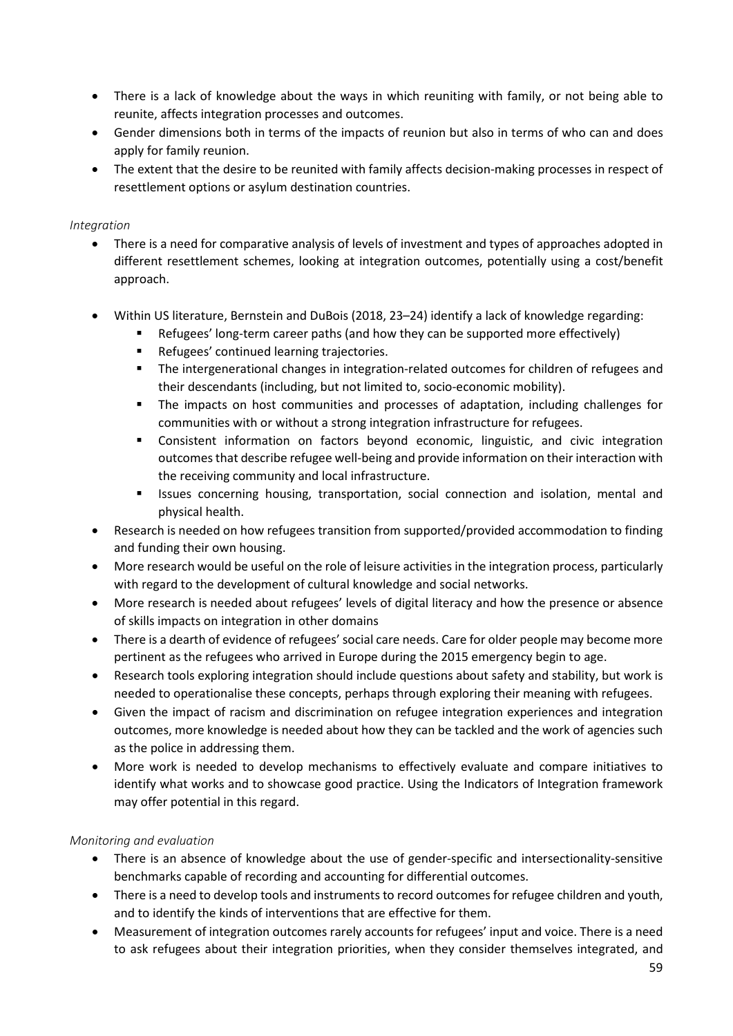- There is a lack of knowledge about the ways in which reuniting with family, or not being able to reunite, affects integration processes and outcomes.
- Gender dimensions both in terms of the impacts of reunion but also in terms of who can and does apply for family reunion.
- The extent that the desire to be reunited with family affects decision-making processes in respect of resettlement options or asylum destination countries.

*Integration*

- There is a need for comparative analysis of levels of investment and types of approaches adopted in different resettlement schemes, looking at integration outcomes, potentially using a cost/benefit approach.

- Within US literature, Bernstein and DuBois (2018, 23–24) identify a lack of knowledge regarding:
  - Refugees' long-term career paths (and how they can be supported more effectively)
  - Refugees' continued learning trajectories.
  - The intergenerational changes in integration-related outcomes for children of refugees and their descendants (including, but not limited to, socio-economic mobility).
  - The impacts on host communities and processes of adaptation, including challenges for communities with or without a strong integration infrastructure for refugees.
  - Consistent information on factors beyond economic, linguistic, and civic integration outcomes that describe refugee well-being and provide information on their interaction with the receiving community and local infrastructure.
  - Issues concerning housing, transportation, social connection and isolation, mental and physical health.
- Research is needed on how refugees transition from supported/provided accommodation to finding and funding their own housing.
- More research would be useful on the role of leisure activities in the integration process, particularly with regard to the development of cultural knowledge and social networks.
- More research is needed about refugees' levels of digital literacy and how the presence or absence of skills impacts on integration in other domains
- There is a dearth of evidence of refugees' social care needs. Care for older people may become more pertinent as the refugees who arrived in Europe during the 2015 emergency begin to age.
- Research tools exploring integration should include questions about safety and stability, but work is needed to operationalise these concepts, perhaps through exploring their meaning with refugees.
- Given the impact of racism and discrimination on refugee integration experiences and integration outcomes, more knowledge is needed about how they can be tackled and the work of agencies such as the police in addressing them.
- More work is needed to develop mechanisms to effectively evaluate and compare initiatives to identify what works and to showcase good practice. Using the Indicators of Integration framework may offer potential in this regard.

*Monitoring and evaluation*

- There is an absence of knowledge about the use of gender-specific and intersectionality-sensitive benchmarks capable of recording and accounting for differential outcomes.
- There is a need to develop tools and instruments to record outcomes for refugee children and youth, and to identify the kinds of interventions that are effective for them.
- Measurement of integration outcomes rarely accounts for refugees' input and voice. There is a need to ask refugees about their integration priorities, when they consider themselves integrated, and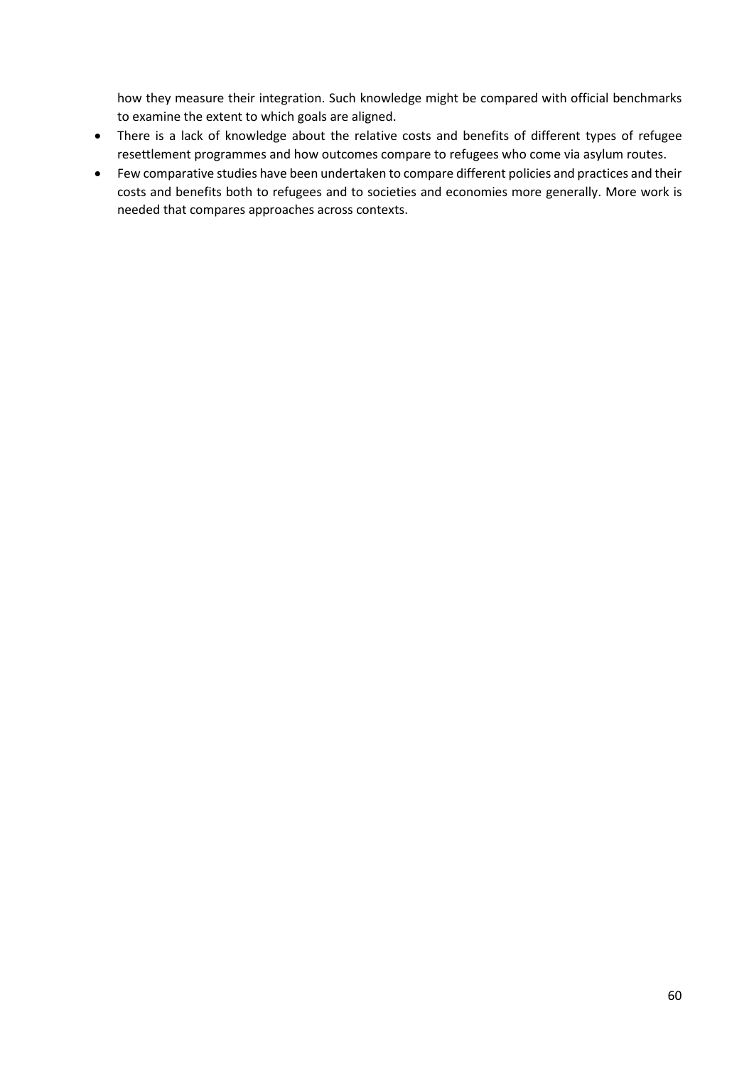how they measure their integration. Such knowledge might be compared with official benchmarks to examine the extent to which goals are aligned.

- There is a lack of knowledge about the relative costs and benefits of different types of refugee resettlement programmes and how outcomes compare to refugees who come via asylum routes.
- Few comparative studies have been undertaken to compare different policies and practices and their costs and benefits both to refugees and to societies and economies more generally. More work is needed that compares approaches across contexts.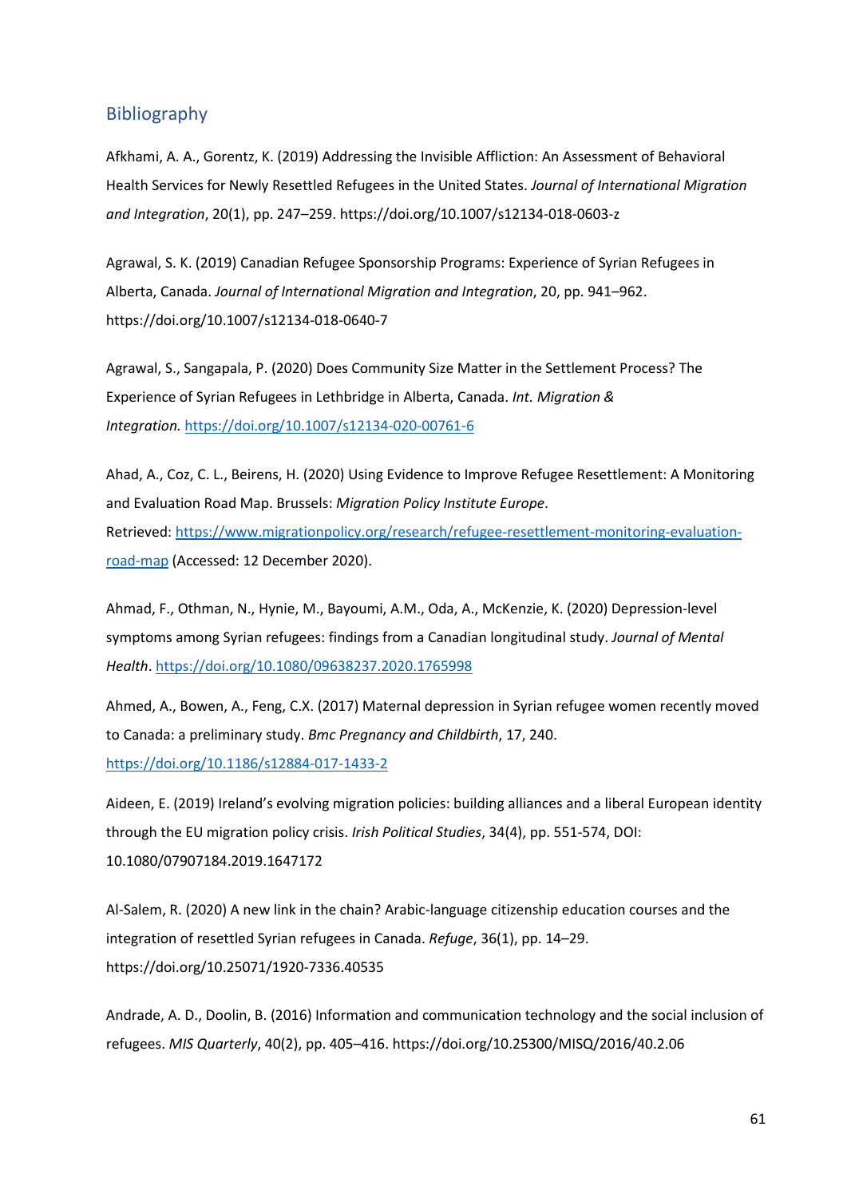## Bibliography

Afkhami, A. A., Gorentz, K. (2019) Addressing the Invisible Affliction: An Assessment of Behavioral Health Services for Newly Resettled Refugees in the United States. *Journal of International Migration and Integration*, 20(1), pp. 247–259. https://doi.org/10.1007/s12134-018-0603-z

Agrawal, S. K. (2019) Canadian Refugee Sponsorship Programs: Experience of Syrian Refugees in Alberta, Canada. *Journal of International Migration and Integration*, 20, pp. 941–962. https://doi.org/10.1007/s12134-018-0640-7

Agrawal, S., Sangapala, P. (2020) Does Community Size Matter in the Settlement Process? The Experience of Syrian Refugees in Lethbridge in Alberta, Canada. *Int. Migration & Integration.* https://doi.org/10.1007/s12134-020-00761-6

Ahad, A., Coz, C. L., Beirens, H. (2020) Using Evidence to Improve Refugee Resettlement: A Monitoring and Evaluation Road Map. Brussels: *Migration Policy Institute Europe*. Retrieved: https://www.migrationpolicy.org/research/refugee-resettlement-monitoring-evaluation-road-map (Accessed: 12 December 2020).

Ahmad, F., Othman, N., Hynie, M., Bayoumi, A.M., Oda, A., McKenzie, K. (2020) Depression-level symptoms among Syrian refugees: findings from a Canadian longitudinal study. *Journal of Mental Health*. https://doi.org/10.1080/09638237.2020.1765998

Ahmed, A., Bowen, A., Feng, C.X. (2017) Maternal depression in Syrian refugee women recently moved to Canada: a preliminary study. *Bmc Pregnancy and Childbirth*, 17, 240. https://doi.org/10.1186/s12884-017-1433-2

Aideen, E. (2019) Ireland's evolving migration policies: building alliances and a liberal European identity through the EU migration policy crisis. *Irish Political Studies*, 34(4), pp. 551-574, DOI: 10.1080/07907184.2019.1647172

Al-Salem, R. (2020) A new link in the chain? Arabic-language citizenship education courses and the integration of resettled Syrian refugees in Canada. *Refuge*, 36(1), pp. 14–29. https://doi.org/10.25071/1920-7336.40535

Andrade, A. D., Doolin, B. (2016) Information and communication technology and the social inclusion of refugees. *MIS Quarterly*, 40(2), pp. 405–416. https://doi.org/10.25300/MISQ/2016/40.2.06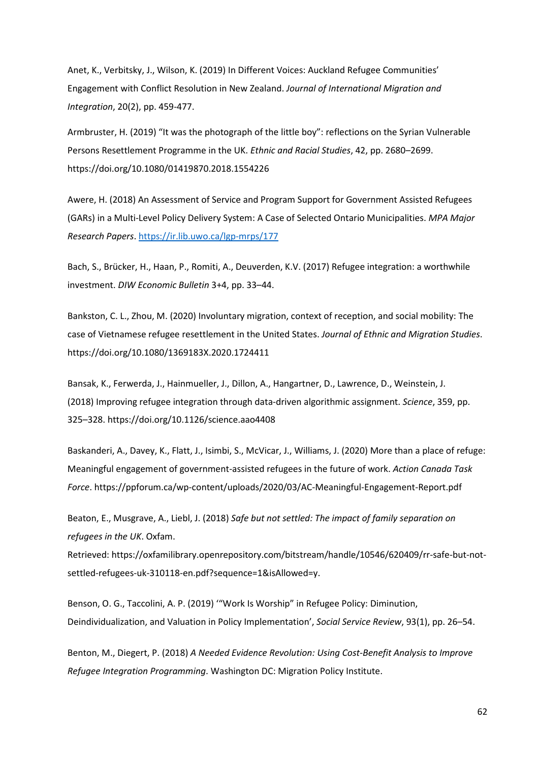Anet, K., Verbitsky, J., Wilson, K. (2019) In Different Voices: Auckland Refugee Communities' Engagement with Conflict Resolution in New Zealand. *Journal of International Migration and Integration*, 20(2), pp. 459-477.

Armbruster, H. (2019) "It was the photograph of the little boy": reflections on the Syrian Vulnerable Persons Resettlement Programme in the UK. *Ethnic and Racial Studies*, 42, pp. 2680–2699. https://doi.org/10.1080/01419870.2018.1554226

Awere, H. (2018) An Assessment of Service and Program Support for Government Assisted Refugees (GARs) in a Multi-Level Policy Delivery System: A Case of Selected Ontario Municipalities. *MPA Major Research Papers*. https://ir.lib.uwo.ca/lgp-mrps/177

Bach, S., Brücker, H., Haan, P., Romiti, A., Deuverden, K.V. (2017) Refugee integration: a worthwhile investment. *DIW Economic Bulletin* 3+4, pp. 33–44.

Bankston, C. L., Zhou, M. (2020) Involuntary migration, context of reception, and social mobility: The case of Vietnamese refugee resettlement in the United States. *Journal of Ethnic and Migration Studies*. https://doi.org/10.1080/1369183X.2020.1724411

Bansak, K., Ferwerda, J., Hainmueller, J., Dillon, A., Hangartner, D., Lawrence, D., Weinstein, J. (2018) Improving refugee integration through data-driven algorithmic assignment. *Science*, 359, pp. 325–328. https://doi.org/10.1126/science.aao4408

Baskanderi, A., Davey, K., Flatt, J., Isimbi, S., McVicar, J., Williams, J. (2020) More than a place of refuge: Meaningful engagement of government-assisted refugees in the future of work. *Action Canada Task Force*. https://ppforum.ca/wp-content/uploads/2020/03/AC-Meaningful-Engagement-Report.pdf

Beaton, E., Musgrave, A., Liebl, J. (2018) *Safe but not settled: The impact of family separation on refugees in the UK*. Oxfam.
Retrieved: https://oxfamilibrary.openrepository.com/bitstream/handle/10546/620409/rr-safe-but-not-settled-refugees-uk-310118-en.pdf?sequence=1&isAllowed=y.

Benson, O. G., Taccolini, A. P. (2019) '"Work Is Worship" in Refugee Policy: Diminution, Deindividualization, and Valuation in Policy Implementation', *Social Service Review*, 93(1), pp. 26–54.

Benton, M., Diegert, P. (2018) *A Needed Evidence Revolution: Using Cost-Benefit Analysis to Improve Refugee Integration Programming*. Washington DC: Migration Policy Institute.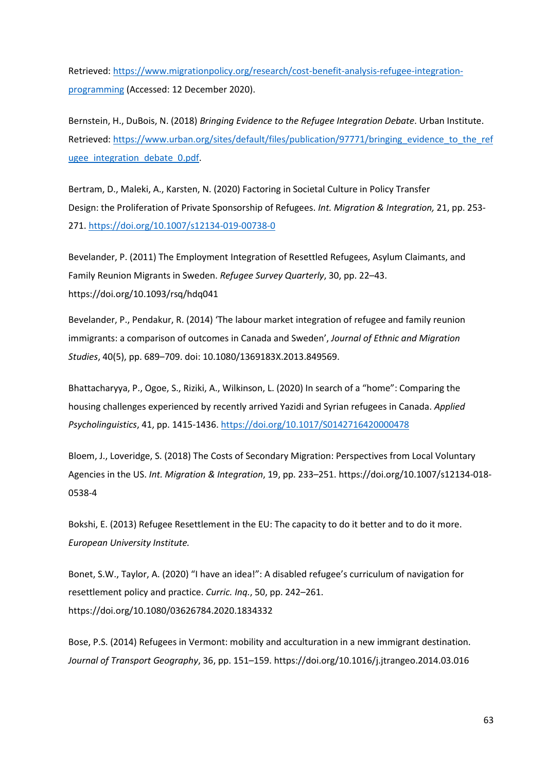Retrieved: https://www.migrationpolicy.org/research/cost-benefit-analysis-refugee-integration-programming (Accessed: 12 December 2020).

Bernstein, H., DuBois, N. (2018) *Bringing Evidence to the Refugee Integration Debate*. Urban Institute. Retrieved: https://www.urban.org/sites/default/files/publication/97771/bringing_evidence_to_the_refugee_integration_debate_0.pdf.

Bertram, D., Maleki, A., Karsten, N. (2020) Factoring in Societal Culture in Policy Transfer Design: the Proliferation of Private Sponsorship of Refugees. *Int. Migration & Integration,* 21, pp. 253-271. https://doi.org/10.1007/s12134-019-00738-0

Bevelander, P. (2011) The Employment Integration of Resettled Refugees, Asylum Claimants, and Family Reunion Migrants in Sweden. *Refugee Survey Quarterly*, 30, pp. 22–43. https://doi.org/10.1093/rsq/hdq041

Bevelander, P., Pendakur, R. (2014) 'The labour market integration of refugee and family reunion immigrants: a comparison of outcomes in Canada and Sweden', *Journal of Ethnic and Migration Studies*, 40(5), pp. 689–709. doi: 10.1080/1369183X.2013.849569.

Bhattacharyya, P., Ogoe, S., Riziki, A., Wilkinson, L. (2020) In search of a "home": Comparing the housing challenges experienced by recently arrived Yazidi and Syrian refugees in Canada. *Applied Psycholinguistics*, 41, pp. 1415-1436. https://doi.org/10.1017/S0142716420000478

Bloem, J., Loveridge, S. (2018) The Costs of Secondary Migration: Perspectives from Local Voluntary Agencies in the US. *Int. Migration & Integration*, 19, pp. 233–251. https://doi.org/10.1007/s12134-018-0538-4

Bokshi, E. (2013) Refugee Resettlement in the EU: The capacity to do it better and to do it more. *European University Institute.*

Bonet, S.W., Taylor, A. (2020) "I have an idea!": A disabled refugee's curriculum of navigation for resettlement policy and practice. *Curric. Inq.*, 50, pp. 242–261. https://doi.org/10.1080/03626784.2020.1834332

Bose, P.S. (2014) Refugees in Vermont: mobility and acculturation in a new immigrant destination. *Journal of Transport Geography*, 36, pp. 151–159. https://doi.org/10.1016/j.jtrangeo.2014.03.016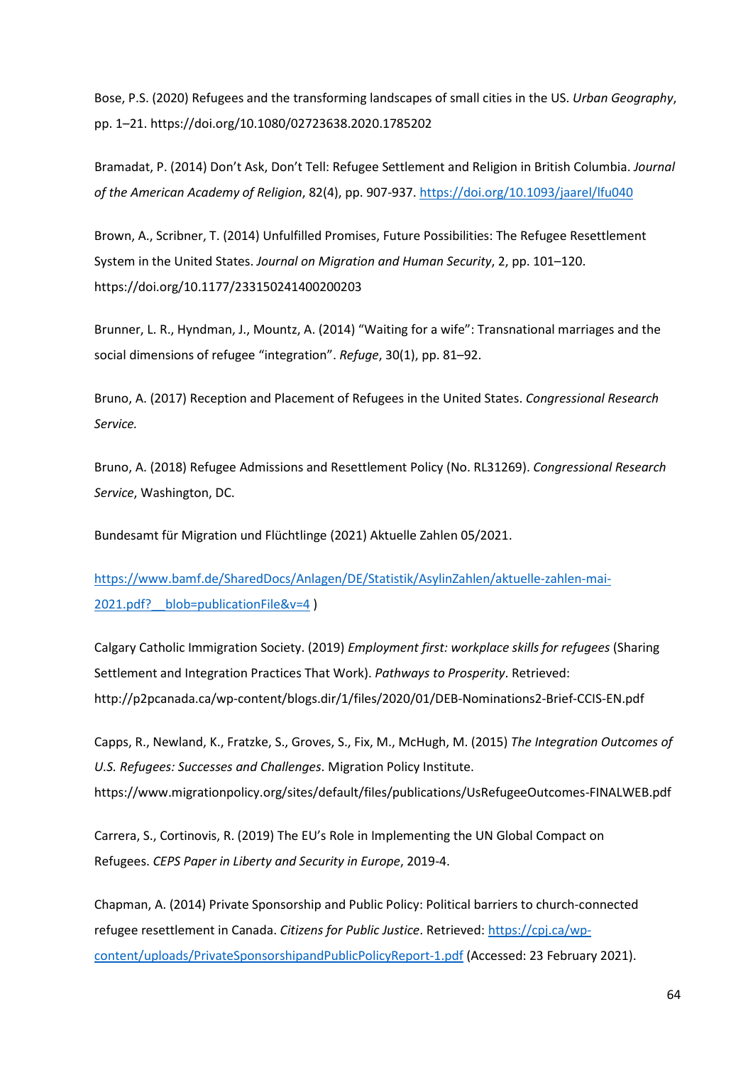Bose, P.S. (2020) Refugees and the transforming landscapes of small cities in the US. *Urban Geography*, pp. 1–21. https://doi.org/10.1080/02723638.2020.1785202

Bramadat, P. (2014) Don't Ask, Don't Tell: Refugee Settlement and Religion in British Columbia. *Journal of the American Academy of Religion*, 82(4), pp. 907-937. https://doi.org/10.1093/jaarel/lfu040

Brown, A., Scribner, T. (2014) Unfulfilled Promises, Future Possibilities: The Refugee Resettlement System in the United States. *Journal on Migration and Human Security*, 2, pp. 101–120. https://doi.org/10.1177/233150241400200203

Brunner, L. R., Hyndman, J., Mountz, A. (2014) "Waiting for a wife": Transnational marriages and the social dimensions of refugee "integration". *Refuge*, 30(1), pp. 81–92.

Bruno, A. (2017) Reception and Placement of Refugees in the United States. *Congressional Research Service.*

Bruno, A. (2018) Refugee Admissions and Resettlement Policy (No. RL31269). *Congressional Research Service*, Washington, DC.

Bundesamt für Migration und Flüchtlinge (2021) Aktuelle Zahlen 05/2021.

https://www.bamf.de/SharedDocs/Anlagen/DE/Statistik/AsylinZahlen/aktuelle-zahlen-mai-2021.pdf?__blob=publicationFile&v=4 )

Calgary Catholic Immigration Society. (2019) *Employment first: workplace skills for refugees* (Sharing Settlement and Integration Practices That Work). *Pathways to Prosperity*. Retrieved: http://p2pcanada.ca/wp-content/blogs.dir/1/files/2020/01/DEB-Nominations2-Brief-CCIS-EN.pdf

Capps, R., Newland, K., Fratzke, S., Groves, S., Fix, M., McHugh, M. (2015) *The Integration Outcomes of U.S. Refugees: Successes and Challenges*. Migration Policy Institute. https://www.migrationpolicy.org/sites/default/files/publications/UsRefugeeOutcomes-FINALWEB.pdf

Carrera, S., Cortinovis, R. (2019) The EU's Role in Implementing the UN Global Compact on Refugees. *CEPS Paper in Liberty and Security in Europe*, 2019-4.

Chapman, A. (2014) Private Sponsorship and Public Policy: Political barriers to church-connected refugee resettlement in Canada. *Citizens for Public Justice*. Retrieved: https://cpj.ca/wp-content/uploads/PrivateSponsorshipandPublicPolicyReport-1.pdf (Accessed: 23 February 2021).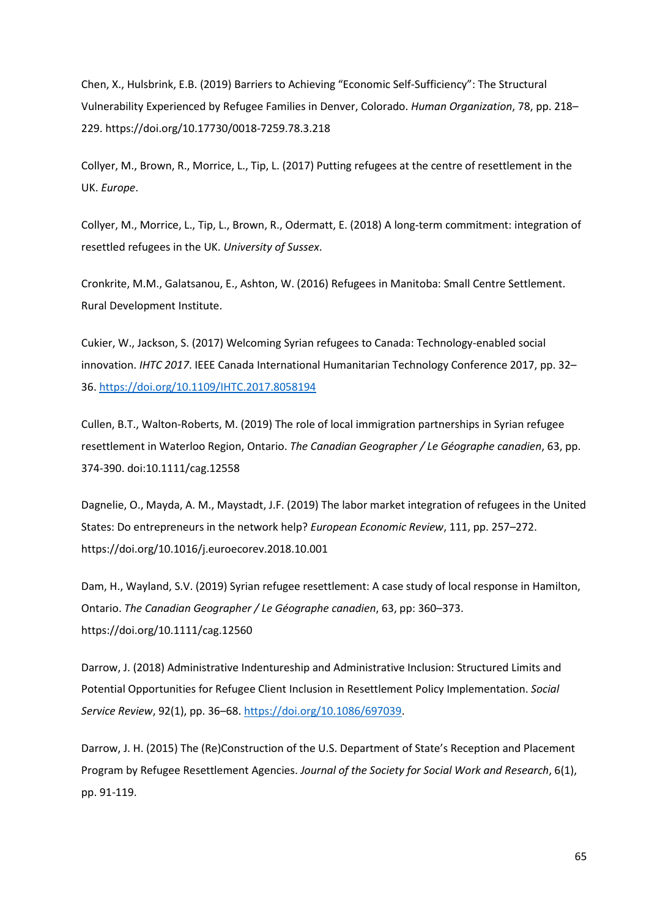Chen, X., Hulsbrink, E.B. (2019) Barriers to Achieving "Economic Self-Sufficiency": The Structural Vulnerability Experienced by Refugee Families in Denver, Colorado. *Human Organization*, 78, pp. 218–229. https://doi.org/10.17730/0018-7259.78.3.218

Collyer, M., Brown, R., Morrice, L., Tip, L. (2017) Putting refugees at the centre of resettlement in the UK. *Europe*.

Collyer, M., Morrice, L., Tip, L., Brown, R., Odermatt, E. (2018) A long-term commitment: integration of resettled refugees in the UK. *University of Sussex*.

Cronkrite, M.M., Galatsanou, E., Ashton, W. (2016) Refugees in Manitoba: Small Centre Settlement. Rural Development Institute.

Cukier, W., Jackson, S. (2017) Welcoming Syrian refugees to Canada: Technology-enabled social innovation. *IHTC 2017*. IEEE Canada International Humanitarian Technology Conference 2017, pp. 32–36. https://doi.org/10.1109/IHTC.2017.8058194

Cullen, B.T., Walton-Roberts, M. (2019) The role of local immigration partnerships in Syrian refugee resettlement in Waterloo Region, Ontario. *The Canadian Geographer / Le Géographe canadien*, 63, pp. 374-390. doi:10.1111/cag.12558

Dagnelie, O., Mayda, A. M., Maystadt, J.F. (2019) The labor market integration of refugees in the United States: Do entrepreneurs in the network help? *European Economic Review*, 111, pp. 257–272. https://doi.org/10.1016/j.euroecorev.2018.10.001

Dam, H., Wayland, S.V. (2019) Syrian refugee resettlement: A case study of local response in Hamilton, Ontario. *The Canadian Geographer / Le Géographe canadien*, 63, pp: 360–373. https://doi.org/10.1111/cag.12560

Darrow, J. (2018) Administrative Indentureship and Administrative Inclusion: Structured Limits and Potential Opportunities for Refugee Client Inclusion in Resettlement Policy Implementation. *Social Service Review*, 92(1), pp. 36–68. https://doi.org/10.1086/697039.

Darrow, J. H. (2015) The (Re)Construction of the U.S. Department of State's Reception and Placement Program by Refugee Resettlement Agencies. *Journal of the Society for Social Work and Research*, 6(1), pp. 91-119.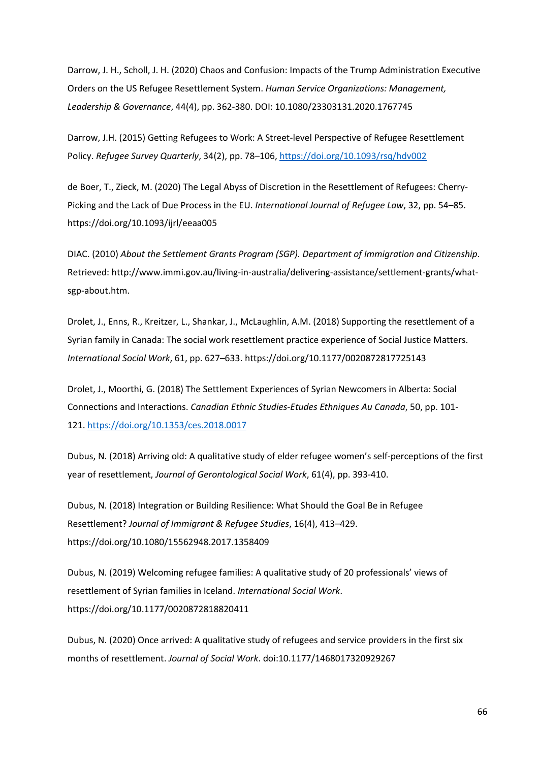Darrow, J. H., Scholl, J. H. (2020) Chaos and Confusion: Impacts of the Trump Administration Executive Orders on the US Refugee Resettlement System. *Human Service Organizations: Management, Leadership & Governance*, 44(4), pp. 362-380. DOI: 10.1080/23303131.2020.1767745

Darrow, J.H. (2015) Getting Refugees to Work: A Street-level Perspective of Refugee Resettlement Policy. *Refugee Survey Quarterly*, 34(2), pp. 78–106, https://doi.org/10.1093/rsq/hdv002

de Boer, T., Zieck, M. (2020) The Legal Abyss of Discretion in the Resettlement of Refugees: Cherry-Picking and the Lack of Due Process in the EU. *International Journal of Refugee Law*, 32, pp. 54–85. https://doi.org/10.1093/ijrl/eeaa005

DIAC. (2010) *About the Settlement Grants Program (SGP). Department of Immigration and Citizenship*. Retrieved: http://www.immi.gov.au/living-in-australia/delivering-assistance/settlement-grants/what-sgp-about.htm.

Drolet, J., Enns, R., Kreitzer, L., Shankar, J., McLaughlin, A.M. (2018) Supporting the resettlement of a Syrian family in Canada: The social work resettlement practice experience of Social Justice Matters. *International Social Work*, 61, pp. 627–633. https://doi.org/10.1177/0020872817725143

Drolet, J., Moorthi, G. (2018) The Settlement Experiences of Syrian Newcomers in Alberta: Social Connections and Interactions. *Canadian Ethnic Studies-Etudes Ethniques Au Canada*, 50, pp. 101-121. https://doi.org/10.1353/ces.2018.0017

Dubus, N. (2018) Arriving old: A qualitative study of elder refugee women's self-perceptions of the first year of resettlement, *Journal of Gerontological Social Work*, 61(4), pp. 393-410.

Dubus, N. (2018) Integration or Building Resilience: What Should the Goal Be in Refugee Resettlement? *Journal of Immigrant & Refugee Studies*, 16(4), 413–429. https://doi.org/10.1080/15562948.2017.1358409

Dubus, N. (2019) Welcoming refugee families: A qualitative study of 20 professionals' views of resettlement of Syrian families in Iceland. *International Social Work*. https://doi.org/10.1177/0020872818820411

Dubus, N. (2020) Once arrived: A qualitative study of refugees and service providers in the first six months of resettlement. *Journal of Social Work*. doi:10.1177/1468017320929267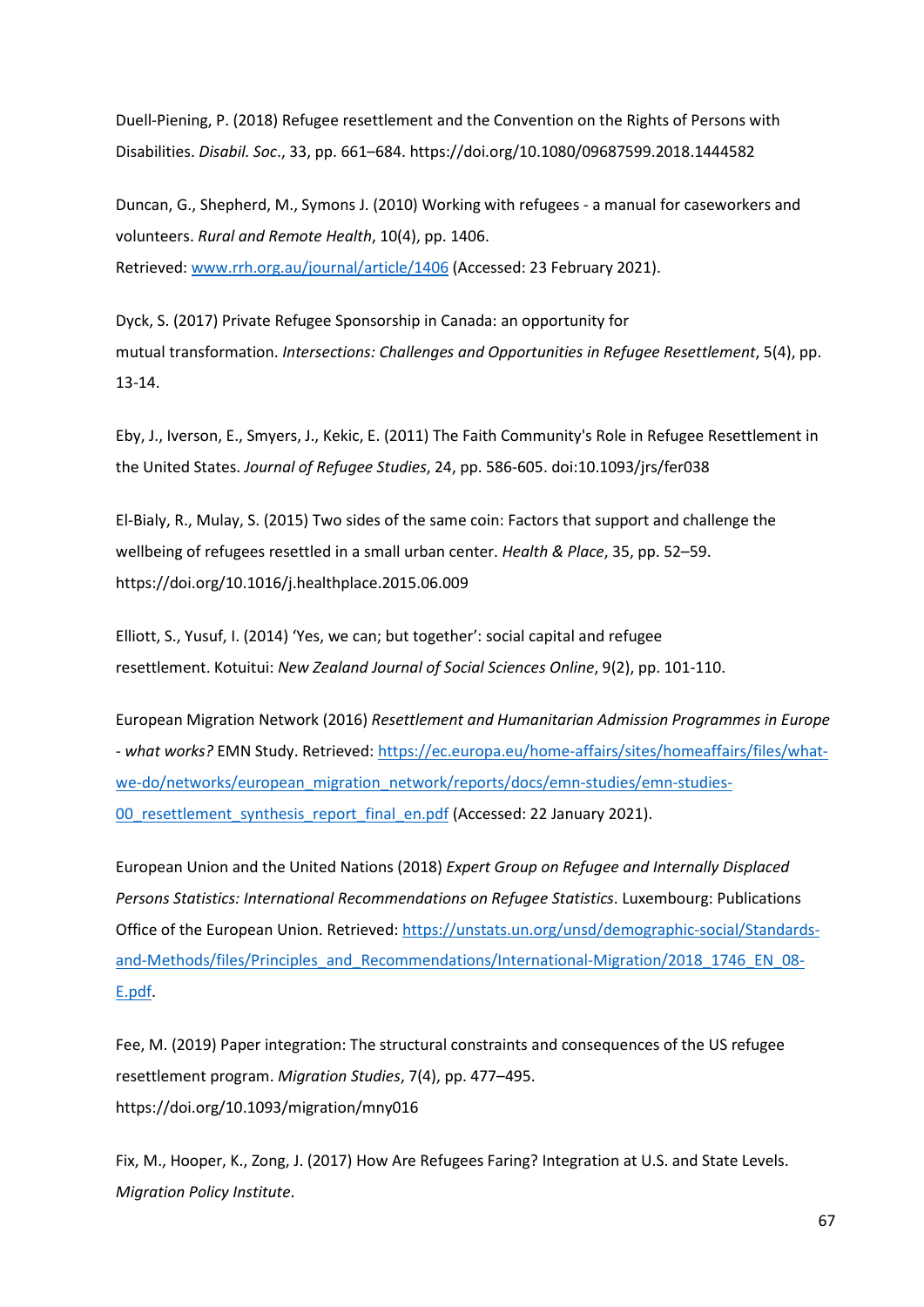Duell-Piening, P. (2018) Refugee resettlement and the Convention on the Rights of Persons with Disabilities. *Disabil. Soc*., 33, pp. 661–684. https://doi.org/10.1080/09687599.2018.1444582

Duncan, G., Shepherd, M., Symons J. (2010) Working with refugees - a manual for caseworkers and volunteers. *Rural and Remote Health*, 10(4), pp. 1406. Retrieved: [www.rrh.org.au/journal/article/1406](www.rrh.org.au/journal/article/1406) (Accessed: 23 February 2021).

Dyck, S. (2017) Private Refugee Sponsorship in Canada: an opportunity for mutual transformation. *Intersections: Challenges and Opportunities in Refugee Resettlement*, 5(4), pp. 13-14.

Eby, J., Iverson, E., Smyers, J., Kekic, E. (2011) The Faith Community's Role in Refugee Resettlement in the United States. *Journal of Refugee Studies*, 24, pp. 586-605. doi:10.1093/jrs/fer038

El-Bialy, R., Mulay, S. (2015) Two sides of the same coin: Factors that support and challenge the wellbeing of refugees resettled in a small urban center. *Health & Place*, 35, pp. 52–59. https://doi.org/10.1016/j.healthplace.2015.06.009

Elliott, S., Yusuf, I. (2014) 'Yes, we can; but together': social capital and refugee resettlement. Kotuitui: *New Zealand Journal of Social Sciences Online*, 9(2), pp. 101-110.

European Migration Network (2016) *Resettlement and Humanitarian Admission Programmes in Europe - what works?* EMN Study. Retrieved: [https://ec.europa.eu/home-affairs/sites/homeaffairs/files/what-we-do/networks/european_migration_network/reports/docs/emn-studies/emn-studies-00_resettlement_synthesis_report_final_en.pdf](https://ec.europa.eu/home-affairs/sites/homeaffairs/files/what-we-do/networks/european_migration_network/reports/docs/emn-studies/emn-studies-00_resettlement_synthesis_report_final_en.pdf) (Accessed: 22 January 2021).

European Union and the United Nations (2018) *Expert Group on Refugee and Internally Displaced Persons Statistics: International Recommendations on Refugee Statistics*. Luxembourg: Publications Office of the European Union. Retrieved: [https://unstats.un.org/unsd/demographic-social/Standards-and-Methods/files/Principles_and_Recommendations/International-Migration/2018_1746_EN_08-E.pdf](https://unstats.un.org/unsd/demographic-social/Standards-and-Methods/files/Principles_and_Recommendations/International-Migration/2018_1746_EN_08-E.pdf).

Fee, M. (2019) Paper integration: The structural constraints and consequences of the US refugee resettlement program. *Migration Studies*, 7(4), pp. 477–495. https://doi.org/10.1093/migration/mny016

Fix, M., Hooper, K., Zong, J. (2017) How Are Refugees Faring? Integration at U.S. and State Levels. *Migration Policy Institute*.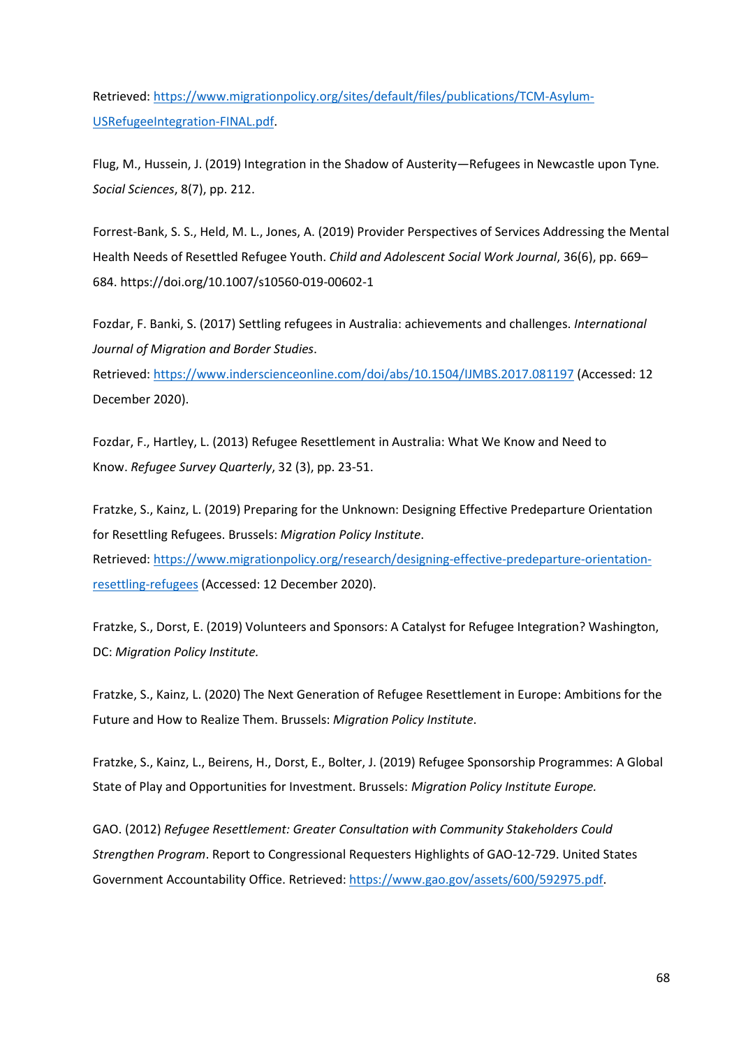Retrieved: https://www.migrationpolicy.org/sites/default/files/publications/TCM-Asylum-USRefugeeIntegration-FINAL.pdf.

Flug, M., Hussein, J. (2019) Integration in the Shadow of Austerity—Refugees in Newcastle upon Tyne. *Social Sciences*, 8(7), pp. 212.

Forrest-Bank, S. S., Held, M. L., Jones, A. (2019) Provider Perspectives of Services Addressing the Mental Health Needs of Resettled Refugee Youth. *Child and Adolescent Social Work Journal*, 36(6), pp. 669–684. https://doi.org/10.1007/s10560-019-00602-1

Fozdar, F. Banki, S. (2017) Settling refugees in Australia: achievements and challenges. *International Journal of Migration and Border Studies*.
Retrieved: https://www.inderscienceonline.com/doi/abs/10.1504/IJMBS.2017.081197 (Accessed: 12 December 2020).

Fozdar, F., Hartley, L. (2013) Refugee Resettlement in Australia: What We Know and Need to Know. *Refugee Survey Quarterly*, 32 (3), pp. 23-51.

Fratzke, S., Kainz, L. (2019) Preparing for the Unknown: Designing Effective Predeparture Orientation for Resettling Refugees. Brussels: *Migration Policy Institute*.
Retrieved: https://www.migrationpolicy.org/research/designing-effective-predeparture-orientation-resettling-refugees (Accessed: 12 December 2020).

Fratzke, S., Dorst, E. (2019) Volunteers and Sponsors: A Catalyst for Refugee Integration? Washington, DC: *Migration Policy Institute.*

Fratzke, S., Kainz, L. (2020) The Next Generation of Refugee Resettlement in Europe: Ambitions for the Future and How to Realize Them. Brussels: *Migration Policy Institute*.

Fratzke, S., Kainz, L., Beirens, H., Dorst, E., Bolter, J. (2019) Refugee Sponsorship Programmes: A Global State of Play and Opportunities for Investment. Brussels: *Migration Policy Institute Europe.*

GAO. (2012) *Refugee Resettlement: Greater Consultation with Community Stakeholders Could Strengthen Program*. Report to Congressional Requesters Highlights of GAO-12-729. United States Government Accountability Office. Retrieved: https://www.gao.gov/assets/600/592975.pdf.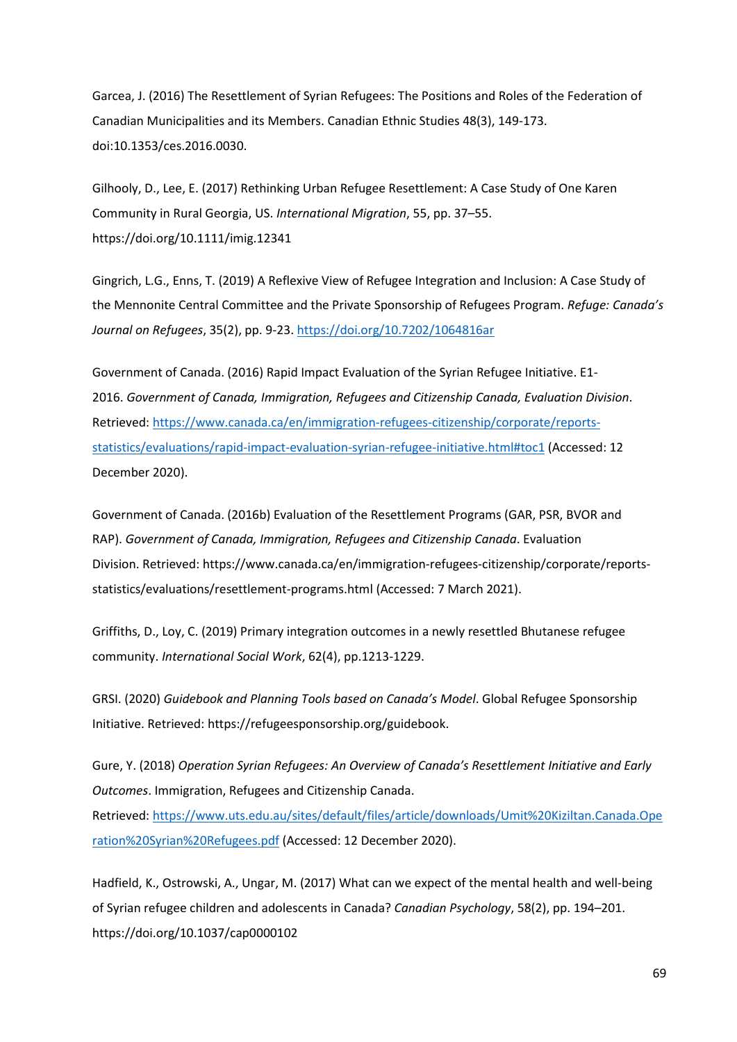Garcea, J. (2016) The Resettlement of Syrian Refugees: The Positions and Roles of the Federation of Canadian Municipalities and its Members. Canadian Ethnic Studies 48(3), 149-173. doi:10.1353/ces.2016.0030.

Gilhooly, D., Lee, E. (2017) Rethinking Urban Refugee Resettlement: A Case Study of One Karen Community in Rural Georgia, US. *International Migration*, 55, pp. 37–55. https://doi.org/10.1111/imig.12341

Gingrich, L.G., Enns, T. (2019) A Reflexive View of Refugee Integration and Inclusion: A Case Study of the Mennonite Central Committee and the Private Sponsorship of Refugees Program. *Refuge: Canada's Journal on Refugees*, 35(2), pp. 9-23. https://doi.org/10.7202/1064816ar

Government of Canada. (2016) Rapid Impact Evaluation of the Syrian Refugee Initiative. E1-2016. *Government of Canada, Immigration, Refugees and Citizenship Canada, Evaluation Division*. Retrieved: https://www.canada.ca/en/immigration-refugees-citizenship/corporate/reports-statistics/evaluations/rapid-impact-evaluation-syrian-refugee-initiative.html#toc1 (Accessed: 12 December 2020).

Government of Canada. (2016b) Evaluation of the Resettlement Programs (GAR, PSR, BVOR and RAP). *Government of Canada, Immigration, Refugees and Citizenship Canada*. Evaluation Division. Retrieved: https://www.canada.ca/en/immigration-refugees-citizenship/corporate/reports-statistics/evaluations/resettlement-programs.html (Accessed: 7 March 2021).

Griffiths, D., Loy, C. (2019) Primary integration outcomes in a newly resettled Bhutanese refugee community. *International Social Work*, 62(4), pp.1213-1229.

GRSI. (2020) *Guidebook and Planning Tools based on Canada's Model*. Global Refugee Sponsorship Initiative. Retrieved: https://refugeesponsorship.org/guidebook.

Gure, Y. (2018) *Operation Syrian Refugees: An Overview of Canada's Resettlement Initiative and Early Outcomes*. Immigration, Refugees and Citizenship Canada. Retrieved: https://www.uts.edu.au/sites/default/files/article/downloads/Umit%20Kiziltan.Canada.Operation%20Syrian%20Refugees.pdf (Accessed: 12 December 2020).

Hadfield, K., Ostrowski, A., Ungar, M. (2017) What can we expect of the mental health and well-being of Syrian refugee children and adolescents in Canada? *Canadian Psychology*, 58(2), pp. 194–201. https://doi.org/10.1037/cap0000102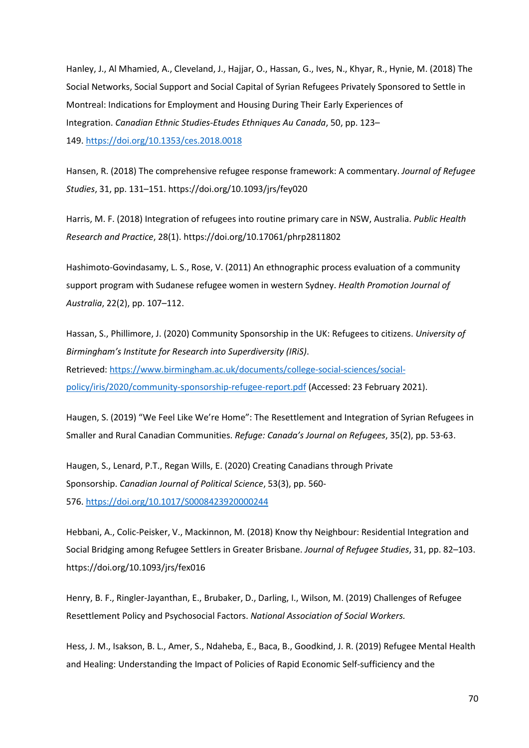Hanley, J., Al Mhamied, A., Cleveland, J., Hajjar, O., Hassan, G., Ives, N., Khyar, R., Hynie, M. (2018) The Social Networks, Social Support and Social Capital of Syrian Refugees Privately Sponsored to Settle in Montreal: Indications for Employment and Housing During Their Early Experiences of Integration. *Canadian Ethnic Studies-Etudes Ethniques Au Canada*, 50, pp. 123–149. https://doi.org/10.1353/ces.2018.0018

Hansen, R. (2018) The comprehensive refugee response framework: A commentary. *Journal of Refugee Studies*, 31, pp. 131–151. https://doi.org/10.1093/jrs/fey020

Harris, M. F. (2018) Integration of refugees into routine primary care in NSW, Australia. *Public Health Research and Practice*, 28(1). https://doi.org/10.17061/phrp2811802

Hashimoto-Govindasamy, L. S., Rose, V. (2011) An ethnographic process evaluation of a community support program with Sudanese refugee women in western Sydney. *Health Promotion Journal of Australia*, 22(2), pp. 107–112.

Hassan, S., Phillimore, J. (2020) Community Sponsorship in the UK: Refugees to citizens. *University of Birmingham's Institute for Research into Superdiversity (IRiS)*. Retrieved: https://www.birmingham.ac.uk/documents/college-social-sciences/social-policy/iris/2020/community-sponsorship-refugee-report.pdf (Accessed: 23 February 2021).

Haugen, S. (2019) "We Feel Like We're Home": The Resettlement and Integration of Syrian Refugees in Smaller and Rural Canadian Communities. *Refuge: Canada's Journal on Refugees*, 35(2), pp. 53-63.

Haugen, S., Lenard, P.T., Regan Wills, E. (2020) Creating Canadians through Private Sponsorship. *Canadian Journal of Political Science*, 53(3), pp. 560-576. https://doi.org/10.1017/S0008423920000244

Hebbani, A., Colic-Peisker, V., Mackinnon, M. (2018) Know thy Neighbour: Residential Integration and Social Bridging among Refugee Settlers in Greater Brisbane. *Journal of Refugee Studies*, 31, pp. 82–103. https://doi.org/10.1093/jrs/fex016

Henry, B. F., Ringler-Jayanthan, E., Brubaker, D., Darling, I., Wilson, M. (2019) Challenges of Refugee Resettlement Policy and Psychosocial Factors. *National Association of Social Workers.*

Hess, J. M., Isakson, B. L., Amer, S., Ndaheba, E., Baca, B., Goodkind, J. R. (2019) Refugee Mental Health and Healing: Understanding the Impact of Policies of Rapid Economic Self-sufficiency and the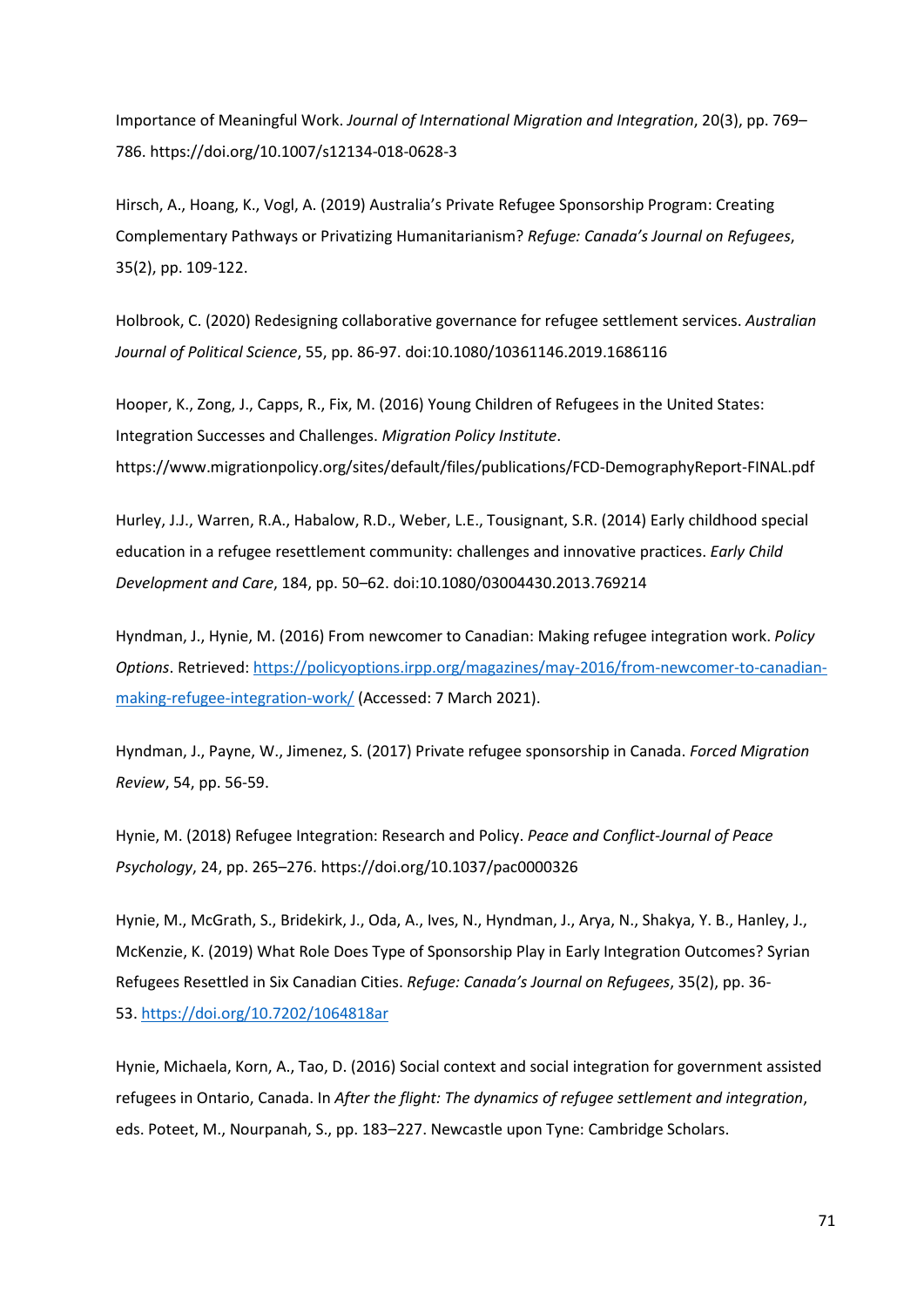Importance of Meaningful Work. *Journal of International Migration and Integration*, 20(3), pp. 769–786. https://doi.org/10.1007/s12134-018-0628-3

Hirsch, A., Hoang, K., Vogl, A. (2019) Australia's Private Refugee Sponsorship Program: Creating Complementary Pathways or Privatizing Humanitarianism? *Refuge: Canada's Journal on Refugees*, 35(2), pp. 109-122.

Holbrook, C. (2020) Redesigning collaborative governance for refugee settlement services. *Australian Journal of Political Science*, 55, pp. 86-97. doi:10.1080/10361146.2019.1686116

Hooper, K., Zong, J., Capps, R., Fix, M. (2016) Young Children of Refugees in the United States: Integration Successes and Challenges. *Migration Policy Institute*. https://www.migrationpolicy.org/sites/default/files/publications/FCD-DemographyReport-FINAL.pdf

Hurley, J.J., Warren, R.A., Habalow, R.D., Weber, L.E., Tousignant, S.R. (2014) Early childhood special education in a refugee resettlement community: challenges and innovative practices. *Early Child Development and Care*, 184, pp. 50–62. doi:10.1080/03004430.2013.769214

Hyndman, J., Hynie, M. (2016) From newcomer to Canadian: Making refugee integration work. *Policy Options*. Retrieved: https://policyoptions.irpp.org/magazines/may-2016/from-newcomer-to-canadian-making-refugee-integration-work/ (Accessed: 7 March 2021).

Hyndman, J., Payne, W., Jimenez, S. (2017) Private refugee sponsorship in Canada. *Forced Migration Review*, 54, pp. 56-59.

Hynie, M. (2018) Refugee Integration: Research and Policy. *Peace and Conflict-Journal of Peace Psychology*, 24, pp. 265–276. https://doi.org/10.1037/pac0000326

Hynie, M., McGrath, S., Bridekirk, J., Oda, A., Ives, N., Hyndman, J., Arya, N., Shakya, Y. B., Hanley, J., McKenzie, K. (2019) What Role Does Type of Sponsorship Play in Early Integration Outcomes? Syrian Refugees Resettled in Six Canadian Cities. *Refuge: Canada's Journal on Refugees*, 35(2), pp. 36-53. https://doi.org/10.7202/1064818ar

Hynie, Michaela, Korn, A., Tao, D. (2016) Social context and social integration for government assisted refugees in Ontario, Canada. In *After the flight: The dynamics of refugee settlement and integration*, eds. Poteet, M., Nourpanah, S., pp. 183–227. Newcastle upon Tyne: Cambridge Scholars.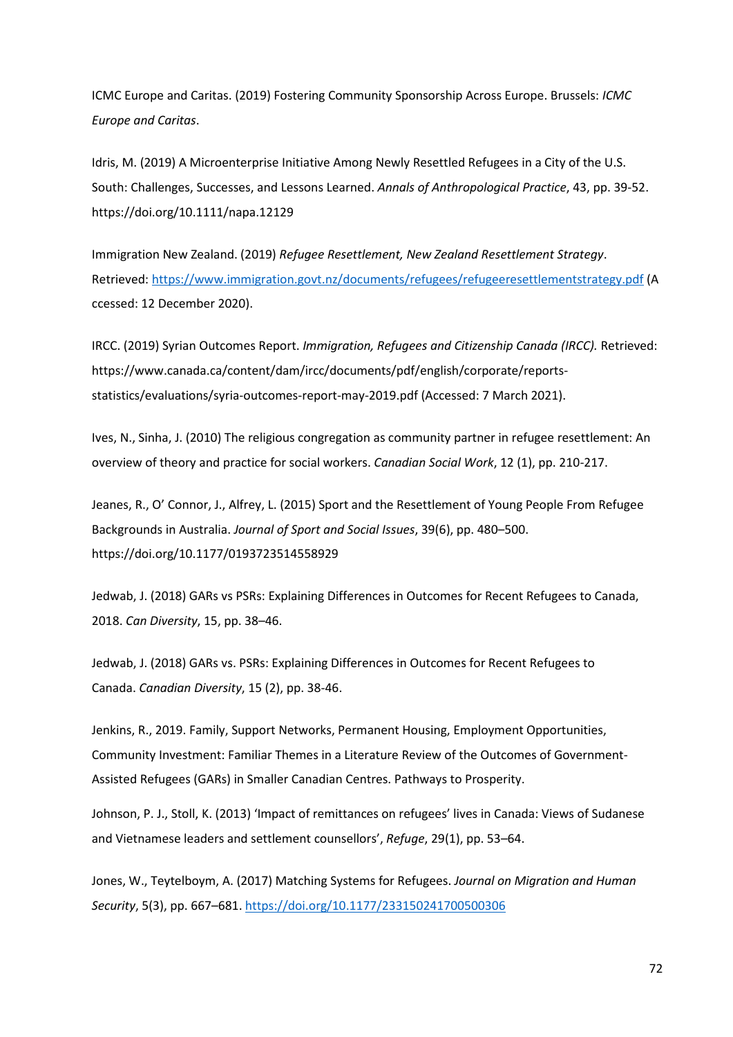ICMC Europe and Caritas. (2019) Fostering Community Sponsorship Across Europe. Brussels: *ICMC Europe and Caritas*.

Idris, M. (2019) A Microenterprise Initiative Among Newly Resettled Refugees in a City of the U.S. South: Challenges, Successes, and Lessons Learned. *Annals of Anthropological Practice*, 43, pp. 39-52. https://doi.org/10.1111/napa.12129

Immigration New Zealand. (2019) *Refugee Resettlement, New Zealand Resettlement Strategy*. Retrieved: https://www.immigration.govt.nz/documents/refugees/refugeeresettlementstrategy.pdf (Accessed: 12 December 2020).

IRCC. (2019) Syrian Outcomes Report. *Immigration, Refugees and Citizenship Canada (IRCC).* Retrieved: https://www.canada.ca/content/dam/ircc/documents/pdf/english/corporate/reports-statistics/evaluations/syria-outcomes-report-may-2019.pdf (Accessed: 7 March 2021).

Ives, N., Sinha, J. (2010) The religious congregation as community partner in refugee resettlement: An overview of theory and practice for social workers. *Canadian Social Work*, 12 (1), pp. 210-217.

Jeanes, R., O' Connor, J., Alfrey, L. (2015) Sport and the Resettlement of Young People From Refugee Backgrounds in Australia. *Journal of Sport and Social Issues*, 39(6), pp. 480–500. https://doi.org/10.1177/0193723514558929

Jedwab, J. (2018) GARs vs PSRs: Explaining Differences in Outcomes for Recent Refugees to Canada, 2018. *Can Diversity*, 15, pp. 38–46.

Jedwab, J. (2018) GARs vs. PSRs: Explaining Differences in Outcomes for Recent Refugees to Canada. *Canadian Diversity*, 15 (2), pp. 38-46.

Jenkins, R., 2019. Family, Support Networks, Permanent Housing, Employment Opportunities, Community Investment: Familiar Themes in a Literature Review of the Outcomes of Government-Assisted Refugees (GARs) in Smaller Canadian Centres. Pathways to Prosperity.

Johnson, P. J., Stoll, K. (2013) 'Impact of remittances on refugees' lives in Canada: Views of Sudanese and Vietnamese leaders and settlement counsellors', *Refuge*, 29(1), pp. 53–64.

Jones, W., Teytelboym, A. (2017) Matching Systems for Refugees. *Journal on Migration and Human Security*, 5(3), pp. 667–681. https://doi.org/10.1177/233150241700500306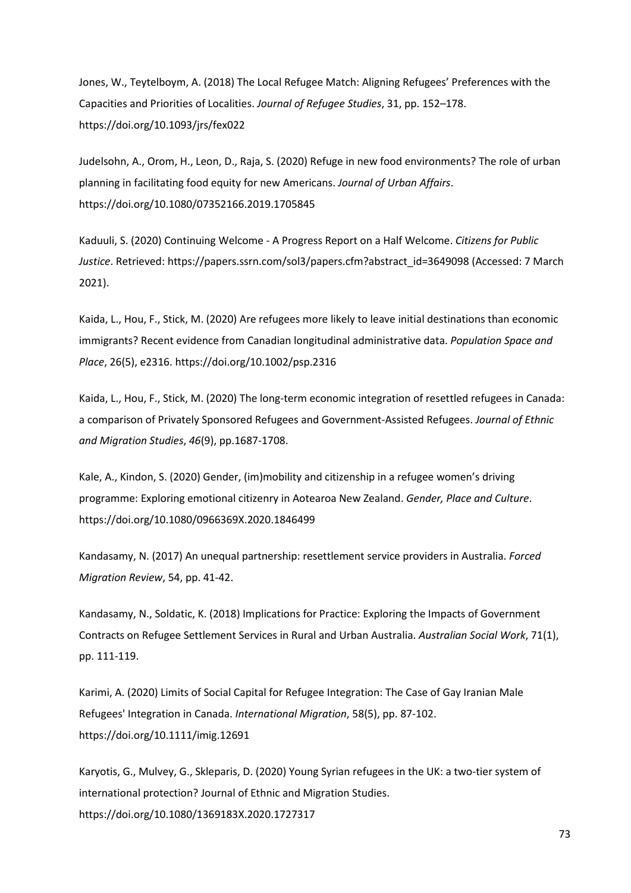Jones, W., Teytelboym, A. (2018) The Local Refugee Match: Aligning Refugees' Preferences with the Capacities and Priorities of Localities. *Journal of Refugee Studies*, 31, pp. 152–178. https://doi.org/10.1093/jrs/fex022

Judelsohn, A., Orom, H., Leon, D., Raja, S. (2020) Refuge in new food environments? The role of urban planning in facilitating food equity for new Americans. *Journal of Urban Affairs*. https://doi.org/10.1080/07352166.2019.1705845

Kaduuli, S. (2020) Continuing Welcome - A Progress Report on a Half Welcome. *Citizens for Public Justice*. Retrieved: https://papers.ssrn.com/sol3/papers.cfm?abstract_id=3649098 (Accessed: 7 March 2021).

Kaida, L., Hou, F., Stick, M. (2020) Are refugees more likely to leave initial destinations than economic immigrants? Recent evidence from Canadian longitudinal administrative data. *Population Space and Place*, 26(5), e2316. https://doi.org/10.1002/psp.2316

Kaida, L., Hou, F., Stick, M. (2020) The long-term economic integration of resettled refugees in Canada: a comparison of Privately Sponsored Refugees and Government-Assisted Refugees. *Journal of Ethnic and Migration Studies*, *46*(9), pp.1687-1708.

Kale, A., Kindon, S. (2020) Gender, (im)mobility and citizenship in a refugee women's driving programme: Exploring emotional citizenry in Aotearoa New Zealand. *Gender, Place and Culture*. https://doi.org/10.1080/0966369X.2020.1846499

Kandasamy, N. (2017) An unequal partnership: resettlement service providers in Australia. *Forced Migration Review*, 54, pp. 41-42.

Kandasamy, N., Soldatic, K. (2018) Implications for Practice: Exploring the Impacts of Government Contracts on Refugee Settlement Services in Rural and Urban Australia. *Australian Social Work*, 71(1), pp. 111-119.

Karimi, A. (2020) Limits of Social Capital for Refugee Integration: The Case of Gay Iranian Male Refugees' Integration in Canada. *International Migration*, 58(5), pp. 87-102. https://doi.org/10.1111/imig.12691

Karyotis, G., Mulvey, G., Skleparis, D. (2020) Young Syrian refugees in the UK: a two-tier system of international protection? Journal of Ethnic and Migration Studies. https://doi.org/10.1080/1369183X.2020.1727317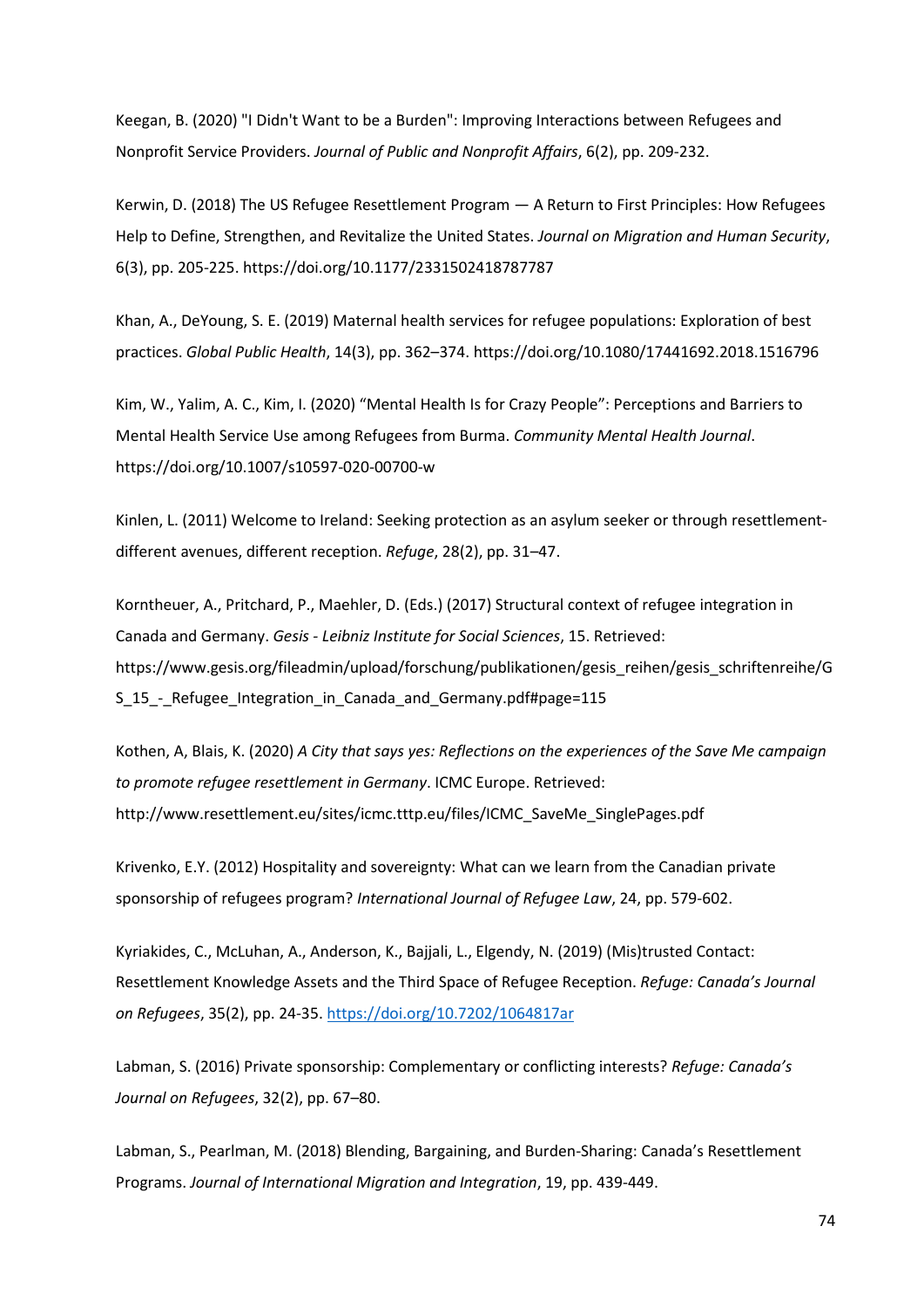Keegan, B. (2020) "I Didn't Want to be a Burden": Improving Interactions between Refugees and Nonprofit Service Providers. *Journal of Public and Nonprofit Affairs*, 6(2), pp. 209-232.

Kerwin, D. (2018) The US Refugee Resettlement Program — A Return to First Principles: How Refugees Help to Define, Strengthen, and Revitalize the United States. *Journal on Migration and Human Security*, 6(3), pp. 205-225. https://doi.org/10.1177/2331502418787787

Khan, A., DeYoung, S. E. (2019) Maternal health services for refugee populations: Exploration of best practices. *Global Public Health*, 14(3), pp. 362–374. https://doi.org/10.1080/17441692.2018.1516796

Kim, W., Yalim, A. C., Kim, I. (2020) "Mental Health Is for Crazy People": Perceptions and Barriers to Mental Health Service Use among Refugees from Burma. *Community Mental Health Journal*. https://doi.org/10.1007/s10597-020-00700-w

Kinlen, L. (2011) Welcome to Ireland: Seeking protection as an asylum seeker or through resettlement-different avenues, different reception. *Refuge*, 28(2), pp. 31–47.

Korntheuer, A., Pritchard, P., Maehler, D. (Eds.) (2017) Structural context of refugee integration in Canada and Germany. *Gesis - Leibniz Institute for Social Sciences*, 15. Retrieved: https://www.gesis.org/fileadmin/upload/forschung/publikationen/gesis_reihen/gesis_schriftenreihe/GS_15_-_Refugee_Integration_in_Canada_and_Germany.pdf#page=115

Kothen, A, Blais, K. (2020) *A City that says yes: Reflections on the experiences of the Save Me campaign to promote refugee resettlement in Germany*. ICMC Europe. Retrieved: http://www.resettlement.eu/sites/icmc.tttp.eu/files/ICMC_SaveMe_SinglePages.pdf

Krivenko, E.Y. (2012) Hospitality and sovereignty: What can we learn from the Canadian private sponsorship of refugees program? *International Journal of Refugee Law*, 24, pp. 579-602.

Kyriakides, C., McLuhan, A., Anderson, K., Bajjali, L., Elgendy, N. (2019) (Mis)trusted Contact: Resettlement Knowledge Assets and the Third Space of Refugee Reception. *Refuge: Canada's Journal on Refugees*, 35(2), pp. 24-35. https://doi.org/10.7202/1064817ar

Labman, S. (2016) Private sponsorship: Complementary or conflicting interests? *Refuge: Canada's Journal on Refugees*, 32(2), pp. 67–80.

Labman, S., Pearlman, M. (2018) Blending, Bargaining, and Burden-Sharing: Canada's Resettlement Programs. *Journal of International Migration and Integration*, 19, pp. 439-449.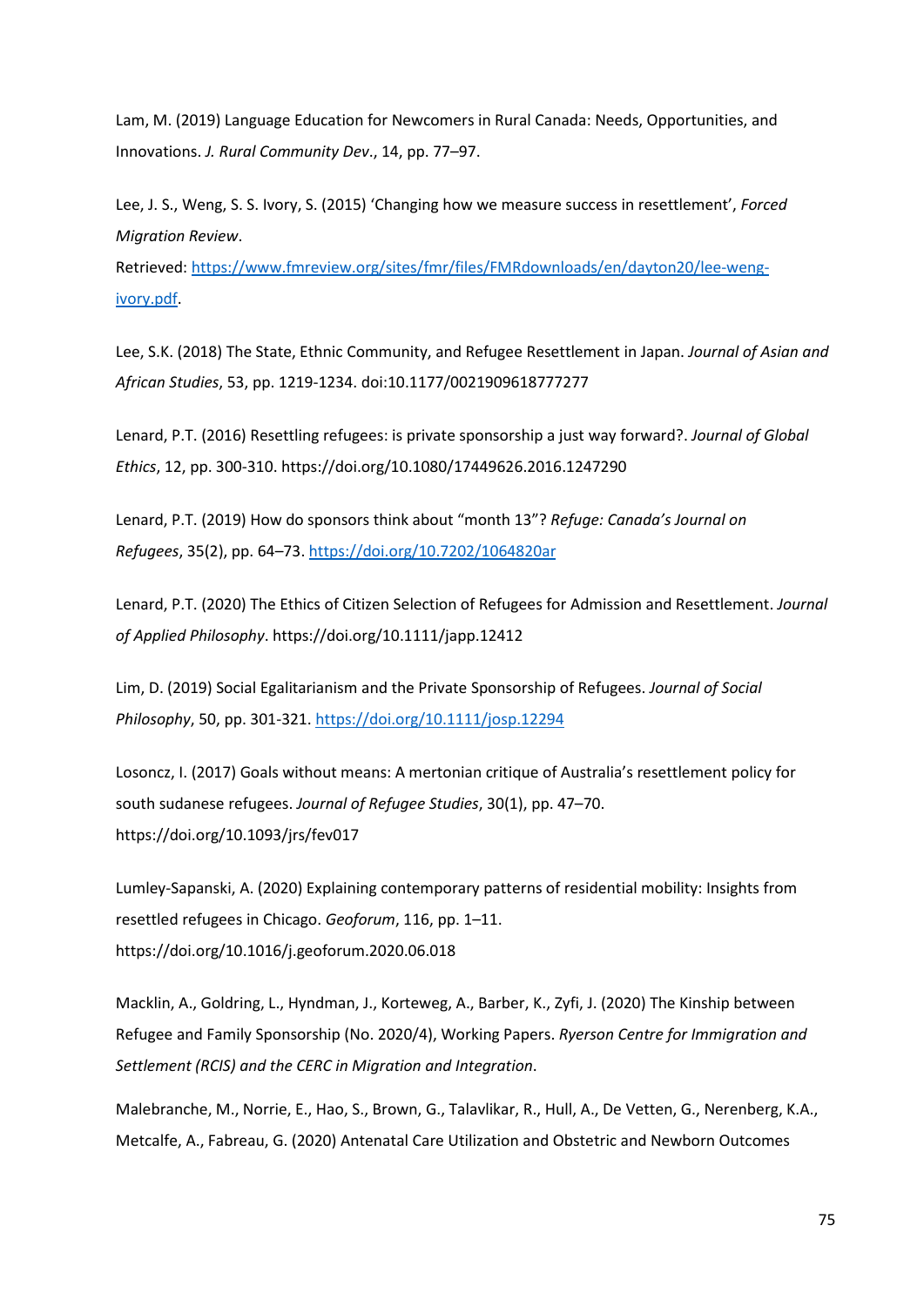Lam, M. (2019) Language Education for Newcomers in Rural Canada: Needs, Opportunities, and Innovations. *J. Rural Community Dev*., 14, pp. 77–97.

Lee, J. S., Weng, S. S. Ivory, S. (2015) 'Changing how we measure success in resettlement', *Forced Migration Review*.
Retrieved: https://www.fmreview.org/sites/fmr/files/FMRdownloads/en/dayton20/lee-weng-ivory.pdf.

Lee, S.K. (2018) The State, Ethnic Community, and Refugee Resettlement in Japan. *Journal of Asian and African Studies*, 53, pp. 1219-1234. doi:10.1177/0021909618777277

Lenard, P.T. (2016) Resettling refugees: is private sponsorship a just way forward?. *Journal of Global Ethics*, 12, pp. 300-310. https://doi.org/10.1080/17449626.2016.1247290

Lenard, P.T. (2019) How do sponsors think about "month 13"? *Refuge: Canada's Journal on Refugees*, 35(2), pp. 64–73. https://doi.org/10.7202/1064820ar

Lenard, P.T. (2020) The Ethics of Citizen Selection of Refugees for Admission and Resettlement. *Journal of Applied Philosophy*. https://doi.org/10.1111/japp.12412

Lim, D. (2019) Social Egalitarianism and the Private Sponsorship of Refugees. *Journal of Social Philosophy*, 50, pp. 301-321. https://doi.org/10.1111/josp.12294

Losoncz, I. (2017) Goals without means: A mertonian critique of Australia's resettlement policy for south sudanese refugees. *Journal of Refugee Studies*, 30(1), pp. 47–70. https://doi.org/10.1093/jrs/fev017

Lumley-Sapanski, A. (2020) Explaining contemporary patterns of residential mobility: Insights from resettled refugees in Chicago. *Geoforum*, 116, pp. 1–11. https://doi.org/10.1016/j.geoforum.2020.06.018

Macklin, A., Goldring, L., Hyndman, J., Korteweg, A., Barber, K., Zyfi, J. (2020) The Kinship between Refugee and Family Sponsorship (No. 2020/4), Working Papers. *Ryerson Centre for Immigration and Settlement (RCIS) and the CERC in Migration and Integration*.

Malebranche, M., Norrie, E., Hao, S., Brown, G., Talavlikar, R., Hull, A., De Vetten, G., Nerenberg, K.A., Metcalfe, A., Fabreau, G. (2020) Antenatal Care Utilization and Obstetric and Newborn Outcomes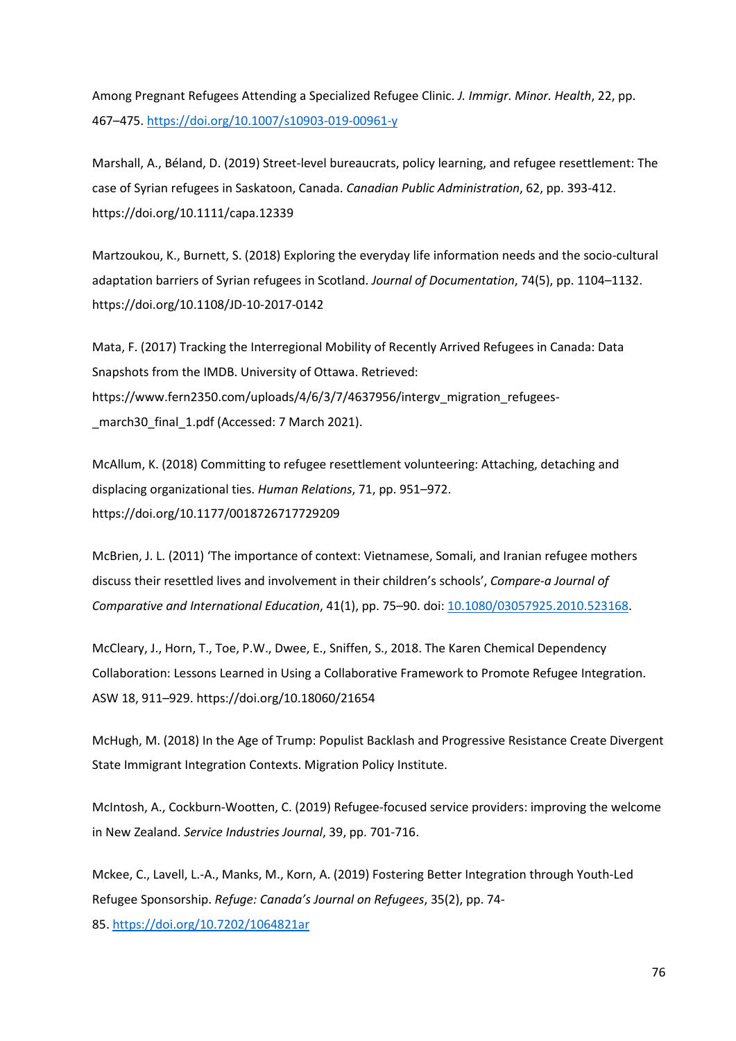Among Pregnant Refugees Attending a Specialized Refugee Clinic. *J. Immigr. Minor. Health*, 22, pp. 467–475. [https://doi.org/10.1007/s10903-019-00961-y](https://doi.org/10.1007/s10903-019-00961-y)

Marshall, A., Béland, D. (2019) Street-level bureaucrats, policy learning, and refugee resettlement: The case of Syrian refugees in Saskatoon, Canada. *Canadian Public Administration*, 62, pp. 393-412. https://doi.org/10.1111/capa.12339

Martzoukou, K., Burnett, S. (2018) Exploring the everyday life information needs and the socio-cultural adaptation barriers of Syrian refugees in Scotland. *Journal of Documentation*, 74(5), pp. 1104–1132. https://doi.org/10.1108/JD-10-2017-0142

Mata, F. (2017) Tracking the Interregional Mobility of Recently Arrived Refugees in Canada: Data Snapshots from the IMDB. University of Ottawa. Retrieved: https://www.fern2350.com/uploads/4/6/3/7/4637956/intergv_migration_refugees-_march30_final_1.pdf (Accessed: 7 March 2021).

McAllum, K. (2018) Committing to refugee resettlement volunteering: Attaching, detaching and displacing organizational ties. *Human Relations*, 71, pp. 951–972. https://doi.org/10.1177/0018726717729209

McBrien, J. L. (2011) 'The importance of context: Vietnamese, Somali, and Iranian refugee mothers discuss their resettled lives and involvement in their children's schools', *Compare-a Journal of Comparative and International Education*, 41(1), pp. 75–90. doi: [10.1080/03057925.2010.523168](https://doi.org/10.1080/03057925.2010.523168).

McCleary, J., Horn, T., Toe, P.W., Dwee, E., Sniffen, S., 2018. The Karen Chemical Dependency Collaboration: Lessons Learned in Using a Collaborative Framework to Promote Refugee Integration. ASW 18, 911–929. https://doi.org/10.18060/21654

McHugh, M. (2018) In the Age of Trump: Populist Backlash and Progressive Resistance Create Divergent State Immigrant Integration Contexts. Migration Policy Institute.

McIntosh, A., Cockburn-Wootten, C. (2019) Refugee-focused service providers: improving the welcome in New Zealand. *Service Industries Journal*, 39, pp. 701-716.

Mckee, C., Lavell, L.-A., Manks, M., Korn, A. (2019) Fostering Better Integration through Youth-Led Refugee Sponsorship. *Refuge: Canada's Journal on Refugees*, 35(2), pp. 74-85. [https://doi.org/10.7202/1064821ar](https://doi.org/10.7202/1064821ar)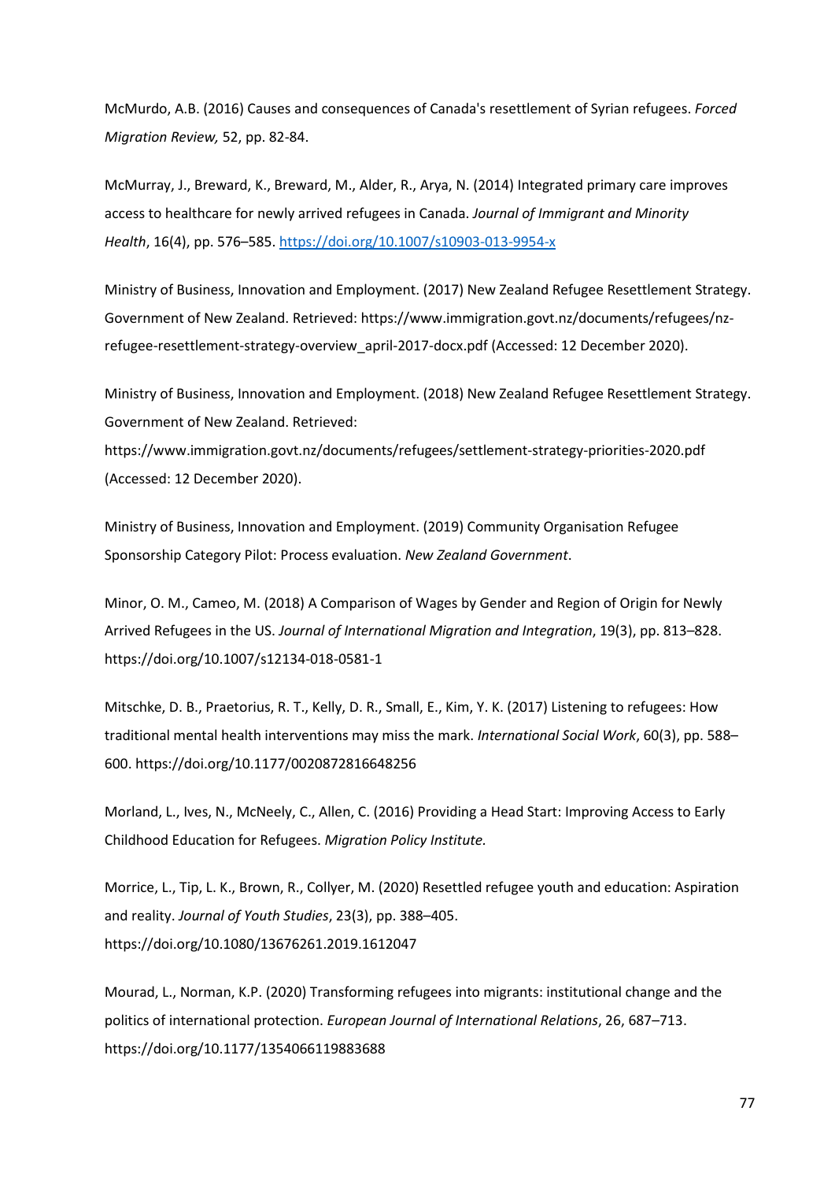McMurdo, A.B. (2016) Causes and consequences of Canada's resettlement of Syrian refugees. *Forced Migration Review,* 52, pp. 82-84.

McMurray, J., Breward, K., Breward, M., Alder, R., Arya, N. (2014) Integrated primary care improves access to healthcare for newly arrived refugees in Canada. *Journal of Immigrant and Minority Health*, 16(4), pp. 576–585. https://doi.org/10.1007/s10903-013-9954-x

Ministry of Business, Innovation and Employment. (2017) New Zealand Refugee Resettlement Strategy. Government of New Zealand. Retrieved: https://www.immigration.govt.nz/documents/refugees/nz-refugee-resettlement-strategy-overview_april-2017-docx.pdf (Accessed: 12 December 2020).

Ministry of Business, Innovation and Employment. (2018) New Zealand Refugee Resettlement Strategy. Government of New Zealand. Retrieved: https://www.immigration.govt.nz/documents/refugees/settlement-strategy-priorities-2020.pdf (Accessed: 12 December 2020).

Ministry of Business, Innovation and Employment. (2019) Community Organisation Refugee Sponsorship Category Pilot: Process evaluation. *New Zealand Government*.

Minor, O. M., Cameo, M. (2018) A Comparison of Wages by Gender and Region of Origin for Newly Arrived Refugees in the US. *Journal of International Migration and Integration*, 19(3), pp. 813–828. https://doi.org/10.1007/s12134-018-0581-1

Mitschke, D. B., Praetorius, R. T., Kelly, D. R., Small, E., Kim, Y. K. (2017) Listening to refugees: How traditional mental health interventions may miss the mark. *International Social Work*, 60(3), pp. 588–600. https://doi.org/10.1177/0020872816648256

Morland, L., Ives, N., McNeely, C., Allen, C. (2016) Providing a Head Start: Improving Access to Early Childhood Education for Refugees. *Migration Policy Institute.*

Morrice, L., Tip, L. K., Brown, R., Collyer, M. (2020) Resettled refugee youth and education: Aspiration and reality. *Journal of Youth Studies*, 23(3), pp. 388–405. https://doi.org/10.1080/13676261.2019.1612047

Mourad, L., Norman, K.P. (2020) Transforming refugees into migrants: institutional change and the politics of international protection. *European Journal of International Relations*, 26, 687–713. https://doi.org/10.1177/1354066119883688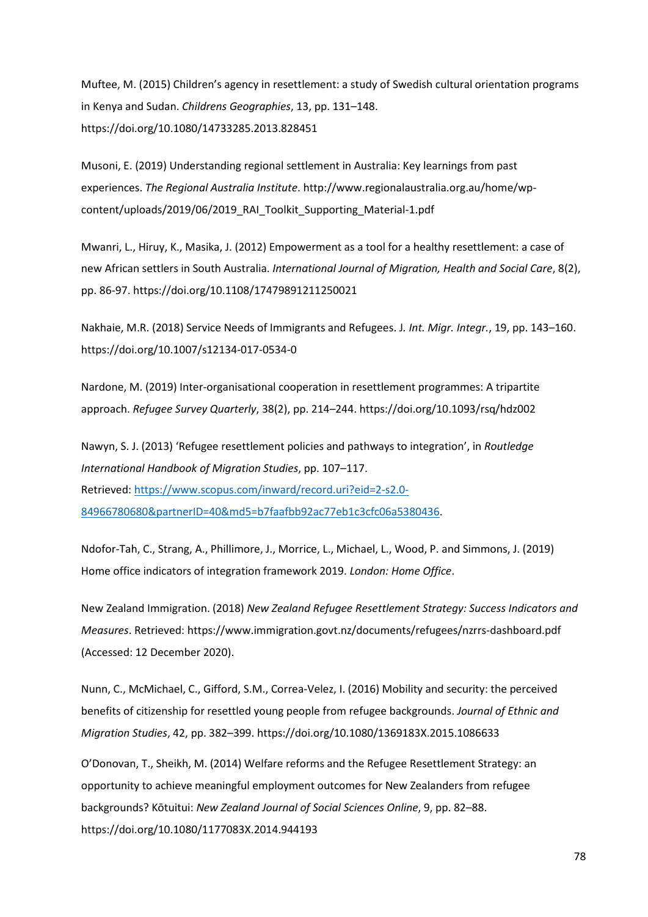Muftee, M. (2015) Children's agency in resettlement: a study of Swedish cultural orientation programs in Kenya and Sudan. *Childrens Geographies*, 13, pp. 131–148. https://doi.org/10.1080/14733285.2013.828451

Musoni, E. (2019) Understanding regional settlement in Australia: Key learnings from past experiences. *The Regional Australia Institute*. http://www.regionalaustralia.org.au/home/wp-content/uploads/2019/06/2019_RAI_Toolkit_Supporting_Material-1.pdf

Mwanri, L., Hiruy, K., Masika, J. (2012) Empowerment as a tool for a healthy resettlement: a case of new African settlers in South Australia. *International Journal of Migration, Health and Social Care*, 8(2), pp. 86-97. https://doi.org/10.1108/17479891211250021

Nakhaie, M.R. (2018) Service Needs of Immigrants and Refugees. J*. Int. Migr. Integr.*, 19, pp. 143–160. https://doi.org/10.1007/s12134-017-0534-0

Nardone, M. (2019) Inter-organisational cooperation in resettlement programmes: A tripartite approach. *Refugee Survey Quarterly*, 38(2), pp. 214–244. https://doi.org/10.1093/rsq/hdz002

Nawyn, S. J. (2013) 'Refugee resettlement policies and pathways to integration', in *Routledge International Handbook of Migration Studies*, pp. 107–117. Retrieved: [https://www.scopus.com/inward/record.uri?eid=2-s2.0-84966780680&partnerID=40&md5=b7faafbb92ac77eb1c3cfc06a5380436](https://www.scopus.com/inward/record.uri?eid=2-s2.0-84966780680&partnerID=40&md5=b7faafbb92ac77eb1c3cfc06a5380436).

Ndofor-Tah, C., Strang, A., Phillimore, J., Morrice, L., Michael, L., Wood, P. and Simmons, J. (2019) Home office indicators of integration framework 2019. *London: Home Office*.

New Zealand Immigration. (2018) *New Zealand Refugee Resettlement Strategy: Success Indicators and Measures*. Retrieved: https://www.immigration.govt.nz/documents/refugees/nzrrs-dashboard.pdf (Accessed: 12 December 2020).

Nunn, C., McMichael, C., Gifford, S.M., Correa-Velez, I. (2016) Mobility and security: the perceived benefits of citizenship for resettled young people from refugee backgrounds. *Journal of Ethnic and Migration Studies*, 42, pp. 382–399. https://doi.org/10.1080/1369183X.2015.1086633

O'Donovan, T., Sheikh, M. (2014) Welfare reforms and the Refugee Resettlement Strategy: an opportunity to achieve meaningful employment outcomes for New Zealanders from refugee backgrounds? Kōtuitui: *New Zealand Journal of Social Sciences Online*, 9, pp. 82–88. https://doi.org/10.1080/1177083X.2014.944193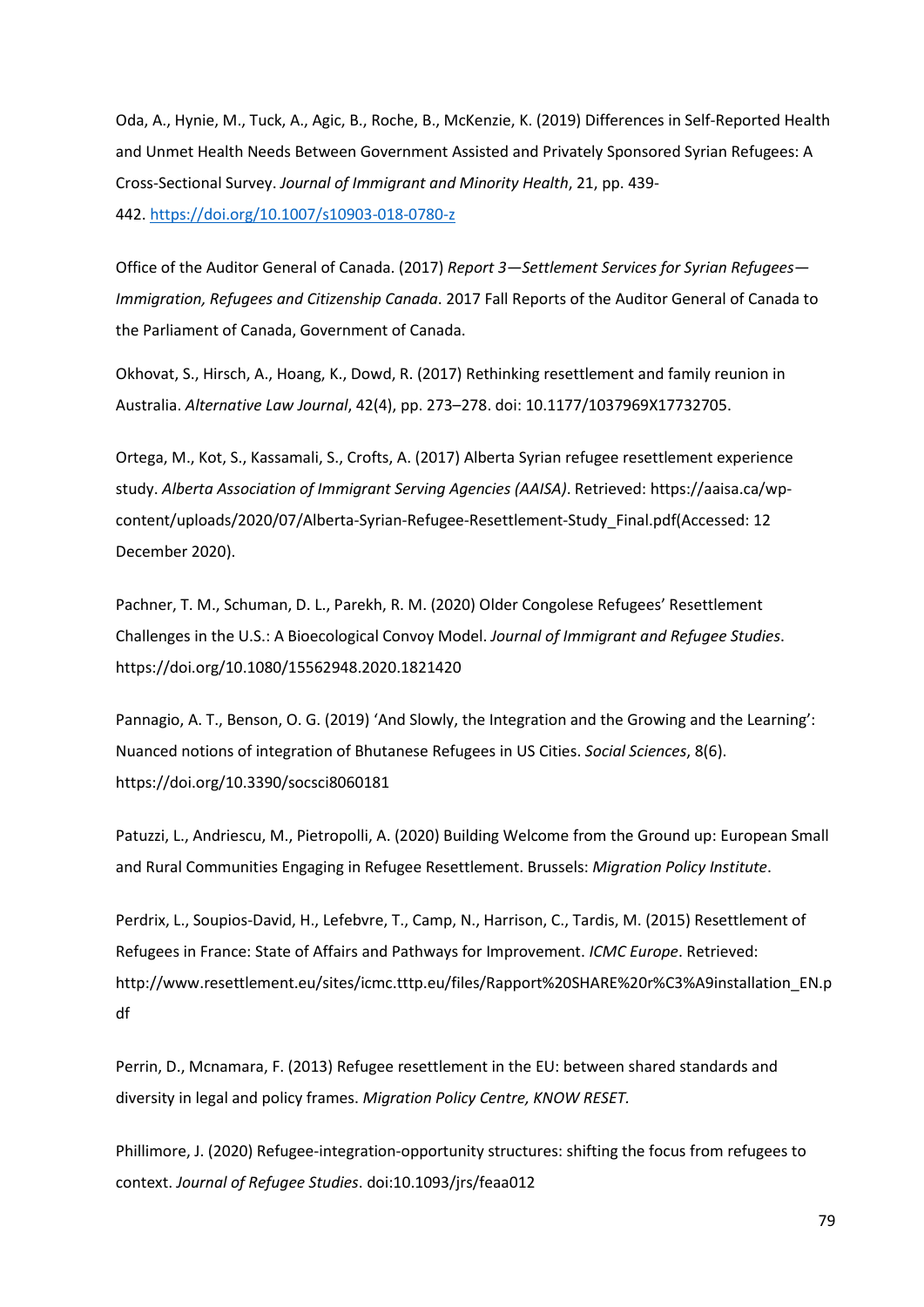Oda, A., Hynie, M., Tuck, A., Agic, B., Roche, B., McKenzie, K. (2019) Differences in Self-Reported Health and Unmet Health Needs Between Government Assisted and Privately Sponsored Syrian Refugees: A Cross-Sectional Survey. *Journal of Immigrant and Minority Health*, 21, pp. 439-442. https://doi.org/10.1007/s10903-018-0780-z

Office of the Auditor General of Canada. (2017) *Report 3—Settlement Services for Syrian Refugees—Immigration, Refugees and Citizenship Canada*. 2017 Fall Reports of the Auditor General of Canada to the Parliament of Canada, Government of Canada.

Okhovat, S., Hirsch, A., Hoang, K., Dowd, R. (2017) Rethinking resettlement and family reunion in Australia. *Alternative Law Journal*, 42(4), pp. 273–278. doi: 10.1177/1037969X17732705.

Ortega, M., Kot, S., Kassamali, S., Crofts, A. (2017) Alberta Syrian refugee resettlement experience study. *Alberta Association of Immigrant Serving Agencies (AAISA)*. Retrieved: https://aaisa.ca/wp-content/uploads/2020/07/Alberta-Syrian-Refugee-Resettlement-Study_Final.pdf(Accessed: 12 December 2020).

Pachner, T. M., Schuman, D. L., Parekh, R. M. (2020) Older Congolese Refugees' Resettlement Challenges in the U.S.: A Bioecological Convoy Model. *Journal of Immigrant and Refugee Studies*. https://doi.org/10.1080/15562948.2020.1821420

Pannagio, A. T., Benson, O. G. (2019) 'And Slowly, the Integration and the Growing and the Learning': Nuanced notions of integration of Bhutanese Refugees in US Cities. *Social Sciences*, 8(6). https://doi.org/10.3390/socsci8060181

Patuzzi, L., Andriescu, M., Pietropolli, A. (2020) Building Welcome from the Ground up: European Small and Rural Communities Engaging in Refugee Resettlement. Brussels: *Migration Policy Institute*.

Perdrix, L., Soupios-David, H., Lefebvre, T., Camp, N., Harrison, C., Tardis, M. (2015) Resettlement of Refugees in France: State of Affairs and Pathways for Improvement. *ICMC Europe*. Retrieved: http://www.resettlement.eu/sites/icmc.tttp.eu/files/Rapport%20SHARE%20r%C3%A9installation_EN.pdf

Perrin, D., Mcnamara, F. (2013) Refugee resettlement in the EU: between shared standards and diversity in legal and policy frames. *Migration Policy Centre, KNOW RESET.*

Phillimore, J. (2020) Refugee-integration-opportunity structures: shifting the focus from refugees to context. *Journal of Refugee Studies*. doi:10.1093/jrs/feaa012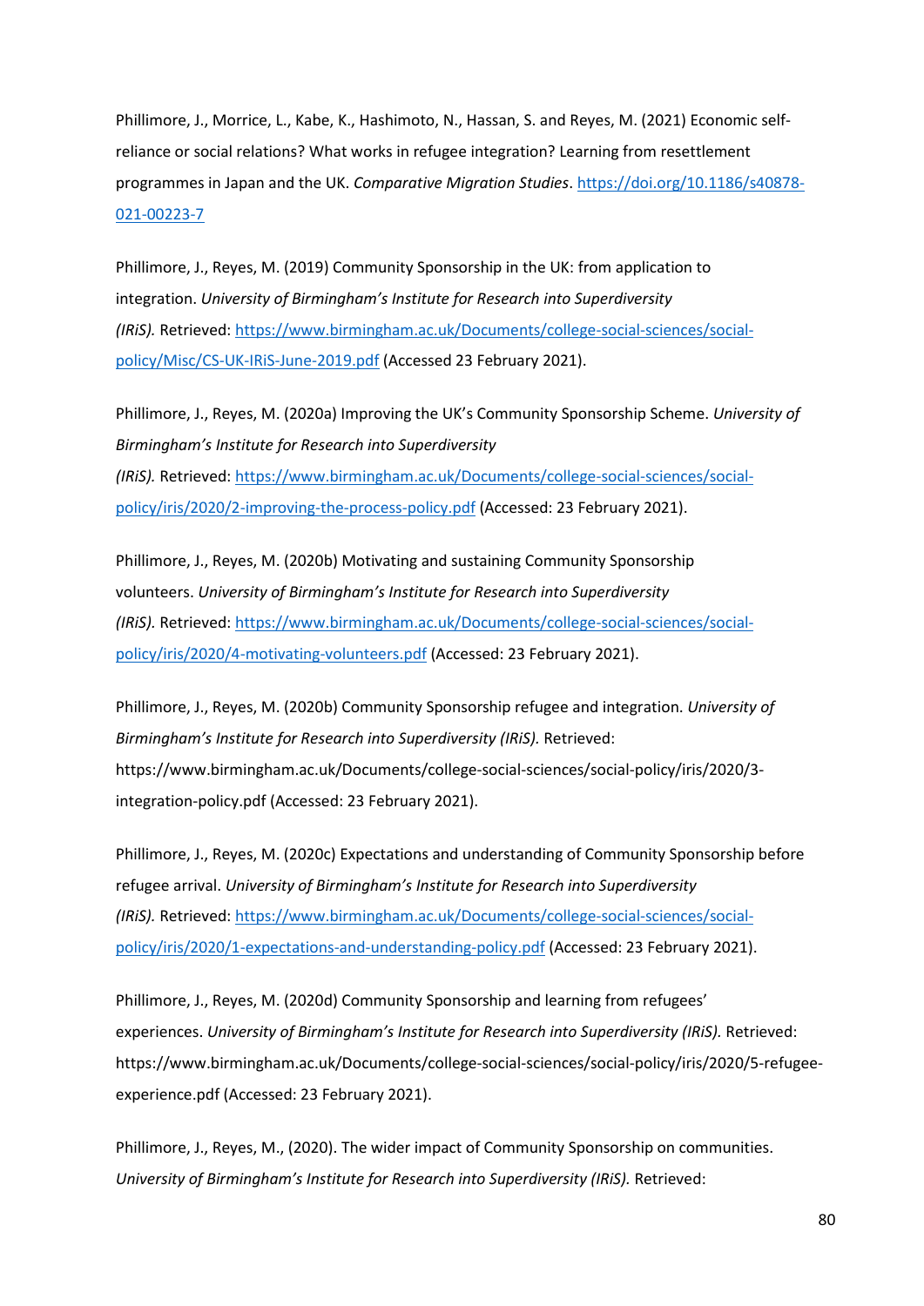Phillimore, J., Morrice, L., Kabe, K., Hashimoto, N., Hassan, S. and Reyes, M. (2021) Economic self-reliance or social relations? What works in refugee integration? Learning from resettlement programmes in Japan and the UK. *Comparative Migration Studies*. https://doi.org/10.1186/s40878-021-00223-7

Phillimore, J., Reyes, M. (2019) Community Sponsorship in the UK: from application to integration. *University of Birmingham's Institute for Research into Superdiversity (IRiS).* Retrieved: https://www.birmingham.ac.uk/Documents/college-social-sciences/social-policy/Misc/CS-UK-IRiS-June-2019.pdf (Accessed 23 February 2021).

Phillimore, J., Reyes, M. (2020a) Improving the UK's Community Sponsorship Scheme. *University of Birmingham's Institute for Research into Superdiversity (IRiS).* Retrieved: https://www.birmingham.ac.uk/Documents/college-social-sciences/social-policy/iris/2020/2-improving-the-process-policy.pdf (Accessed: 23 February 2021).

Phillimore, J., Reyes, M. (2020b) Motivating and sustaining Community Sponsorship volunteers. *University of Birmingham's Institute for Research into Superdiversity (IRiS).* Retrieved: https://www.birmingham.ac.uk/Documents/college-social-sciences/social-policy/iris/2020/4-motivating-volunteers.pdf (Accessed: 23 February 2021).

Phillimore, J., Reyes, M. (2020b) Community Sponsorship refugee and integration. *University of Birmingham's Institute for Research into Superdiversity (IRiS).* Retrieved: https://www.birmingham.ac.uk/Documents/college-social-sciences/social-policy/iris/2020/3-integration-policy.pdf (Accessed: 23 February 2021).

Phillimore, J., Reyes, M. (2020c) Expectations and understanding of Community Sponsorship before refugee arrival. *University of Birmingham's Institute for Research into Superdiversity (IRiS).* Retrieved: https://www.birmingham.ac.uk/Documents/college-social-sciences/social-policy/iris/2020/1-expectations-and-understanding-policy.pdf (Accessed: 23 February 2021).

Phillimore, J., Reyes, M. (2020d) Community Sponsorship and learning from refugees' experiences. *University of Birmingham's Institute for Research into Superdiversity (IRiS).* Retrieved: https://www.birmingham.ac.uk/Documents/college-social-sciences/social-policy/iris/2020/5-refugee-experience.pdf (Accessed: 23 February 2021).

Phillimore, J., Reyes, M., (2020). The wider impact of Community Sponsorship on communities. *University of Birmingham's Institute for Research into Superdiversity (IRiS).* Retrieved: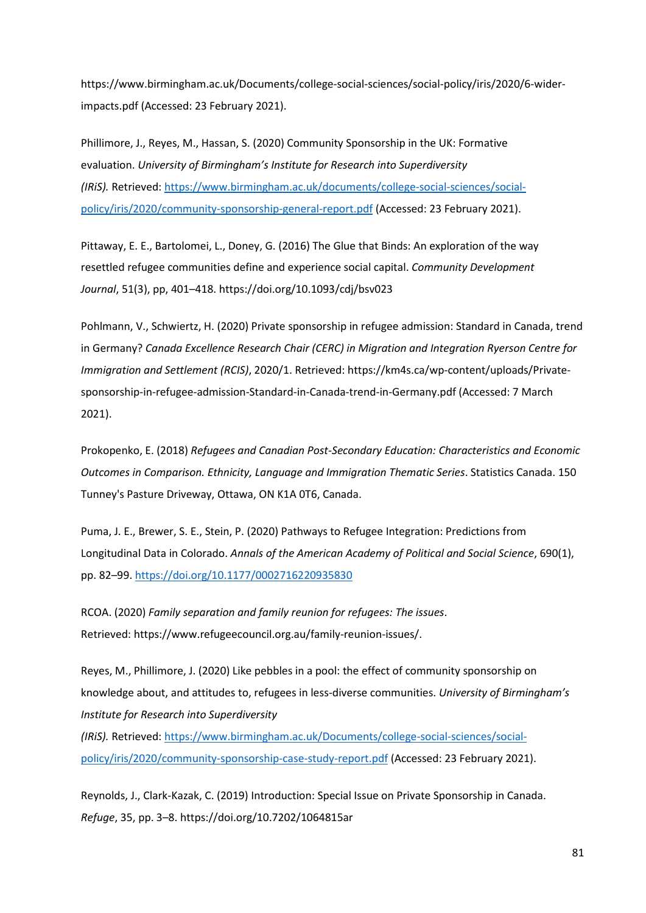https://www.birmingham.ac.uk/Documents/college-social-sciences/social-policy/iris/2020/6-wider-impacts.pdf (Accessed: 23 February 2021).

Phillimore, J., Reyes, M., Hassan, S. (2020) Community Sponsorship in the UK: Formative evaluation. *University of Birmingham's Institute for Research into Superdiversity (IRiS).* Retrieved: [https://www.birmingham.ac.uk/documents/college-social-sciences/social-policy/iris/2020/community-sponsorship-general-report.pdf](https://www.birmingham.ac.uk/documents/college-social-sciences/social-policy/iris/2020/community-sponsorship-general-report.pdf) (Accessed: 23 February 2021).

Pittaway, E. E., Bartolomei, L., Doney, G. (2016) The Glue that Binds: An exploration of the way resettled refugee communities define and experience social capital. *Community Development Journal*, 51(3), pp, 401–418. https://doi.org/10.1093/cdj/bsv023

Pohlmann, V., Schwiertz, H. (2020) Private sponsorship in refugee admission: Standard in Canada, trend in Germany? *Canada Excellence Research Chair (CERC) in Migration and Integration Ryerson Centre for Immigration and Settlement (RCIS)*, 2020/1. Retrieved: https://km4s.ca/wp-content/uploads/Private-sponsorship-in-refugee-admission-Standard-in-Canada-trend-in-Germany.pdf (Accessed: 7 March 2021).

Prokopenko, E. (2018) *Refugees and Canadian Post-Secondary Education: Characteristics and Economic Outcomes in Comparison. Ethnicity, Language and Immigration Thematic Series*. Statistics Canada. 150 Tunney's Pasture Driveway, Ottawa, ON K1A 0T6, Canada.

Puma, J. E., Brewer, S. E., Stein, P. (2020) Pathways to Refugee Integration: Predictions from Longitudinal Data in Colorado. *Annals of the American Academy of Political and Social Science*, 690(1), pp. 82–99. [https://doi.org/10.1177/0002716220935830](https://doi.org/10.1177/0002716220935830)

RCOA. (2020) *Family separation and family reunion for refugees: The issues*. Retrieved: https://www.refugeecouncil.org.au/family-reunion-issues/.

Reyes, M., Phillimore, J. (2020) Like pebbles in a pool: the effect of community sponsorship on knowledge about, and attitudes to, refugees in less-diverse communities. *University of Birmingham's Institute for Research into Superdiversity (IRiS).* Retrieved: [https://www.birmingham.ac.uk/Documents/college-social-sciences/social-policy/iris/2020/community-sponsorship-case-study-report.pdf](https://www.birmingham.ac.uk/Documents/college-social-sciences/social-policy/iris/2020/community-sponsorship-case-study-report.pdf) (Accessed: 23 February 2021).

Reynolds, J., Clark-Kazak, C. (2019) Introduction: Special Issue on Private Sponsorship in Canada. *Refuge*, 35, pp. 3–8. https://doi.org/10.7202/1064815ar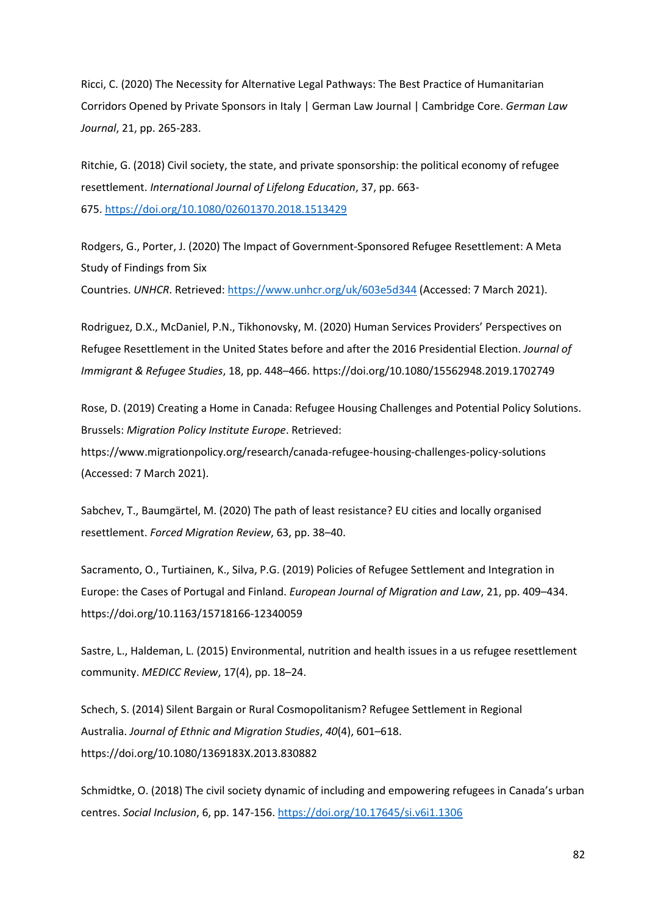Ricci, C. (2020) The Necessity for Alternative Legal Pathways: The Best Practice of Humanitarian Corridors Opened by Private Sponsors in Italy | German Law Journal | Cambridge Core. *German Law Journal*, 21, pp. 265-283.

Ritchie, G. (2018) Civil society, the state, and private sponsorship: the political economy of refugee resettlement. *International Journal of Lifelong Education*, 37, pp. 663-675. https://doi.org/10.1080/02601370.2018.1513429

Rodgers, G., Porter, J. (2020) The Impact of Government-Sponsored Refugee Resettlement: A Meta Study of Findings from Six Countries. *UNHCR*. Retrieved: https://www.unhcr.org/uk/603e5d344 (Accessed: 7 March 2021).

Rodriguez, D.X., McDaniel, P.N., Tikhonovsky, M. (2020) Human Services Providers' Perspectives on Refugee Resettlement in the United States before and after the 2016 Presidential Election. *Journal of Immigrant & Refugee Studies*, 18, pp. 448–466. https://doi.org/10.1080/15562948.2019.1702749

Rose, D. (2019) Creating a Home in Canada: Refugee Housing Challenges and Potential Policy Solutions. Brussels: *Migration Policy Institute Europe*. Retrieved: https://www.migrationpolicy.org/research/canada-refugee-housing-challenges-policy-solutions (Accessed: 7 March 2021).

Sabchev, T., Baumgärtel, M. (2020) The path of least resistance? EU cities and locally organised resettlement. *Forced Migration Review*, 63, pp. 38–40.

Sacramento, O., Turtiainen, K., Silva, P.G. (2019) Policies of Refugee Settlement and Integration in Europe: the Cases of Portugal and Finland. *European Journal of Migration and Law*, 21, pp. 409–434. https://doi.org/10.1163/15718166-12340059

Sastre, L., Haldeman, L. (2015) Environmental, nutrition and health issues in a us refugee resettlement community. *MEDICC Review*, 17(4), pp. 18–24.

Schech, S. (2014) Silent Bargain or Rural Cosmopolitanism? Refugee Settlement in Regional Australia. *Journal of Ethnic and Migration Studies*, *40*(4), 601–618. https://doi.org/10.1080/1369183X.2013.830882

Schmidtke, O. (2018) The civil society dynamic of including and empowering refugees in Canada's urban centres. *Social Inclusion*, 6, pp. 147-156. https://doi.org/10.17645/si.v6i1.1306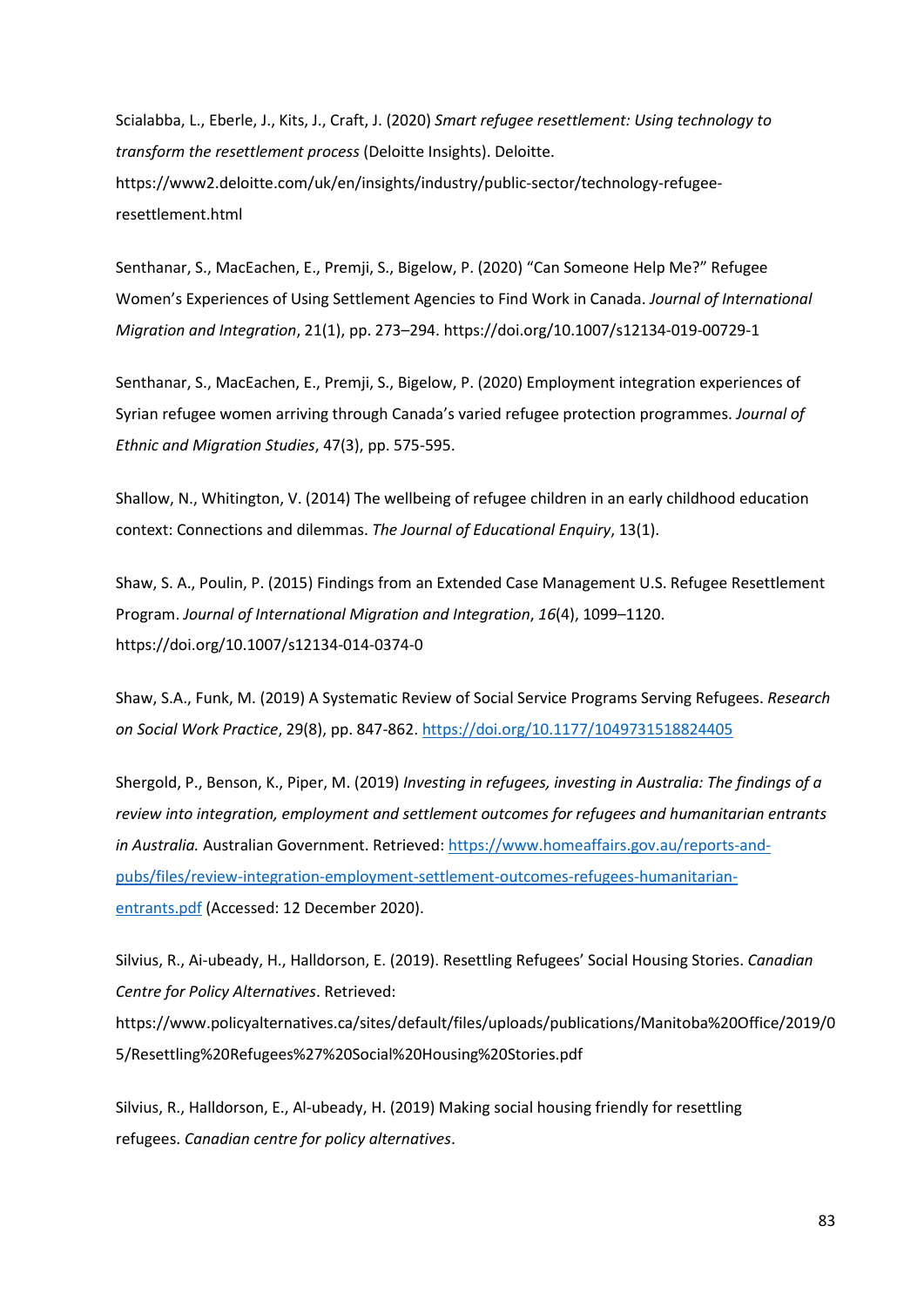Scialabba, L., Eberle, J., Kits, J., Craft, J. (2020) *Smart refugee resettlement: Using technology to transform the resettlement process* (Deloitte Insights). Deloitte. https://www2.deloitte.com/uk/en/insights/industry/public-sector/technology-refugee-resettlement.html

Senthanar, S., MacEachen, E., Premji, S., Bigelow, P. (2020) "Can Someone Help Me?" Refugee Women's Experiences of Using Settlement Agencies to Find Work in Canada. *Journal of International Migration and Integration*, 21(1), pp. 273–294. https://doi.org/10.1007/s12134-019-00729-1

Senthanar, S., MacEachen, E., Premji, S., Bigelow, P. (2020) Employment integration experiences of Syrian refugee women arriving through Canada's varied refugee protection programmes. *Journal of Ethnic and Migration Studies*, 47(3), pp. 575-595.

Shallow, N., Whitington, V. (2014) The wellbeing of refugee children in an early childhood education context: Connections and dilemmas. *The Journal of Educational Enquiry*, 13(1).

Shaw, S. A., Poulin, P. (2015) Findings from an Extended Case Management U.S. Refugee Resettlement Program. *Journal of International Migration and Integration*, *16*(4), 1099–1120. https://doi.org/10.1007/s12134-014-0374-0

Shaw, S.A., Funk, M. (2019) A Systematic Review of Social Service Programs Serving Refugees. *Research on Social Work Practice*, 29(8), pp. 847-862. https://doi.org/10.1177/1049731518824405

Shergold, P., Benson, K., Piper, M. (2019) *Investing in refugees, investing in Australia: The findings of a review into integration, employment and settlement outcomes for refugees and humanitarian entrants in Australia.* Australian Government. Retrieved: https://www.homeaffairs.gov.au/reports-and-pubs/files/review-integration-employment-settlement-outcomes-refugees-humanitarian-entrants.pdf (Accessed: 12 December 2020).

Silvius, R., Ai-ubeady, H., Halldorson, E. (2019). Resettling Refugees' Social Housing Stories. *Canadian Centre for Policy Alternatives*. Retrieved: https://www.policyalternatives.ca/sites/default/files/uploads/publications/Manitoba%20Office/2019/05/Resettling%20Refugees%27%20Social%20Housing%20Stories.pdf

Silvius, R., Halldorson, E., Al-ubeady, H. (2019) Making social housing friendly for resettling refugees. *Canadian centre for policy alternatives*.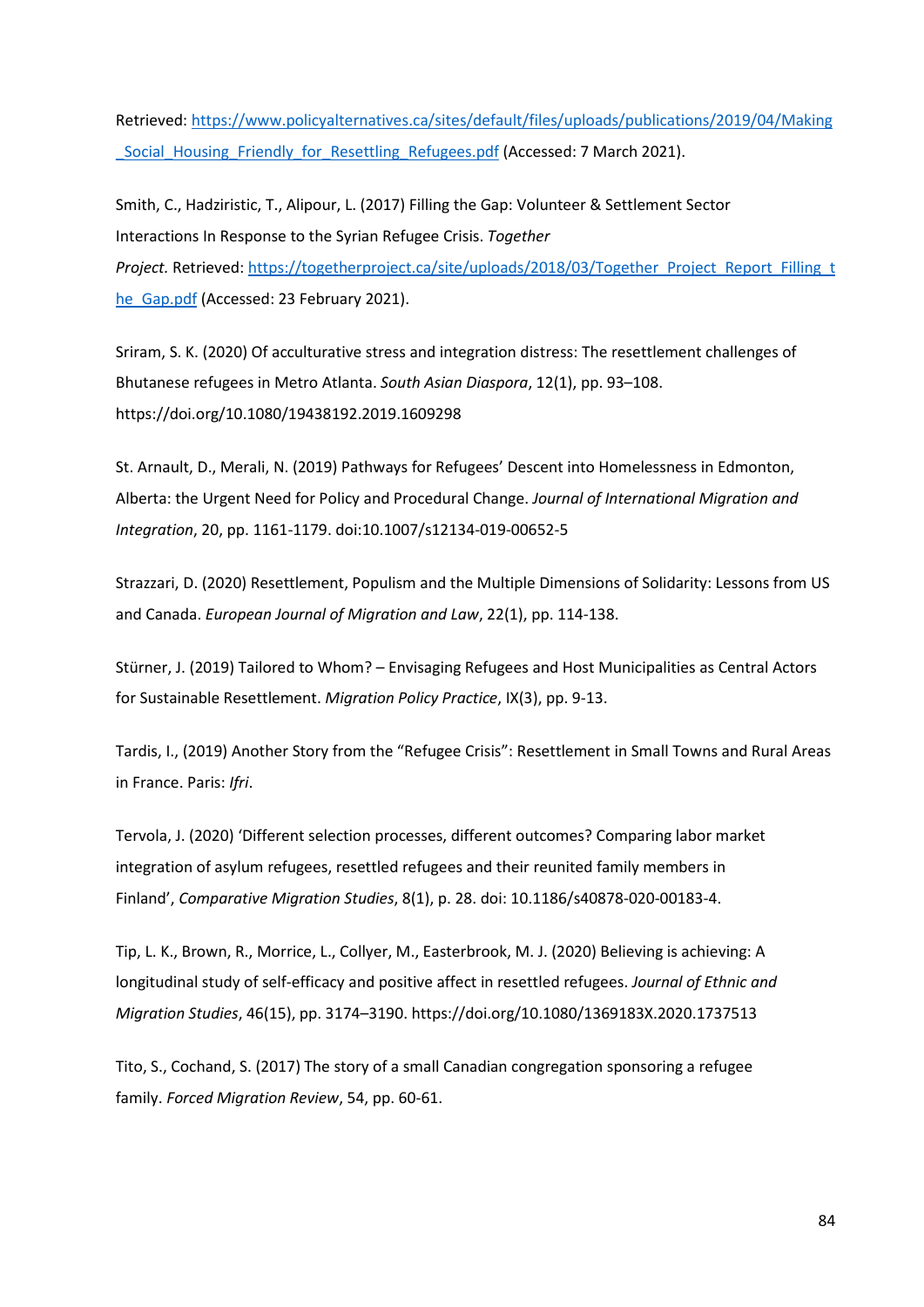Retrieved: https://www.policyalternatives.ca/sites/default/files/uploads/publications/2019/04/Making_Social_Housing_Friendly_for_Resettling_Refugees.pdf (Accessed: 7 March 2021).

Smith, C., Hadziristic, T., Alipour, L. (2017) Filling the Gap: Volunteer & Settlement Sector Interactions In Response to the Syrian Refugee Crisis. *Together Project.* Retrieved: https://togetherproject.ca/site/uploads/2018/03/Together_Project_Report_Filling_the_Gap.pdf (Accessed: 23 February 2021).

Sriram, S. K. (2020) Of acculturative stress and integration distress: The resettlement challenges of Bhutanese refugees in Metro Atlanta. *South Asian Diaspora*, 12(1), pp. 93–108. https://doi.org/10.1080/19438192.2019.1609298

St. Arnault, D., Merali, N. (2019) Pathways for Refugees' Descent into Homelessness in Edmonton, Alberta: the Urgent Need for Policy and Procedural Change. *Journal of International Migration and Integration*, 20, pp. 1161-1179. doi:10.1007/s12134-019-00652-5

Strazzari, D. (2020) Resettlement, Populism and the Multiple Dimensions of Solidarity: Lessons from US and Canada. *European Journal of Migration and Law*, 22(1), pp. 114-138.

Stürner, J. (2019) Tailored to Whom? – Envisaging Refugees and Host Municipalities as Central Actors for Sustainable Resettlement. *Migration Policy Practice*, IX(3), pp. 9-13.

Tardis, I., (2019) Another Story from the "Refugee Crisis": Resettlement in Small Towns and Rural Areas in France. Paris: *Ifri*.

Tervola, J. (2020) 'Different selection processes, different outcomes? Comparing labor market integration of asylum refugees, resettled refugees and their reunited family members in Finland', *Comparative Migration Studies*, 8(1), p. 28. doi: 10.1186/s40878-020-00183-4.

Tip, L. K., Brown, R., Morrice, L., Collyer, M., Easterbrook, M. J. (2020) Believing is achieving: A longitudinal study of self-efficacy and positive affect in resettled refugees. *Journal of Ethnic and Migration Studies*, 46(15), pp. 3174–3190. https://doi.org/10.1080/1369183X.2020.1737513

Tito, S., Cochand, S. (2017) The story of a small Canadian congregation sponsoring a refugee family. *Forced Migration Review*, 54, pp. 60-61.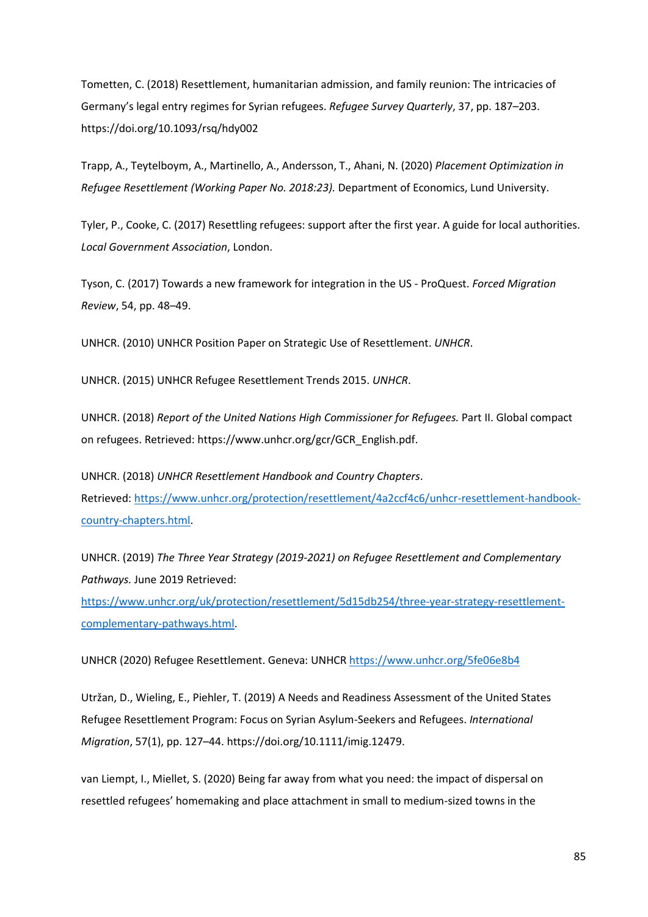Tometten, C. (2018) Resettlement, humanitarian admission, and family reunion: The intricacies of Germany's legal entry regimes for Syrian refugees. *Refugee Survey Quarterly*, 37, pp. 187–203. https://doi.org/10.1093/rsq/hdy002

Trapp, A., Teytelboym, A., Martinello, A., Andersson, T., Ahani, N. (2020) *Placement Optimization in Refugee Resettlement (Working Paper No. 2018:23).* Department of Economics, Lund University.

Tyler, P., Cooke, C. (2017) Resettling refugees: support after the first year. A guide for local authorities. *Local Government Association*, London.

Tyson, C. (2017) Towards a new framework for integration in the US - ProQuest. *Forced Migration Review*, 54, pp. 48–49.

UNHCR. (2010) UNHCR Position Paper on Strategic Use of Resettlement. *UNHCR*.

UNHCR. (2015) UNHCR Refugee Resettlement Trends 2015. *UNHCR*.

UNHCR. (2018) *Report of the United Nations High Commissioner for Refugees.* Part II. Global compact on refugees. Retrieved: https://www.unhcr.org/gcr/GCR_English.pdf.

UNHCR. (2018) *UNHCR Resettlement Handbook and Country Chapters*. Retrieved: https://www.unhcr.org/protection/resettlement/4a2ccf4c6/unhcr-resettlement-handbook-country-chapters.html.

UNHCR. (2019) *The Three Year Strategy (2019-2021) on Refugee Resettlement and Complementary Pathways.* June 2019 Retrieved: https://www.unhcr.org/uk/protection/resettlement/5d15db254/three-year-strategy-resettlement-complementary-pathways.html.

UNHCR (2020) Refugee Resettlement. Geneva: UNHCR https://www.unhcr.org/5fe06e8b4

Utržan, D., Wieling, E., Piehler, T. (2019) A Needs and Readiness Assessment of the United States Refugee Resettlement Program: Focus on Syrian Asylum-Seekers and Refugees. *International Migration*, 57(1), pp. 127–44. https://doi.org/10.1111/imig.12479.

van Liempt, I., Miellet, S. (2020) Being far away from what you need: the impact of dispersal on resettled refugees' homemaking and place attachment in small to medium-sized towns in the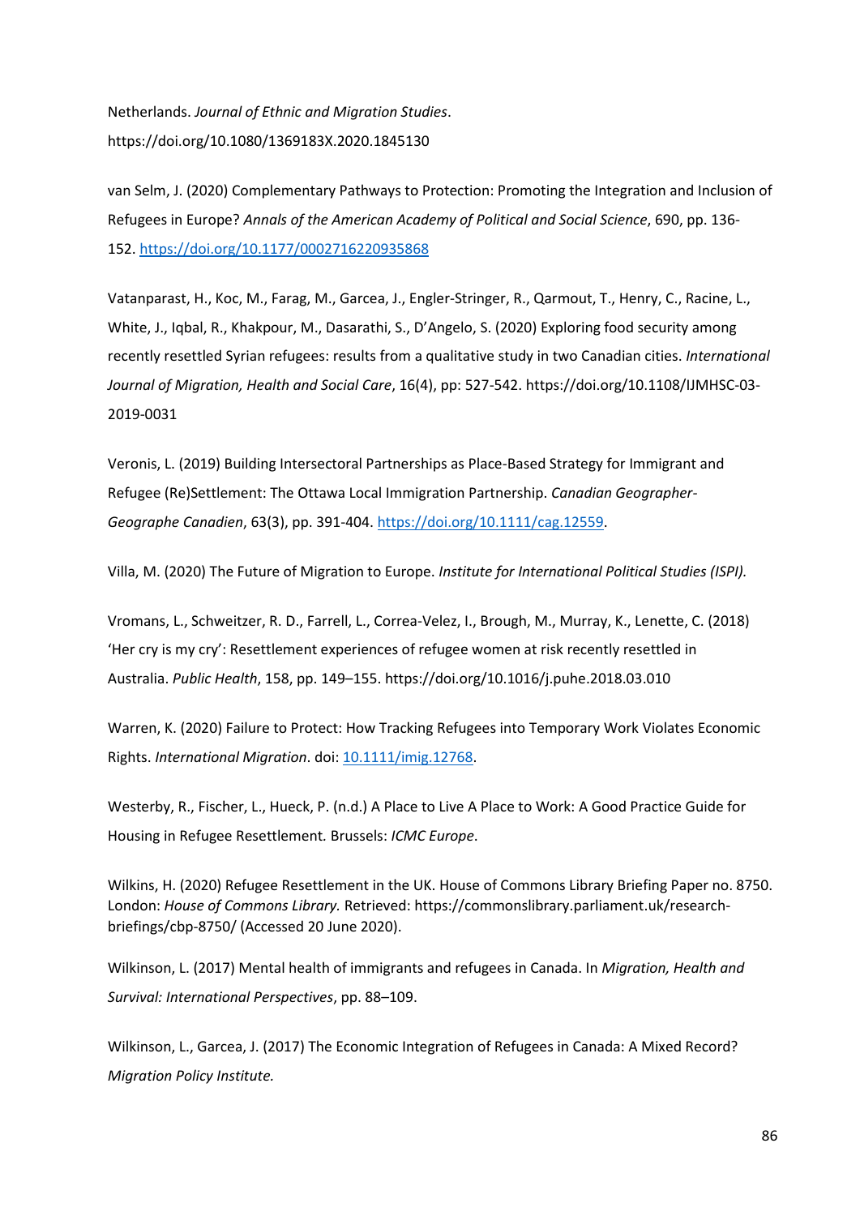Netherlands. *Journal of Ethnic and Migration Studies*. https://doi.org/10.1080/1369183X.2020.1845130

van Selm, J. (2020) Complementary Pathways to Protection: Promoting the Integration and Inclusion of Refugees in Europe? *Annals of the American Academy of Political and Social Science*, 690, pp. 136-152. https://doi.org/10.1177/0002716220935868

Vatanparast, H., Koc, M., Farag, M., Garcea, J., Engler-Stringer, R., Qarmout, T., Henry, C., Racine, L., White, J., Iqbal, R., Khakpour, M., Dasarathi, S., D'Angelo, S. (2020) Exploring food security among recently resettled Syrian refugees: results from a qualitative study in two Canadian cities. *International Journal of Migration, Health and Social Care*, 16(4), pp: 527-542. https://doi.org/10.1108/IJMHSC-03-2019-0031

Veronis, L. (2019) Building Intersectoral Partnerships as Place-Based Strategy for Immigrant and Refugee (Re)Settlement: The Ottawa Local Immigration Partnership. *Canadian Geographer-Geographe Canadien*, 63(3), pp. 391-404. https://doi.org/10.1111/cag.12559.

Villa, M. (2020) The Future of Migration to Europe. *Institute for International Political Studies (ISPI).*

Vromans, L., Schweitzer, R. D., Farrell, L., Correa-Velez, I., Brough, M., Murray, K., Lenette, C. (2018) 'Her cry is my cry': Resettlement experiences of refugee women at risk recently resettled in Australia. *Public Health*, 158, pp. 149–155. https://doi.org/10.1016/j.puhe.2018.03.010

Warren, K. (2020) Failure to Protect: How Tracking Refugees into Temporary Work Violates Economic Rights. *International Migration*. doi: 10.1111/imig.12768.

Westerby, R., Fischer, L., Hueck, P. (n.d.) A Place to Live A Place to Work: A Good Practice Guide for Housing in Refugee Resettlement. Brussels: *ICMC Europe*.

Wilkins, H. (2020) Refugee Resettlement in the UK. House of Commons Library Briefing Paper no. 8750. London: *House of Commons Library.* Retrieved: https://commonslibrary.parliament.uk/research-briefings/cbp-8750/ (Accessed 20 June 2020).

Wilkinson, L. (2017) Mental health of immigrants and refugees in Canada. In *Migration, Health and Survival: International Perspectives*, pp. 88–109.

Wilkinson, L., Garcea, J. (2017) The Economic Integration of Refugees in Canada: A Mixed Record? *Migration Policy Institute.*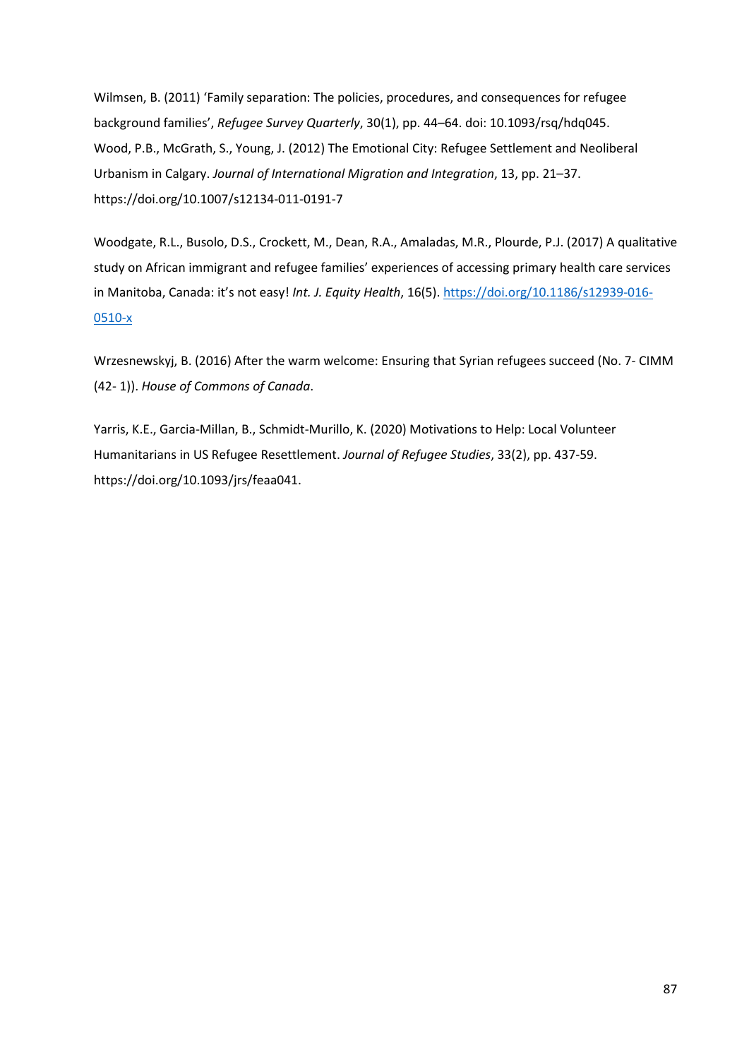Wilmsen, B. (2011) 'Family separation: The policies, procedures, and consequences for refugee background families', *Refugee Survey Quarterly*, 30(1), pp. 44–64. doi: 10.1093/rsq/hdq045.
Wood, P.B., McGrath, S., Young, J. (2012) The Emotional City: Refugee Settlement and Neoliberal Urbanism in Calgary. *Journal of International Migration and Integration*, 13, pp. 21–37. https://doi.org/10.1007/s12134-011-0191-7

Woodgate, R.L., Busolo, D.S., Crockett, M., Dean, R.A., Amaladas, M.R., Plourde, P.J. (2017) A qualitative study on African immigrant and refugee families' experiences of accessing primary health care services in Manitoba, Canada: it's not easy! *Int. J. Equity Health*, 16(5). https://doi.org/10.1186/s12939-016-0510-x

Wrzesnewskyj, B. (2016) After the warm welcome: Ensuring that Syrian refugees succeed (No. 7- CIMM (42- 1)). *House of Commons of Canada*.

Yarris, K.E., Garcia-Millan, B., Schmidt-Murillo, K. (2020) Motivations to Help: Local Volunteer Humanitarians in US Refugee Resettlement. *Journal of Refugee Studies*, 33(2), pp. 437-59. https://doi.org/10.1093/jrs/feaa041.